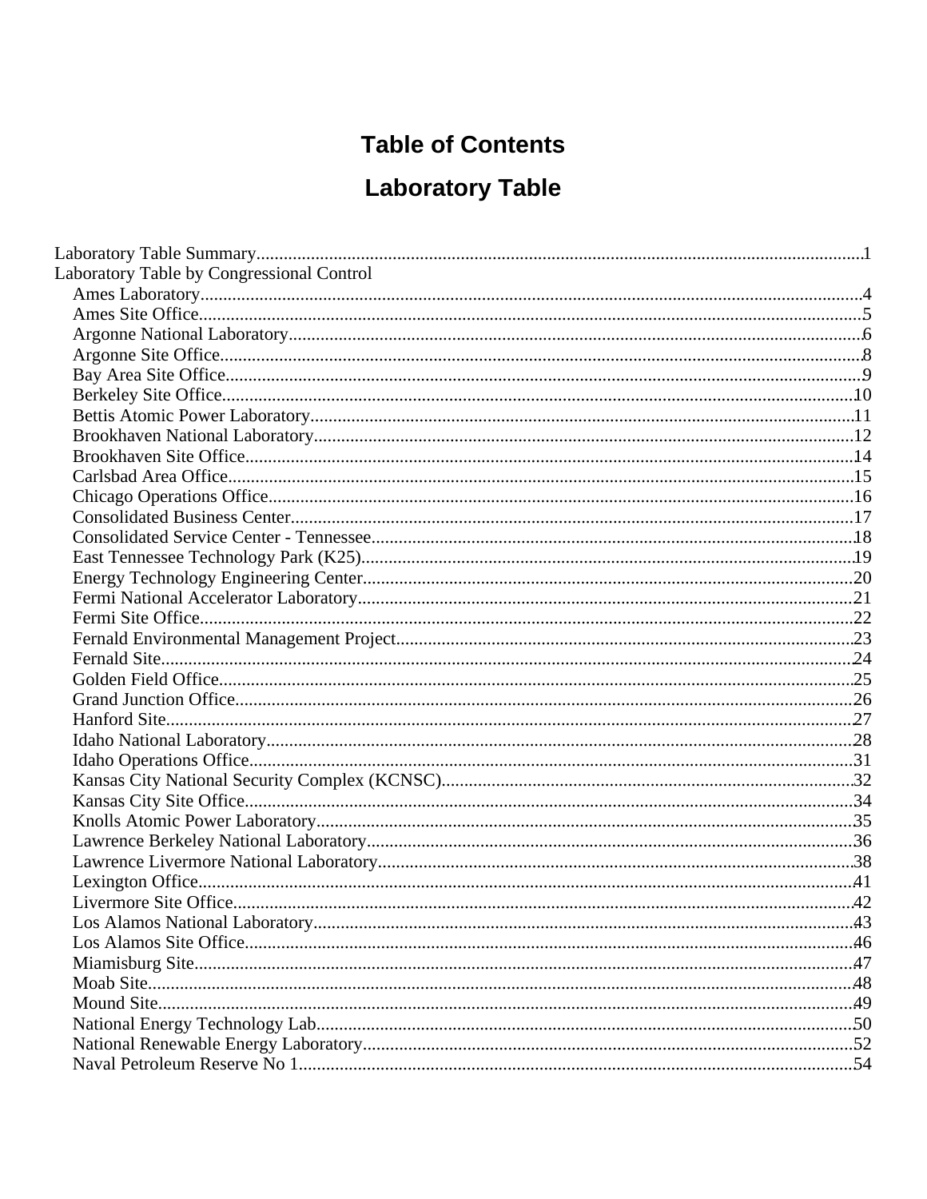# Table of Contents

## Laboratory Table

Laboratory Table Summary....................................................1

Laboratory Table by Congressional Control

- Ames Laboratory....................................................4
- Ames Site Office....................................................5
- Argonne National Laboratory....................................................6
- Argonne Site Office....................................................8
- Bay Area Site Office....................................................9
- Berkeley Site Office....................................................10
- Bettis Atomic Power Laboratory....................................................11
- Brookhaven National Laboratory....................................................12
- Brookhaven Site Office....................................................14
- Carlsbad Area Office....................................................15
- Chicago Operations Office....................................................16
- Consolidated Business Center....................................................17
- Consolidated Service Center - Tennessee....................................................18
- East Tennessee Technology Park (K25)....................................................19
- Energy Technology Engineering Center....................................................20
- Fermi National Accelerator Laboratory....................................................21
- Fermi Site Office....................................................22
- Fernald Environmental Management Project....................................................23
- Fernald Site....................................................24
- Golden Field Office....................................................25
- Grand Junction Office....................................................26
- Hanford Site....................................................27
- Idaho National Laboratory....................................................28
- Idaho Operations Office....................................................31
- Kansas City National Security Complex (KCNSC)....................................................32
- Kansas City Site Office....................................................34
- Knolls Atomic Power Laboratory....................................................35
- Lawrence Berkeley National Laboratory....................................................36
- Lawrence Livermore National Laboratory....................................................38
- Lexington Office....................................................41
- Livermore Site Office....................................................42
- Los Alamos National Laboratory....................................................43
- Los Alamos Site Office....................................................46
- Miamisburg Site....................................................47
- Moab Site....................................................48
- Mound Site....................................................49
- National Energy Technology Lab....................................................50
- National Renewable Energy Laboratory....................................................52
- Naval Petroleum Reserve No 1....................................................54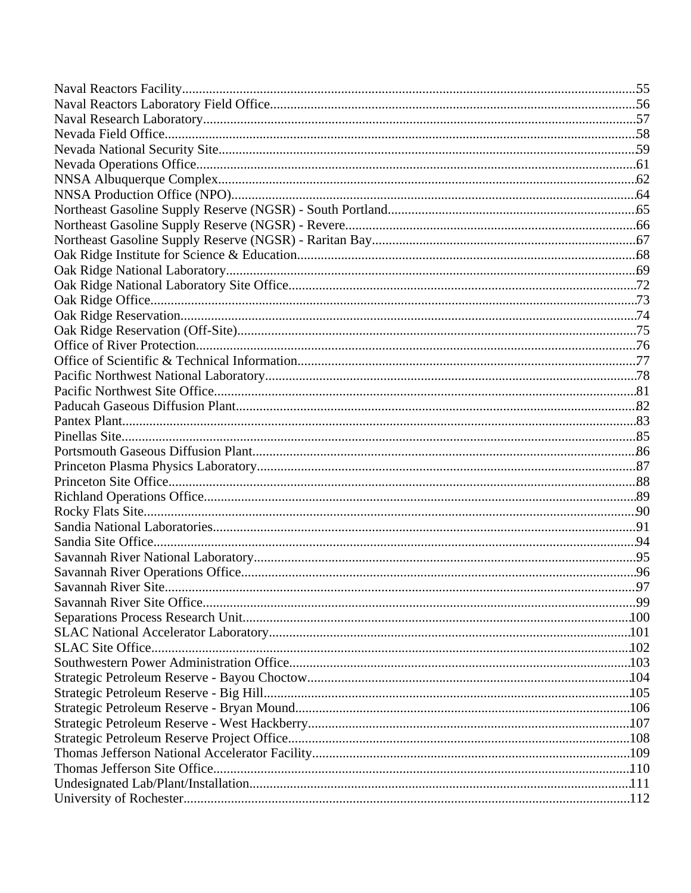Naval Reactors Facility....................................................................................................................55
Naval Reactors Laboratory Field Office...........................................................................................56
Naval Research Laboratory...............................................................................................................57
Nevada Field Office..........................................................................................................................58
Nevada National Security Site..........................................................................................................59
Nevada Operations Office.................................................................................................................61
NNSA Albuquerque Complex...........................................................................................................62
NNSA Production Office (NPO).......................................................................................................64
Northeast Gasoline Supply Reserve (NGSR) - South Portland.........................................................65
Northeast Gasoline Supply Reserve (NGSR) - Revere.....................................................................66
Northeast Gasoline Supply Reserve (NGSR) - Raritan Bay.............................................................67
Oak Ridge Institute for Science & Education...................................................................................68
Oak Ridge National Laboratory........................................................................................................69
Oak Ridge National Laboratory Site Office......................................................................................72
Oak Ridge Office..............................................................................................................................73
Oak Ridge Reservation.....................................................................................................................74
Oak Ridge Reservation (Off-Site).....................................................................................................75
Office of River Protection.................................................................................................................76
Office of Scientific & Technical Information....................................................................................77
Pacific Northwest National Laboratory.............................................................................................78
Pacific Northwest Site Office............................................................................................................81
Paducah Gaseous Diffusion Plant.....................................................................................................82
Pantex Plant.......................................................................................................................................83
Pinellas Site.......................................................................................................................................85
Portsmouth Gaseous Diffusion Plant.................................................................................................86
Princeton Plasma Physics Laboratory...............................................................................................87
Princeton Site Office.........................................................................................................................88
Richland Operations Office...............................................................................................................89
Rocky Flats Site................................................................................................................................90
Sandia National Laboratories............................................................................................................91
Sandia Site Office.............................................................................................................................94
Savannah River National Laboratory................................................................................................95
Savannah River Operations Office....................................................................................................96
Savannah River Site..........................................................................................................................97
Savannah River Site Office...............................................................................................................99
Separations Process Research Unit..................................................................................................100
SLAC National Accelerator Laboratory...........................................................................................101
SLAC Site Office.............................................................................................................................102
Southwestern Power Administration Office.....................................................................................103
Strategic Petroleum Reserve - Bayou Choctow...............................................................................104
Strategic Petroleum Reserve - Big Hill............................................................................................105
Strategic Petroleum Reserve - Bryan Mound...................................................................................106
Strategic Petroleum Reserve - West Hackberry...............................................................................107
Strategic Petroleum Reserve Project Office.....................................................................................108
Thomas Jefferson National Accelerator Facility..............................................................................109
Thomas Jefferson Site Office...........................................................................................................110
Undesignated Lab/Plant/Installation................................................................................................111
University of Rochester...................................................................................................................112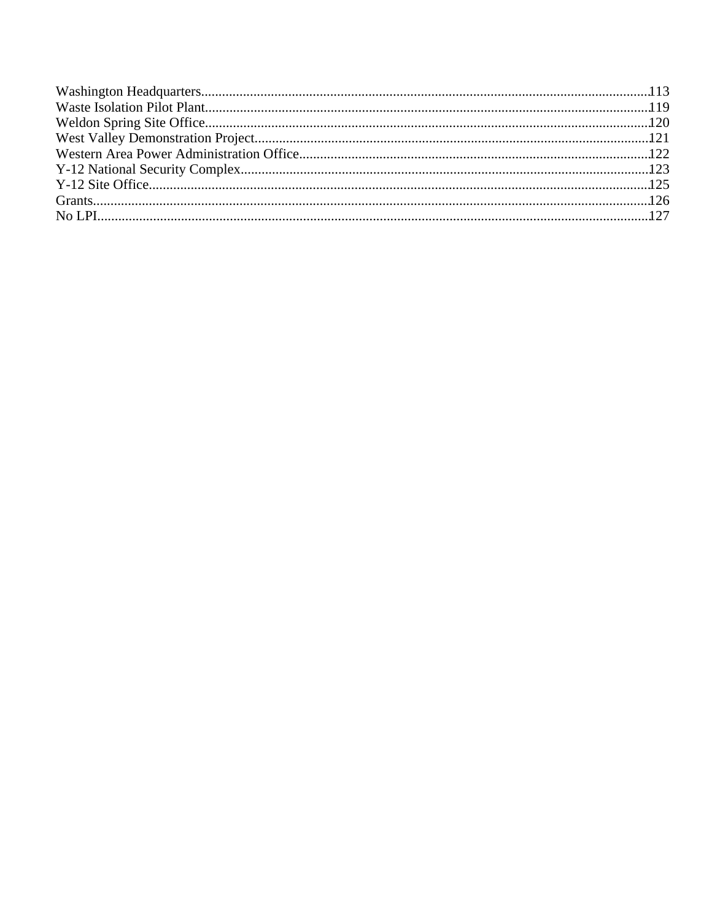Washington Headquarters....................................................................................................................................113
Waste Isolation Pilot Plant.................................................................................................................................119
Weldon Spring Site Office..................................................................................................................................120
West Valley Demonstration Project...................................................................................................................121
Western Area Power Administration Office......................................................................................................122
Y-12 National Security Complex......................................................................................................................123
Y-12 Site Office..................................................................................................................................................125
Grants..................................................................................................................................................................126
No LPI.................................................................................................................................................................127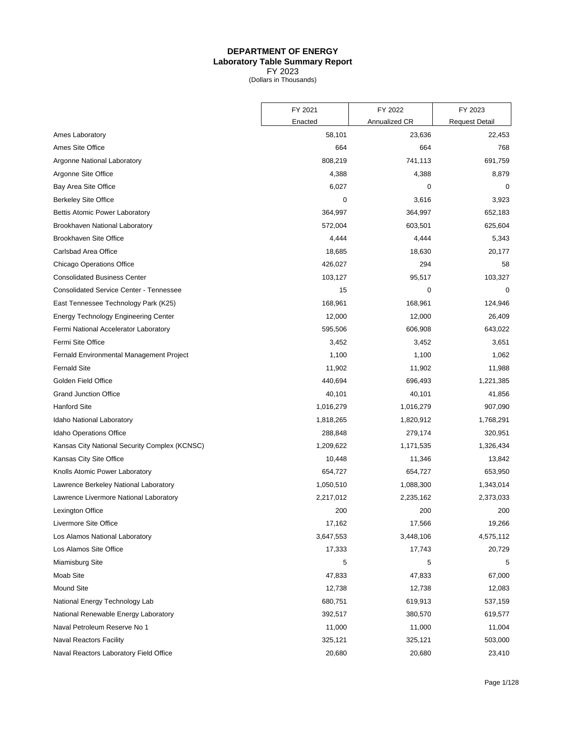# DEPARTMENT OF ENERGY
## Laboratory Table Summary Report
FY 2023
(Dollars in Thousands)

| | FY 2021 Enacted | FY 2022 Annualized CR | FY 2023 Request Detail |
|---|---|---|---|
| Ames Laboratory | 58,101 | 23,636 | 22,453 |
| Ames Site Office | 664 | 664 | 768 |
| Argonne National Laboratory | 808,219 | 741,113 | 691,759 |
| Argonne Site Office | 4,388 | 4,388 | 8,879 |
| Bay Area Site Office | 6,027 | 0 | 0 |
| Berkeley Site Office | 0 | 3,616 | 3,923 |
| Bettis Atomic Power Laboratory | 364,997 | 364,997 | 652,183 |
| Brookhaven National Laboratory | 572,004 | 603,501 | 625,604 |
| Brookhaven Site Office | 4,444 | 4,444 | 5,343 |
| Carlsbad Area Office | 18,685 | 18,630 | 20,177 |
| Chicago Operations Office | 426,027 | 294 | 58 |
| Consolidated Business Center | 103,127 | 95,517 | 103,327 |
| Consolidated Service Center - Tennessee | 15 | 0 | 0 |
| East Tennessee Technology Park (K25) | 168,961 | 168,961 | 124,946 |
| Energy Technology Engineering Center | 12,000 | 12,000 | 26,409 |
| Fermi National Accelerator Laboratory | 595,506 | 606,908 | 643,022 |
| Fermi Site Office | 3,452 | 3,452 | 3,651 |
| Fernald Environmental Management Project | 1,100 | 1,100 | 1,062 |
| Fernald Site | 11,902 | 11,902 | 11,988 |
| Golden Field Office | 440,694 | 696,493 | 1,221,385 |
| Grand Junction Office | 40,101 | 40,101 | 41,856 |
| Hanford Site | 1,016,279 | 1,016,279 | 907,090 |
| Idaho National Laboratory | 1,818,265 | 1,820,912 | 1,768,291 |
| Idaho Operations Office | 288,848 | 279,174 | 320,951 |
| Kansas City National Security Complex (KCNSC) | 1,209,622 | 1,171,535 | 1,326,434 |
| Kansas City Site Office | 10,448 | 11,346 | 13,842 |
| Knolls Atomic Power Laboratory | 654,727 | 654,727 | 653,950 |
| Lawrence Berkeley National Laboratory | 1,050,510 | 1,088,300 | 1,343,014 |
| Lawrence Livermore National Laboratory | 2,217,012 | 2,235,162 | 2,373,033 |
| Lexington Office | 200 | 200 | 200 |
| Livermore Site Office | 17,162 | 17,566 | 19,266 |
| Los Alamos National Laboratory | 3,647,553 | 3,448,106 | 4,575,112 |
| Los Alamos Site Office | 17,333 | 17,743 | 20,729 |
| Miamisburg Site | 5 | 5 | 5 |
| Moab Site | 47,833 | 47,833 | 67,000 |
| Mound Site | 12,738 | 12,738 | 12,083 |
| National Energy Technology Lab | 680,751 | 619,913 | 537,159 |
| National Renewable Energy Laboratory | 392,517 | 380,570 | 619,577 |
| Naval Petroleum Reserve No 1 | 11,000 | 11,000 | 11,004 |
| Naval Reactors Facility | 325,121 | 325,121 | 503,000 |
| Naval Reactors Laboratory Field Office | 20,680 | 20,680 | 23,410 |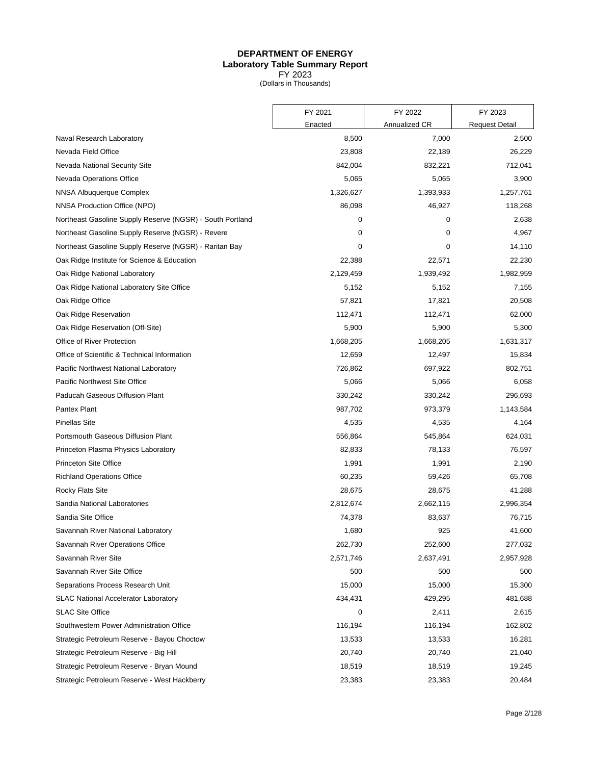# DEPARTMENT OF ENERGY
## Laboratory Table Summary Report
FY 2023
(Dollars in Thousands)

| | FY 2021 Enacted | FY 2022 Annualized CR | FY 2023 Request Detail |
|---|---|---|---|
| Naval Research Laboratory | 8,500 | 7,000 | 2,500 |
| Nevada Field Office | 23,808 | 22,189 | 26,229 |
| Nevada National Security Site | 842,004 | 832,221 | 712,041 |
| Nevada Operations Office | 5,065 | 5,065 | 3,900 |
| NNSA Albuquerque Complex | 1,326,627 | 1,393,933 | 1,257,761 |
| NNSA Production Office (NPO) | 86,098 | 46,927 | 118,268 |
| Northeast Gasoline Supply Reserve (NGSR) - South Portland | 0 | 0 | 2,638 |
| Northeast Gasoline Supply Reserve (NGSR) - Revere | 0 | 0 | 4,967 |
| Northeast Gasoline Supply Reserve (NGSR) - Raritan Bay | 0 | 0 | 14,110 |
| Oak Ridge Institute for Science & Education | 22,388 | 22,571 | 22,230 |
| Oak Ridge National Laboratory | 2,129,459 | 1,939,492 | 1,982,959 |
| Oak Ridge National Laboratory Site Office | 5,152 | 5,152 | 7,155 |
| Oak Ridge Office | 57,821 | 17,821 | 20,508 |
| Oak Ridge Reservation | 112,471 | 112,471 | 62,000 |
| Oak Ridge Reservation (Off-Site) | 5,900 | 5,900 | 5,300 |
| Office of River Protection | 1,668,205 | 1,668,205 | 1,631,317 |
| Office of Scientific & Technical Information | 12,659 | 12,497 | 15,834 |
| Pacific Northwest National Laboratory | 726,862 | 697,922 | 802,751 |
| Pacific Northwest Site Office | 5,066 | 5,066 | 6,058 |
| Paducah Gaseous Diffusion Plant | 330,242 | 330,242 | 296,693 |
| Pantex Plant | 987,702 | 973,379 | 1,143,584 |
| Pinellas Site | 4,535 | 4,535 | 4,164 |
| Portsmouth Gaseous Diffusion Plant | 556,864 | 545,864 | 624,031 |
| Princeton Plasma Physics Laboratory | 82,833 | 78,133 | 76,597 |
| Princeton Site Office | 1,991 | 1,991 | 2,190 |
| Richland Operations Office | 60,235 | 59,426 | 65,708 |
| Rocky Flats Site | 28,675 | 28,675 | 41,288 |
| Sandia National Laboratories | 2,812,674 | 2,662,115 | 2,996,354 |
| Sandia Site Office | 74,378 | 83,637 | 76,715 |
| Savannah River National Laboratory | 1,680 | 925 | 41,600 |
| Savannah River Operations Office | 262,730 | 252,600 | 277,032 |
| Savannah River Site | 2,571,746 | 2,637,491 | 2,957,928 |
| Savannah River Site Office | 500 | 500 | 500 |
| Separations Process Research Unit | 15,000 | 15,000 | 15,300 |
| SLAC National Accelerator Laboratory | 434,431 | 429,295 | 481,688 |
| SLAC Site Office | 0 | 2,411 | 2,615 |
| Southwestern Power Administration Office | 116,194 | 116,194 | 162,802 |
| Strategic Petroleum Reserve - Bayou Choctow | 13,533 | 13,533 | 16,281 |
| Strategic Petroleum Reserve - Big Hill | 20,740 | 20,740 | 21,040 |
| Strategic Petroleum Reserve - Bryan Mound | 18,519 | 18,519 | 19,245 |
| Strategic Petroleum Reserve - West Hackberry | 23,383 | 23,383 | 20,484 |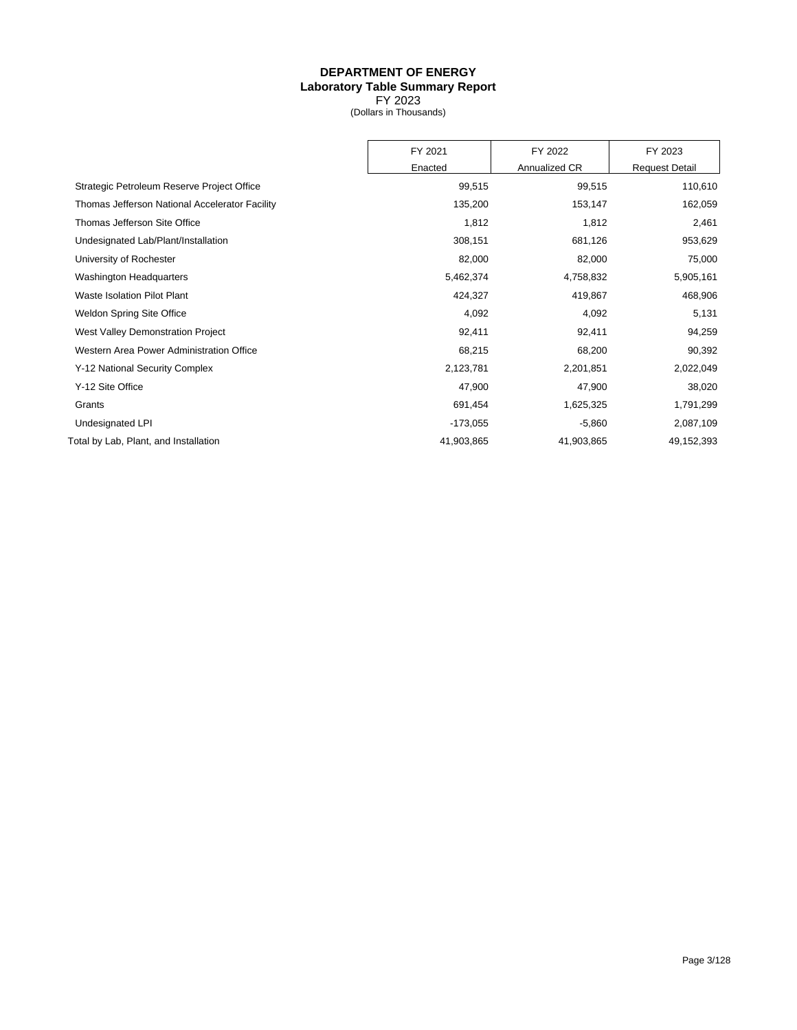**DEPARTMENT OF ENERGY**
**Laboratory Table Summary Report**
FY 2023
(Dollars in Thousands)

| | FY 2021 Enacted | FY 2022 Annualized CR | FY 2023 Request Detail |
|---|---|---|---|
| Strategic Petroleum Reserve Project Office | 99,515 | 99,515 | 110,610 |
| Thomas Jefferson National Accelerator Facility | 135,200 | 153,147 | 162,059 |
| Thomas Jefferson Site Office | 1,812 | 1,812 | 2,461 |
| Undesignated Lab/Plant/Installation | 308,151 | 681,126 | 953,629 |
| University of Rochester | 82,000 | 82,000 | 75,000 |
| Washington Headquarters | 5,462,374 | 4,758,832 | 5,905,161 |
| Waste Isolation Pilot Plant | 424,327 | 419,867 | 468,906 |
| Weldon Spring Site Office | 4,092 | 4,092 | 5,131 |
| West Valley Demonstration Project | 92,411 | 92,411 | 94,259 |
| Western Area Power Administration Office | 68,215 | 68,200 | 90,392 |
| Y-12 National Security Complex | 2,123,781 | 2,201,851 | 2,022,049 |
| Y-12 Site Office | 47,900 | 47,900 | 38,020 |
| Grants | 691,454 | 1,625,325 | 1,791,299 |
| Undesignated LPI | -173,055 | -5,860 | 2,087,109 |
| Total by Lab, Plant, and Installation | 41,903,865 | 41,903,865 | 49,152,393 |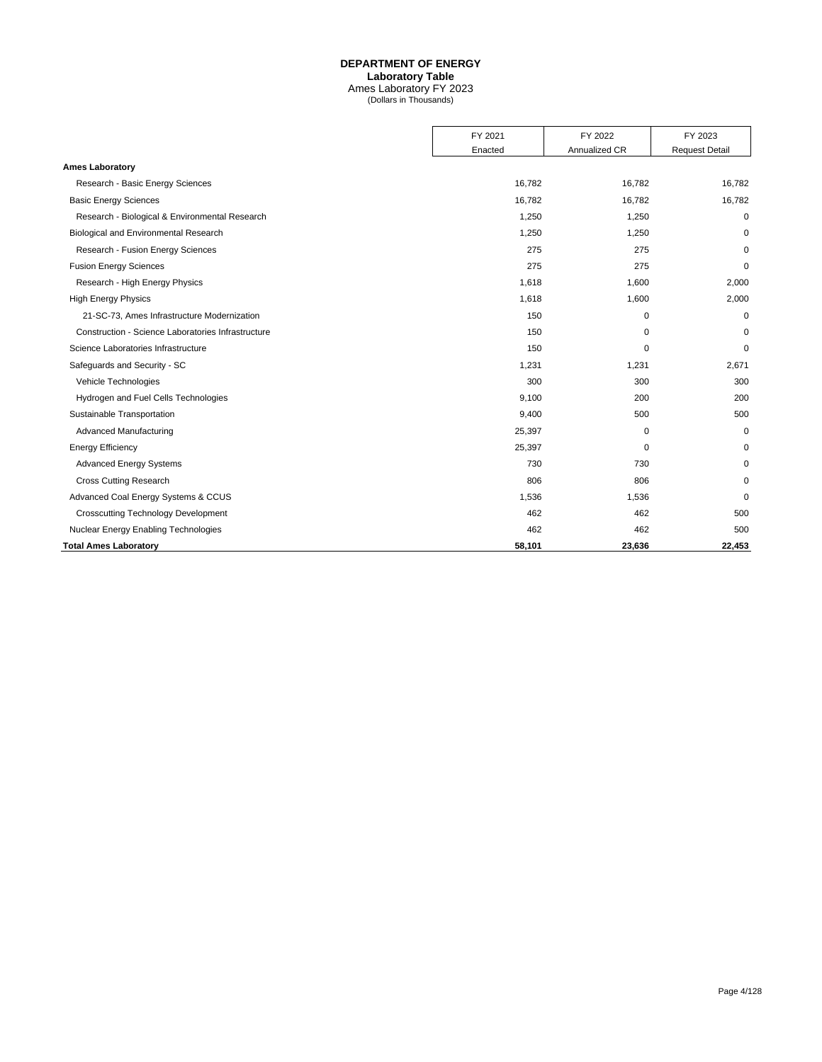# DEPARTMENT OF ENERGY

**Laboratory Table**

Ames Laboratory FY 2023

(Dollars in Thousands)

| | FY 2021 Enacted | FY 2022 Annualized CR | FY 2023 Request Detail |
|---|---|---|---|
| **Ames Laboratory** | | | |
| Research - Basic Energy Sciences | 16,782 | 16,782 | 16,782 |
| Basic Energy Sciences | 16,782 | 16,782 | 16,782 |
| Research - Biological & Environmental Research | 1,250 | 1,250 | 0 |
| Biological and Environmental Research | 1,250 | 1,250 | 0 |
| Research - Fusion Energy Sciences | 275 | 275 | 0 |
| Fusion Energy Sciences | 275 | 275 | 0 |
| Research - High Energy Physics | 1,618 | 1,600 | 2,000 |
| High Energy Physics | 1,618 | 1,600 | 2,000 |
| 21-SC-73, Ames Infrastructure Modernization | 150 | 0 | 0 |
| Construction - Science Laboratories Infrastructure | 150 | 0 | 0 |
| Science Laboratories Infrastructure | 150 | 0 | 0 |
| Safeguards and Security - SC | 1,231 | 1,231 | 2,671 |
| Vehicle Technologies | 300 | 300 | 300 |
| Hydrogen and Fuel Cells Technologies | 9,100 | 200 | 200 |
| Sustainable Transportation | 9,400 | 500 | 500 |
| Advanced Manufacturing | 25,397 | 0 | 0 |
| Energy Efficiency | 25,397 | 0 | 0 |
| Advanced Energy Systems | 730 | 730 | 0 |
| Cross Cutting Research | 806 | 806 | 0 |
| Advanced Coal Energy Systems & CCUS | 1,536 | 1,536 | 0 |
| Crosscutting Technology Development | 462 | 462 | 500 |
| Nuclear Energy Enabling Technologies | 462 | 462 | 500 |
| **Total Ames Laboratory** | **58,101** | **23,636** | **22,453** |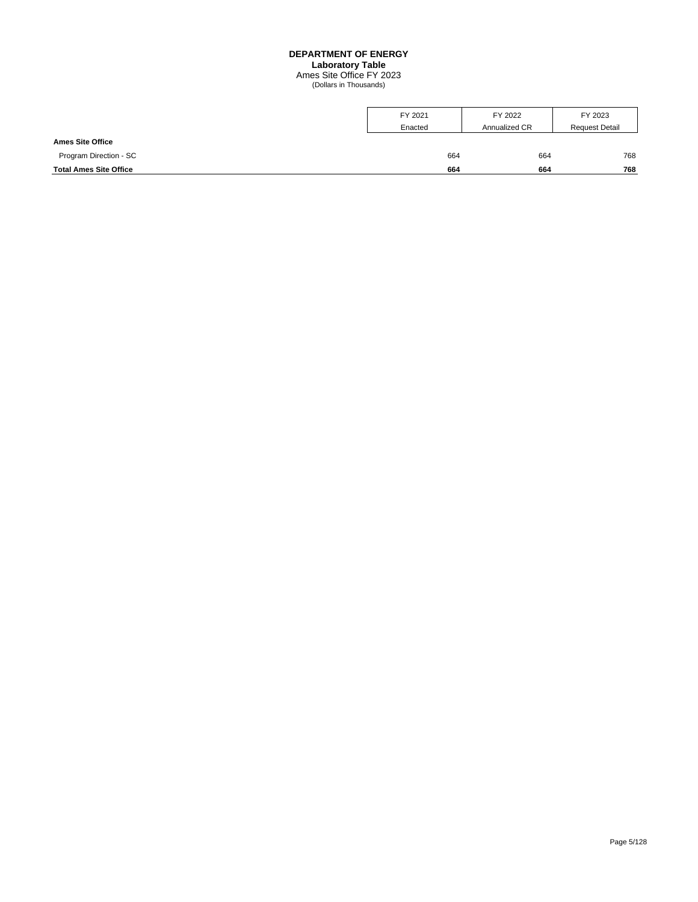**DEPARTMENT OF ENERGY**
**Laboratory Table**
Ames Site Office FY 2023
(Dollars in Thousands)

| | FY 2021 Enacted | FY 2022 Annualized CR | FY 2023 Request Detail |
|---|---|---|---|
| **Ames Site Office** | | | |
| Program Direction - SC | 664 | 664 | 768 |
| **Total Ames Site Office** | **664** | **664** | **768** |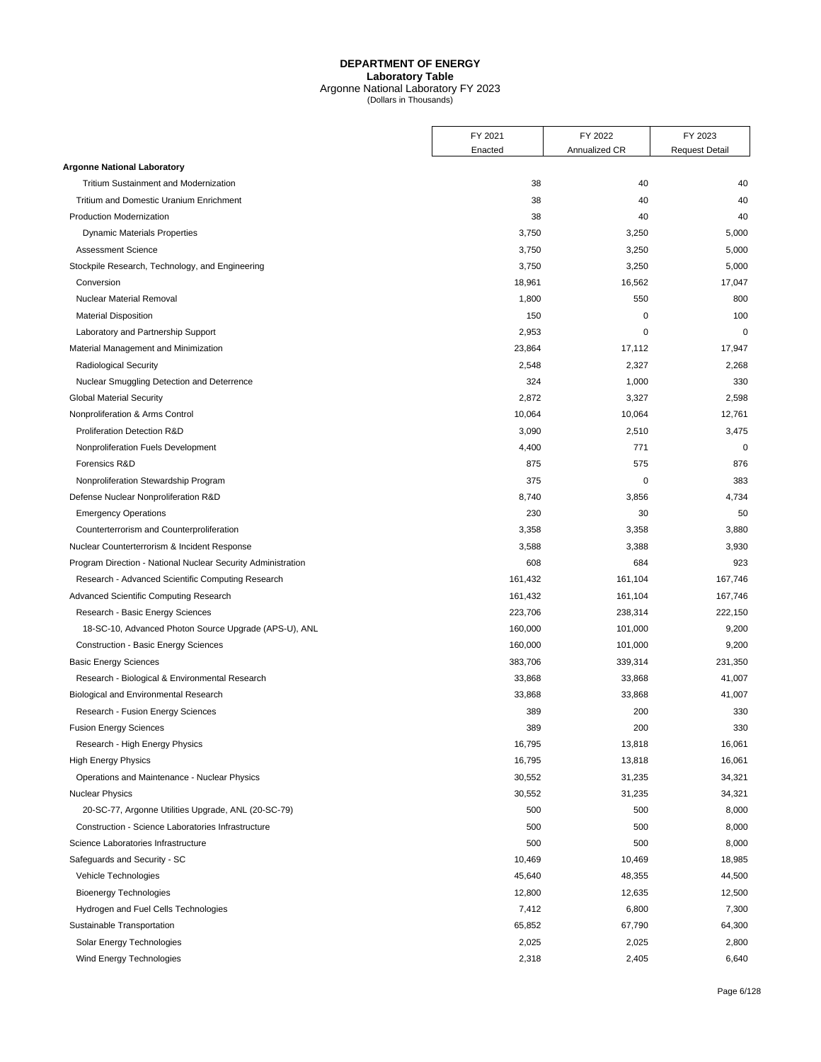# DEPARTMENT OF ENERGY

**Laboratory Table**

Argonne National Laboratory FY 2023

(Dollars in Thousands)

| | FY 2021 Enacted | FY 2022 Annualized CR | FY 2023 Request Detail |
|---|---|---|---|
| **Argonne National Laboratory** | | | |
| Tritium Sustainment and Modernization | 38 | 40 | 40 |
| Tritium and Domestic Uranium Enrichment | 38 | 40 | 40 |
| Production Modernization | 38 | 40 | 40 |
| Dynamic Materials Properties | 3,750 | 3,250 | 5,000 |
| Assessment Science | 3,750 | 3,250 | 5,000 |
| Stockpile Research, Technology, and Engineering | 3,750 | 3,250 | 5,000 |
| Conversion | 18,961 | 16,562 | 17,047 |
| Nuclear Material Removal | 1,800 | 550 | 800 |
| Material Disposition | 150 | 0 | 100 |
| Laboratory and Partnership Support | 2,953 | 0 | 0 |
| Material Management and Minimization | 23,864 | 17,112 | 17,947 |
| Radiological Security | 2,548 | 2,327 | 2,268 |
| Nuclear Smuggling Detection and Deterrence | 324 | 1,000 | 330 |
| Global Material Security | 2,872 | 3,327 | 2,598 |
| Nonproliferation & Arms Control | 10,064 | 10,064 | 12,761 |
| Proliferation Detection R&D | 3,090 | 2,510 | 3,475 |
| Nonproliferation Fuels Development | 4,400 | 771 | 0 |
| Forensics R&D | 875 | 575 | 876 |
| Nonproliferation Stewardship Program | 375 | 0 | 383 |
| Defense Nuclear Nonproliferation R&D | 8,740 | 3,856 | 4,734 |
| Emergency Operations | 230 | 30 | 50 |
| Counterterrorism and Counterproliferation | 3,358 | 3,358 | 3,880 |
| Nuclear Counterterrorism & Incident Response | 3,588 | 3,388 | 3,930 |
| Program Direction - National Nuclear Security Administration | 608 | 684 | 923 |
| Research - Advanced Scientific Computing Research | 161,432 | 161,104 | 167,746 |
| Advanced Scientific Computing Research | 161,432 | 161,104 | 167,746 |
| Research - Basic Energy Sciences | 223,706 | 238,314 | 222,150 |
| 18-SC-10, Advanced Photon Source Upgrade (APS-U), ANL | 160,000 | 101,000 | 9,200 |
| Construction - Basic Energy Sciences | 160,000 | 101,000 | 9,200 |
| Basic Energy Sciences | 383,706 | 339,314 | 231,350 |
| Research - Biological & Environmental Research | 33,868 | 33,868 | 41,007 |
| Biological and Environmental Research | 33,868 | 33,868 | 41,007 |
| Research - Fusion Energy Sciences | 389 | 200 | 330 |
| Fusion Energy Sciences | 389 | 200 | 330 |
| Research - High Energy Physics | 16,795 | 13,818 | 16,061 |
| High Energy Physics | 16,795 | 13,818 | 16,061 |
| Operations and Maintenance - Nuclear Physics | 30,552 | 31,235 | 34,321 |
| Nuclear Physics | 30,552 | 31,235 | 34,321 |
| 20-SC-77, Argonne Utilities Upgrade, ANL (20-SC-79) | 500 | 500 | 8,000 |
| Construction - Science Laboratories Infrastructure | 500 | 500 | 8,000 |
| Science Laboratories Infrastructure | 500 | 500 | 8,000 |
| Safeguards and Security - SC | 10,469 | 10,469 | 18,985 |
| Vehicle Technologies | 45,640 | 48,355 | 44,500 |
| Bioenergy Technologies | 12,800 | 12,635 | 12,500 |
| Hydrogen and Fuel Cells Technologies | 7,412 | 6,800 | 7,300 |
| Sustainable Transportation | 65,852 | 67,790 | 64,300 |
| Solar Energy Technologies | 2,025 | 2,025 | 2,800 |
| Wind Energy Technologies | 2,318 | 2,405 | 6,640 |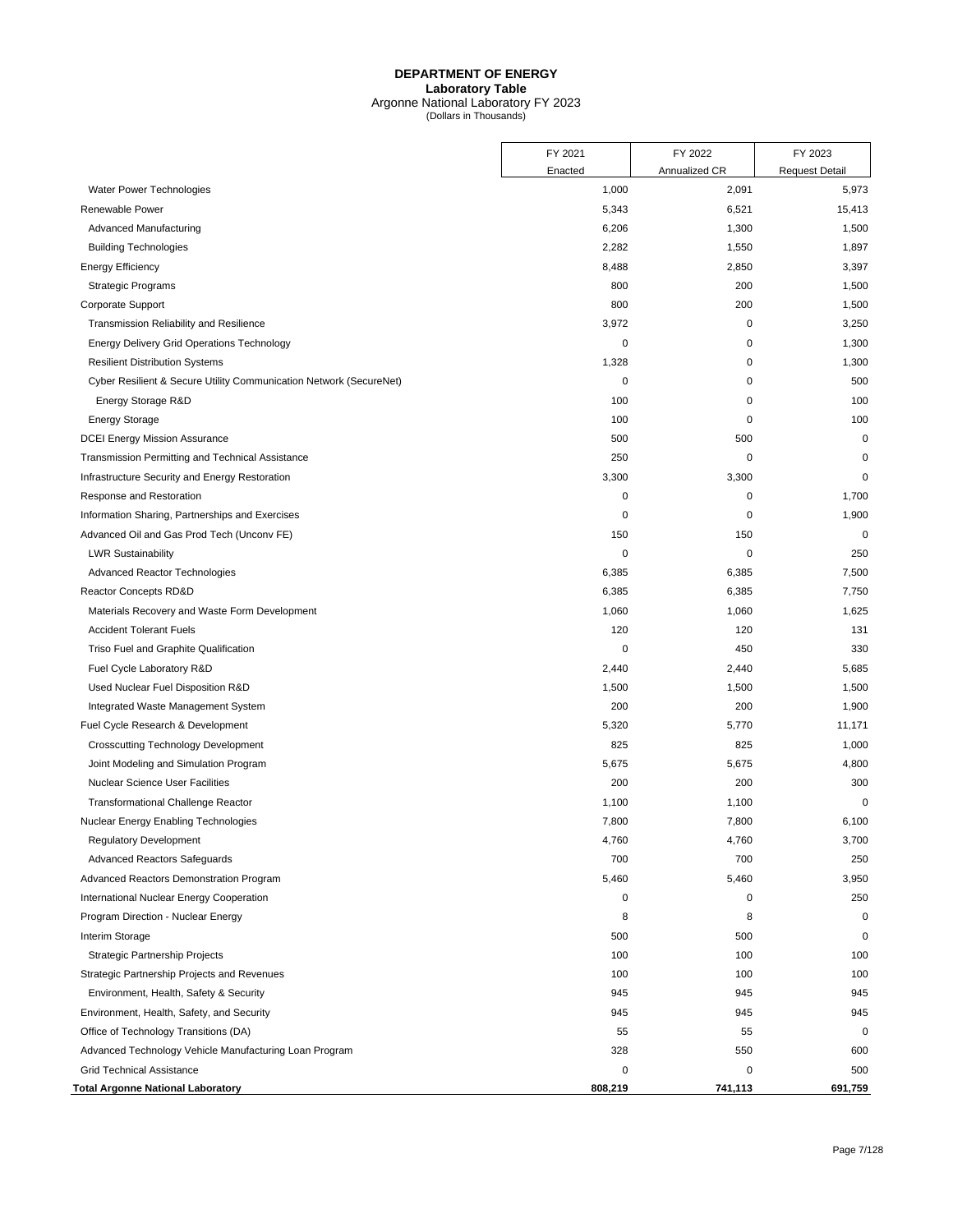# DEPARTMENT OF ENERGY

## Laboratory Table

Argonne National Laboratory FY 2023
(Dollars in Thousands)

| | FY 2021 Enacted | FY 2022 Annualized CR | FY 2023 Request Detail |
|---|---|---|---|
| Water Power Technologies | 1,000 | 2,091 | 5,973 |
| Renewable Power | 5,343 | 6,521 | 15,413 |
| Advanced Manufacturing | 6,206 | 1,300 | 1,500 |
| Building Technologies | 2,282 | 1,550 | 1,897 |
| Energy Efficiency | 8,488 | 2,850 | 3,397 |
| Strategic Programs | 800 | 200 | 1,500 |
| Corporate Support | 800 | 200 | 1,500 |
| Transmission Reliability and Resilience | 3,972 | 0 | 3,250 |
| Energy Delivery Grid Operations Technology | 0 | 0 | 1,300 |
| Resilient Distribution Systems | 1,328 | 0 | 1,300 |
| Cyber Resilient & Secure Utility Communication Network (SecureNet) | 0 | 0 | 500 |
| Energy Storage R&D | 100 | 0 | 100 |
| Energy Storage | 100 | 0 | 100 |
| DCEI Energy Mission Assurance | 500 | 500 | 0 |
| Transmission Permitting and Technical Assistance | 250 | 0 | 0 |
| Infrastructure Security and Energy Restoration | 3,300 | 3,300 | 0 |
| Response and Restoration | 0 | 0 | 1,700 |
| Information Sharing, Partnerships and Exercises | 0 | 0 | 1,900 |
| Advanced Oil and Gas Prod Tech (Unconv FE) | 150 | 150 | 0 |
| LWR Sustainability | 0 | 0 | 250 |
| Advanced Reactor Technologies | 6,385 | 6,385 | 7,500 |
| Reactor Concepts RD&D | 6,385 | 6,385 | 7,750 |
| Materials Recovery and Waste Form Development | 1,060 | 1,060 | 1,625 |
| Accident Tolerant Fuels | 120 | 120 | 131 |
| Triso Fuel and Graphite Qualification | 0 | 450 | 330 |
| Fuel Cycle Laboratory R&D | 2,440 | 2,440 | 5,685 |
| Used Nuclear Fuel Disposition R&D | 1,500 | 1,500 | 1,500 |
| Integrated Waste Management System | 200 | 200 | 1,900 |
| Fuel Cycle Research & Development | 5,320 | 5,770 | 11,171 |
| Crosscutting Technology Development | 825 | 825 | 1,000 |
| Joint Modeling and Simulation Program | 5,675 | 5,675 | 4,800 |
| Nuclear Science User Facilities | 200 | 200 | 300 |
| Transformational Challenge Reactor | 1,100 | 1,100 | 0 |
| Nuclear Energy Enabling Technologies | 7,800 | 7,800 | 6,100 |
| Regulatory Development | 4,760 | 4,760 | 3,700 |
| Advanced Reactors Safeguards | 700 | 700 | 250 |
| Advanced Reactors Demonstration Program | 5,460 | 5,460 | 3,950 |
| International Nuclear Energy Cooperation | 0 | 0 | 250 |
| Program Direction - Nuclear Energy | 8 | 8 | 0 |
| Interim Storage | 500 | 500 | 0 |
| Strategic Partnership Projects | 100 | 100 | 100 |
| Strategic Partnership Projects and Revenues | 100 | 100 | 100 |
| Environment, Health, Safety & Security | 945 | 945 | 945 |
| Environment, Health, Safety, and Security | 945 | 945 | 945 |
| Office of Technology Transitions (DA) | 55 | 55 | 0 |
| Advanced Technology Vehicle Manufacturing Loan Program | 328 | 550 | 600 |
| Grid Technical Assistance | 0 | 0 | 500 |
| **Total Argonne National Laboratory** | **808,219** | **741,113** | **691,759** |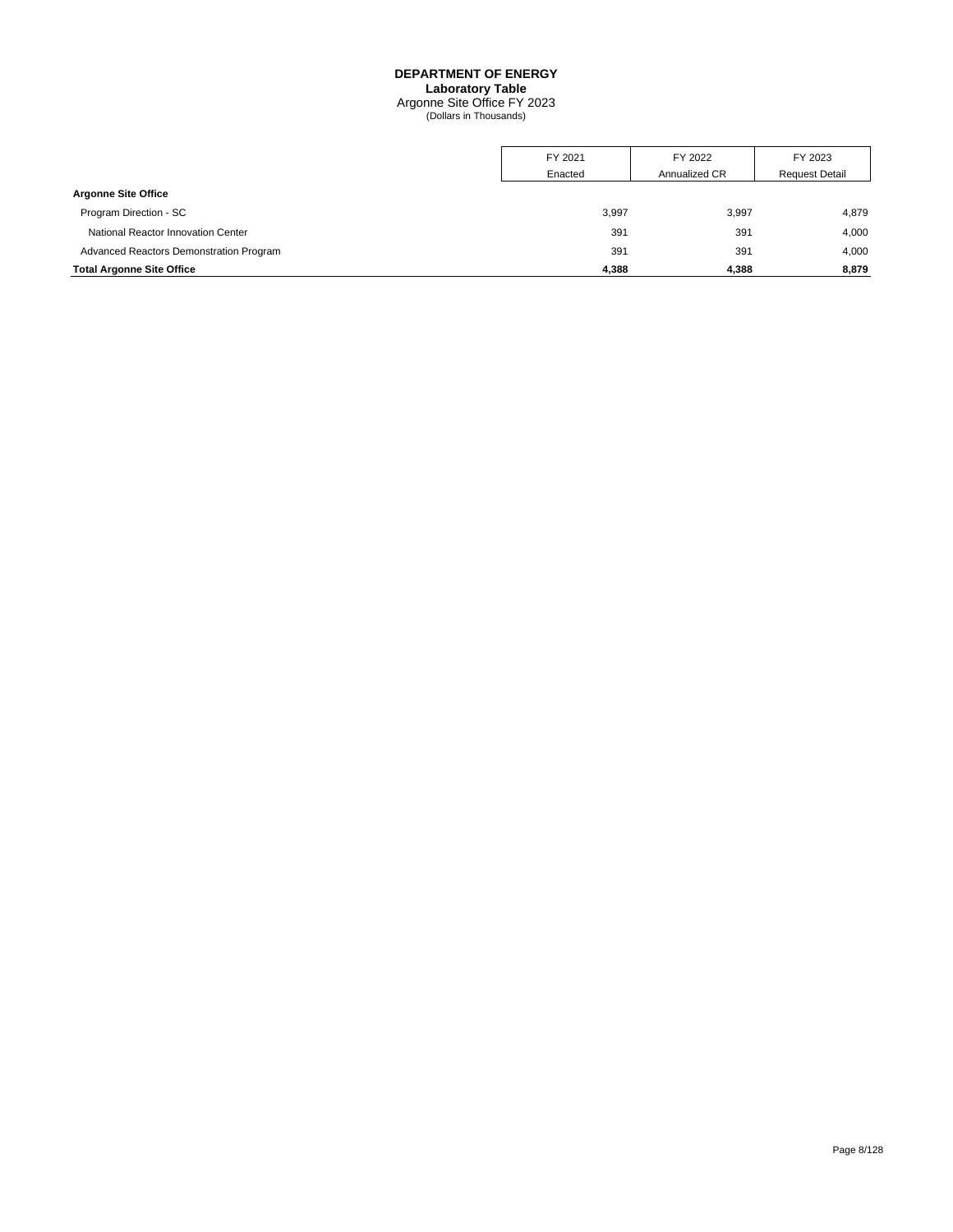# DEPARTMENT OF ENERGY
## Laboratory Table
### Argonne Site Office FY 2023
(Dollars in Thousands)

| | FY 2021 Enacted | FY 2022 Annualized CR | FY 2023 Request Detail |
|---|---|---|---|
| **Argonne Site Office** | | | |
| Program Direction - SC | 3,997 | 3,997 | 4,879 |
| National Reactor Innovation Center | 391 | 391 | 4,000 |
| Advanced Reactors Demonstration Program | 391 | 391 | 4,000 |
| **Total Argonne Site Office** | **4,388** | **4,388** | **8,879** |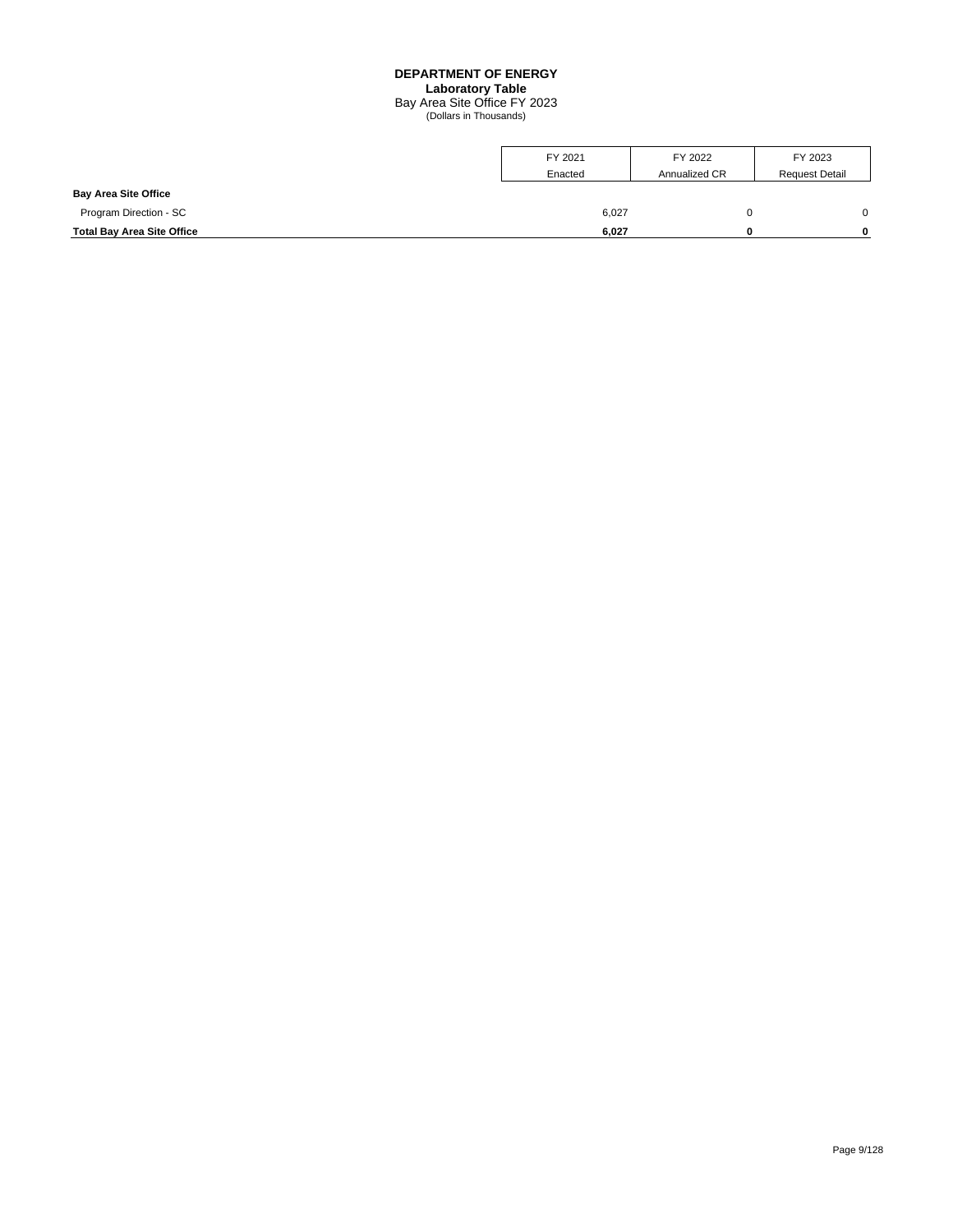**DEPARTMENT OF ENERGY**
**Laboratory Table**
Bay Area Site Office FY 2023
(Dollars in Thousands)

| | FY 2021 Enacted | FY 2022 Annualized CR | FY 2023 Request Detail |
|---|---|---|---|
| **Bay Area Site Office** | | | |
| Program Direction - SC | 6,027 | 0 | 0 |
| **Total Bay Area Site Office** | **6,027** | **0** | **0** |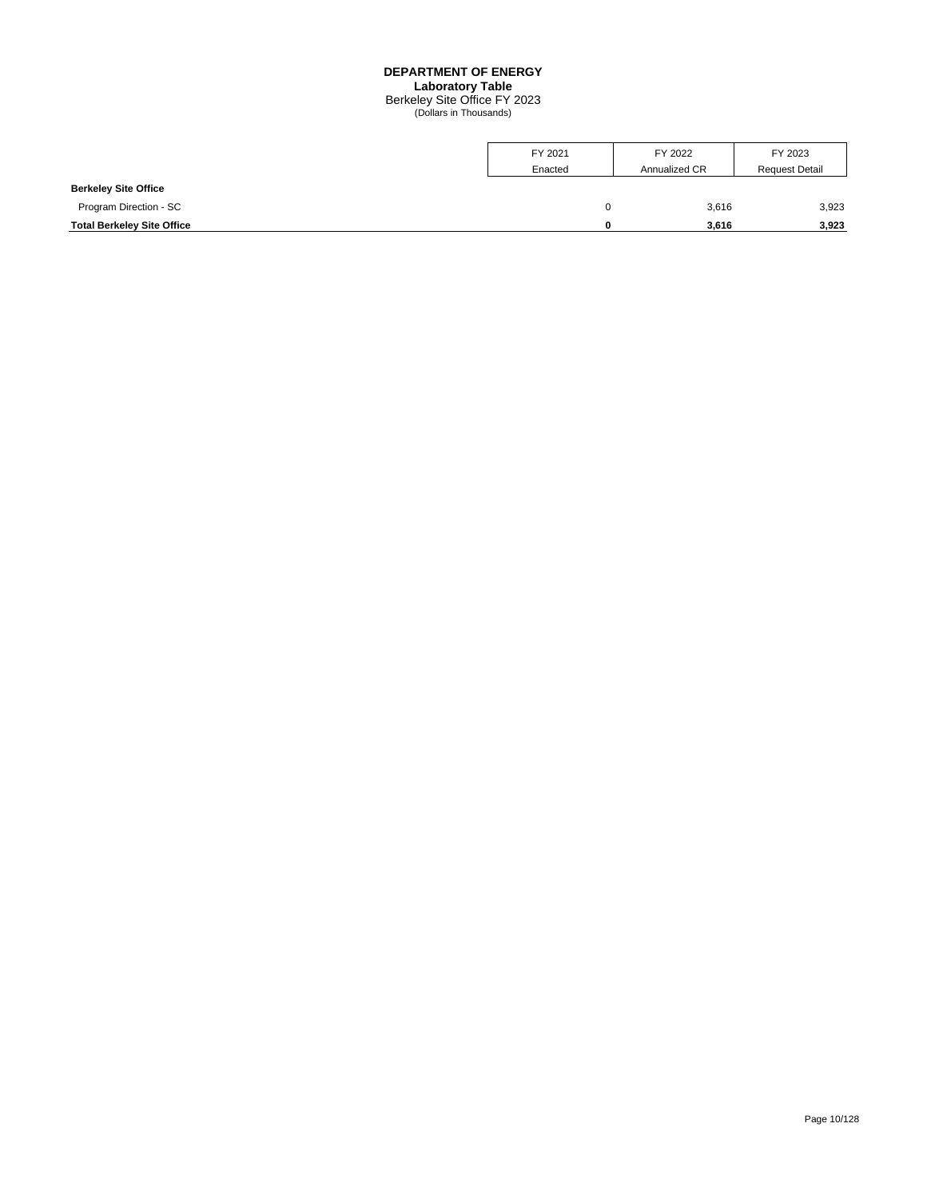# DEPARTMENT OF ENERGY
## Laboratory Table
### Berkeley Site Office FY 2023
(Dollars in Thousands)

| | FY 2021 Enacted | FY 2022 Annualized CR | FY 2023 Request Detail |
|---|---|---|---|
| **Berkeley Site Office** | | | |
| Program Direction - SC | 0 | 3,616 | 3,923 |
| **Total Berkeley Site Office** | **0** | **3,616** | **3,923** |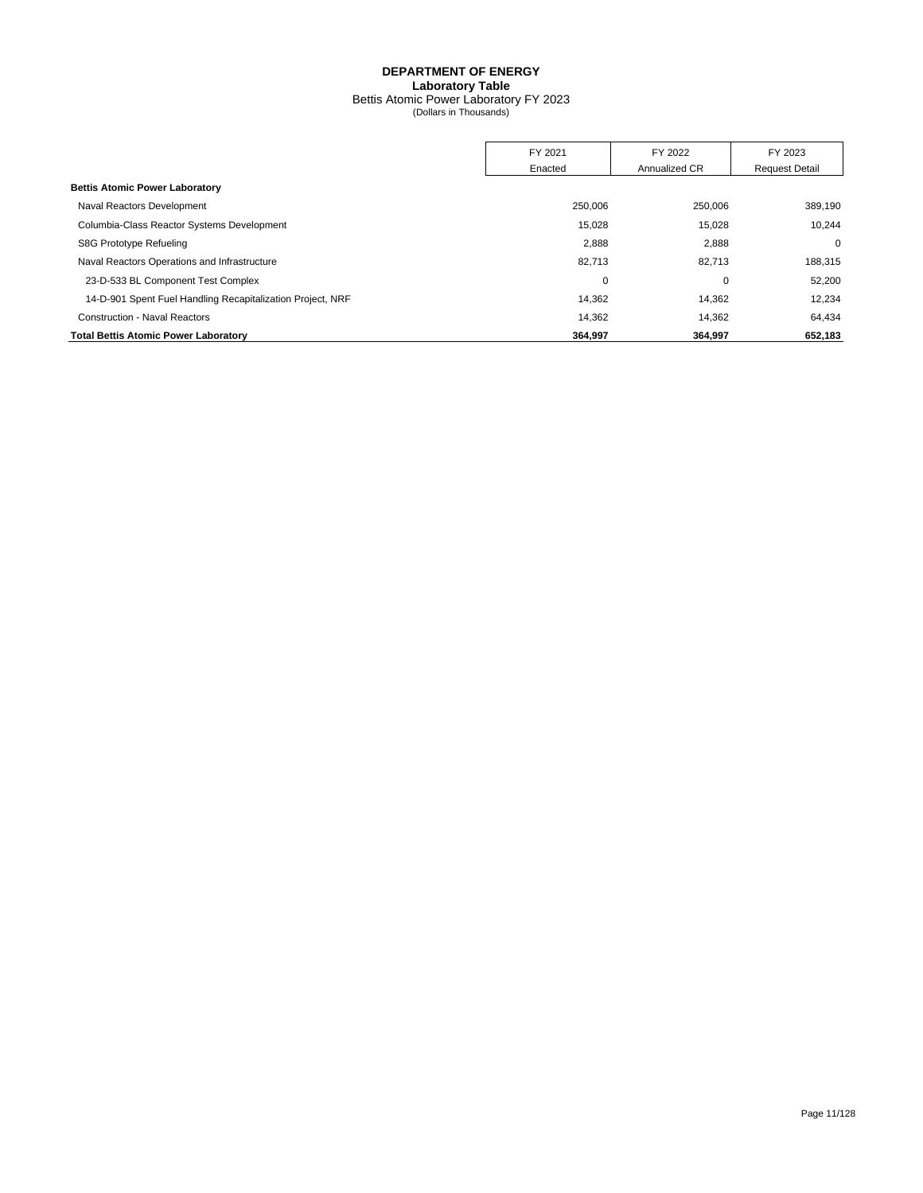# DEPARTMENT OF ENERGY
## Laboratory Table
Bettis Atomic Power Laboratory FY 2023
(Dollars in Thousands)

| | FY 2021 Enacted | FY 2022 Annualized CR | FY 2023 Request Detail |
|---|---|---|---|
| **Bettis Atomic Power Laboratory** | | | |
| Naval Reactors Development | 250,006 | 250,006 | 389,190 |
| Columbia-Class Reactor Systems Development | 15,028 | 15,028 | 10,244 |
| S8G Prototype Refueling | 2,888 | 2,888 | 0 |
| Naval Reactors Operations and Infrastructure | 82,713 | 82,713 | 188,315 |
| 23-D-533 BL Component Test Complex | 0 | 0 | 52,200 |
| 14-D-901 Spent Fuel Handling Recapitalization Project, NRF | 14,362 | 14,362 | 12,234 |
| Construction - Naval Reactors | 14,362 | 14,362 | 64,434 |
| **Total Bettis Atomic Power Laboratory** | **364,997** | **364,997** | **652,183** |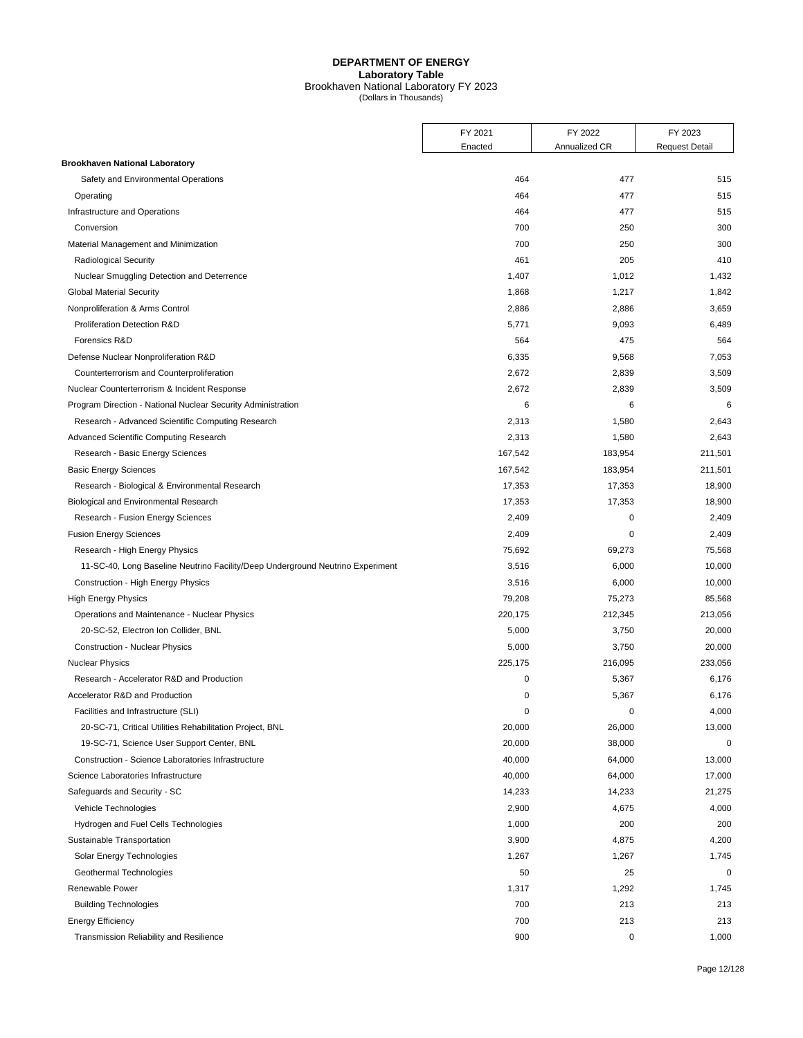# DEPARTMENT OF ENERGY
## Laboratory Table
### Brookhaven National Laboratory FY 2023
(Dollars in Thousands)

| | FY 2021 Enacted | FY 2022 Annualized CR | FY 2023 Request Detail |
|---|---|---|---|
| **Brookhaven National Laboratory** | | | |
| Safety and Environmental Operations | 464 | 477 | 515 |
| Operating | 464 | 477 | 515 |
| Infrastructure and Operations | 464 | 477 | 515 |
| Conversion | 700 | 250 | 300 |
| Material Management and Minimization | 700 | 250 | 300 |
| Radiological Security | 461 | 205 | 410 |
| Nuclear Smuggling Detection and Deterrence | 1,407 | 1,012 | 1,432 |
| Global Material Security | 1,868 | 1,217 | 1,842 |
| Nonproliferation & Arms Control | 2,886 | 2,886 | 3,659 |
| Proliferation Detection R&D | 5,771 | 9,093 | 6,489 |
| Forensics R&D | 564 | 475 | 564 |
| Defense Nuclear Nonproliferation R&D | 6,335 | 9,568 | 7,053 |
| Counterterrorism and Counterproliferation | 2,672 | 2,839 | 3,509 |
| Nuclear Counterterrorism & Incident Response | 2,672 | 2,839 | 3,509 |
| Program Direction - National Nuclear Security Administration | 6 | 6 | 6 |
| Research - Advanced Scientific Computing Research | 2,313 | 1,580 | 2,643 |
| Advanced Scientific Computing Research | 2,313 | 1,580 | 2,643 |
| Research - Basic Energy Sciences | 167,542 | 183,954 | 211,501 |
| Basic Energy Sciences | 167,542 | 183,954 | 211,501 |
| Research - Biological & Environmental Research | 17,353 | 17,353 | 18,900 |
| Biological and Environmental Research | 17,353 | 17,353 | 18,900 |
| Research - Fusion Energy Sciences | 2,409 | 0 | 2,409 |
| Fusion Energy Sciences | 2,409 | 0 | 2,409 |
| Research - High Energy Physics | 75,692 | 69,273 | 75,568 |
| 11-SC-40, Long Baseline Neutrino Facility/Deep Underground Neutrino Experiment | 3,516 | 6,000 | 10,000 |
| Construction - High Energy Physics | 3,516 | 6,000 | 10,000 |
| High Energy Physics | 79,208 | 75,273 | 85,568 |
| Operations and Maintenance - Nuclear Physics | 220,175 | 212,345 | 213,056 |
| 20-SC-52, Electron Ion Collider, BNL | 5,000 | 3,750 | 20,000 |
| Construction - Nuclear Physics | 5,000 | 3,750 | 20,000 |
| Nuclear Physics | 225,175 | 216,095 | 233,056 |
| Research - Accelerator R&D and Production | 0 | 5,367 | 6,176 |
| Accelerator R&D and Production | 0 | 5,367 | 6,176 |
| Facilities and Infrastructure (SLI) | 0 | 0 | 4,000 |
| 20-SC-71, Critical Utilities Rehabilitation Project, BNL | 20,000 | 26,000 | 13,000 |
| 19-SC-71, Science User Support Center, BNL | 20,000 | 38,000 | 0 |
| Construction - Science Laboratories Infrastructure | 40,000 | 64,000 | 13,000 |
| Science Laboratories Infrastructure | 40,000 | 64,000 | 17,000 |
| Safeguards and Security - SC | 14,233 | 14,233 | 21,275 |
| Vehicle Technologies | 2,900 | 4,675 | 4,000 |
| Hydrogen and Fuel Cells Technologies | 1,000 | 200 | 200 |
| Sustainable Transportation | 3,900 | 4,875 | 4,200 |
| Solar Energy Technologies | 1,267 | 1,267 | 1,745 |
| Geothermal Technologies | 50 | 25 | 0 |
| Renewable Power | 1,317 | 1,292 | 1,745 |
| Building Technologies | 700 | 213 | 213 |
| Energy Efficiency | 700 | 213 | 213 |
| Transmission Reliability and Resilience | 900 | 0 | 1,000 |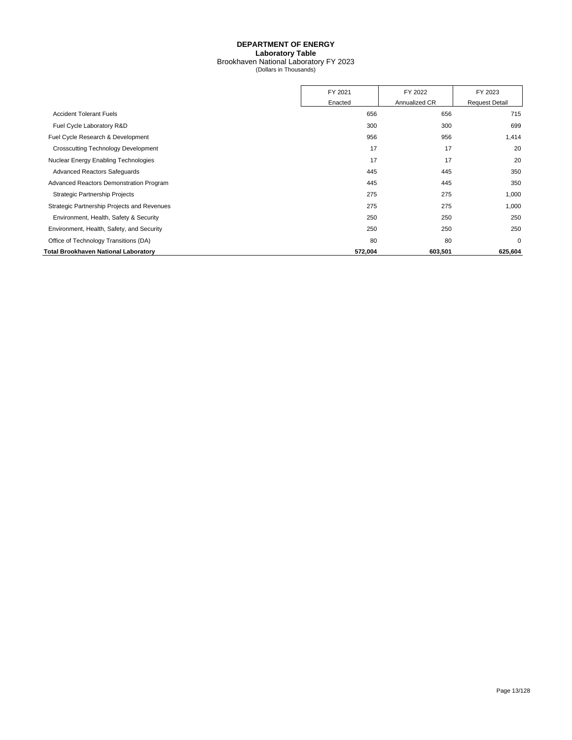**DEPARTMENT OF ENERGY**
**Laboratory Table**
Brookhaven National Laboratory FY 2023
(Dollars in Thousands)

| | FY 2021 Enacted | FY 2022 Annualized CR | FY 2023 Request Detail |
|---|---|---|---|
| Accident Tolerant Fuels | 656 | 656 | 715 |
| Fuel Cycle Laboratory R&D | 300 | 300 | 699 |
| Fuel Cycle Research & Development | 956 | 956 | 1,414 |
| Crosscutting Technology Development | 17 | 17 | 20 |
| Nuclear Energy Enabling Technologies | 17 | 17 | 20 |
| Advanced Reactors Safeguards | 445 | 445 | 350 |
| Advanced Reactors Demonstration Program | 445 | 445 | 350 |
| Strategic Partnership Projects | 275 | 275 | 1,000 |
| Strategic Partnership Projects and Revenues | 275 | 275 | 1,000 |
| Environment, Health, Safety & Security | 250 | 250 | 250 |
| Environment, Health, Safety, and Security | 250 | 250 | 250 |
| Office of Technology Transitions (DA) | 80 | 80 | 0 |
| **Total Brookhaven National Laboratory** | **572,004** | **603,501** | **625,604** |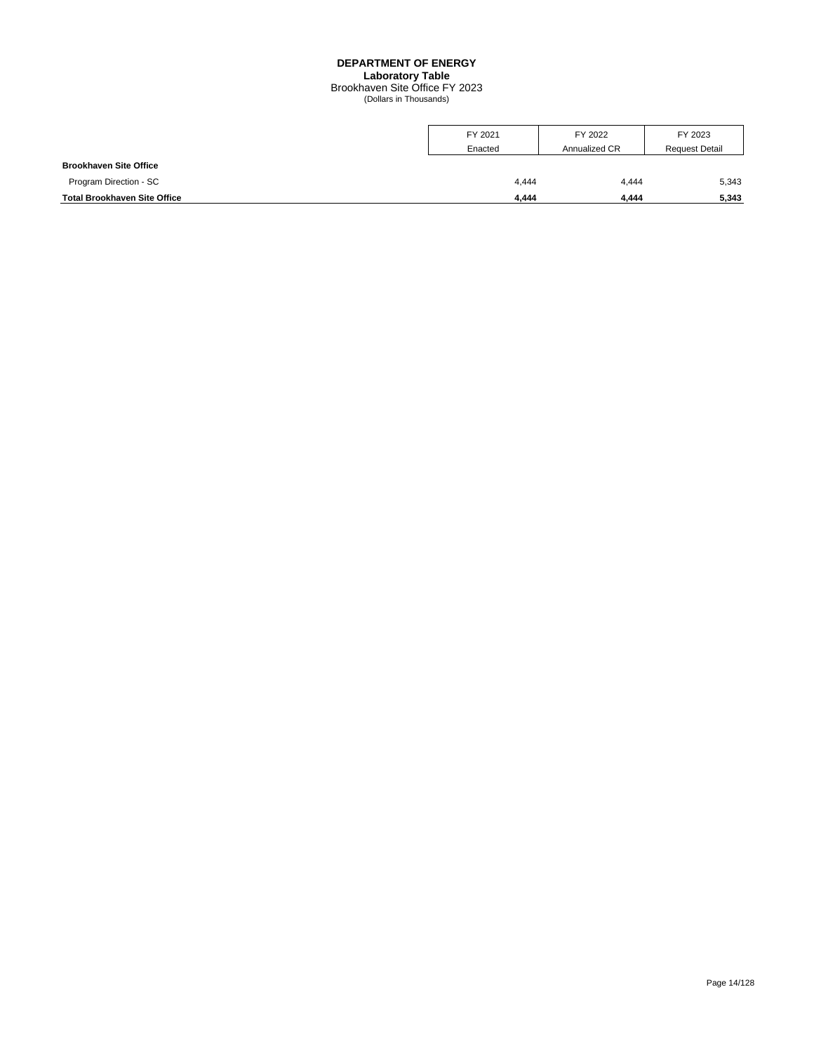# DEPARTMENT OF ENERGY
## Laboratory Table
Brookhaven Site Office FY 2023
(Dollars in Thousands)

| | FY 2021 Enacted | FY 2022 Annualized CR | FY 2023 Request Detail |
|---|---|---|---|
| **Brookhaven Site Office** | | | |
| Program Direction - SC | 4,444 | 4,444 | 5,343 |
| **Total Brookhaven Site Office** | **4,444** | **4,444** | **5,343** |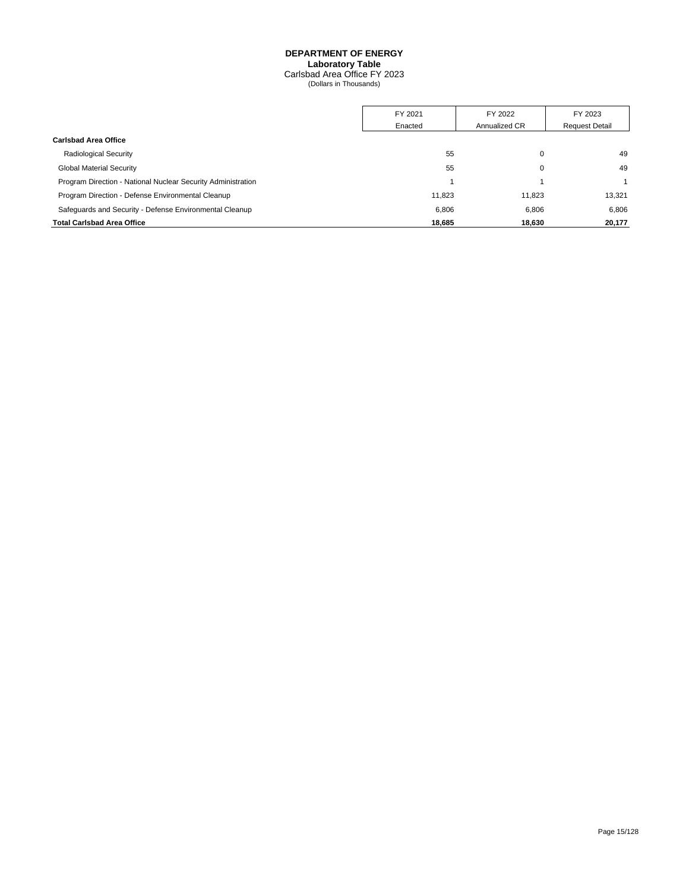# DEPARTMENT OF ENERGY

## Laboratory Table

Carlsbad Area Office FY 2023
(Dollars in Thousands)

| | FY 2021 Enacted | FY 2022 Annualized CR | FY 2023 Request Detail |
|---|---|---|---|
| **Carlsbad Area Office** | | | |
| Radiological Security | 55 | 0 | 49 |
| Global Material Security | 55 | 0 | 49 |
| Program Direction - National Nuclear Security Administration | 1 | 1 | 1 |
| Program Direction - Defense Environmental Cleanup | 11,823 | 11,823 | 13,321 |
| Safeguards and Security - Defense Environmental Cleanup | 6,806 | 6,806 | 6,806 |
| **Total Carlsbad Area Office** | **18,685** | **18,630** | **20,177** |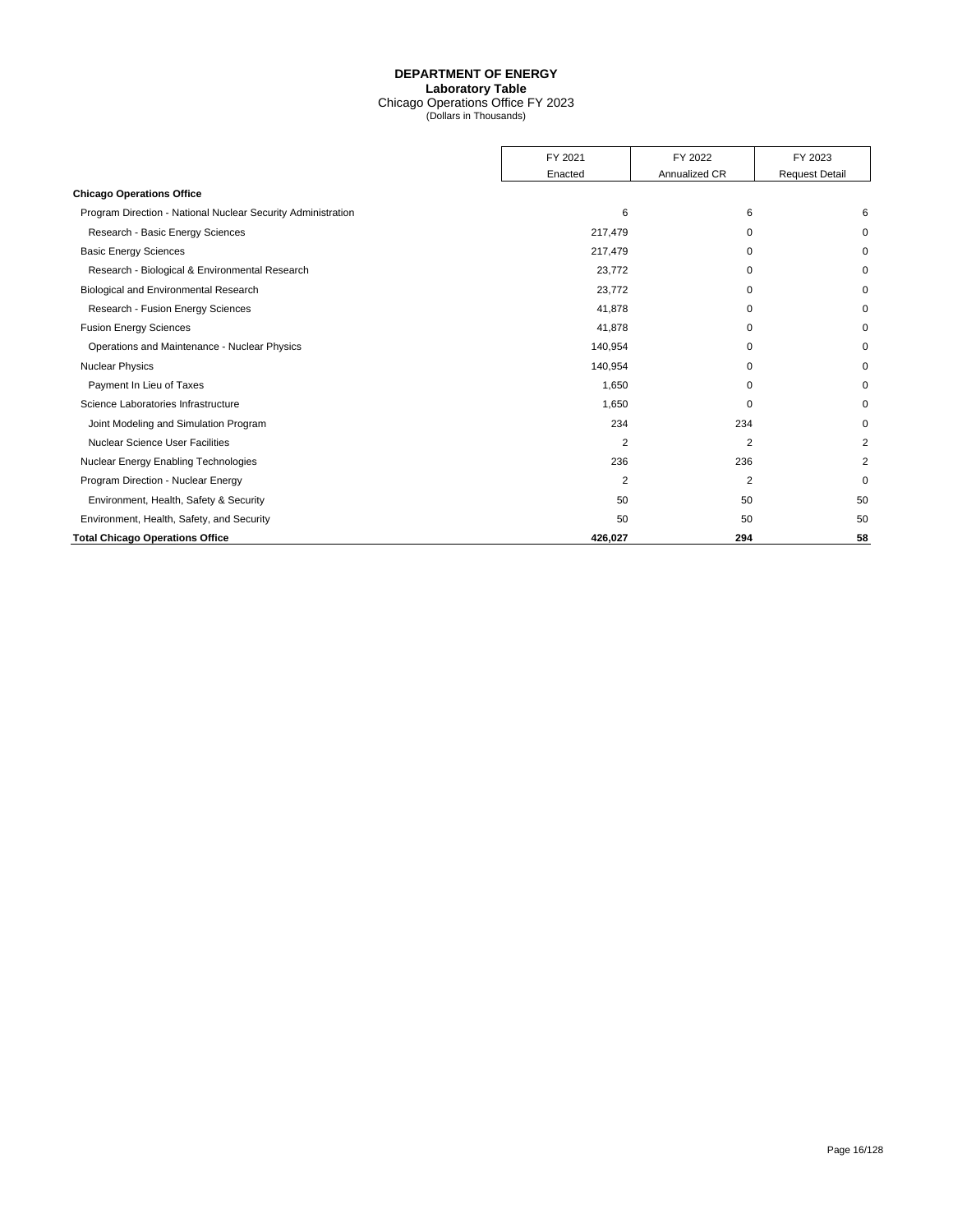# DEPARTMENT OF ENERGY
## Laboratory Table
### Chicago Operations Office FY 2023
(Dollars in Thousands)

| | FY 2021 Enacted | FY 2022 Annualized CR | FY 2023 Request Detail |
|---|---|---|---|
| **Chicago Operations Office** | | | |
| Program Direction - National Nuclear Security Administration | 6 | 6 | 6 |
| Research - Basic Energy Sciences | 217,479 | 0 | 0 |
| Basic Energy Sciences | 217,479 | 0 | 0 |
| Research - Biological & Environmental Research | 23,772 | 0 | 0 |
| Biological and Environmental Research | 23,772 | 0 | 0 |
| Research - Fusion Energy Sciences | 41,878 | 0 | 0 |
| Fusion Energy Sciences | 41,878 | 0 | 0 |
| Operations and Maintenance - Nuclear Physics | 140,954 | 0 | 0 |
| Nuclear Physics | 140,954 | 0 | 0 |
| Payment In Lieu of Taxes | 1,650 | 0 | 0 |
| Science Laboratories Infrastructure | 1,650 | 0 | 0 |
| Joint Modeling and Simulation Program | 234 | 234 | 0 |
| Nuclear Science User Facilities | 2 | 2 | 2 |
| Nuclear Energy Enabling Technologies | 236 | 236 | 2 |
| Program Direction - Nuclear Energy | 2 | 2 | 0 |
| Environment, Health, Safety & Security | 50 | 50 | 50 |
| Environment, Health, Safety, and Security | 50 | 50 | 50 |
| **Total Chicago Operations Office** | **426,027** | **294** | **58** |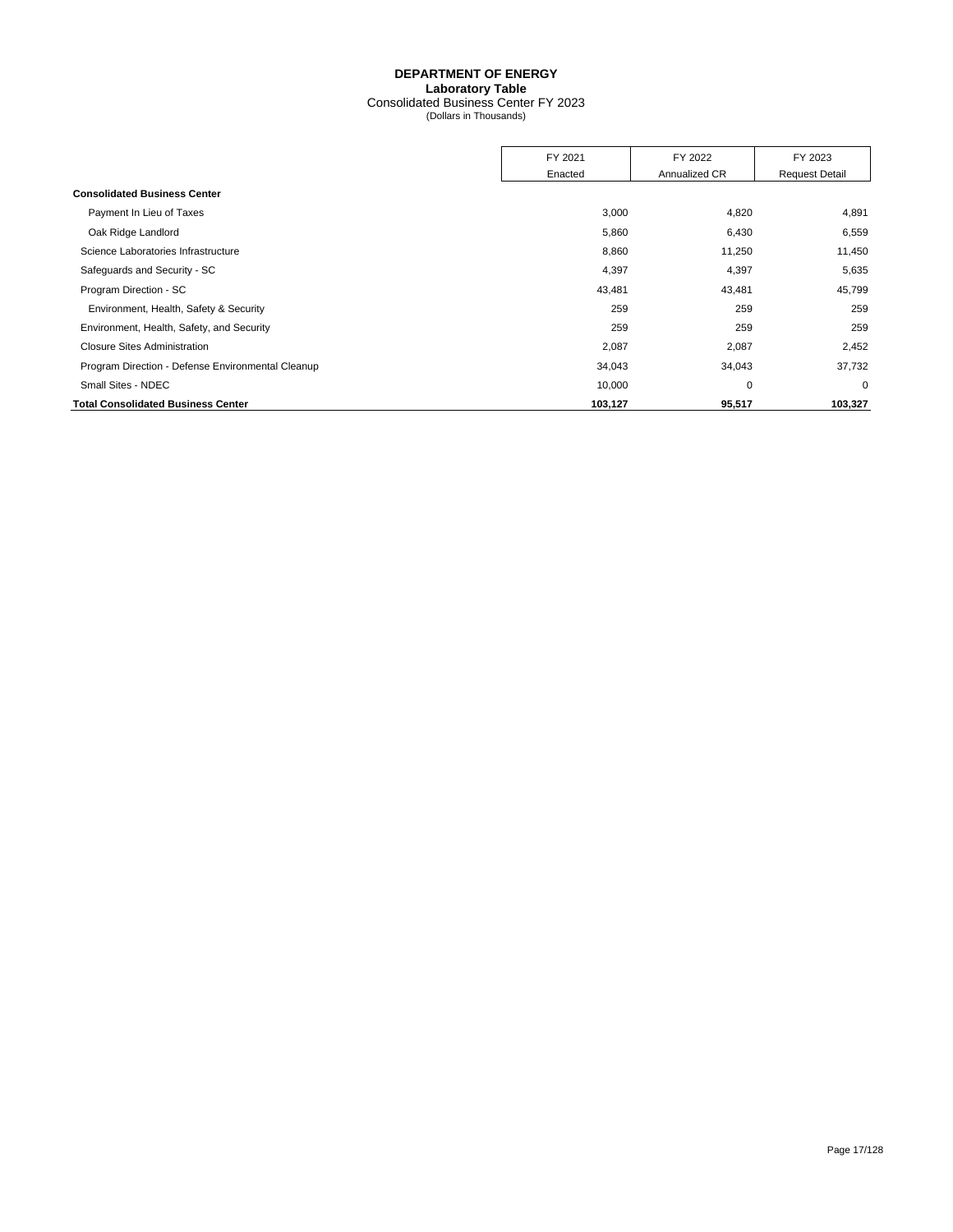# DEPARTMENT OF ENERGY
## Laboratory Table
### Consolidated Business Center FY 2023
(Dollars in Thousands)

| | FY 2021 Enacted | FY 2022 Annualized CR | FY 2023 Request Detail |
|---|---|---|---|
| **Consolidated Business Center** | | | |
| Payment In Lieu of Taxes | 3,000 | 4,820 | 4,891 |
| Oak Ridge Landlord | 5,860 | 6,430 | 6,559 |
| Science Laboratories Infrastructure | 8,860 | 11,250 | 11,450 |
| Safeguards and Security - SC | 4,397 | 4,397 | 5,635 |
| Program Direction - SC | 43,481 | 43,481 | 45,799 |
| Environment, Health, Safety & Security | 259 | 259 | 259 |
| Environment, Health, Safety, and Security | 259 | 259 | 259 |
| Closure Sites Administration | 2,087 | 2,087 | 2,452 |
| Program Direction - Defense Environmental Cleanup | 34,043 | 34,043 | 37,732 |
| Small Sites - NDEC | 10,000 | 0 | 0 |
| **Total Consolidated Business Center** | **103,127** | **95,517** | **103,327** |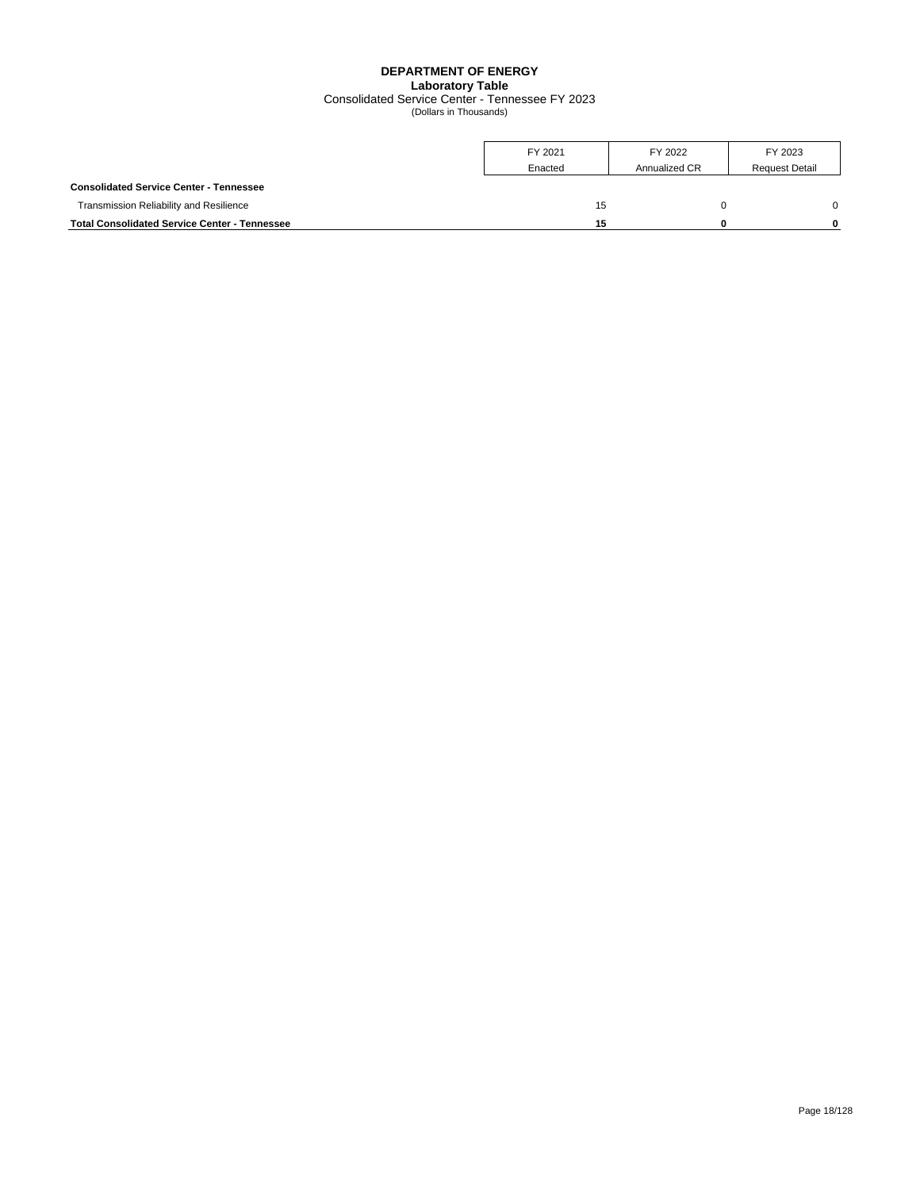# DEPARTMENT OF ENERGY

## Laboratory Table

Consolidated Service Center - Tennessee FY 2023

(Dollars in Thousands)

| | FY 2021 Enacted | FY 2022 Annualized CR | FY 2023 Request Detail |
|---|---|---|---|
| **Consolidated Service Center - Tennessee** | | | |
| Transmission Reliability and Resilience | 15 | 0 | 0 |
| **Total Consolidated Service Center - Tennessee** | **15** | **0** | **0** |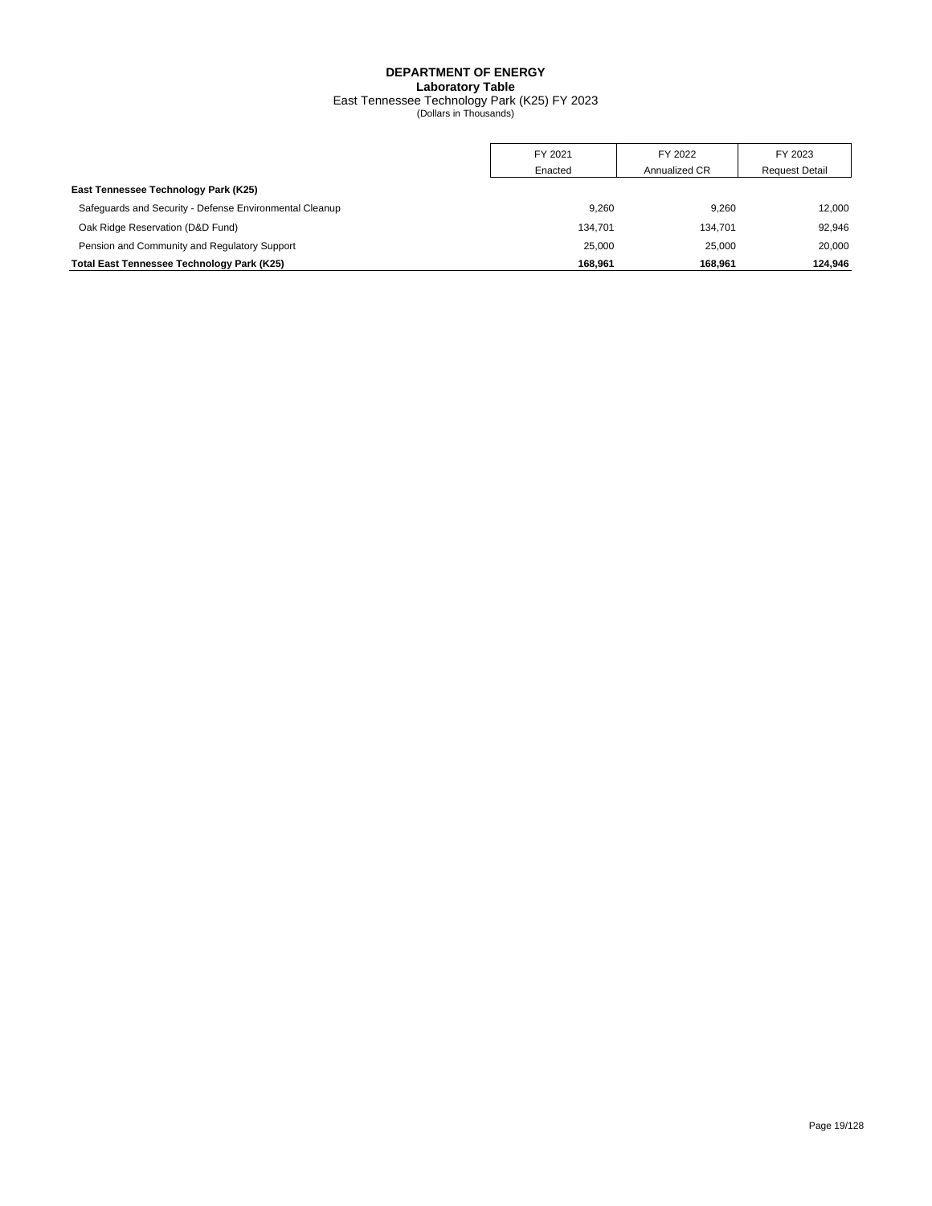**DEPARTMENT OF ENERGY**
**Laboratory Table**
East Tennessee Technology Park (K25) FY 2023
(Dollars in Thousands)

| | FY 2021 Enacted | FY 2022 Annualized CR | FY 2023 Request Detail |
|---|---|---|---|
| **East Tennessee Technology Park (K25)** | | | |
| Safeguards and Security - Defense Environmental Cleanup | 9,260 | 9,260 | 12,000 |
| Oak Ridge Reservation (D&D Fund) | 134,701 | 134,701 | 92,946 |
| Pension and Community and Regulatory Support | 25,000 | 25,000 | 20,000 |
| **Total East Tennessee Technology Park (K25)** | **168,961** | **168,961** | **124,946** |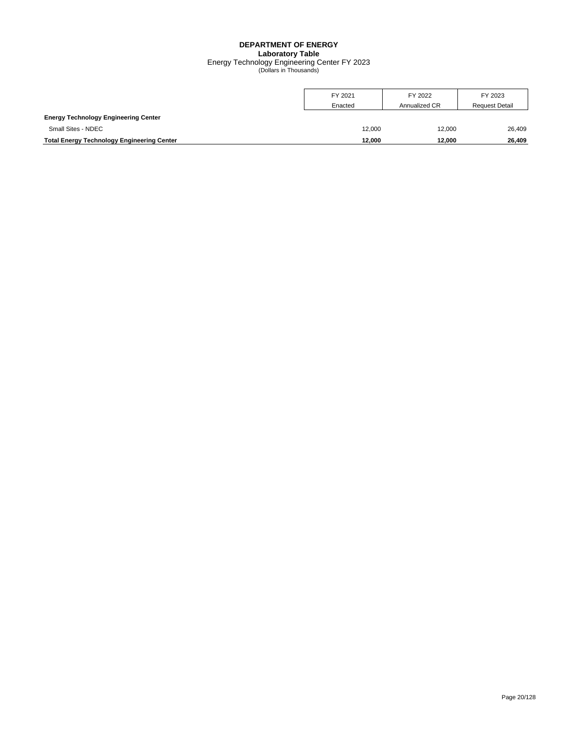**DEPARTMENT OF ENERGY**
**Laboratory Table**
Energy Technology Engineering Center FY 2023
(Dollars in Thousands)

| | FY 2021 Enacted | FY 2022 Annualized CR | FY 2023 Request Detail |
|---|---|---|---|
| **Energy Technology Engineering Center** | | | |
| Small Sites - NDEC | 12,000 | 12,000 | 26,409 |
| **Total Energy Technology Engineering Center** | **12,000** | **12,000** | **26,409** |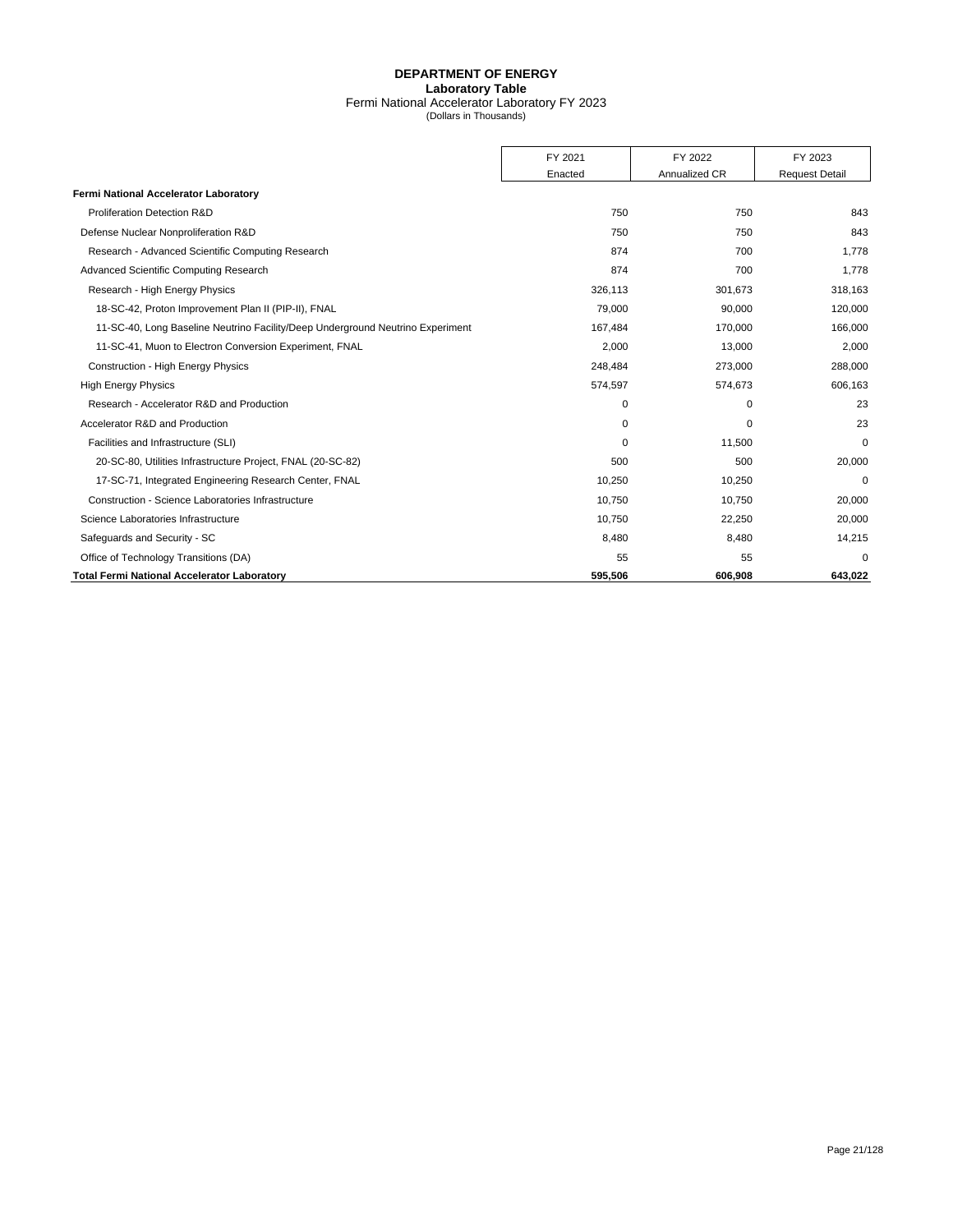# DEPARTMENT OF ENERGY

## Laboratory Table

Fermi National Accelerator Laboratory FY 2023

(Dollars in Thousands)

| | FY 2021 Enacted | FY 2022 Annualized CR | FY 2023 Request Detail |
|---|---|---|---|
| **Fermi National Accelerator Laboratory** | | | |
| Proliferation Detection R&D | 750 | 750 | 843 |
| Defense Nuclear Nonproliferation R&D | 750 | 750 | 843 |
| Research - Advanced Scientific Computing Research | 874 | 700 | 1,778 |
| Advanced Scientific Computing Research | 874 | 700 | 1,778 |
| Research - High Energy Physics | 326,113 | 301,673 | 318,163 |
| 18-SC-42, Proton Improvement Plan II (PIP-II), FNAL | 79,000 | 90,000 | 120,000 |
| 11-SC-40, Long Baseline Neutrino Facility/Deep Underground Neutrino Experiment | 167,484 | 170,000 | 166,000 |
| 11-SC-41, Muon to Electron Conversion Experiment, FNAL | 2,000 | 13,000 | 2,000 |
| Construction - High Energy Physics | 248,484 | 273,000 | 288,000 |
| High Energy Physics | 574,597 | 574,673 | 606,163 |
| Research - Accelerator R&D and Production | 0 | 0 | 23 |
| Accelerator R&D and Production | 0 | 0 | 23 |
| Facilities and Infrastructure (SLI) | 0 | 11,500 | 0 |
| 20-SC-80, Utilities Infrastructure Project, FNAL (20-SC-82) | 500 | 500 | 20,000 |
| 17-SC-71, Integrated Engineering Research Center, FNAL | 10,250 | 10,250 | 0 |
| Construction - Science Laboratories Infrastructure | 10,750 | 10,750 | 20,000 |
| Science Laboratories Infrastructure | 10,750 | 22,250 | 20,000 |
| Safeguards and Security - SC | 8,480 | 8,480 | 14,215 |
| Office of Technology Transitions (DA) | 55 | 55 | 0 |
| **Total Fermi National Accelerator Laboratory** | **595,506** | **606,908** | **643,022** |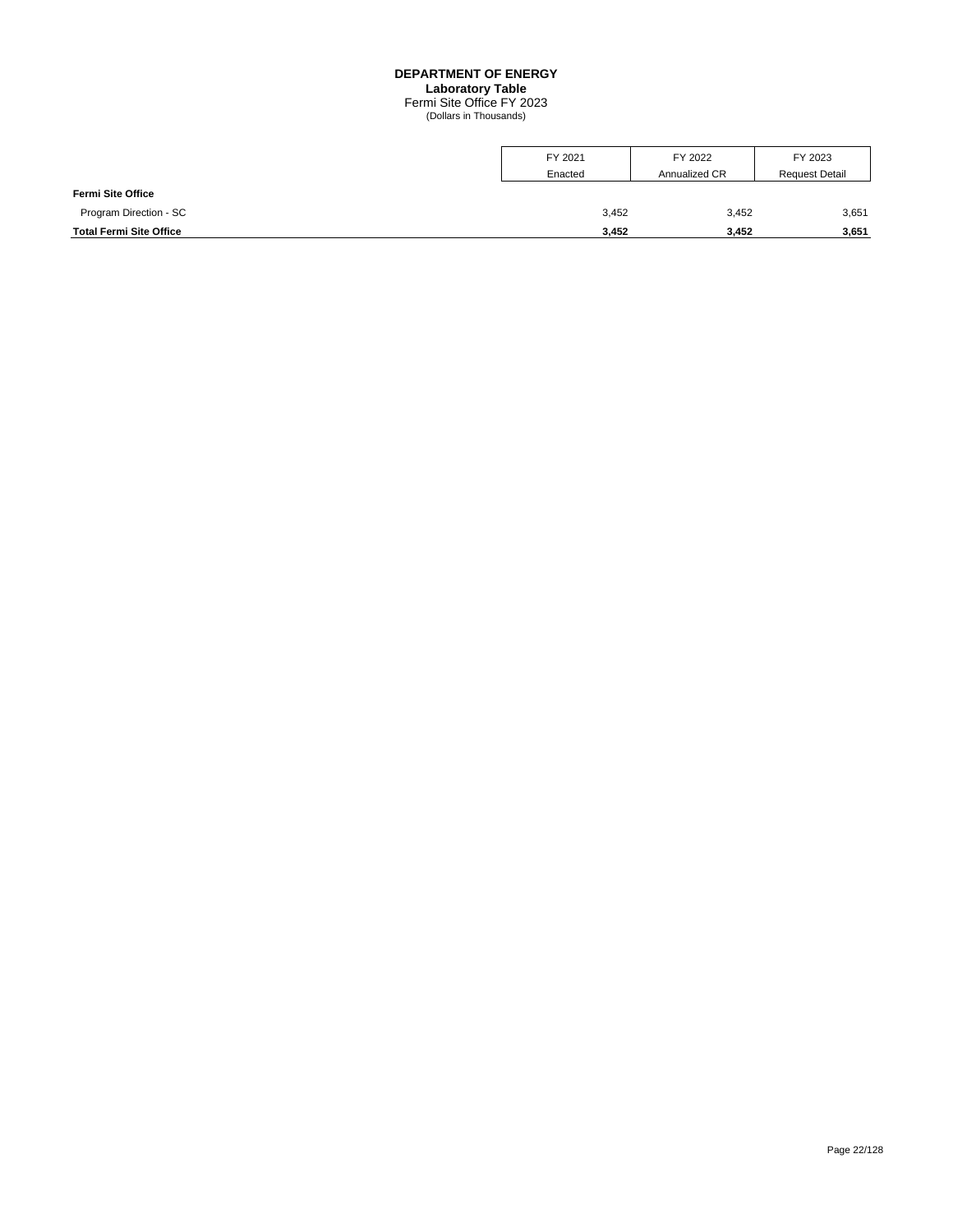**DEPARTMENT OF ENERGY**
**Laboratory Table**
Fermi Site Office FY 2023
(Dollars in Thousands)

| | FY 2021 Enacted | FY 2022 Annualized CR | FY 2023 Request Detail |
|---|---|---|---|
| **Fermi Site Office** | | | |
| Program Direction - SC | 3,452 | 3,452 | 3,651 |
| **Total Fermi Site Office** | **3,452** | **3,452** | **3,651** |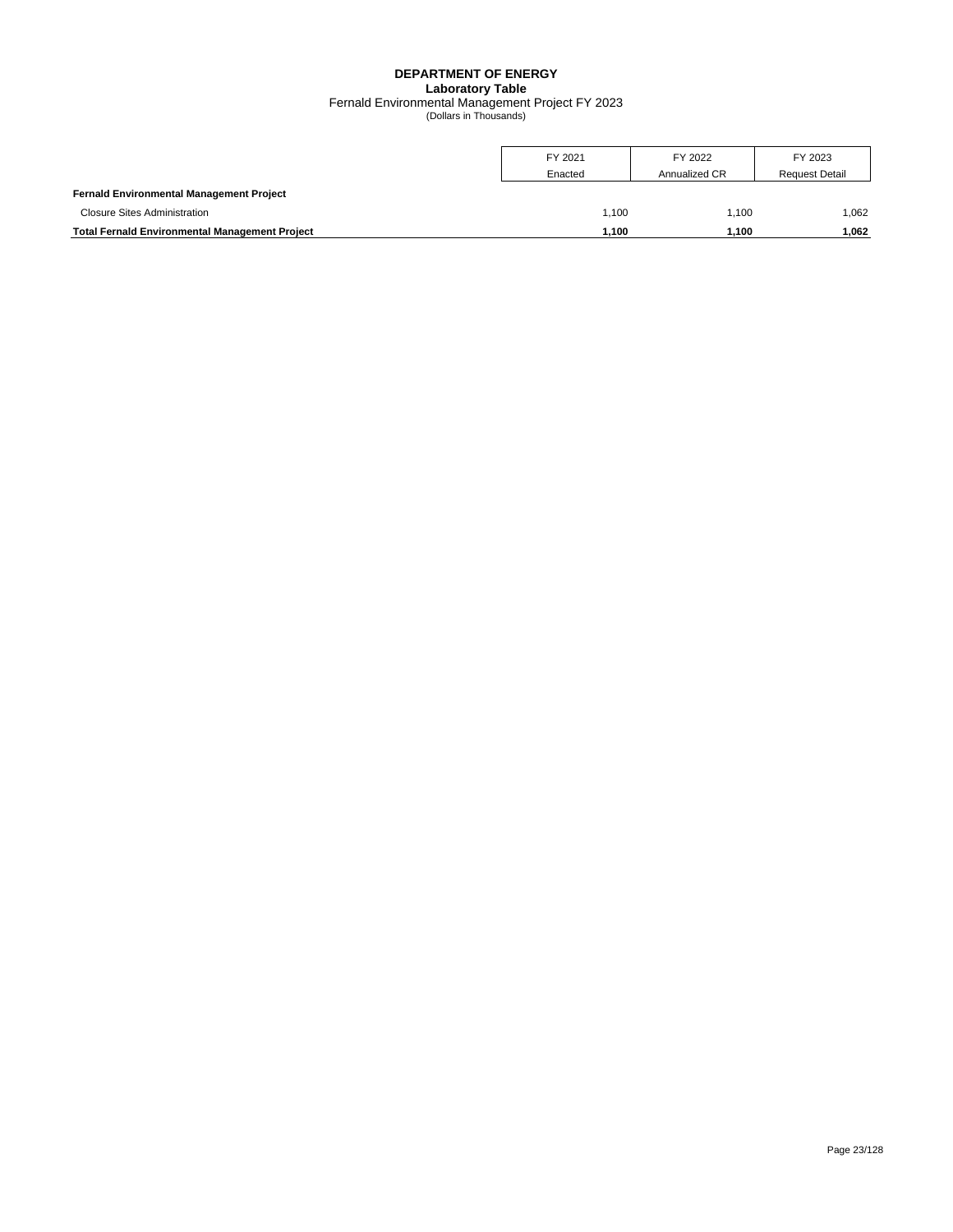# DEPARTMENT OF ENERGY
## Laboratory Table
### Fernald Environmental Management Project FY 2023
(Dollars in Thousands)

| | FY 2021 Enacted | FY 2022 Annualized CR | FY 2023 Request Detail |
|---|---|---|---|
| **Fernald Environmental Management Project** | | | |
| Closure Sites Administration | 1,100 | 1,100 | 1,062 |
| **Total Fernald Environmental Management Project** | **1,100** | **1,100** | **1,062** |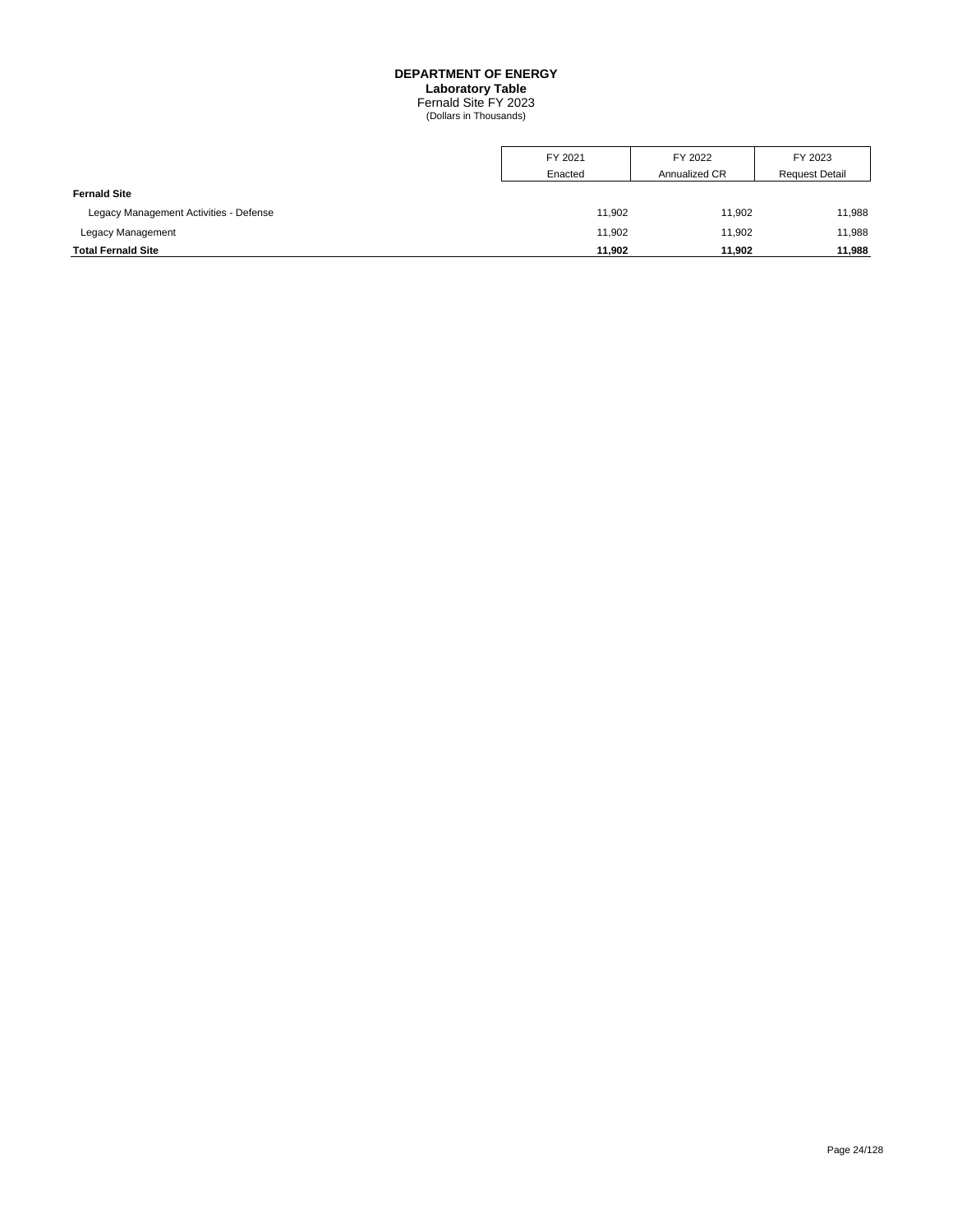# DEPARTMENT OF ENERGY
## Laboratory Table
### Fernald Site FY 2023
(Dollars in Thousands)

| | FY 2021 Enacted | FY 2022 Annualized CR | FY 2023 Request Detail |
|---|---|---|---|
| **Fernald Site** | | | |
| Legacy Management Activities - Defense | 11,902 | 11,902 | 11,988 |
| Legacy Management | 11,902 | 11,902 | 11,988 |
| **Total Fernald Site** | **11,902** | **11,902** | **11,988** |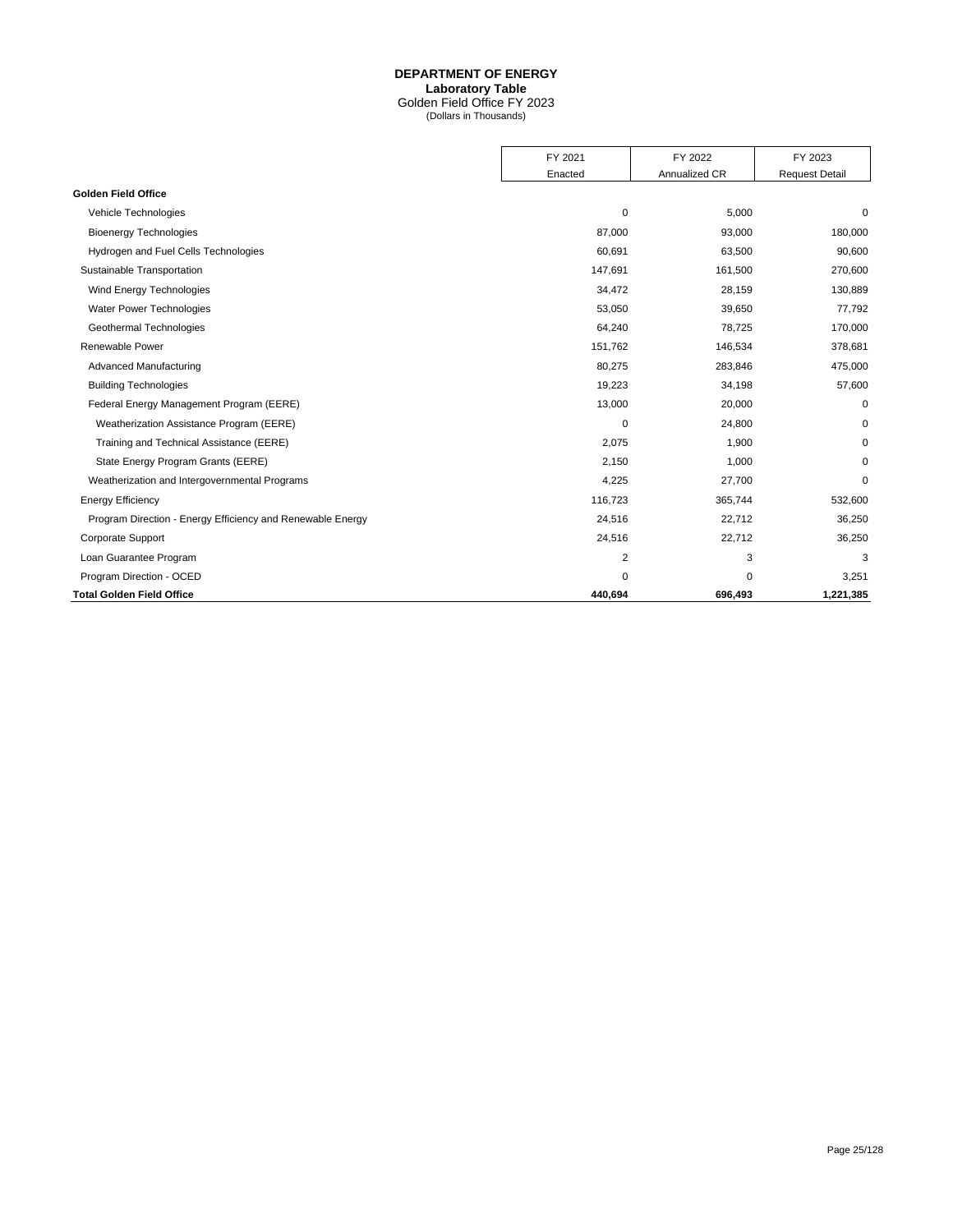# DEPARTMENT OF ENERGY
## Laboratory Table
Golden Field Office FY 2023
(Dollars in Thousands)

| | FY 2021 Enacted | FY 2022 Annualized CR | FY 2023 Request Detail |
|---|---|---|---|
| **Golden Field Office** | | | |
| Vehicle Technologies | 0 | 5,000 | 0 |
| Bioenergy Technologies | 87,000 | 93,000 | 180,000 |
| Hydrogen and Fuel Cells Technologies | 60,691 | 63,500 | 90,600 |
| Sustainable Transportation | 147,691 | 161,500 | 270,600 |
| Wind Energy Technologies | 34,472 | 28,159 | 130,889 |
| Water Power Technologies | 53,050 | 39,650 | 77,792 |
| Geothermal Technologies | 64,240 | 78,725 | 170,000 |
| Renewable Power | 151,762 | 146,534 | 378,681 |
| Advanced Manufacturing | 80,275 | 283,846 | 475,000 |
| Building Technologies | 19,223 | 34,198 | 57,600 |
| Federal Energy Management Program (EERE) | 13,000 | 20,000 | 0 |
| Weatherization Assistance Program (EERE) | 0 | 24,800 | 0 |
| Training and Technical Assistance (EERE) | 2,075 | 1,900 | 0 |
| State Energy Program Grants (EERE) | 2,150 | 1,000 | 0 |
| Weatherization and Intergovernmental Programs | 4,225 | 27,700 | 0 |
| Energy Efficiency | 116,723 | 365,744 | 532,600 |
| Program Direction - Energy Efficiency and Renewable Energy | 24,516 | 22,712 | 36,250 |
| Corporate Support | 24,516 | 22,712 | 36,250 |
| Loan Guarantee Program | 2 | 3 | 3 |
| Program Direction - OCED | 0 | 0 | 3,251 |
| **Total Golden Field Office** | **440,694** | **696,493** | **1,221,385** |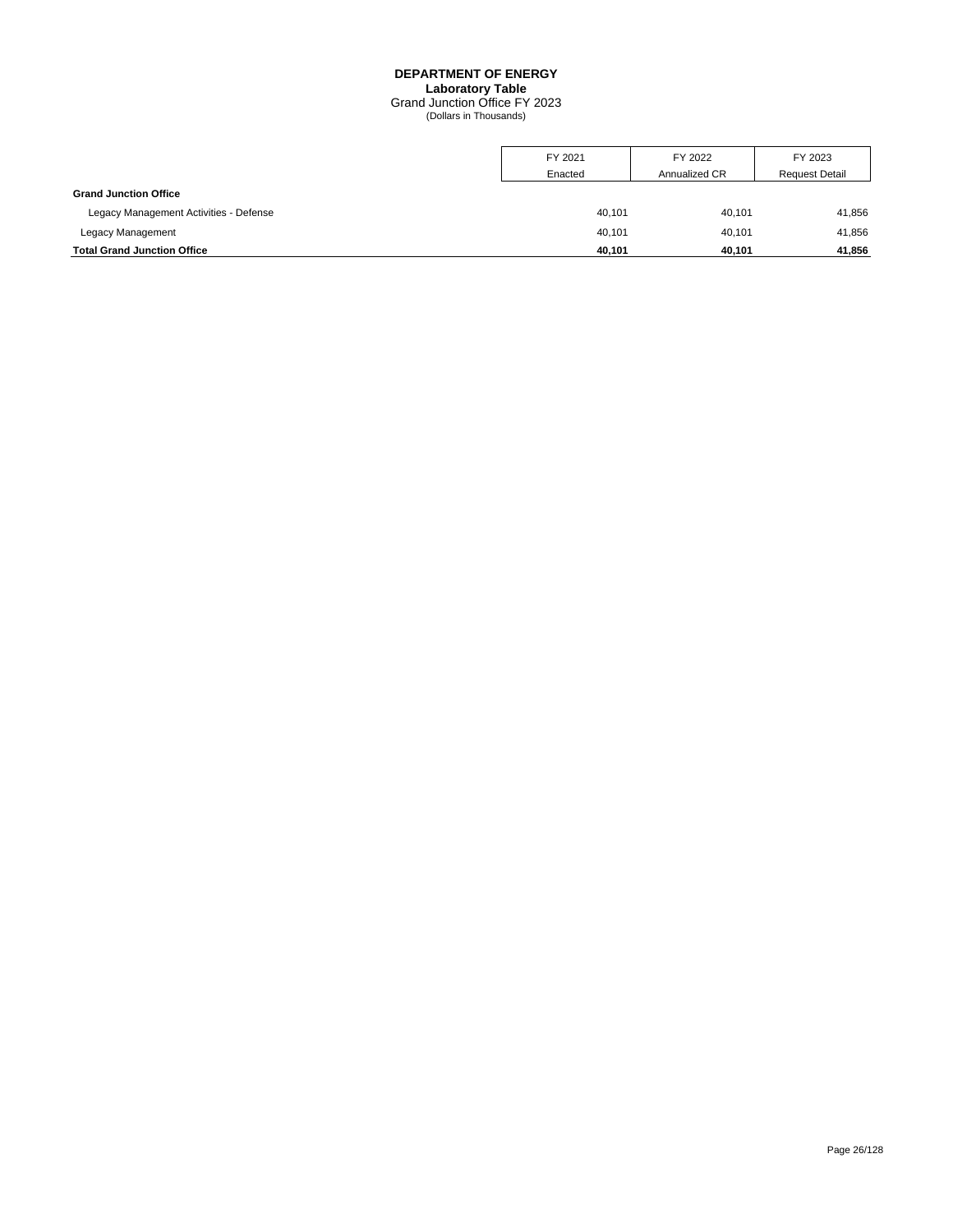# DEPARTMENT OF ENERGY
## Laboratory Table
### Grand Junction Office FY 2023
(Dollars in Thousands)

| | FY 2021 Enacted | FY 2022 Annualized CR | FY 2023 Request Detail |
|---|---|---|---|
| **Grand Junction Office** | | | |
| Legacy Management Activities - Defense | 40,101 | 40,101 | 41,856 |
| Legacy Management | 40,101 | 40,101 | 41,856 |
| **Total Grand Junction Office** | **40,101** | **40,101** | **41,856** |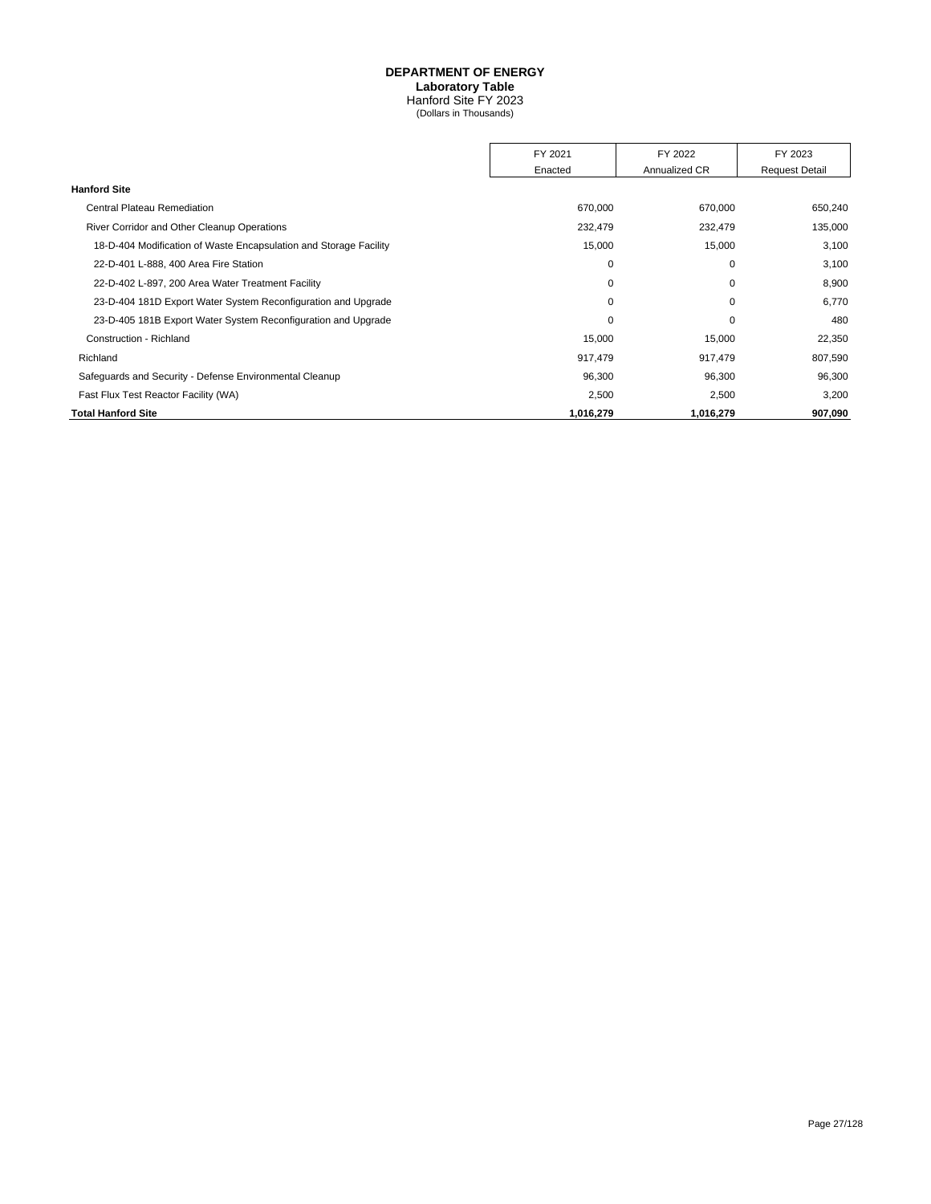# DEPARTMENT OF ENERGY

## Laboratory Table

Hanford Site FY 2023

(Dollars in Thousands)

| | FY 2021 Enacted | FY 2022 Annualized CR | FY 2023 Request Detail |
|---|---|---|---|
| **Hanford Site** | | | |
| Central Plateau Remediation | 670,000 | 670,000 | 650,240 |
| River Corridor and Other Cleanup Operations | 232,479 | 232,479 | 135,000 |
| 18-D-404 Modification of Waste Encapsulation and Storage Facility | 15,000 | 15,000 | 3,100 |
| 22-D-401 L-888, 400 Area Fire Station | 0 | 0 | 3,100 |
| 22-D-402 L-897, 200 Area Water Treatment Facility | 0 | 0 | 8,900 |
| 23-D-404 181D Export Water System Reconfiguration and Upgrade | 0 | 0 | 6,770 |
| 23-D-405 181B Export Water System Reconfiguration and Upgrade | 0 | 0 | 480 |
| Construction - Richland | 15,000 | 15,000 | 22,350 |
| Richland | 917,479 | 917,479 | 807,590 |
| Safeguards and Security - Defense Environmental Cleanup | 96,300 | 96,300 | 96,300 |
| Fast Flux Test Reactor Facility (WA) | 2,500 | 2,500 | 3,200 |
| **Total Hanford Site** | **1,016,279** | **1,016,279** | **907,090** |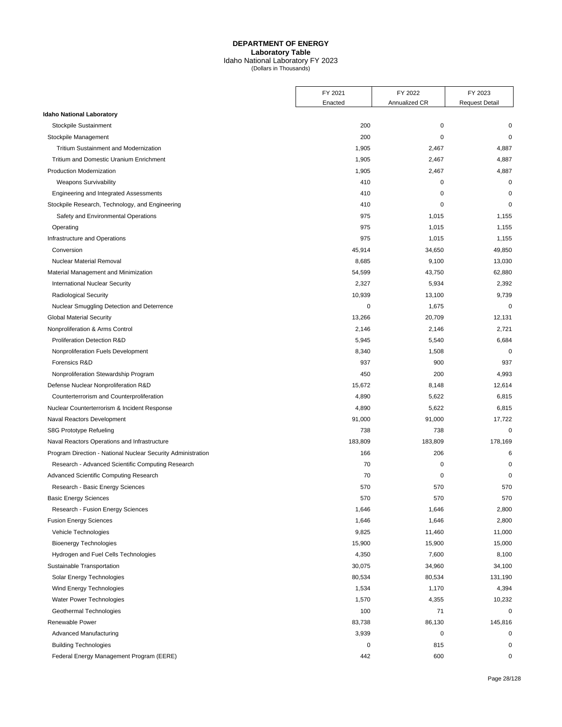# DEPARTMENT OF ENERGY
## Laboratory Table
### Idaho National Laboratory FY 2023
(Dollars in Thousands)

| | FY 2021 Enacted | FY 2022 Annualized CR | FY 2023 Request Detail |
|---|---|---|---|
| **Idaho National Laboratory** | | | |
| Stockpile Sustainment | 200 | 0 | 0 |
| Stockpile Management | 200 | 0 | 0 |
| Tritium Sustainment and Modernization | 1,905 | 2,467 | 4,887 |
| Tritium and Domestic Uranium Enrichment | 1,905 | 2,467 | 4,887 |
| Production Modernization | 1,905 | 2,467 | 4,887 |
| Weapons Survivability | 410 | 0 | 0 |
| Engineering and Integrated Assessments | 410 | 0 | 0 |
| Stockpile Research, Technology, and Engineering | 410 | 0 | 0 |
| Safety and Environmental Operations | 975 | 1,015 | 1,155 |
| Operating | 975 | 1,015 | 1,155 |
| Infrastructure and Operations | 975 | 1,015 | 1,155 |
| Conversion | 45,914 | 34,650 | 49,850 |
| Nuclear Material Removal | 8,685 | 9,100 | 13,030 |
| Material Management and Minimization | 54,599 | 43,750 | 62,880 |
| International Nuclear Security | 2,327 | 5,934 | 2,392 |
| Radiological Security | 10,939 | 13,100 | 9,739 |
| Nuclear Smuggling Detection and Deterrence | 0 | 1,675 | 0 |
| Global Material Security | 13,266 | 20,709 | 12,131 |
| Nonproliferation & Arms Control | 2,146 | 2,146 | 2,721 |
| Proliferation Detection R&D | 5,945 | 5,540 | 6,684 |
| Nonproliferation Fuels Development | 8,340 | 1,508 | 0 |
| Forensics R&D | 937 | 900 | 937 |
| Nonproliferation Stewardship Program | 450 | 200 | 4,993 |
| Defense Nuclear Nonproliferation R&D | 15,672 | 8,148 | 12,614 |
| Counterterrorism and Counterproliferation | 4,890 | 5,622 | 6,815 |
| Nuclear Counterterrorism & Incident Response | 4,890 | 5,622 | 6,815 |
| Naval Reactors Development | 91,000 | 91,000 | 17,722 |
| S8G Prototype Refueling | 738 | 738 | 0 |
| Naval Reactors Operations and Infrastructure | 183,809 | 183,809 | 178,169 |
| Program Direction - National Nuclear Security Administration | 166 | 206 | 6 |
| Research - Advanced Scientific Computing Research | 70 | 0 | 0 |
| Advanced Scientific Computing Research | 70 | 0 | 0 |
| Research - Basic Energy Sciences | 570 | 570 | 570 |
| Basic Energy Sciences | 570 | 570 | 570 |
| Research - Fusion Energy Sciences | 1,646 | 1,646 | 2,800 |
| Fusion Energy Sciences | 1,646 | 1,646 | 2,800 |
| Vehicle Technologies | 9,825 | 11,460 | 11,000 |
| Bioenergy Technologies | 15,900 | 15,900 | 15,000 |
| Hydrogen and Fuel Cells Technologies | 4,350 | 7,600 | 8,100 |
| Sustainable Transportation | 30,075 | 34,960 | 34,100 |
| Solar Energy Technologies | 80,534 | 80,534 | 131,190 |
| Wind Energy Technologies | 1,534 | 1,170 | 4,394 |
| Water Power Technologies | 1,570 | 4,355 | 10,232 |
| Geothermal Technologies | 100 | 71 | 0 |
| Renewable Power | 83,738 | 86,130 | 145,816 |
| Advanced Manufacturing | 3,939 | 0 | 0 |
| Building Technologies | 0 | 815 | 0 |
| Federal Energy Management Program (EERE) | 442 | 600 | 0 |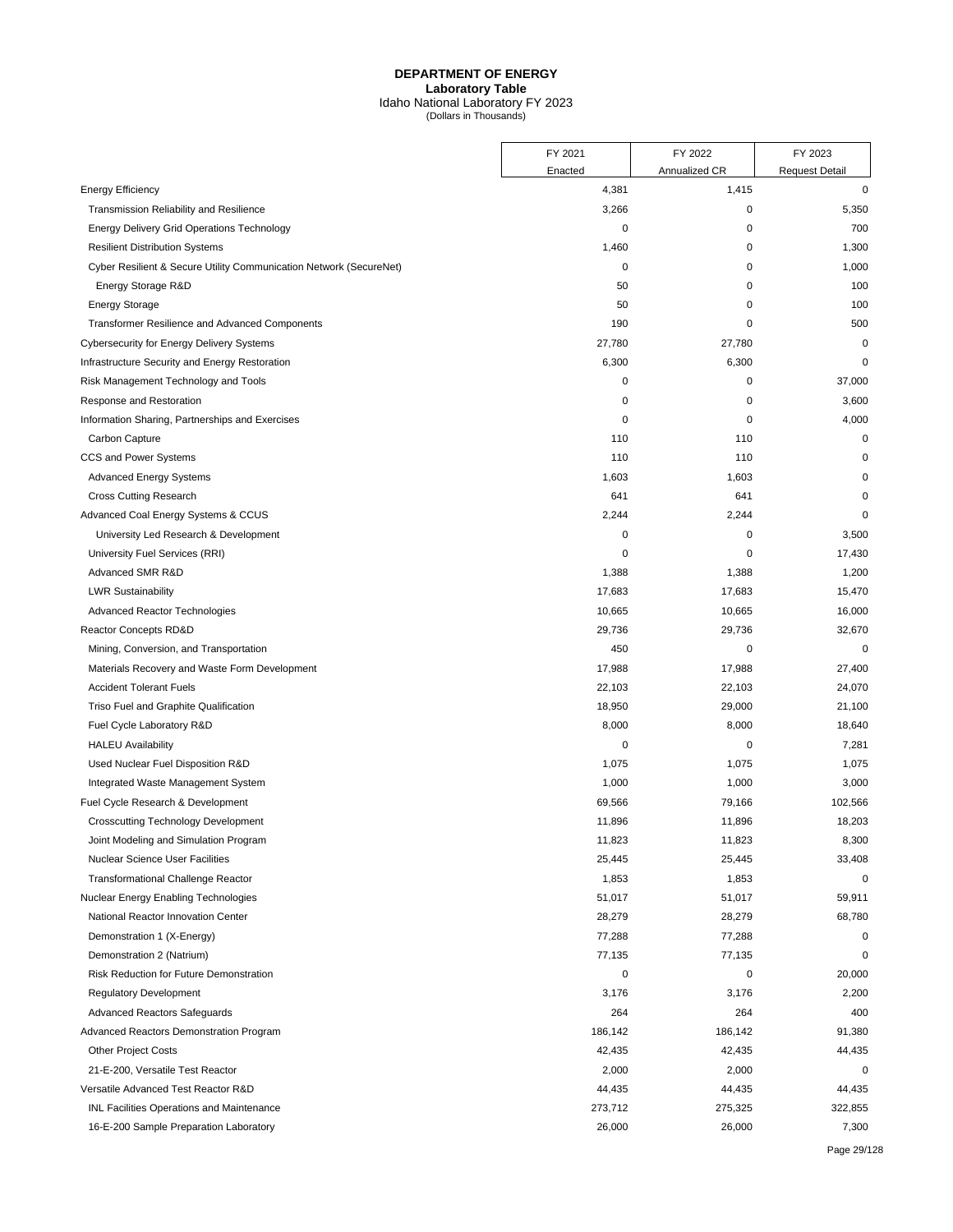**DEPARTMENT OF ENERGY**
**Laboratory Table**
Idaho National Laboratory FY 2023
(Dollars in Thousands)

| | FY 2021 Enacted | FY 2022 Annualized CR | FY 2023 Request Detail |
|---|---|---|---|
| Energy Efficiency | 4,381 | 1,415 | 0 |
| Transmission Reliability and Resilience | 3,266 | 0 | 5,350 |
| Energy Delivery Grid Operations Technology | 0 | 0 | 700 |
| Resilient Distribution Systems | 1,460 | 0 | 1,300 |
| Cyber Resilient & Secure Utility Communication Network (SecureNet) | 0 | 0 | 1,000 |
| Energy Storage R&D | 50 | 0 | 100 |
| Energy Storage | 50 | 0 | 100 |
| Transformer Resilience and Advanced Components | 190 | 0 | 500 |
| Cybersecurity for Energy Delivery Systems | 27,780 | 27,780 | 0 |
| Infrastructure Security and Energy Restoration | 6,300 | 6,300 | 0 |
| Risk Management Technology and Tools | 0 | 0 | 37,000 |
| Response and Restoration | 0 | 0 | 3,600 |
| Information Sharing, Partnerships and Exercises | 0 | 0 | 4,000 |
| Carbon Capture | 110 | 110 | 0 |
| CCS and Power Systems | 110 | 110 | 0 |
| Advanced Energy Systems | 1,603 | 1,603 | 0 |
| Cross Cutting Research | 641 | 641 | 0 |
| Advanced Coal Energy Systems & CCUS | 2,244 | 2,244 | 0 |
| University Led Research & Development | 0 | 0 | 3,500 |
| University Fuel Services (RRI) | 0 | 0 | 17,430 |
| Advanced SMR R&D | 1,388 | 1,388 | 1,200 |
| LWR Sustainability | 17,683 | 17,683 | 15,470 |
| Advanced Reactor Technologies | 10,665 | 10,665 | 16,000 |
| Reactor Concepts RD&D | 29,736 | 29,736 | 32,670 |
| Mining, Conversion, and Transportation | 450 | 0 | 0 |
| Materials Recovery and Waste Form Development | 17,988 | 17,988 | 27,400 |
| Accident Tolerant Fuels | 22,103 | 22,103 | 24,070 |
| Triso Fuel and Graphite Qualification | 18,950 | 29,000 | 21,100 |
| Fuel Cycle Laboratory R&D | 8,000 | 8,000 | 18,640 |
| HALEU Availability | 0 | 0 | 7,281 |
| Used Nuclear Fuel Disposition R&D | 1,075 | 1,075 | 1,075 |
| Integrated Waste Management System | 1,000 | 1,000 | 3,000 |
| Fuel Cycle Research & Development | 69,566 | 79,166 | 102,566 |
| Crosscutting Technology Development | 11,896 | 11,896 | 18,203 |
| Joint Modeling and Simulation Program | 11,823 | 11,823 | 8,300 |
| Nuclear Science User Facilities | 25,445 | 25,445 | 33,408 |
| Transformational Challenge Reactor | 1,853 | 1,853 | 0 |
| Nuclear Energy Enabling Technologies | 51,017 | 51,017 | 59,911 |
| National Reactor Innovation Center | 28,279 | 28,279 | 68,780 |
| Demonstration 1 (X-Energy) | 77,288 | 77,288 | 0 |
| Demonstration 2 (Natrium) | 77,135 | 77,135 | 0 |
| Risk Reduction for Future Demonstration | 0 | 0 | 20,000 |
| Regulatory Development | 3,176 | 3,176 | 2,200 |
| Advanced Reactors Safeguards | 264 | 264 | 400 |
| Advanced Reactors Demonstration Program | 186,142 | 186,142 | 91,380 |
| Other Project Costs | 42,435 | 42,435 | 44,435 |
| 21-E-200, Versatile Test Reactor | 2,000 | 2,000 | 0 |
| Versatile Advanced Test Reactor R&D | 44,435 | 44,435 | 44,435 |
| INL Facilities Operations and Maintenance | 273,712 | 275,325 | 322,855 |
| 16-E-200 Sample Preparation Laboratory | 26,000 | 26,000 | 7,300 |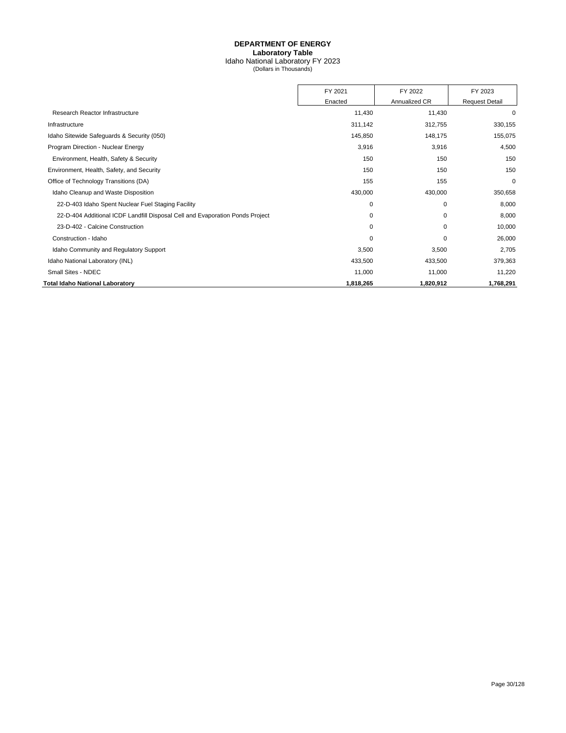# DEPARTMENT OF ENERGY

## Laboratory Table

Idaho National Laboratory FY 2023

(Dollars in Thousands)

| | FY 2021 | FY 2022 | FY 2023 |
|---|---|---|---|
| | Enacted | Annualized CR | Request Detail |
| Research Reactor Infrastructure | 11,430 | 11,430 | 0 |
| Infrastructure | 311,142 | 312,755 | 330,155 |
| Idaho Sitewide Safeguards & Security (050) | 145,850 | 148,175 | 155,075 |
| Program Direction - Nuclear Energy | 3,916 | 3,916 | 4,500 |
| Environment, Health, Safety & Security | 150 | 150 | 150 |
| Environment, Health, Safety, and Security | 150 | 150 | 150 |
| Office of Technology Transitions (DA) | 155 | 155 | 0 |
| Idaho Cleanup and Waste Disposition | 430,000 | 430,000 | 350,658 |
| 22-D-403 Idaho Spent Nuclear Fuel Staging Facility | 0 | 0 | 8,000 |
| 22-D-404 Additional ICDF Landfill Disposal Cell and Evaporation Ponds Project | 0 | 0 | 8,000 |
| 23-D-402 - Calcine Construction | 0 | 0 | 10,000 |
| Construction - Idaho | 0 | 0 | 26,000 |
| Idaho Community and Regulatory Support | 3,500 | 3,500 | 2,705 |
| Idaho National Laboratory (INL) | 433,500 | 433,500 | 379,363 |
| Small Sites - NDEC | 11,000 | 11,000 | 11,220 |
| **Total Idaho National Laboratory** | **1,818,265** | **1,820,912** | **1,768,291** |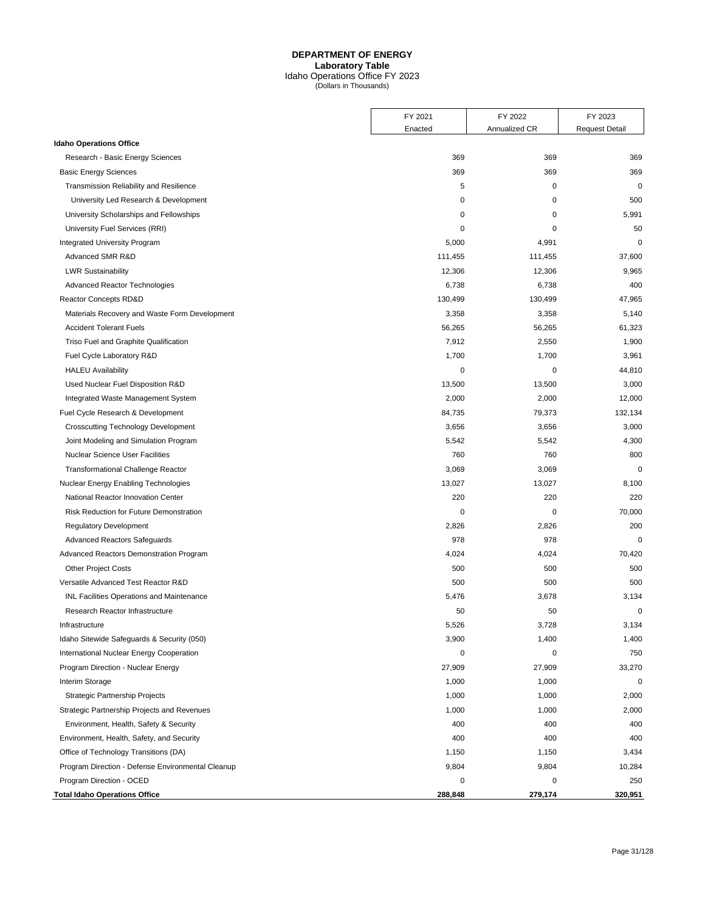# DEPARTMENT OF ENERGY

**Laboratory Table**

Idaho Operations Office FY 2023

(Dollars in Thousands)

| | FY 2021 Enacted | FY 2022 Annualized CR | FY 2023 Request Detail |
|---|---|---|---|
| **Idaho Operations Office** | | | |
| Research - Basic Energy Sciences | 369 | 369 | 369 |
| Basic Energy Sciences | 369 | 369 | 369 |
| Transmission Reliability and Resilience | 5 | 0 | 0 |
| University Led Research & Development | 0 | 0 | 500 |
| University Scholarships and Fellowships | 0 | 0 | 5,991 |
| University Fuel Services (RRI) | 0 | 0 | 50 |
| Integrated University Program | 5,000 | 4,991 | 0 |
| Advanced SMR R&D | 111,455 | 111,455 | 37,600 |
| LWR Sustainability | 12,306 | 12,306 | 9,965 |
| Advanced Reactor Technologies | 6,738 | 6,738 | 400 |
| Reactor Concepts RD&D | 130,499 | 130,499 | 47,965 |
| Materials Recovery and Waste Form Development | 3,358 | 3,358 | 5,140 |
| Accident Tolerant Fuels | 56,265 | 56,265 | 61,323 |
| Triso Fuel and Graphite Qualification | 7,912 | 2,550 | 1,900 |
| Fuel Cycle Laboratory R&D | 1,700 | 1,700 | 3,961 |
| HALEU Availability | 0 | 0 | 44,810 |
| Used Nuclear Fuel Disposition R&D | 13,500 | 13,500 | 3,000 |
| Integrated Waste Management System | 2,000 | 2,000 | 12,000 |
| Fuel Cycle Research & Development | 84,735 | 79,373 | 132,134 |
| Crosscutting Technology Development | 3,656 | 3,656 | 3,000 |
| Joint Modeling and Simulation Program | 5,542 | 5,542 | 4,300 |
| Nuclear Science User Facilities | 760 | 760 | 800 |
| Transformational Challenge Reactor | 3,069 | 3,069 | 0 |
| Nuclear Energy Enabling Technologies | 13,027 | 13,027 | 8,100 |
| National Reactor Innovation Center | 220 | 220 | 220 |
| Risk Reduction for Future Demonstration | 0 | 0 | 70,000 |
| Regulatory Development | 2,826 | 2,826 | 200 |
| Advanced Reactors Safeguards | 978 | 978 | 0 |
| Advanced Reactors Demonstration Program | 4,024 | 4,024 | 70,420 |
| Other Project Costs | 500 | 500 | 500 |
| Versatile Advanced Test Reactor R&D | 500 | 500 | 500 |
| INL Facilities Operations and Maintenance | 5,476 | 3,678 | 3,134 |
| Research Reactor Infrastructure | 50 | 50 | 0 |
| Infrastructure | 5,526 | 3,728 | 3,134 |
| Idaho Sitewide Safeguards & Security (050) | 3,900 | 1,400 | 1,400 |
| International Nuclear Energy Cooperation | 0 | 0 | 750 |
| Program Direction - Nuclear Energy | 27,909 | 27,909 | 33,270 |
| Interim Storage | 1,000 | 1,000 | 0 |
| Strategic Partnership Projects | 1,000 | 1,000 | 2,000 |
| Strategic Partnership Projects and Revenues | 1,000 | 1,000 | 2,000 |
| Environment, Health, Safety & Security | 400 | 400 | 400 |
| Environment, Health, Safety, and Security | 400 | 400 | 400 |
| Office of Technology Transitions (DA) | 1,150 | 1,150 | 3,434 |
| Program Direction - Defense Environmental Cleanup | 9,804 | 9,804 | 10,284 |
| Program Direction - OCED | 0 | 0 | 250 |
| **Total Idaho Operations Office** | **288,848** | **279,174** | **320,951** |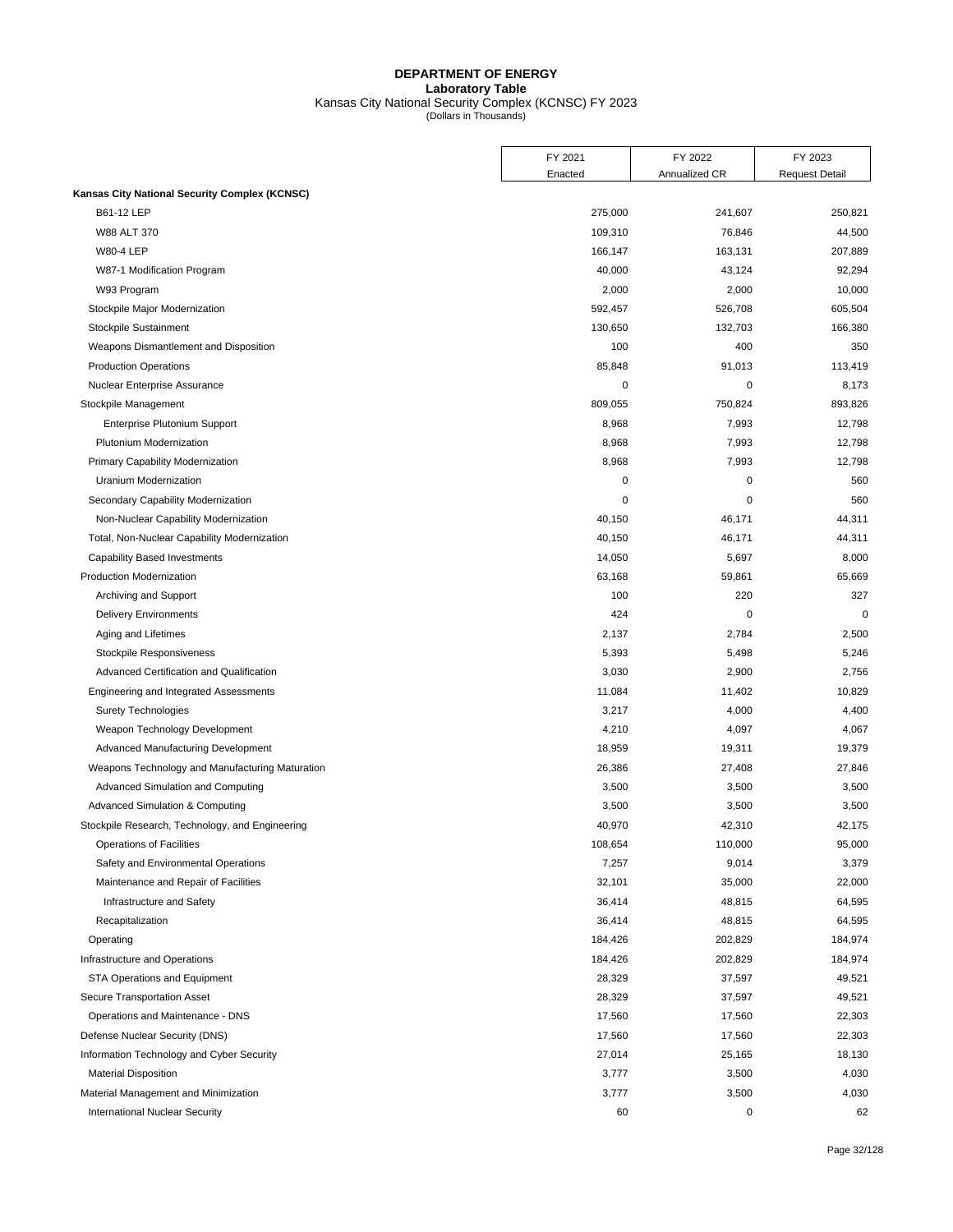**DEPARTMENT OF ENERGY**
**Laboratory Table**
Kansas City National Security Complex (KCNSC) FY 2023
(Dollars in Thousands)

| | FY 2021 Enacted | FY 2022 Annualized CR | FY 2023 Request Detail |
|---|---|---|---|
| **Kansas City National Security Complex (KCNSC)** | | | |
| B61-12 LEP | 275,000 | 241,607 | 250,821 |
| W88 ALT 370 | 109,310 | 76,846 | 44,500 |
| W80-4 LEP | 166,147 | 163,131 | 207,889 |
| W87-1 Modification Program | 40,000 | 43,124 | 92,294 |
| W93 Program | 2,000 | 2,000 | 10,000 |
| Stockpile Major Modernization | 592,457 | 526,708 | 605,504 |
| Stockpile Sustainment | 130,650 | 132,703 | 166,380 |
| Weapons Dismantlement and Disposition | 100 | 400 | 350 |
| Production Operations | 85,848 | 91,013 | 113,419 |
| Nuclear Enterprise Assurance | 0 | 0 | 8,173 |
| Stockpile Management | 809,055 | 750,824 | 893,826 |
| Enterprise Plutonium Support | 8,968 | 7,993 | 12,798 |
| Plutonium Modernization | 8,968 | 7,993 | 12,798 |
| Primary Capability Modernization | 8,968 | 7,993 | 12,798 |
| Uranium Modernization | 0 | 0 | 560 |
| Secondary Capability Modernization | 0 | 0 | 560 |
| Non-Nuclear Capability Modernization | 40,150 | 46,171 | 44,311 |
| Total, Non-Nuclear Capability Modernization | 40,150 | 46,171 | 44,311 |
| Capability Based Investments | 14,050 | 5,697 | 8,000 |
| Production Modernization | 63,168 | 59,861 | 65,669 |
| Archiving and Support | 100 | 220 | 327 |
| Delivery Environments | 424 | 0 | 0 |
| Aging and Lifetimes | 2,137 | 2,784 | 2,500 |
| Stockpile Responsiveness | 5,393 | 5,498 | 5,246 |
| Advanced Certification and Qualification | 3,030 | 2,900 | 2,756 |
| Engineering and Integrated Assessments | 11,084 | 11,402 | 10,829 |
| Surety Technologies | 3,217 | 4,000 | 4,400 |
| Weapon Technology Development | 4,210 | 4,097 | 4,067 |
| Advanced Manufacturing Development | 18,959 | 19,311 | 19,379 |
| Weapons Technology and Manufacturing Maturation | 26,386 | 27,408 | 27,846 |
| Advanced Simulation and Computing | 3,500 | 3,500 | 3,500 |
| Advanced Simulation & Computing | 3,500 | 3,500 | 3,500 |
| Stockpile Research, Technology, and Engineering | 40,970 | 42,310 | 42,175 |
| Operations of Facilities | 108,654 | 110,000 | 95,000 |
| Safety and Environmental Operations | 7,257 | 9,014 | 3,379 |
| Maintenance and Repair of Facilities | 32,101 | 35,000 | 22,000 |
| Infrastructure and Safety | 36,414 | 48,815 | 64,595 |
| Recapitalization | 36,414 | 48,815 | 64,595 |
| Operating | 184,426 | 202,829 | 184,974 |
| Infrastructure and Operations | 184,426 | 202,829 | 184,974 |
| STA Operations and Equipment | 28,329 | 37,597 | 49,521 |
| Secure Transportation Asset | 28,329 | 37,597 | 49,521 |
| Operations and Maintenance - DNS | 17,560 | 17,560 | 22,303 |
| Defense Nuclear Security (DNS) | 17,560 | 17,560 | 22,303 |
| Information Technology and Cyber Security | 27,014 | 25,165 | 18,130 |
| Material Disposition | 3,777 | 3,500 | 4,030 |
| Material Management and Minimization | 3,777 | 3,500 | 4,030 |
| International Nuclear Security | 60 | 0 | 62 |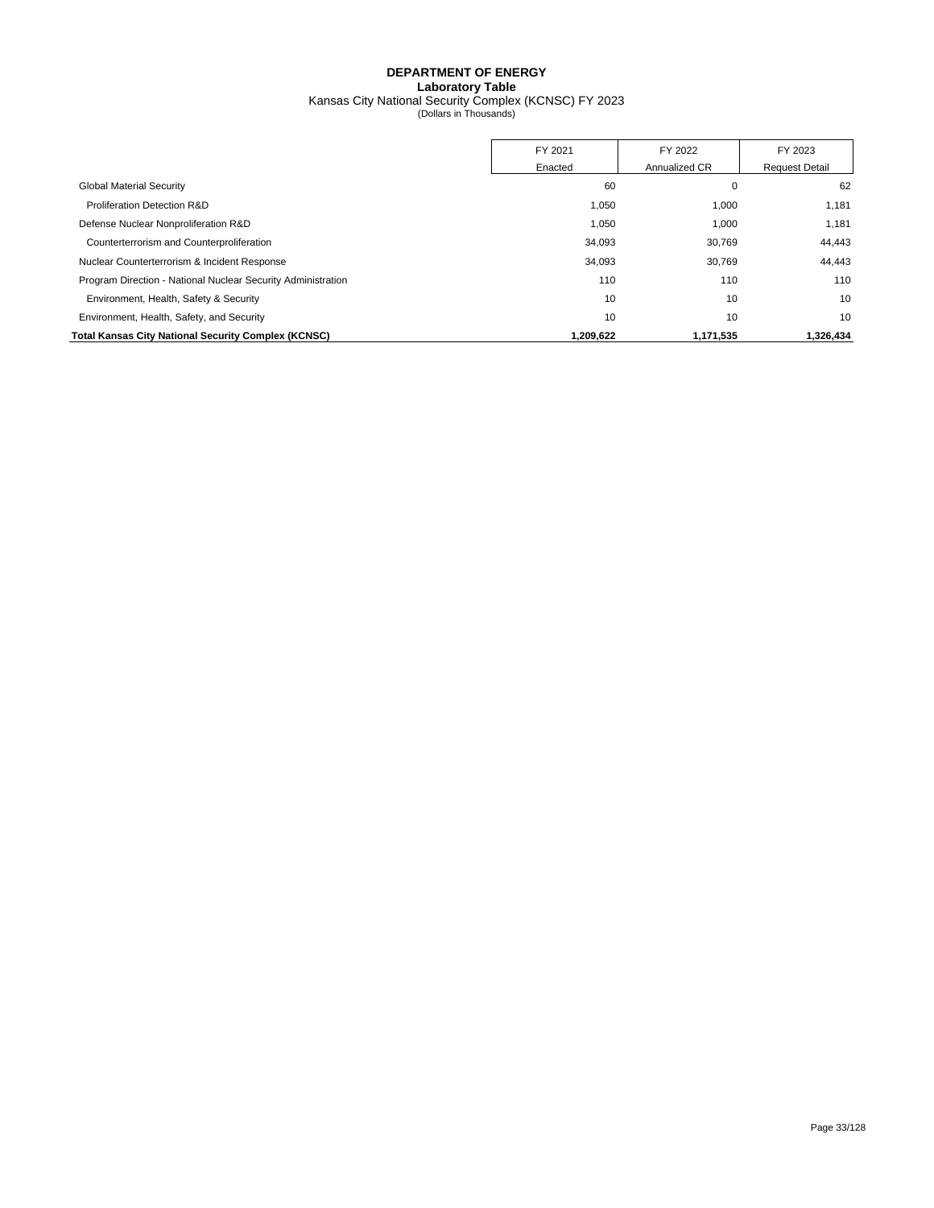**DEPARTMENT OF ENERGY**
**Laboratory Table**
Kansas City National Security Complex (KCNSC) FY 2023
(Dollars in Thousands)

| | FY 2021 Enacted | FY 2022 Annualized CR | FY 2023 Request Detail |
|---|---|---|---|
| Global Material Security | 60 | 0 | 62 |
| Proliferation Detection R&D | 1,050 | 1,000 | 1,181 |
| Defense Nuclear Nonproliferation R&D | 1,050 | 1,000 | 1,181 |
| Counterterrorism and Counterproliferation | 34,093 | 30,769 | 44,443 |
| Nuclear Counterterrorism & Incident Response | 34,093 | 30,769 | 44,443 |
| Program Direction - National Nuclear Security Administration | 110 | 110 | 110 |
| Environment, Health, Safety & Security | 10 | 10 | 10 |
| Environment, Health, Safety, and Security | 10 | 10 | 10 |
| **Total Kansas City National Security Complex (KCNSC)** | **1,209,622** | **1,171,535** | **1,326,434** |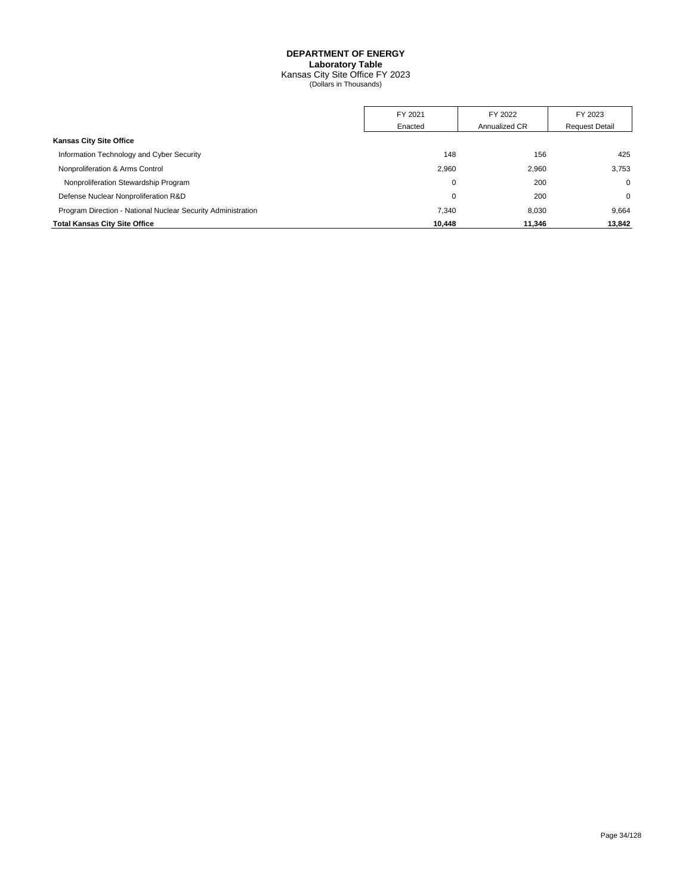# DEPARTMENT OF ENERGY
## Laboratory Table
### Kansas City Site Office FY 2023
(Dollars in Thousands)

| | FY 2021 Enacted | FY 2022 Annualized CR | FY 2023 Request Detail |
|---|---|---|---|
| **Kansas City Site Office** | | | |
| Information Technology and Cyber Security | 148 | 156 | 425 |
| Nonproliferation & Arms Control | 2,960 | 2,960 | 3,753 |
| Nonproliferation Stewardship Program | 0 | 200 | 0 |
| Defense Nuclear Nonproliferation R&D | 0 | 200 | 0 |
| Program Direction - National Nuclear Security Administration | 7,340 | 8,030 | 9,664 |
| **Total Kansas City Site Office** | **10,448** | **11,346** | **13,842** |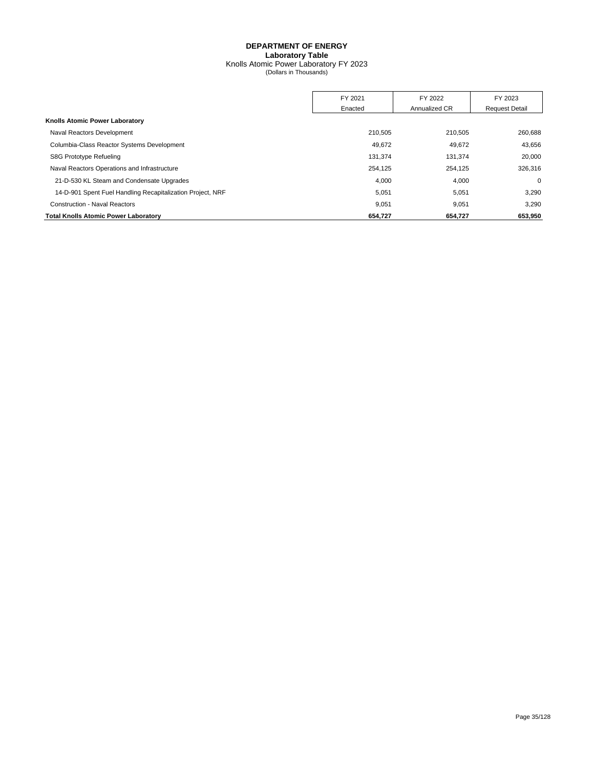**DEPARTMENT OF ENERGY**
**Laboratory Table**
Knolls Atomic Power Laboratory FY 2023
(Dollars in Thousands)

| | FY 2021 Enacted | FY 2022 Annualized CR | FY 2023 Request Detail |
|---|---|---|---|
| **Knolls Atomic Power Laboratory** | | | |
| Naval Reactors Development | 210,505 | 210,505 | 260,688 |
| Columbia-Class Reactor Systems Development | 49,672 | 49,672 | 43,656 |
| S8G Prototype Refueling | 131,374 | 131,374 | 20,000 |
| Naval Reactors Operations and Infrastructure | 254,125 | 254,125 | 326,316 |
| 21-D-530 KL Steam and Condensate Upgrades | 4,000 | 4,000 | 0 |
| 14-D-901 Spent Fuel Handling Recapitalization Project, NRF | 5,051 | 5,051 | 3,290 |
| Construction - Naval Reactors | 9,051 | 9,051 | 3,290 |
| **Total Knolls Atomic Power Laboratory** | **654,727** | **654,727** | **653,950** |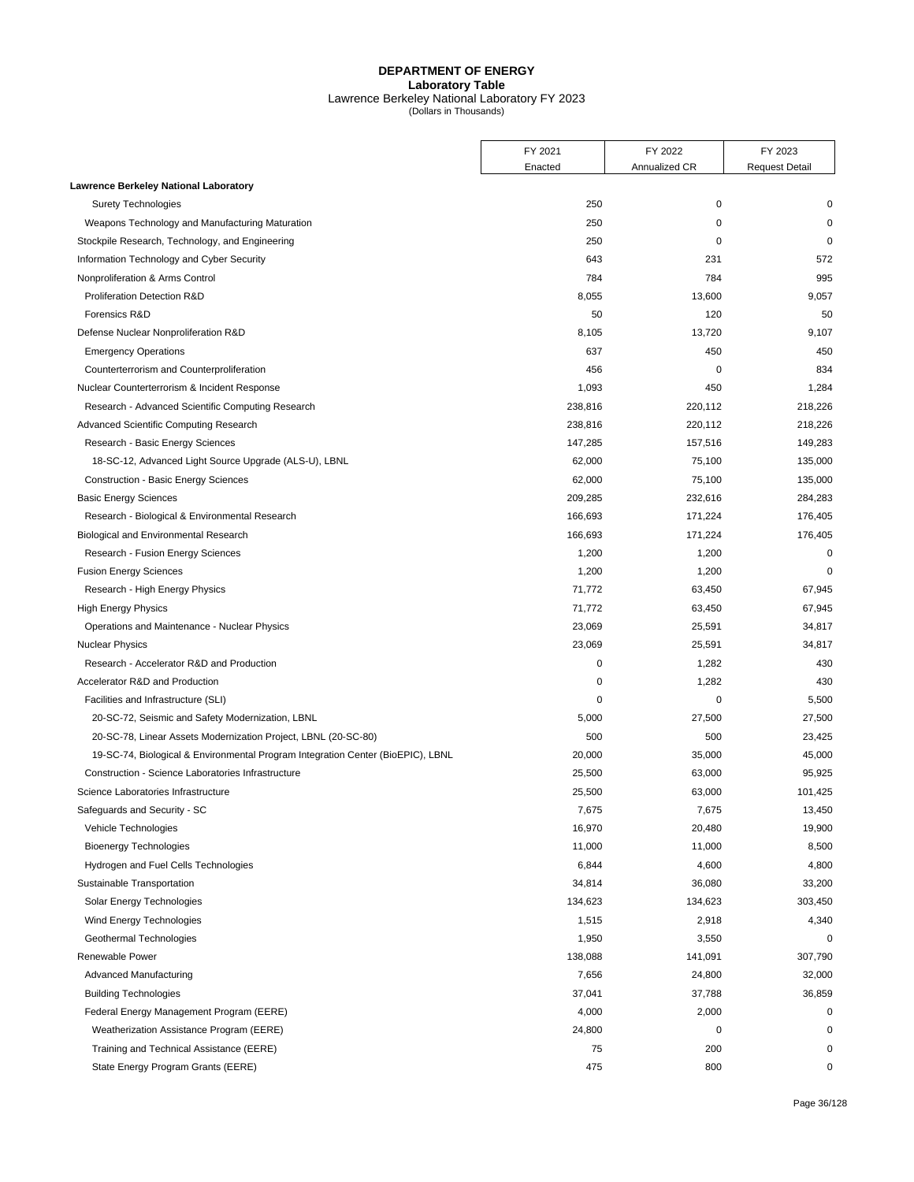# DEPARTMENT OF ENERGY

**Laboratory Table**

Lawrence Berkeley National Laboratory FY 2023

(Dollars in Thousands)

| | FY 2021 Enacted | FY 2022 Annualized CR | FY 2023 Request Detail |
|---|---|---|---|
| **Lawrence Berkeley National Laboratory** | | | |
| Surety Technologies | 250 | 0 | 0 |
| Weapons Technology and Manufacturing Maturation | 250 | 0 | 0 |
| Stockpile Research, Technology, and Engineering | 250 | 0 | 0 |
| Information Technology and Cyber Security | 643 | 231 | 572 |
| Nonproliferation & Arms Control | 784 | 784 | 995 |
| Proliferation Detection R&D | 8,055 | 13,600 | 9,057 |
| Forensics R&D | 50 | 120 | 50 |
| Defense Nuclear Nonproliferation R&D | 8,105 | 13,720 | 9,107 |
| Emergency Operations | 637 | 450 | 450 |
| Counterterrorism and Counterproliferation | 456 | 0 | 834 |
| Nuclear Counterterrorism & Incident Response | 1,093 | 450 | 1,284 |
| Research - Advanced Scientific Computing Research | 238,816 | 220,112 | 218,226 |
| Advanced Scientific Computing Research | 238,816 | 220,112 | 218,226 |
| Research - Basic Energy Sciences | 147,285 | 157,516 | 149,283 |
| 18-SC-12, Advanced Light Source Upgrade (ALS-U), LBNL | 62,000 | 75,100 | 135,000 |
| Construction - Basic Energy Sciences | 62,000 | 75,100 | 135,000 |
| Basic Energy Sciences | 209,285 | 232,616 | 284,283 |
| Research - Biological & Environmental Research | 166,693 | 171,224 | 176,405 |
| Biological and Environmental Research | 166,693 | 171,224 | 176,405 |
| Research - Fusion Energy Sciences | 1,200 | 1,200 | 0 |
| Fusion Energy Sciences | 1,200 | 1,200 | 0 |
| Research - High Energy Physics | 71,772 | 63,450 | 67,945 |
| High Energy Physics | 71,772 | 63,450 | 67,945 |
| Operations and Maintenance - Nuclear Physics | 23,069 | 25,591 | 34,817 |
| Nuclear Physics | 23,069 | 25,591 | 34,817 |
| Research - Accelerator R&D and Production | 0 | 1,282 | 430 |
| Accelerator R&D and Production | 0 | 1,282 | 430 |
| Facilities and Infrastructure (SLI) | 0 | 0 | 5,500 |
| 20-SC-72, Seismic and Safety Modernization, LBNL | 5,000 | 27,500 | 27,500 |
| 20-SC-78, Linear Assets Modernization Project, LBNL (20-SC-80) | 500 | 500 | 23,425 |
| 19-SC-74, Biological & Environmental Program Integration Center (BioEPIC), LBNL | 20,000 | 35,000 | 45,000 |
| Construction - Science Laboratories Infrastructure | 25,500 | 63,000 | 95,925 |
| Science Laboratories Infrastructure | 25,500 | 63,000 | 101,425 |
| Safeguards and Security - SC | 7,675 | 7,675 | 13,450 |
| Vehicle Technologies | 16,970 | 20,480 | 19,900 |
| Bioenergy Technologies | 11,000 | 11,000 | 8,500 |
| Hydrogen and Fuel Cells Technologies | 6,844 | 4,600 | 4,800 |
| Sustainable Transportation | 34,814 | 36,080 | 33,200 |
| Solar Energy Technologies | 134,623 | 134,623 | 303,450 |
| Wind Energy Technologies | 1,515 | 2,918 | 4,340 |
| Geothermal Technologies | 1,950 | 3,550 | 0 |
| Renewable Power | 138,088 | 141,091 | 307,790 |
| Advanced Manufacturing | 7,656 | 24,800 | 32,000 |
| Building Technologies | 37,041 | 37,788 | 36,859 |
| Federal Energy Management Program (EERE) | 4,000 | 2,000 | 0 |
| Weatherization Assistance Program (EERE) | 24,800 | 0 | 0 |
| Training and Technical Assistance (EERE) | 75 | 200 | 0 |
| State Energy Program Grants (EERE) | 475 | 800 | 0 |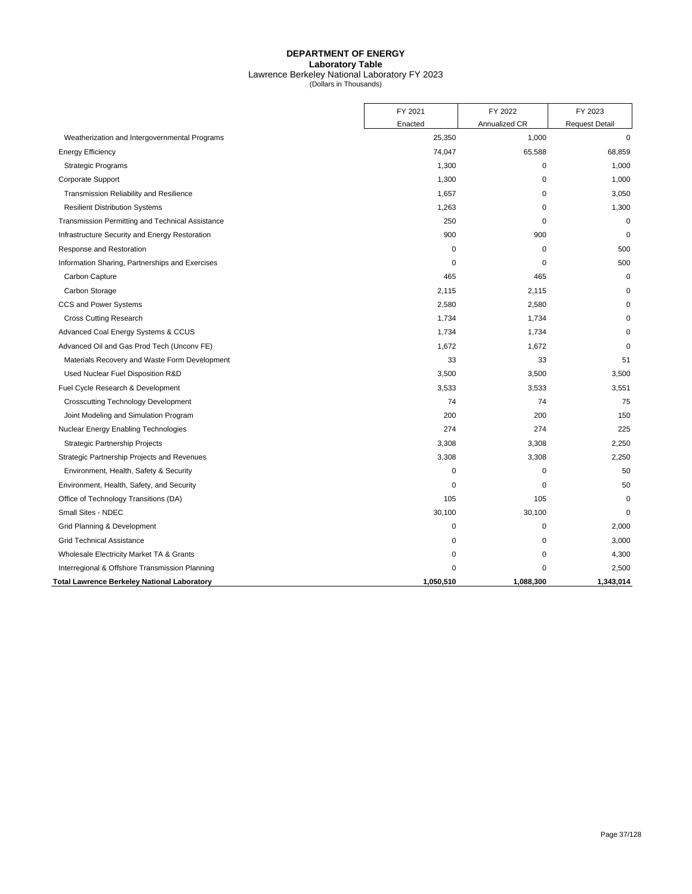# DEPARTMENT OF ENERGY

## Laboratory Table

Lawrence Berkeley National Laboratory FY 2023

(Dollars in Thousands)

| | FY 2021 Enacted | FY 2022 Annualized CR | FY 2023 Request Detail |
|---|---|---|---|
| Weatherization and Intergovernmental Programs | 25,350 | 1,000 | 0 |
| Energy Efficiency | 74,047 | 65,588 | 68,859 |
| Strategic Programs | 1,300 | 0 | 1,000 |
| Corporate Support | 1,300 | 0 | 1,000 |
| Transmission Reliability and Resilience | 1,657 | 0 | 3,050 |
| Resilient Distribution Systems | 1,263 | 0 | 1,300 |
| Transmission Permitting and Technical Assistance | 250 | 0 | 0 |
| Infrastructure Security and Energy Restoration | 900 | 900 | 0 |
| Response and Restoration | 0 | 0 | 500 |
| Information Sharing, Partnerships and Exercises | 0 | 0 | 500 |
| Carbon Capture | 465 | 465 | 0 |
| Carbon Storage | 2,115 | 2,115 | 0 |
| CCS and Power Systems | 2,580 | 2,580 | 0 |
| Cross Cutting Research | 1,734 | 1,734 | 0 |
| Advanced Coal Energy Systems & CCUS | 1,734 | 1,734 | 0 |
| Advanced Oil and Gas Prod Tech (Unconv FE) | 1,672 | 1,672 | 0 |
| Materials Recovery and Waste Form Development | 33 | 33 | 51 |
| Used Nuclear Fuel Disposition R&D | 3,500 | 3,500 | 3,500 |
| Fuel Cycle Research & Development | 3,533 | 3,533 | 3,551 |
| Crosscutting Technology Development | 74 | 74 | 75 |
| Joint Modeling and Simulation Program | 200 | 200 | 150 |
| Nuclear Energy Enabling Technologies | 274 | 274 | 225 |
| Strategic Partnership Projects | 3,308 | 3,308 | 2,250 |
| Strategic Partnership Projects and Revenues | 3,308 | 3,308 | 2,250 |
| Environment, Health, Safety & Security | 0 | 0 | 50 |
| Environment, Health, Safety, and Security | 0 | 0 | 50 |
| Office of Technology Transitions (DA) | 105 | 105 | 0 |
| Small Sites - NDEC | 30,100 | 30,100 | 0 |
| Grid Planning & Development | 0 | 0 | 2,000 |
| Grid Technical Assistance | 0 | 0 | 3,000 |
| Wholesale Electricity Market TA & Grants | 0 | 0 | 4,300 |
| Interregional & Offshore Transmission Planning | 0 | 0 | 2,500 |
| **Total Lawrence Berkeley National Laboratory** | **1,050,510** | **1,088,300** | **1,343,014** |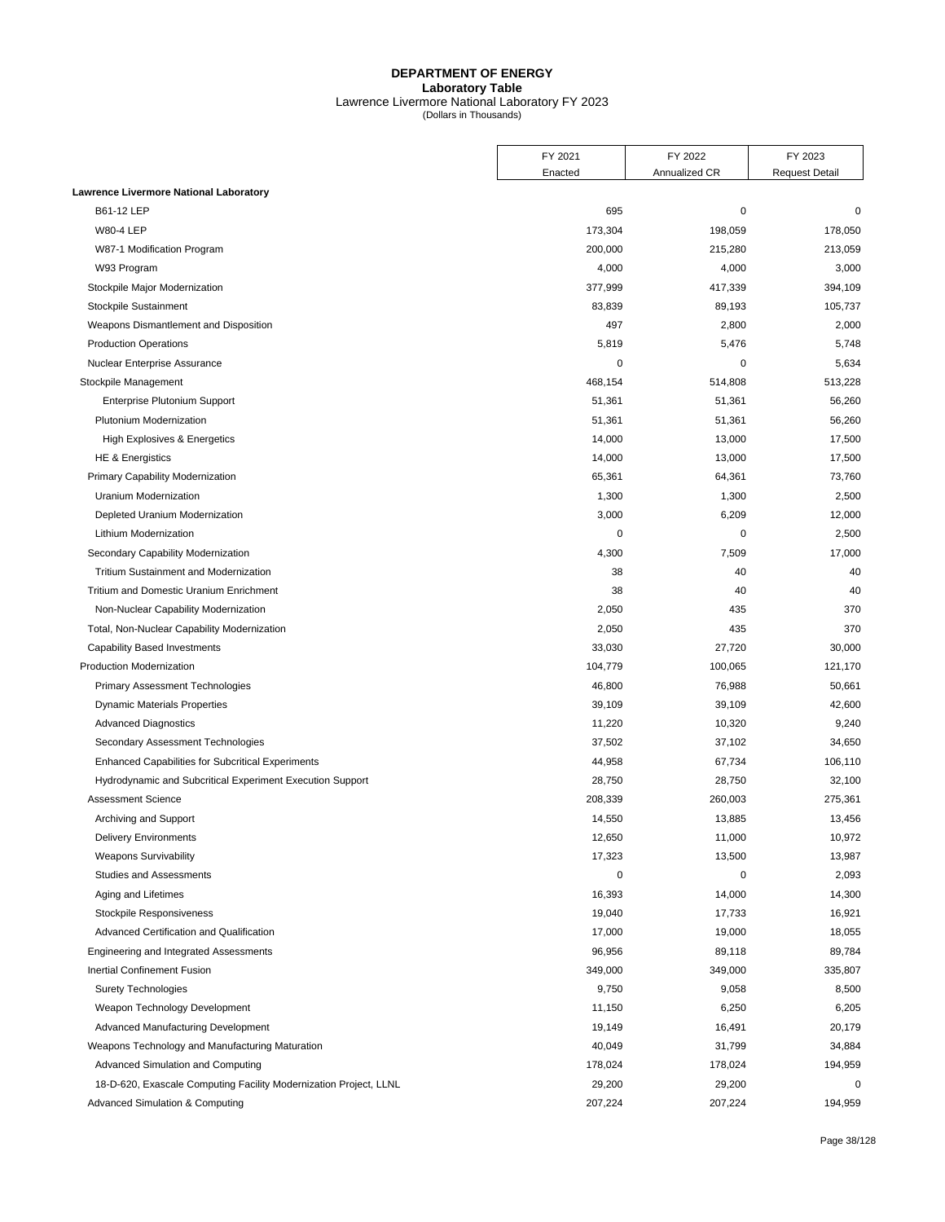# DEPARTMENT OF ENERGY
## Laboratory Table
### Lawrence Livermore National Laboratory FY 2023
(Dollars in Thousands)

| | FY 2021 Enacted | FY 2022 Annualized CR | FY 2023 Request Detail |
|---|---|---|---|
| **Lawrence Livermore National Laboratory** | | | |
| B61-12 LEP | 695 | 0 | 0 |
| W80-4 LEP | 173,304 | 198,059 | 178,050 |
| W87-1 Modification Program | 200,000 | 215,280 | 213,059 |
| W93 Program | 4,000 | 4,000 | 3,000 |
| Stockpile Major Modernization | 377,999 | 417,339 | 394,109 |
| Stockpile Sustainment | 83,839 | 89,193 | 105,737 |
| Weapons Dismantlement and Disposition | 497 | 2,800 | 2,000 |
| Production Operations | 5,819 | 5,476 | 5,748 |
| Nuclear Enterprise Assurance | 0 | 0 | 5,634 |
| Stockpile Management | 468,154 | 514,808 | 513,228 |
| Enterprise Plutonium Support | 51,361 | 51,361 | 56,260 |
| Plutonium Modernization | 51,361 | 51,361 | 56,260 |
| High Explosives & Energetics | 14,000 | 13,000 | 17,500 |
| HE & Energistics | 14,000 | 13,000 | 17,500 |
| Primary Capability Modernization | 65,361 | 64,361 | 73,760 |
| Uranium Modernization | 1,300 | 1,300 | 2,500 |
| Depleted Uranium Modernization | 3,000 | 6,209 | 12,000 |
| Lithium Modernization | 0 | 0 | 2,500 |
| Secondary Capability Modernization | 4,300 | 7,509 | 17,000 |
| Tritium Sustainment and Modernization | 38 | 40 | 40 |
| Tritium and Domestic Uranium Enrichment | 38 | 40 | 40 |
| Non-Nuclear Capability Modernization | 2,050 | 435 | 370 |
| Total, Non-Nuclear Capability Modernization | 2,050 | 435 | 370 |
| Capability Based Investments | 33,030 | 27,720 | 30,000 |
| Production Modernization | 104,779 | 100,065 | 121,170 |
| Primary Assessment Technologies | 46,800 | 76,988 | 50,661 |
| Dynamic Materials Properties | 39,109 | 39,109 | 42,600 |
| Advanced Diagnostics | 11,220 | 10,320 | 9,240 |
| Secondary Assessment Technologies | 37,502 | 37,102 | 34,650 |
| Enhanced Capabilities for Subcritical Experiments | 44,958 | 67,734 | 106,110 |
| Hydrodynamic and Subcritical Experiment Execution Support | 28,750 | 28,750 | 32,100 |
| Assessment Science | 208,339 | 260,003 | 275,361 |
| Archiving and Support | 14,550 | 13,885 | 13,456 |
| Delivery Environments | 12,650 | 11,000 | 10,972 |
| Weapons Survivability | 17,323 | 13,500 | 13,987 |
| Studies and Assessments | 0 | 0 | 2,093 |
| Aging and Lifetimes | 16,393 | 14,000 | 14,300 |
| Stockpile Responsiveness | 19,040 | 17,733 | 16,921 |
| Advanced Certification and Qualification | 17,000 | 19,000 | 18,055 |
| Engineering and Integrated Assessments | 96,956 | 89,118 | 89,784 |
| Inertial Confinement Fusion | 349,000 | 349,000 | 335,807 |
| Surety Technologies | 9,750 | 9,058 | 8,500 |
| Weapon Technology Development | 11,150 | 6,250 | 6,205 |
| Advanced Manufacturing Development | 19,149 | 16,491 | 20,179 |
| Weapons Technology and Manufacturing Maturation | 40,049 | 31,799 | 34,884 |
| Advanced Simulation and Computing | 178,024 | 178,024 | 194,959 |
| 18-D-620, Exascale Computing Facility Modernization Project, LLNL | 29,200 | 29,200 | 0 |
| Advanced Simulation & Computing | 207,224 | 207,224 | 194,959 |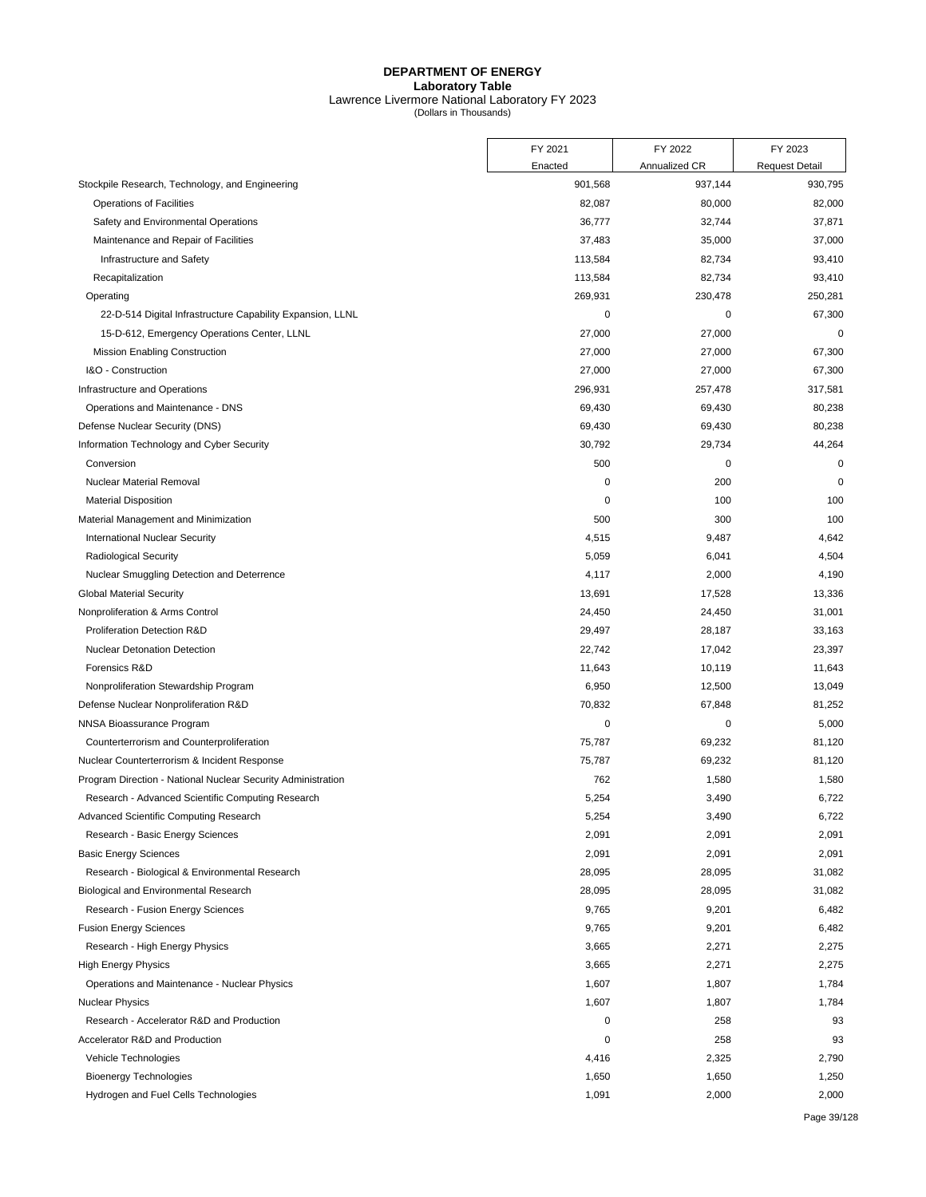# DEPARTMENT OF ENERGY

**Laboratory Table**

Lawrence Livermore National Laboratory FY 2023

(Dollars in Thousands)

| | FY 2021 Enacted | FY 2022 Annualized CR | FY 2023 Request Detail |
|---|---|---|---|
| Stockpile Research, Technology, and Engineering | 901,568 | 937,144 | 930,795 |
| Operations of Facilities | 82,087 | 80,000 | 82,000 |
| Safety and Environmental Operations | 36,777 | 32,744 | 37,871 |
| Maintenance and Repair of Facilities | 37,483 | 35,000 | 37,000 |
| Infrastructure and Safety | 113,584 | 82,734 | 93,410 |
| Recapitalization | 113,584 | 82,734 | 93,410 |
| Operating | 269,931 | 230,478 | 250,281 |
| 22-D-514 Digital Infrastructure Capability Expansion, LLNL | 0 | 0 | 67,300 |
| 15-D-612, Emergency Operations Center, LLNL | 27,000 | 27,000 | 0 |
| Mission Enabling Construction | 27,000 | 27,000 | 67,300 |
| I&O - Construction | 27,000 | 27,000 | 67,300 |
| Infrastructure and Operations | 296,931 | 257,478 | 317,581 |
| Operations and Maintenance - DNS | 69,430 | 69,430 | 80,238 |
| Defense Nuclear Security (DNS) | 69,430 | 69,430 | 80,238 |
| Information Technology and Cyber Security | 30,792 | 29,734 | 44,264 |
| Conversion | 500 | 0 | 0 |
| Nuclear Material Removal | 0 | 200 | 0 |
| Material Disposition | 0 | 100 | 100 |
| Material Management and Minimization | 500 | 300 | 100 |
| International Nuclear Security | 4,515 | 9,487 | 4,642 |
| Radiological Security | 5,059 | 6,041 | 4,504 |
| Nuclear Smuggling Detection and Deterrence | 4,117 | 2,000 | 4,190 |
| Global Material Security | 13,691 | 17,528 | 13,336 |
| Nonproliferation & Arms Control | 24,450 | 24,450 | 31,001 |
| Proliferation Detection R&D | 29,497 | 28,187 | 33,163 |
| Nuclear Detonation Detection | 22,742 | 17,042 | 23,397 |
| Forensics R&D | 11,643 | 10,119 | 11,643 |
| Nonproliferation Stewardship Program | 6,950 | 12,500 | 13,049 |
| Defense Nuclear Nonproliferation R&D | 70,832 | 67,848 | 81,252 |
| NNSA Bioassurance Program | 0 | 0 | 5,000 |
| Counterterrorism and Counterproliferation | 75,787 | 69,232 | 81,120 |
| Nuclear Counterterrorism & Incident Response | 75,787 | 69,232 | 81,120 |
| Program Direction - National Nuclear Security Administration | 762 | 1,580 | 1,580 |
| Research - Advanced Scientific Computing Research | 5,254 | 3,490 | 6,722 |
| Advanced Scientific Computing Research | 5,254 | 3,490 | 6,722 |
| Research - Basic Energy Sciences | 2,091 | 2,091 | 2,091 |
| Basic Energy Sciences | 2,091 | 2,091 | 2,091 |
| Research - Biological & Environmental Research | 28,095 | 28,095 | 31,082 |
| Biological and Environmental Research | 28,095 | 28,095 | 31,082 |
| Research - Fusion Energy Sciences | 9,765 | 9,201 | 6,482 |
| Fusion Energy Sciences | 9,765 | 9,201 | 6,482 |
| Research - High Energy Physics | 3,665 | 2,271 | 2,275 |
| High Energy Physics | 3,665 | 2,271 | 2,275 |
| Operations and Maintenance - Nuclear Physics | 1,607 | 1,807 | 1,784 |
| Nuclear Physics | 1,607 | 1,807 | 1,784 |
| Research - Accelerator R&D and Production | 0 | 258 | 93 |
| Accelerator R&D and Production | 0 | 258 | 93 |
| Vehicle Technologies | 4,416 | 2,325 | 2,790 |
| Bioenergy Technologies | 1,650 | 1,650 | 1,250 |
| Hydrogen and Fuel Cells Technologies | 1,091 | 2,000 | 2,000 |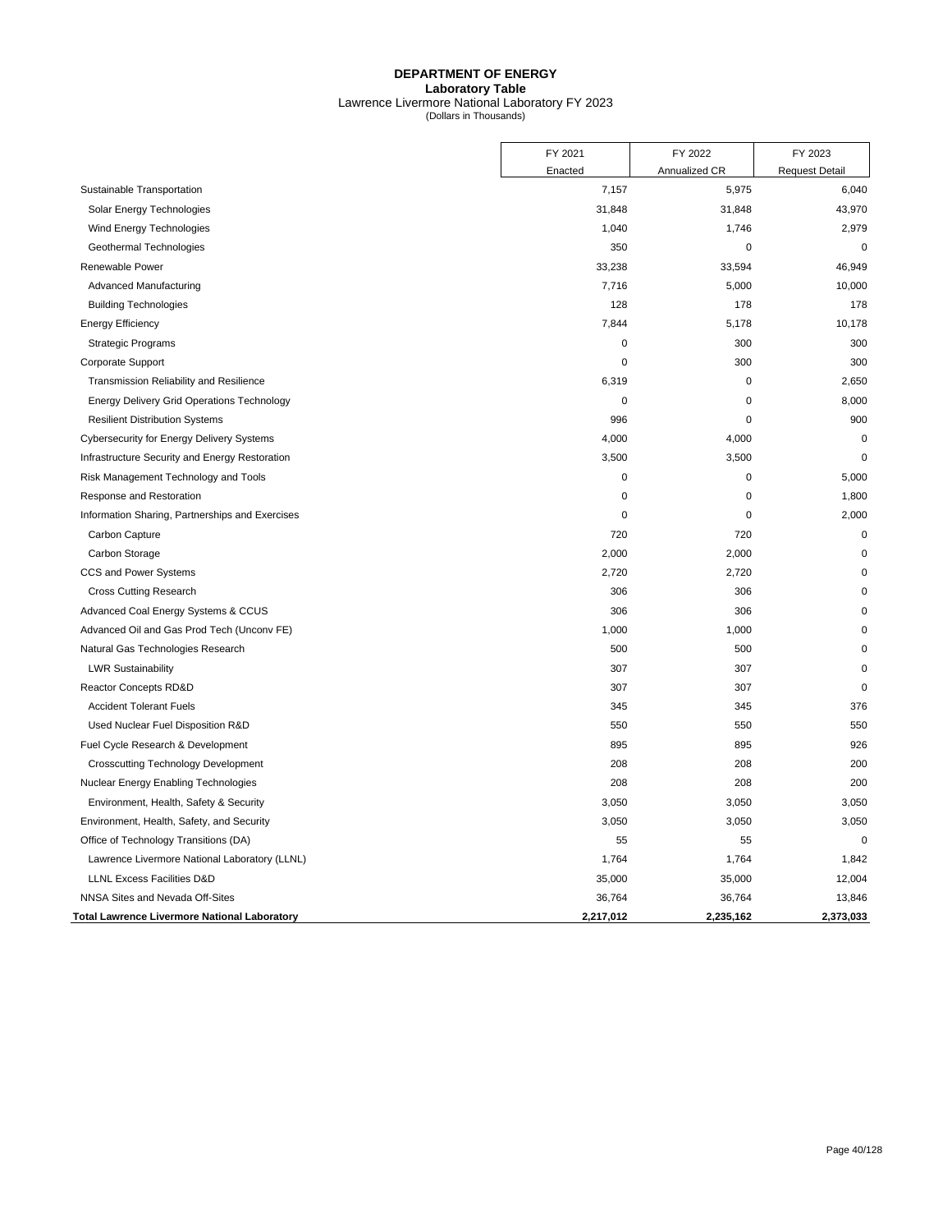**DEPARTMENT OF ENERGY**
**Laboratory Table**
Lawrence Livermore National Laboratory FY 2023
(Dollars in Thousands)

| | FY 2021 Enacted | FY 2022 Annualized CR | FY 2023 Request Detail |
|---|---|---|---|
| Sustainable Transportation | 7,157 | 5,975 | 6,040 |
| Solar Energy Technologies | 31,848 | 31,848 | 43,970 |
| Wind Energy Technologies | 1,040 | 1,746 | 2,979 |
| Geothermal Technologies | 350 | 0 | 0 |
| Renewable Power | 33,238 | 33,594 | 46,949 |
| Advanced Manufacturing | 7,716 | 5,000 | 10,000 |
| Building Technologies | 128 | 178 | 178 |
| Energy Efficiency | 7,844 | 5,178 | 10,178 |
| Strategic Programs | 0 | 300 | 300 |
| Corporate Support | 0 | 300 | 300 |
| Transmission Reliability and Resilience | 6,319 | 0 | 2,650 |
| Energy Delivery Grid Operations Technology | 0 | 0 | 8,000 |
| Resilient Distribution Systems | 996 | 0 | 900 |
| Cybersecurity for Energy Delivery Systems | 4,000 | 4,000 | 0 |
| Infrastructure Security and Energy Restoration | 3,500 | 3,500 | 0 |
| Risk Management Technology and Tools | 0 | 0 | 5,000 |
| Response and Restoration | 0 | 0 | 1,800 |
| Information Sharing, Partnerships and Exercises | 0 | 0 | 2,000 |
| Carbon Capture | 720 | 720 | 0 |
| Carbon Storage | 2,000 | 2,000 | 0 |
| CCS and Power Systems | 2,720 | 2,720 | 0 |
| Cross Cutting Research | 306 | 306 | 0 |
| Advanced Coal Energy Systems & CCUS | 306 | 306 | 0 |
| Advanced Oil and Gas Prod Tech (Unconv FE) | 1,000 | 1,000 | 0 |
| Natural Gas Technologies Research | 500 | 500 | 0 |
| LWR Sustainability | 307 | 307 | 0 |
| Reactor Concepts RD&D | 307 | 307 | 0 |
| Accident Tolerant Fuels | 345 | 345 | 376 |
| Used Nuclear Fuel Disposition R&D | 550 | 550 | 550 |
| Fuel Cycle Research & Development | 895 | 895 | 926 |
| Crosscutting Technology Development | 208 | 208 | 200 |
| Nuclear Energy Enabling Technologies | 208 | 208 | 200 |
| Environment, Health, Safety & Security | 3,050 | 3,050 | 3,050 |
| Environment, Health, Safety, and Security | 3,050 | 3,050 | 3,050 |
| Office of Technology Transitions (DA) | 55 | 55 | 0 |
| Lawrence Livermore National Laboratory (LLNL) | 1,764 | 1,764 | 1,842 |
| LLNL Excess Facilities D&D | 35,000 | 35,000 | 12,004 |
| NNSA Sites and Nevada Off-Sites | 36,764 | 36,764 | 13,846 |
| **Total Lawrence Livermore National Laboratory** | **2,217,012** | **2,235,162** | **2,373,033** |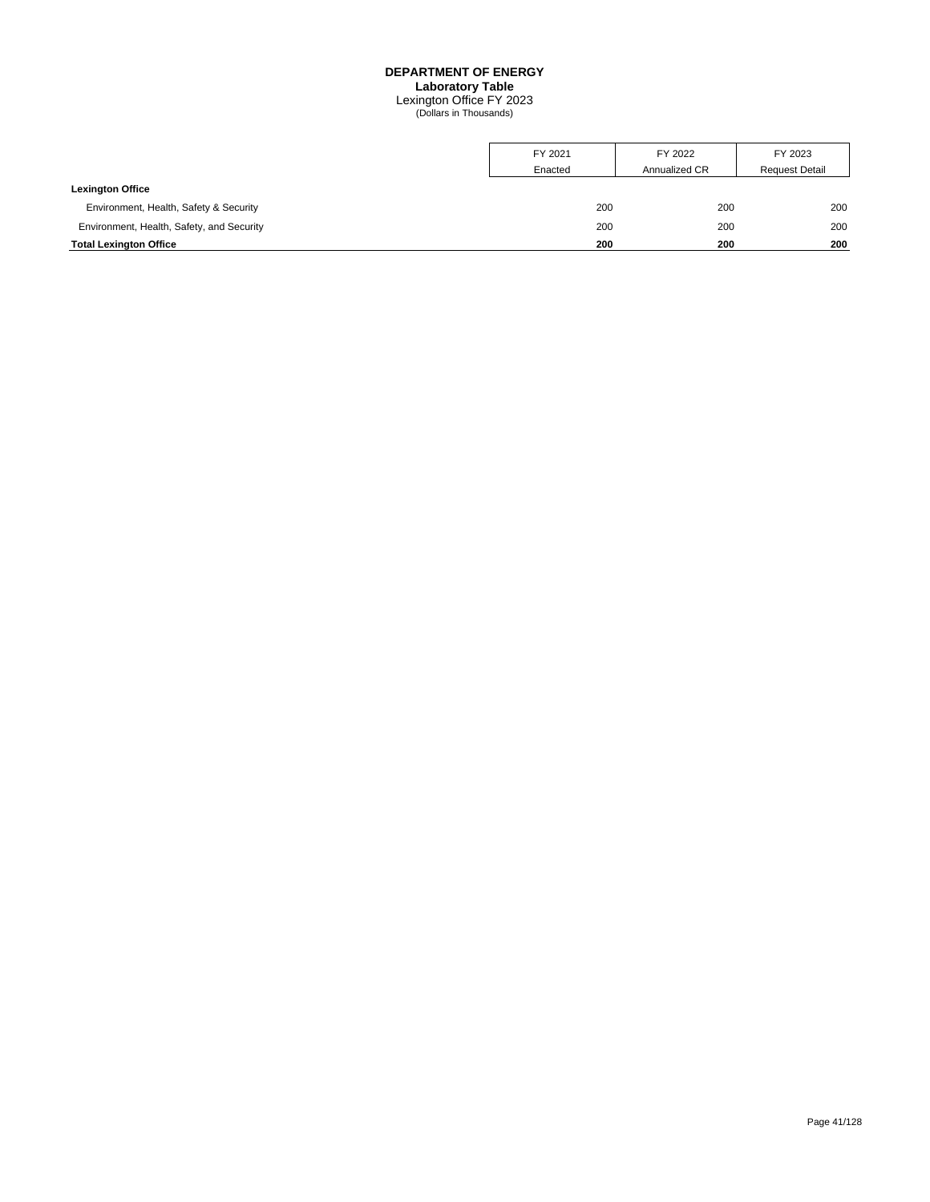# DEPARTMENT OF ENERGY
## Laboratory Table
Lexington Office FY 2023
(Dollars in Thousands)

| | FY 2021 Enacted | FY 2022 Annualized CR | FY 2023 Request Detail |
|---|---|---|---|
| **Lexington Office** | | | |
| Environment, Health, Safety & Security | 200 | 200 | 200 |
| Environment, Health, Safety, and Security | 200 | 200 | 200 |
| **Total Lexington Office** | **200** | **200** | **200** |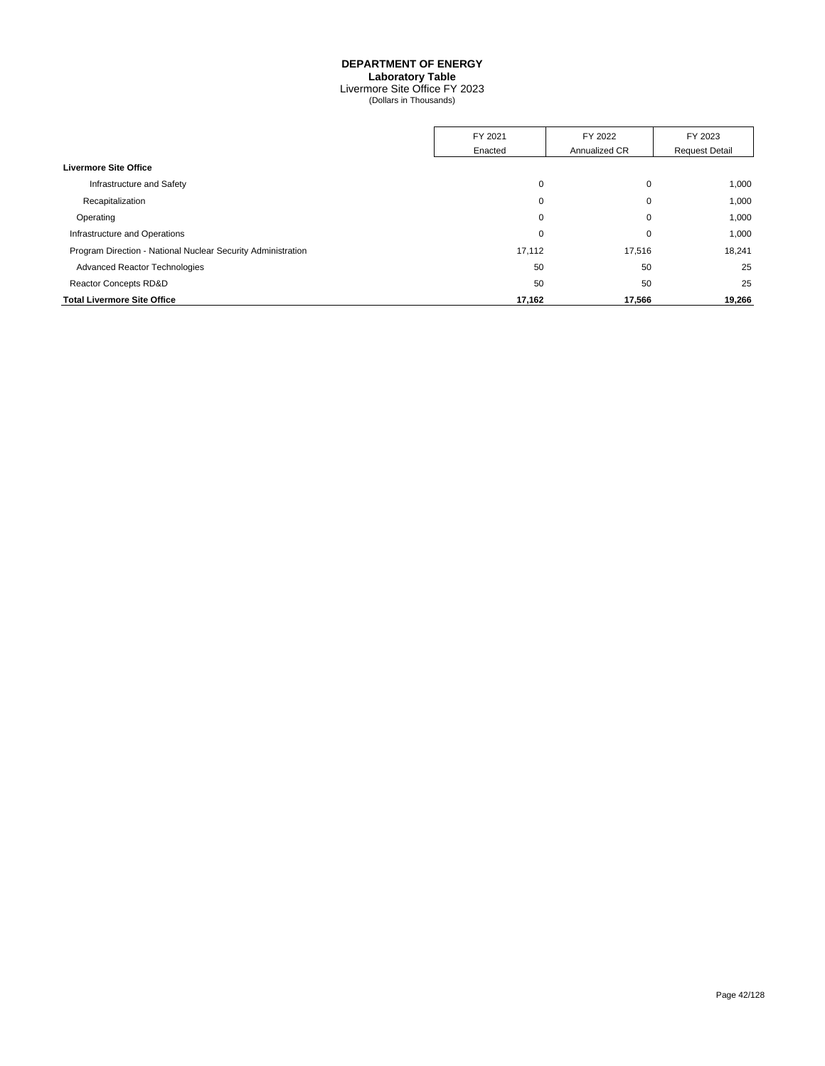# DEPARTMENT OF ENERGY
## Laboratory Table
### Livermore Site Office FY 2023
(Dollars in Thousands)

| | FY 2021 Enacted | FY 2022 Annualized CR | FY 2023 Request Detail |
|---|---|---|---|
| **Livermore Site Office** | | | |
| Infrastructure and Safety | 0 | 0 | 1,000 |
| Recapitalization | 0 | 0 | 1,000 |
| Operating | 0 | 0 | 1,000 |
| Infrastructure and Operations | 0 | 0 | 1,000 |
| Program Direction - National Nuclear Security Administration | 17,112 | 17,516 | 18,241 |
| Advanced Reactor Technologies | 50 | 50 | 25 |
| Reactor Concepts RD&D | 50 | 50 | 25 |
| **Total Livermore Site Office** | **17,162** | **17,566** | **19,266** |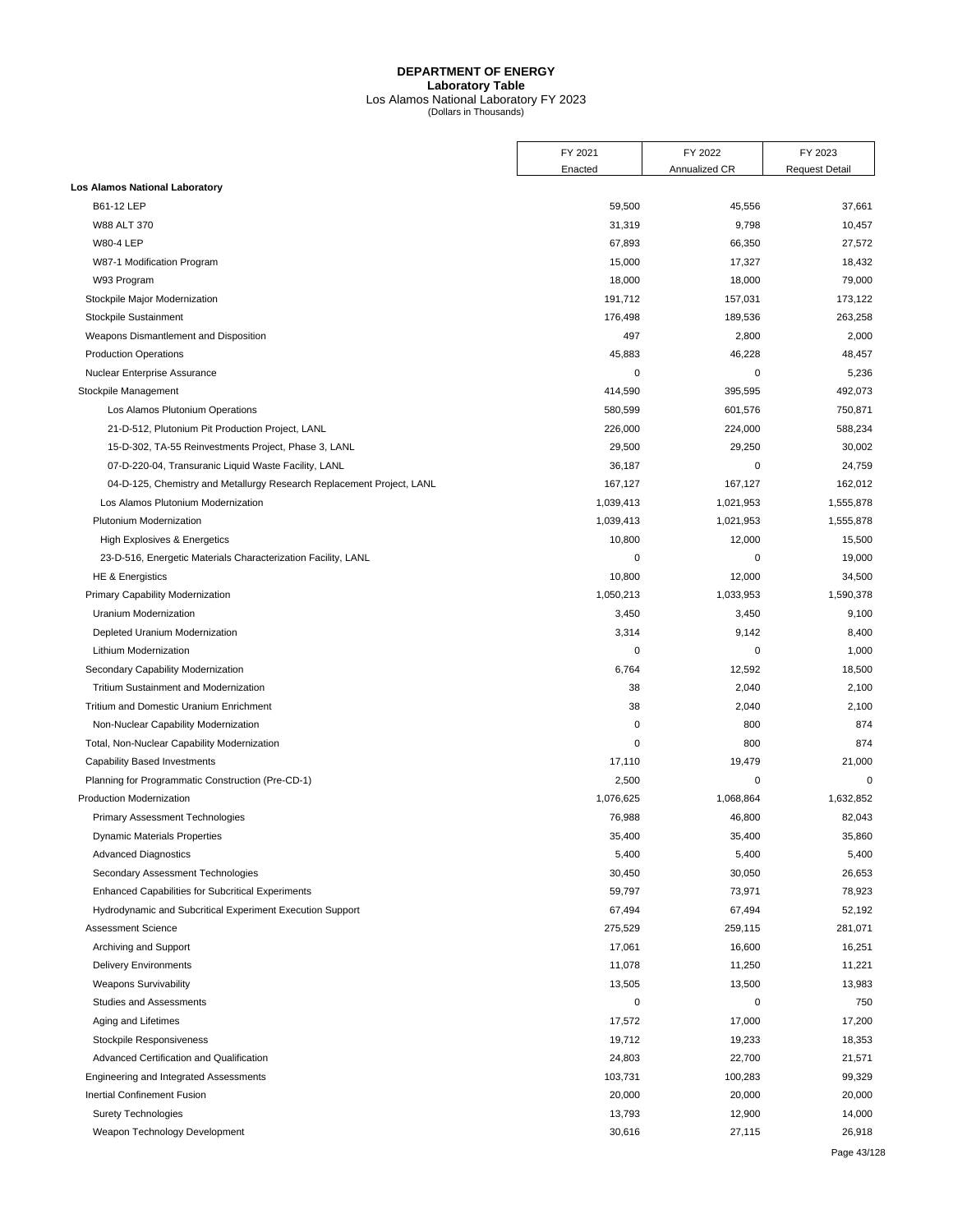# DEPARTMENT OF ENERGY
## Laboratory Table
Los Alamos National Laboratory FY 2023
(Dollars in Thousands)

| | FY 2021 Enacted | FY 2022 Annualized CR | FY 2023 Request Detail |
|---|---|---|---|
| **Los Alamos National Laboratory** | | | |
| B61-12 LEP | 59,500 | 45,556 | 37,661 |
| W88 ALT 370 | 31,319 | 9,798 | 10,457 |
| W80-4 LEP | 67,893 | 66,350 | 27,572 |
| W87-1 Modification Program | 15,000 | 17,327 | 18,432 |
| W93 Program | 18,000 | 18,000 | 79,000 |
| Stockpile Major Modernization | 191,712 | 157,031 | 173,122 |
| Stockpile Sustainment | 176,498 | 189,536 | 263,258 |
| Weapons Dismantlement and Disposition | 497 | 2,800 | 2,000 |
| Production Operations | 45,883 | 46,228 | 48,457 |
| Nuclear Enterprise Assurance | 0 | 0 | 5,236 |
| Stockpile Management | 414,590 | 395,595 | 492,073 |
| Los Alamos Plutonium Operations | 580,599 | 601,576 | 750,871 |
| 21-D-512, Plutonium Pit Production Project, LANL | 226,000 | 224,000 | 588,234 |
| 15-D-302, TA-55 Reinvestments Project, Phase 3, LANL | 29,500 | 29,250 | 30,002 |
| 07-D-220-04, Transuranic Liquid Waste Facility, LANL | 36,187 | 0 | 24,759 |
| 04-D-125, Chemistry and Metallurgy Research Replacement Project, LANL | 167,127 | 167,127 | 162,012 |
| Los Alamos Plutonium Modernization | 1,039,413 | 1,021,953 | 1,555,878 |
| Plutonium Modernization | 1,039,413 | 1,021,953 | 1,555,878 |
| High Explosives & Energetics | 10,800 | 12,000 | 15,500 |
| 23-D-516, Energetic Materials Characterization Facility, LANL | 0 | 0 | 19,000 |
| HE & Energistics | 10,800 | 12,000 | 34,500 |
| Primary Capability Modernization | 1,050,213 | 1,033,953 | 1,590,378 |
| Uranium Modernization | 3,450 | 3,450 | 9,100 |
| Depleted Uranium Modernization | 3,314 | 9,142 | 8,400 |
| Lithium Modernization | 0 | 0 | 1,000 |
| Secondary Capability Modernization | 6,764 | 12,592 | 18,500 |
| Tritium Sustainment and Modernization | 38 | 2,040 | 2,100 |
| Tritium and Domestic Uranium Enrichment | 38 | 2,040 | 2,100 |
| Non-Nuclear Capability Modernization | 0 | 800 | 874 |
| Total, Non-Nuclear Capability Modernization | 0 | 800 | 874 |
| Capability Based Investments | 17,110 | 19,479 | 21,000 |
| Planning for Programmatic Construction (Pre-CD-1) | 2,500 | 0 | 0 |
| Production Modernization | 1,076,625 | 1,068,864 | 1,632,852 |
| Primary Assessment Technologies | 76,988 | 46,800 | 82,043 |
| Dynamic Materials Properties | 35,400 | 35,400 | 35,860 |
| Advanced Diagnostics | 5,400 | 5,400 | 5,400 |
| Secondary Assessment Technologies | 30,450 | 30,050 | 26,653 |
| Enhanced Capabilities for Subcritical Experiments | 59,797 | 73,971 | 78,923 |
| Hydrodynamic and Subcritical Experiment Execution Support | 67,494 | 67,494 | 52,192 |
| Assessment Science | 275,529 | 259,115 | 281,071 |
| Archiving and Support | 17,061 | 16,600 | 16,251 |
| Delivery Environments | 11,078 | 11,250 | 11,221 |
| Weapons Survivability | 13,505 | 13,500 | 13,983 |
| Studies and Assessments | 0 | 0 | 750 |
| Aging and Lifetimes | 17,572 | 17,000 | 17,200 |
| Stockpile Responsiveness | 19,712 | 19,233 | 18,353 |
| Advanced Certification and Qualification | 24,803 | 22,700 | 21,571 |
| Engineering and Integrated Assessments | 103,731 | 100,283 | 99,329 |
| Inertial Confinement Fusion | 20,000 | 20,000 | 20,000 |
| Surety Technologies | 13,793 | 12,900 | 14,000 |
| Weapon Technology Development | 30,616 | 27,115 | 26,918 |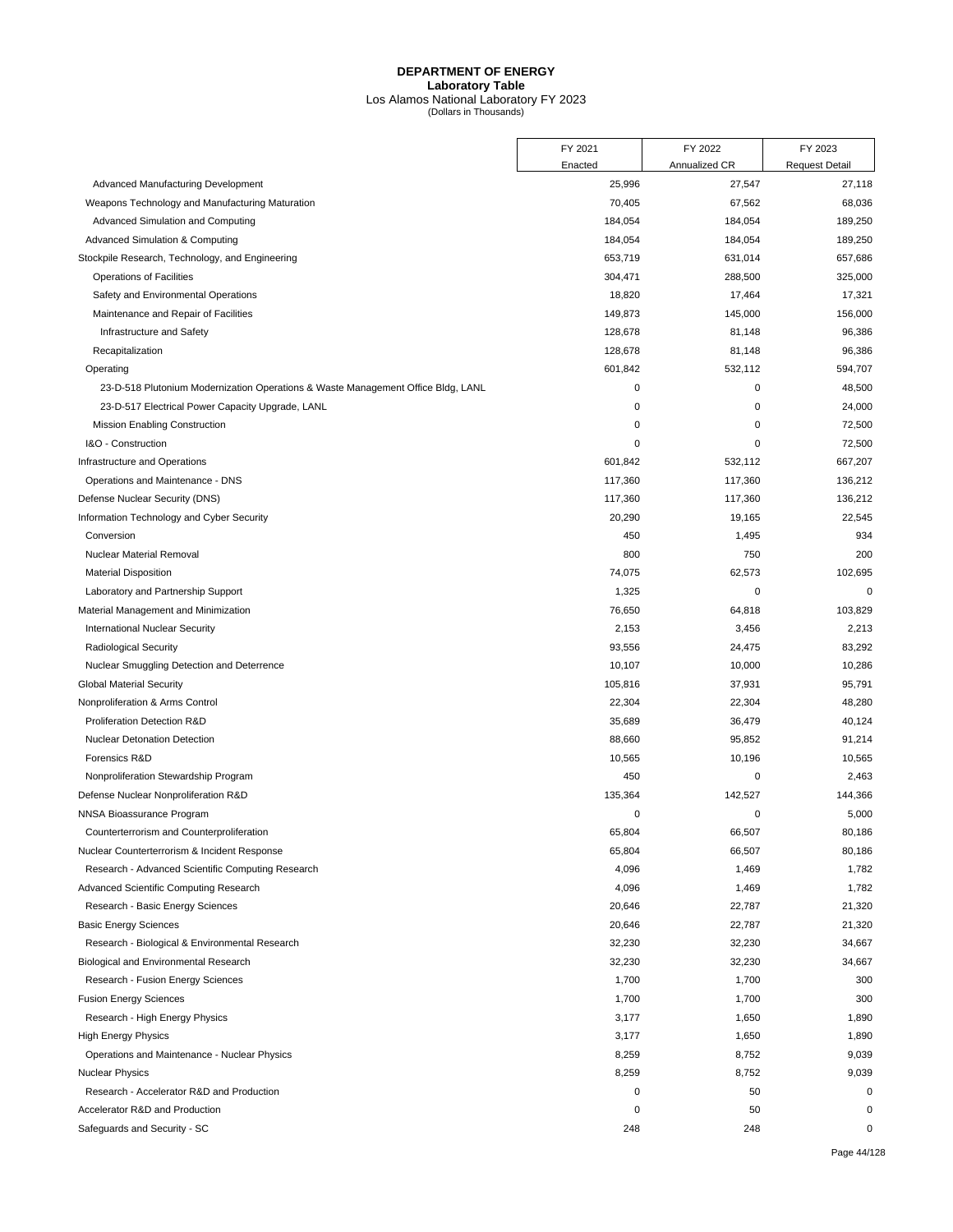**DEPARTMENT OF ENERGY**
**Laboratory Table**
Los Alamos National Laboratory FY 2023
(Dollars in Thousands)

| | FY 2021 Enacted | FY 2022 Annualized CR | FY 2023 Request Detail |
|---|---|---|---|
| Advanced Manufacturing Development | 25,996 | 27,547 | 27,118 |
| Weapons Technology and Manufacturing Maturation | 70,405 | 67,562 | 68,036 |
| Advanced Simulation and Computing | 184,054 | 184,054 | 189,250 |
| Advanced Simulation & Computing | 184,054 | 184,054 | 189,250 |
| Stockpile Research, Technology, and Engineering | 653,719 | 631,014 | 657,686 |
| Operations of Facilities | 304,471 | 288,500 | 325,000 |
| Safety and Environmental Operations | 18,820 | 17,464 | 17,321 |
| Maintenance and Repair of Facilities | 149,873 | 145,000 | 156,000 |
| Infrastructure and Safety | 128,678 | 81,148 | 96,386 |
| Recapitalization | 128,678 | 81,148 | 96,386 |
| Operating | 601,842 | 532,112 | 594,707 |
| 23-D-518 Plutonium Modernization Operations & Waste Management Office Bldg, LANL | 0 | 0 | 48,500 |
| 23-D-517 Electrical Power Capacity Upgrade, LANL | 0 | 0 | 24,000 |
| Mission Enabling Construction | 0 | 0 | 72,500 |
| I&O - Construction | 0 | 0 | 72,500 |
| Infrastructure and Operations | 601,842 | 532,112 | 667,207 |
| Operations and Maintenance - DNS | 117,360 | 117,360 | 136,212 |
| Defense Nuclear Security (DNS) | 117,360 | 117,360 | 136,212 |
| Information Technology and Cyber Security | 20,290 | 19,165 | 22,545 |
| Conversion | 450 | 1,495 | 934 |
| Nuclear Material Removal | 800 | 750 | 200 |
| Material Disposition | 74,075 | 62,573 | 102,695 |
| Laboratory and Partnership Support | 1,325 | 0 | 0 |
| Material Management and Minimization | 76,650 | 64,818 | 103,829 |
| International Nuclear Security | 2,153 | 3,456 | 2,213 |
| Radiological Security | 93,556 | 24,475 | 83,292 |
| Nuclear Smuggling Detection and Deterrence | 10,107 | 10,000 | 10,286 |
| Global Material Security | 105,816 | 37,931 | 95,791 |
| Nonproliferation & Arms Control | 22,304 | 22,304 | 48,280 |
| Proliferation Detection R&D | 35,689 | 36,479 | 40,124 |
| Nuclear Detonation Detection | 88,660 | 95,852 | 91,214 |
| Forensics R&D | 10,565 | 10,196 | 10,565 |
| Nonproliferation Stewardship Program | 450 | 0 | 2,463 |
| Defense Nuclear Nonproliferation R&D | 135,364 | 142,527 | 144,366 |
| NNSA Bioassurance Program | 0 | 0 | 5,000 |
| Counterterrorism and Counterproliferation | 65,804 | 66,507 | 80,186 |
| Nuclear Counterterrorism & Incident Response | 65,804 | 66,507 | 80,186 |
| Research - Advanced Scientific Computing Research | 4,096 | 1,469 | 1,782 |
| Advanced Scientific Computing Research | 4,096 | 1,469 | 1,782 |
| Research - Basic Energy Sciences | 20,646 | 22,787 | 21,320 |
| Basic Energy Sciences | 20,646 | 22,787 | 21,320 |
| Research - Biological & Environmental Research | 32,230 | 32,230 | 34,667 |
| Biological and Environmental Research | 32,230 | 32,230 | 34,667 |
| Research - Fusion Energy Sciences | 1,700 | 1,700 | 300 |
| Fusion Energy Sciences | 1,700 | 1,700 | 300 |
| Research - High Energy Physics | 3,177 | 1,650 | 1,890 |
| High Energy Physics | 3,177 | 1,650 | 1,890 |
| Operations and Maintenance - Nuclear Physics | 8,259 | 8,752 | 9,039 |
| Nuclear Physics | 8,259 | 8,752 | 9,039 |
| Research - Accelerator R&D and Production | 0 | 50 | 0 |
| Accelerator R&D and Production | 0 | 50 | 0 |
| Safeguards and Security - SC | 248 | 248 | 0 |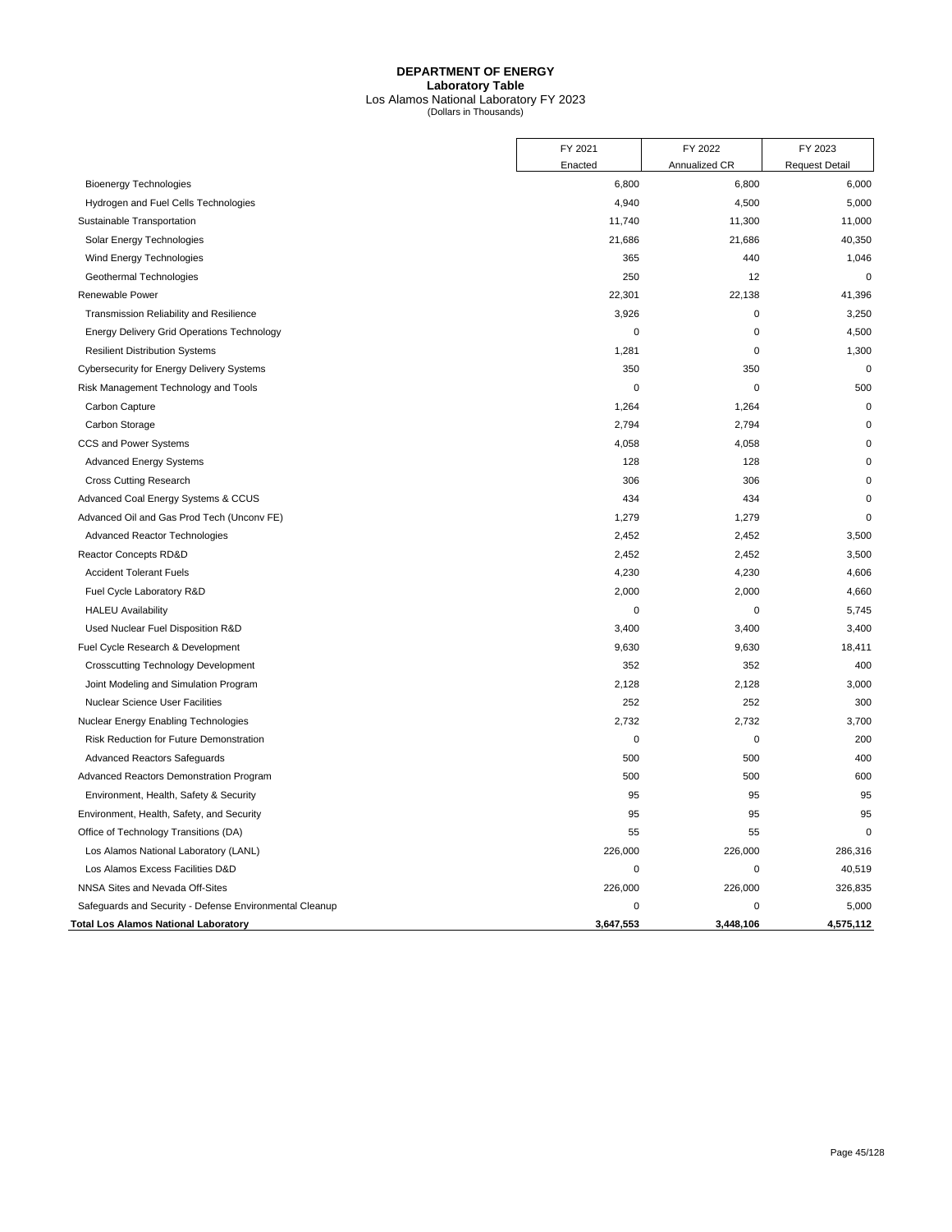**DEPARTMENT OF ENERGY**
**Laboratory Table**
Los Alamos National Laboratory FY 2023
(Dollars in Thousands)

| | FY 2021 Enacted | FY 2022 Annualized CR | FY 2023 Request Detail |
|---|---|---|---|
| Bioenergy Technologies | 6,800 | 6,800 | 6,000 |
| Hydrogen and Fuel Cells Technologies | 4,940 | 4,500 | 5,000 |
| Sustainable Transportation | 11,740 | 11,300 | 11,000 |
| Solar Energy Technologies | 21,686 | 21,686 | 40,350 |
| Wind Energy Technologies | 365 | 440 | 1,046 |
| Geothermal Technologies | 250 | 12 | 0 |
| Renewable Power | 22,301 | 22,138 | 41,396 |
| Transmission Reliability and Resilience | 3,926 | 0 | 3,250 |
| Energy Delivery Grid Operations Technology | 0 | 0 | 4,500 |
| Resilient Distribution Systems | 1,281 | 0 | 1,300 |
| Cybersecurity for Energy Delivery Systems | 350 | 350 | 0 |
| Risk Management Technology and Tools | 0 | 0 | 500 |
| Carbon Capture | 1,264 | 1,264 | 0 |
| Carbon Storage | 2,794 | 2,794 | 0 |
| CCS and Power Systems | 4,058 | 4,058 | 0 |
| Advanced Energy Systems | 128 | 128 | 0 |
| Cross Cutting Research | 306 | 306 | 0 |
| Advanced Coal Energy Systems & CCUS | 434 | 434 | 0 |
| Advanced Oil and Gas Prod Tech (Unconv FE) | 1,279 | 1,279 | 0 |
| Advanced Reactor Technologies | 2,452 | 2,452 | 3,500 |
| Reactor Concepts RD&D | 2,452 | 2,452 | 3,500 |
| Accident Tolerant Fuels | 4,230 | 4,230 | 4,606 |
| Fuel Cycle Laboratory R&D | 2,000 | 2,000 | 4,660 |
| HALEU Availability | 0 | 0 | 5,745 |
| Used Nuclear Fuel Disposition R&D | 3,400 | 3,400 | 3,400 |
| Fuel Cycle Research & Development | 9,630 | 9,630 | 18,411 |
| Crosscutting Technology Development | 352 | 352 | 400 |
| Joint Modeling and Simulation Program | 2,128 | 2,128 | 3,000 |
| Nuclear Science User Facilities | 252 | 252 | 300 |
| Nuclear Energy Enabling Technologies | 2,732 | 2,732 | 3,700 |
| Risk Reduction for Future Demonstration | 0 | 0 | 200 |
| Advanced Reactors Safeguards | 500 | 500 | 400 |
| Advanced Reactors Demonstration Program | 500 | 500 | 600 |
| Environment, Health, Safety & Security | 95 | 95 | 95 |
| Environment, Health, Safety, and Security | 95 | 95 | 95 |
| Office of Technology Transitions (DA) | 55 | 55 | 0 |
| Los Alamos National Laboratory (LANL) | 226,000 | 226,000 | 286,316 |
| Los Alamos Excess Facilities D&D | 0 | 0 | 40,519 |
| NNSA Sites and Nevada Off-Sites | 226,000 | 226,000 | 326,835 |
| Safeguards and Security - Defense Environmental Cleanup | 0 | 0 | 5,000 |
| **Total Los Alamos National Laboratory** | **3,647,553** | **3,448,106** | **4,575,112** |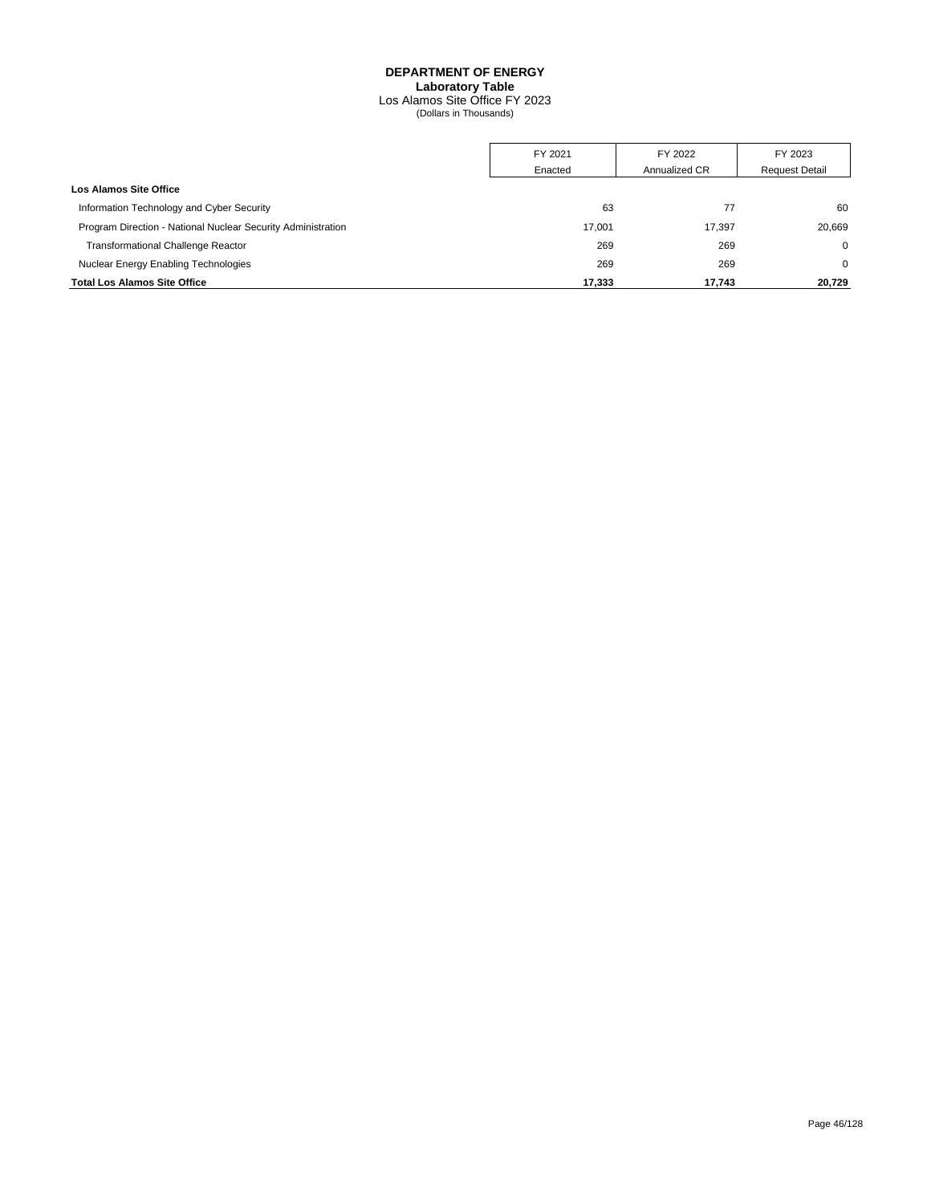# DEPARTMENT OF ENERGY
## Laboratory Table
Los Alamos Site Office FY 2023
(Dollars in Thousands)

| | FY 2021 Enacted | FY 2022 Annualized CR | FY 2023 Request Detail |
|---|---|---|---|
| **Los Alamos Site Office** | | | |
| Information Technology and Cyber Security | 63 | 77 | 60 |
| Program Direction - National Nuclear Security Administration | 17,001 | 17,397 | 20,669 |
| Transformational Challenge Reactor | 269 | 269 | 0 |
| Nuclear Energy Enabling Technologies | 269 | 269 | 0 |
| **Total Los Alamos Site Office** | **17,333** | **17,743** | **20,729** |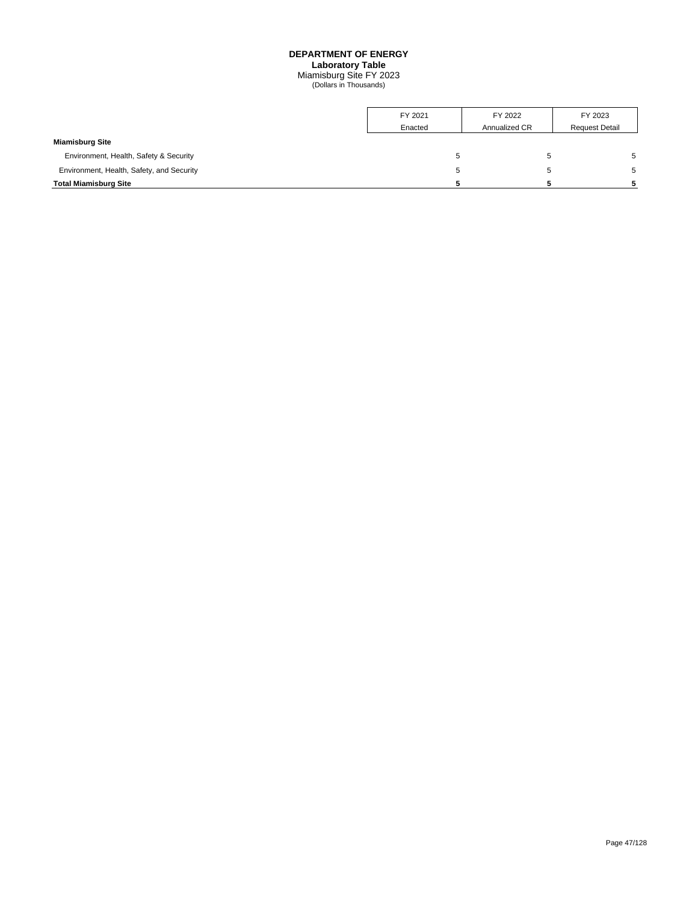# DEPARTMENT OF ENERGY

## Laboratory Table

Miamisburg Site FY 2023

(Dollars in Thousands)

| | FY 2021 Enacted | FY 2022 Annualized CR | FY 2023 Request Detail |
|---|---|---|---|
| **Miamisburg Site** | | | |
| Environment, Health, Safety & Security | 5 | 5 | 5 |
| Environment, Health, Safety, and Security | 5 | 5 | 5 |
| **Total Miamisburg Site** | **5** | **5** | **5** |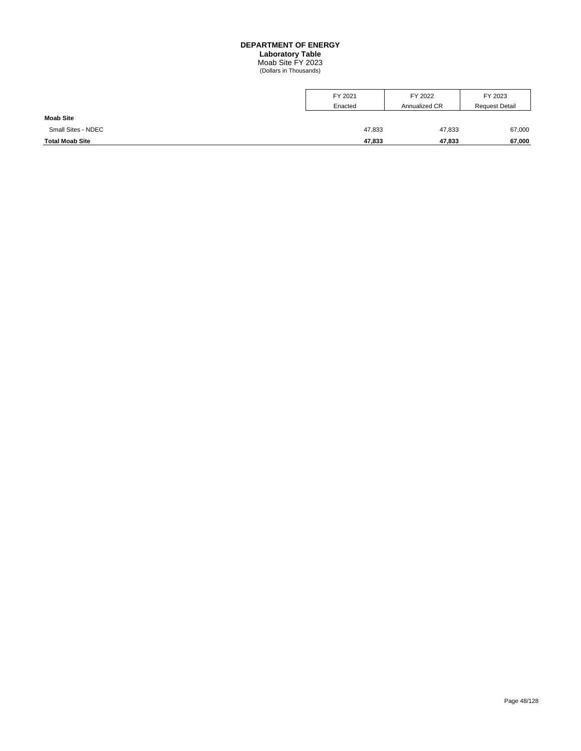# DEPARTMENT OF ENERGY
## Laboratory Table
Moab Site FY 2023
(Dollars in Thousands)

| | FY 2021 Enacted | FY 2022 Annualized CR | FY 2023 Request Detail |
|---|---|---|---|
| **Moab Site** | | | |
| Small Sites - NDEC | 47,833 | 47,833 | 67,000 |
| **Total Moab Site** | **47,833** | **47,833** | **67,000** |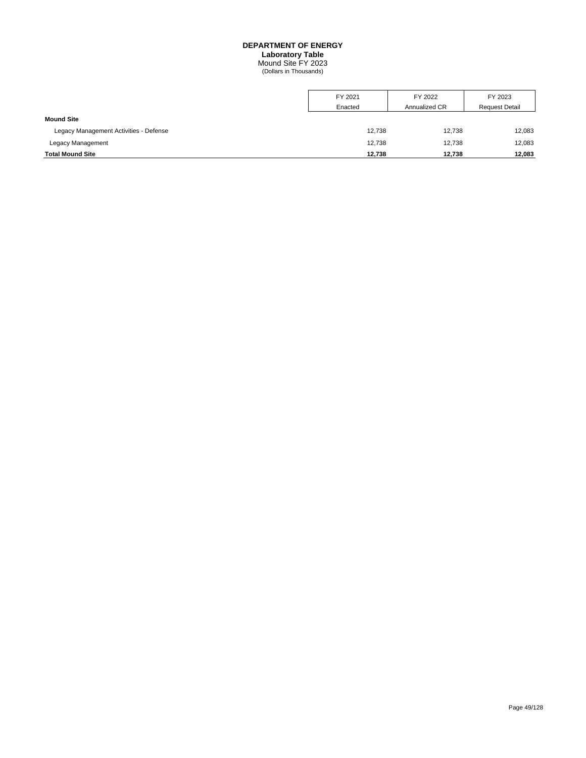# DEPARTMENT OF ENERGY
## Laboratory Table
### Mound Site FY 2023
(Dollars in Thousands)

| | FY 2021 Enacted | FY 2022 Annualized CR | FY 2023 Request Detail |
|---|---|---|---|
| **Mound Site** | | | |
| Legacy Management Activities - Defense | 12,738 | 12,738 | 12,083 |
| Legacy Management | 12,738 | 12,738 | 12,083 |
| **Total Mound Site** | **12,738** | **12,738** | **12,083** |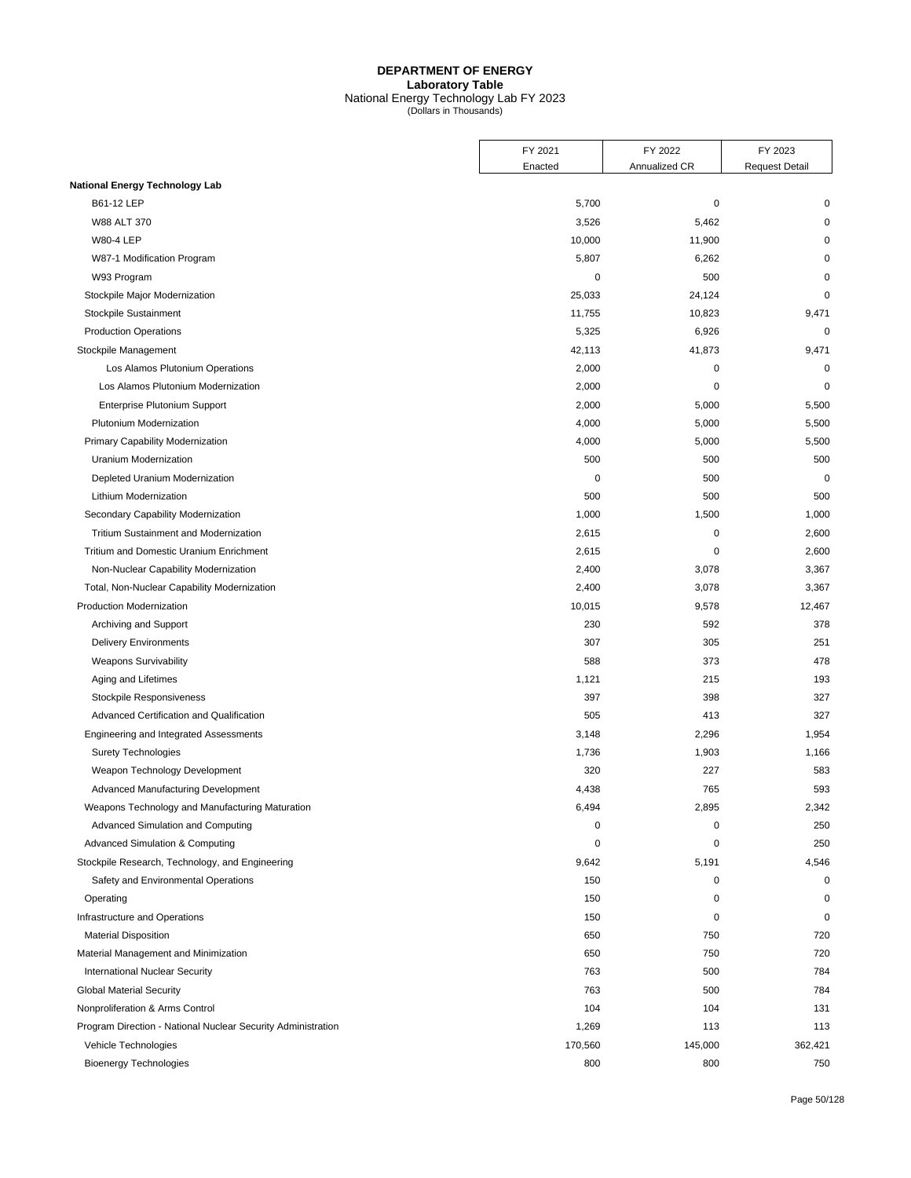# DEPARTMENT OF ENERGY
## Laboratory Table
National Energy Technology Lab FY 2023
(Dollars in Thousands)

| | FY 2021 Enacted | FY 2022 Annualized CR | FY 2023 Request Detail |
|---|---|---|---|
| **National Energy Technology Lab** | | | |
| B61-12 LEP | 5,700 | 0 | 0 |
| W88 ALT 370 | 3,526 | 5,462 | 0 |
| W80-4 LEP | 10,000 | 11,900 | 0 |
| W87-1 Modification Program | 5,807 | 6,262 | 0 |
| W93 Program | 0 | 500 | 0 |
| Stockpile Major Modernization | 25,033 | 24,124 | 0 |
| Stockpile Sustainment | 11,755 | 10,823 | 9,471 |
| Production Operations | 5,325 | 6,926 | 0 |
| Stockpile Management | 42,113 | 41,873 | 9,471 |
| Los Alamos Plutonium Operations | 2,000 | 0 | 0 |
| Los Alamos Plutonium Modernization | 2,000 | 0 | 0 |
| Enterprise Plutonium Support | 2,000 | 5,000 | 5,500 |
| Plutonium Modernization | 4,000 | 5,000 | 5,500 |
| Primary Capability Modernization | 4,000 | 5,000 | 5,500 |
| Uranium Modernization | 500 | 500 | 500 |
| Depleted Uranium Modernization | 0 | 500 | 0 |
| Lithium Modernization | 500 | 500 | 500 |
| Secondary Capability Modernization | 1,000 | 1,500 | 1,000 |
| Tritium Sustainment and Modernization | 2,615 | 0 | 2,600 |
| Tritium and Domestic Uranium Enrichment | 2,615 | 0 | 2,600 |
| Non-Nuclear Capability Modernization | 2,400 | 3,078 | 3,367 |
| Total, Non-Nuclear Capability Modernization | 2,400 | 3,078 | 3,367 |
| Production Modernization | 10,015 | 9,578 | 12,467 |
| Archiving and Support | 230 | 592 | 378 |
| Delivery Environments | 307 | 305 | 251 |
| Weapons Survivability | 588 | 373 | 478 |
| Aging and Lifetimes | 1,121 | 215 | 193 |
| Stockpile Responsiveness | 397 | 398 | 327 |
| Advanced Certification and Qualification | 505 | 413 | 327 |
| Engineering and Integrated Assessments | 3,148 | 2,296 | 1,954 |
| Surety Technologies | 1,736 | 1,903 | 1,166 |
| Weapon Technology Development | 320 | 227 | 583 |
| Advanced Manufacturing Development | 4,438 | 765 | 593 |
| Weapons Technology and Manufacturing Maturation | 6,494 | 2,895 | 2,342 |
| Advanced Simulation and Computing | 0 | 0 | 250 |
| Advanced Simulation & Computing | 0 | 0 | 250 |
| Stockpile Research, Technology, and Engineering | 9,642 | 5,191 | 4,546 |
| Safety and Environmental Operations | 150 | 0 | 0 |
| Operating | 150 | 0 | 0 |
| Infrastructure and Operations | 150 | 0 | 0 |
| Material Disposition | 650 | 750 | 720 |
| Material Management and Minimization | 650 | 750 | 720 |
| International Nuclear Security | 763 | 500 | 784 |
| Global Material Security | 763 | 500 | 784 |
| Nonproliferation & Arms Control | 104 | 104 | 131 |
| Program Direction - National Nuclear Security Administration | 1,269 | 113 | 113 |
| Vehicle Technologies | 170,560 | 145,000 | 362,421 |
| Bioenergy Technologies | 800 | 800 | 750 |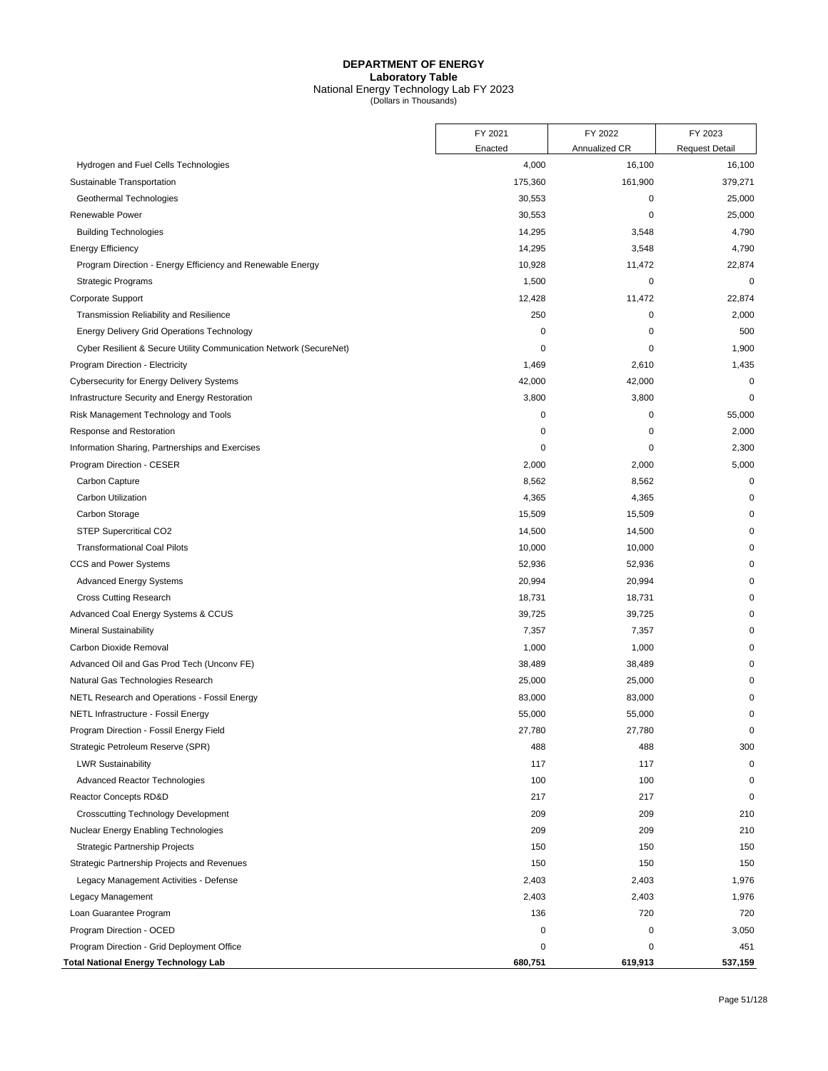# DEPARTMENT OF ENERGY

**Laboratory Table**

National Energy Technology Lab FY 2023

(Dollars in Thousands)

| | FY 2021 Enacted | FY 2022 Annualized CR | FY 2023 Request Detail |
|---|---|---|---|
| Hydrogen and Fuel Cells Technologies | 4,000 | 16,100 | 16,100 |
| Sustainable Transportation | 175,360 | 161,900 | 379,271 |
| Geothermal Technologies | 30,553 | 0 | 25,000 |
| Renewable Power | 30,553 | 0 | 25,000 |
| Building Technologies | 14,295 | 3,548 | 4,790 |
| Energy Efficiency | 14,295 | 3,548 | 4,790 |
| Program Direction - Energy Efficiency and Renewable Energy | 10,928 | 11,472 | 22,874 |
| Strategic Programs | 1,500 | 0 | 0 |
| Corporate Support | 12,428 | 11,472 | 22,874 |
| Transmission Reliability and Resilience | 250 | 0 | 2,000 |
| Energy Delivery Grid Operations Technology | 0 | 0 | 500 |
| Cyber Resilient & Secure Utility Communication Network (SecureNet) | 0 | 0 | 1,900 |
| Program Direction - Electricity | 1,469 | 2,610 | 1,435 |
| Cybersecurity for Energy Delivery Systems | 42,000 | 42,000 | 0 |
| Infrastructure Security and Energy Restoration | 3,800 | 3,800 | 0 |
| Risk Management Technology and Tools | 0 | 0 | 55,000 |
| Response and Restoration | 0 | 0 | 2,000 |
| Information Sharing, Partnerships and Exercises | 0 | 0 | 2,300 |
| Program Direction - CESER | 2,000 | 2,000 | 5,000 |
| Carbon Capture | 8,562 | 8,562 | 0 |
| Carbon Utilization | 4,365 | 4,365 | 0 |
| Carbon Storage | 15,509 | 15,509 | 0 |
| STEP Supercritical CO2 | 14,500 | 14,500 | 0 |
| Transformational Coal Pilots | 10,000 | 10,000 | 0 |
| CCS and Power Systems | 52,936 | 52,936 | 0 |
| Advanced Energy Systems | 20,994 | 20,994 | 0 |
| Cross Cutting Research | 18,731 | 18,731 | 0 |
| Advanced Coal Energy Systems & CCUS | 39,725 | 39,725 | 0 |
| Mineral Sustainability | 7,357 | 7,357 | 0 |
| Carbon Dioxide Removal | 1,000 | 1,000 | 0 |
| Advanced Oil and Gas Prod Tech (Unconv FE) | 38,489 | 38,489 | 0 |
| Natural Gas Technologies Research | 25,000 | 25,000 | 0 |
| NETL Research and Operations - Fossil Energy | 83,000 | 83,000 | 0 |
| NETL Infrastructure - Fossil Energy | 55,000 | 55,000 | 0 |
| Program Direction - Fossil Energy Field | 27,780 | 27,780 | 0 |
| Strategic Petroleum Reserve (SPR) | 488 | 488 | 300 |
| LWR Sustainability | 117 | 117 | 0 |
| Advanced Reactor Technologies | 100 | 100 | 0 |
| Reactor Concepts RD&D | 217 | 217 | 0 |
| Crosscutting Technology Development | 209 | 209 | 210 |
| Nuclear Energy Enabling Technologies | 209 | 209 | 210 |
| Strategic Partnership Projects | 150 | 150 | 150 |
| Strategic Partnership Projects and Revenues | 150 | 150 | 150 |
| Legacy Management Activities - Defense | 2,403 | 2,403 | 1,976 |
| Legacy Management | 2,403 | 2,403 | 1,976 |
| Loan Guarantee Program | 136 | 720 | 720 |
| Program Direction - OCED | 0 | 0 | 3,050 |
| Program Direction - Grid Deployment Office | 0 | 0 | 451 |
| **Total National Energy Technology Lab** | **680,751** | **619,913** | **537,159** |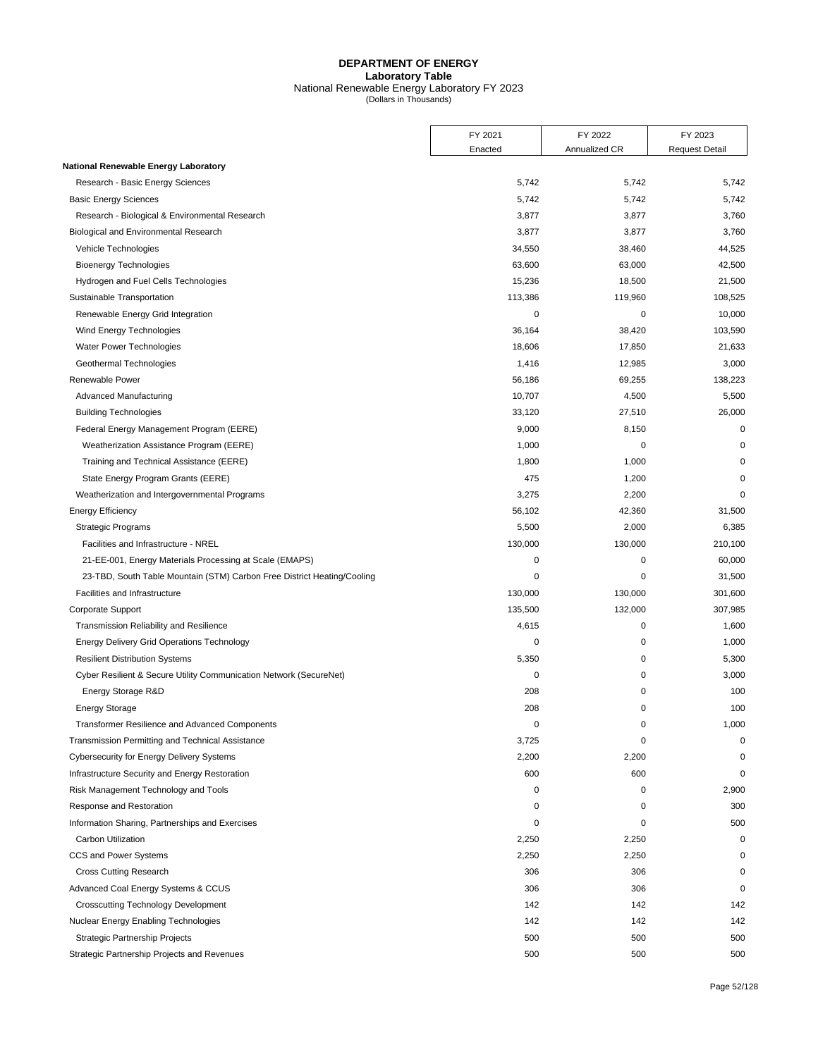# DEPARTMENT OF ENERGY
## Laboratory Table
### National Renewable Energy Laboratory FY 2023
(Dollars in Thousands)

| | FY 2021 Enacted | FY 2022 Annualized CR | FY 2023 Request Detail |
|---|---|---|---|
| **National Renewable Energy Laboratory** | | | |
| Research - Basic Energy Sciences | 5,742 | 5,742 | 5,742 |
| Basic Energy Sciences | 5,742 | 5,742 | 5,742 |
| Research - Biological & Environmental Research | 3,877 | 3,877 | 3,760 |
| Biological and Environmental Research | 3,877 | 3,877 | 3,760 |
| Vehicle Technologies | 34,550 | 38,460 | 44,525 |
| Bioenergy Technologies | 63,600 | 63,000 | 42,500 |
| Hydrogen and Fuel Cells Technologies | 15,236 | 18,500 | 21,500 |
| Sustainable Transportation | 113,386 | 119,960 | 108,525 |
| Renewable Energy Grid Integration | 0 | 0 | 10,000 |
| Wind Energy Technologies | 36,164 | 38,420 | 103,590 |
| Water Power Technologies | 18,606 | 17,850 | 21,633 |
| Geothermal Technologies | 1,416 | 12,985 | 3,000 |
| Renewable Power | 56,186 | 69,255 | 138,223 |
| Advanced Manufacturing | 10,707 | 4,500 | 5,500 |
| Building Technologies | 33,120 | 27,510 | 26,000 |
| Federal Energy Management Program (EERE) | 9,000 | 8,150 | 0 |
| Weatherization Assistance Program (EERE) | 1,000 | 0 | 0 |
| Training and Technical Assistance (EERE) | 1,800 | 1,000 | 0 |
| State Energy Program Grants (EERE) | 475 | 1,200 | 0 |
| Weatherization and Intergovernmental Programs | 3,275 | 2,200 | 0 |
| Energy Efficiency | 56,102 | 42,360 | 31,500 |
| Strategic Programs | 5,500 | 2,000 | 6,385 |
| Facilities and Infrastructure - NREL | 130,000 | 130,000 | 210,100 |
| 21-EE-001, Energy Materials Processing at Scale (EMAPS) | 0 | 0 | 60,000 |
| 23-TBD, South Table Mountain (STM) Carbon Free District Heating/Cooling | 0 | 0 | 31,500 |
| Facilities and Infrastructure | 130,000 | 130,000 | 301,600 |
| Corporate Support | 135,500 | 132,000 | 307,985 |
| Transmission Reliability and Resilience | 4,615 | 0 | 1,600 |
| Energy Delivery Grid Operations Technology | 0 | 0 | 1,000 |
| Resilient Distribution Systems | 5,350 | 0 | 5,300 |
| Cyber Resilient & Secure Utility Communication Network (SecureNet) | 0 | 0 | 3,000 |
| Energy Storage R&D | 208 | 0 | 100 |
| Energy Storage | 208 | 0 | 100 |
| Transformer Resilience and Advanced Components | 0 | 0 | 1,000 |
| Transmission Permitting and Technical Assistance | 3,725 | 0 | 0 |
| Cybersecurity for Energy Delivery Systems | 2,200 | 2,200 | 0 |
| Infrastructure Security and Energy Restoration | 600 | 600 | 0 |
| Risk Management Technology and Tools | 0 | 0 | 2,900 |
| Response and Restoration | 0 | 0 | 300 |
| Information Sharing, Partnerships and Exercises | 0 | 0 | 500 |
| Carbon Utilization | 2,250 | 2,250 | 0 |
| CCS and Power Systems | 2,250 | 2,250 | 0 |
| Cross Cutting Research | 306 | 306 | 0 |
| Advanced Coal Energy Systems & CCUS | 306 | 306 | 0 |
| Crosscutting Technology Development | 142 | 142 | 142 |
| Nuclear Energy Enabling Technologies | 142 | 142 | 142 |
| Strategic Partnership Projects | 500 | 500 | 500 |
| Strategic Partnership Projects and Revenues | 500 | 500 | 500 |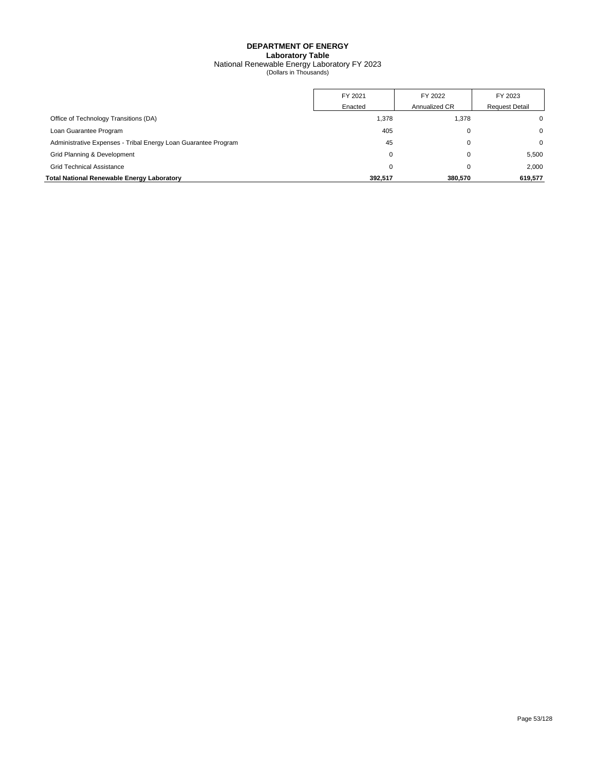**DEPARTMENT OF ENERGY**
**Laboratory Table**
National Renewable Energy Laboratory FY 2023
(Dollars in Thousands)

| | FY 2021 Enacted | FY 2022 Annualized CR | FY 2023 Request Detail |
|---|---|---|---|
| Office of Technology Transitions (DA) | 1,378 | 1,378 | 0 |
| Loan Guarantee Program | 405 | 0 | 0 |
| Administrative Expenses - Tribal Energy Loan Guarantee Program | 45 | 0 | 0 |
| Grid Planning & Development | 0 | 0 | 5,500 |
| Grid Technical Assistance | 0 | 0 | 2,000 |
| **Total National Renewable Energy Laboratory** | **392,517** | **380,570** | **619,577** |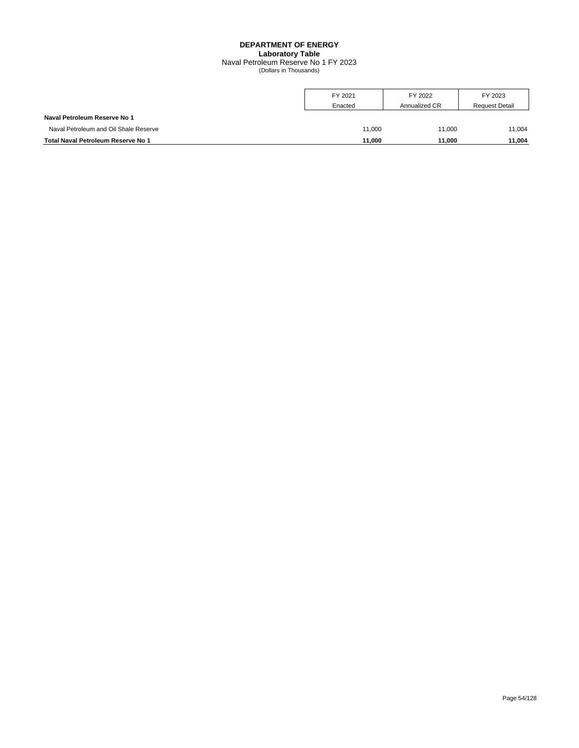**DEPARTMENT OF ENERGY**
**Laboratory Table**
Naval Petroleum Reserve No 1 FY 2023
(Dollars in Thousands)

| | FY 2021 Enacted | FY 2022 Annualized CR | FY 2023 Request Detail |
|---|---|---|---|
| **Naval Petroleum Reserve No 1** | | | |
| Naval Petroleum and Oil Shale Reserve | 11,000 | 11,000 | 11,004 |
| **Total Naval Petroleum Reserve No 1** | **11,000** | **11,000** | **11,004** |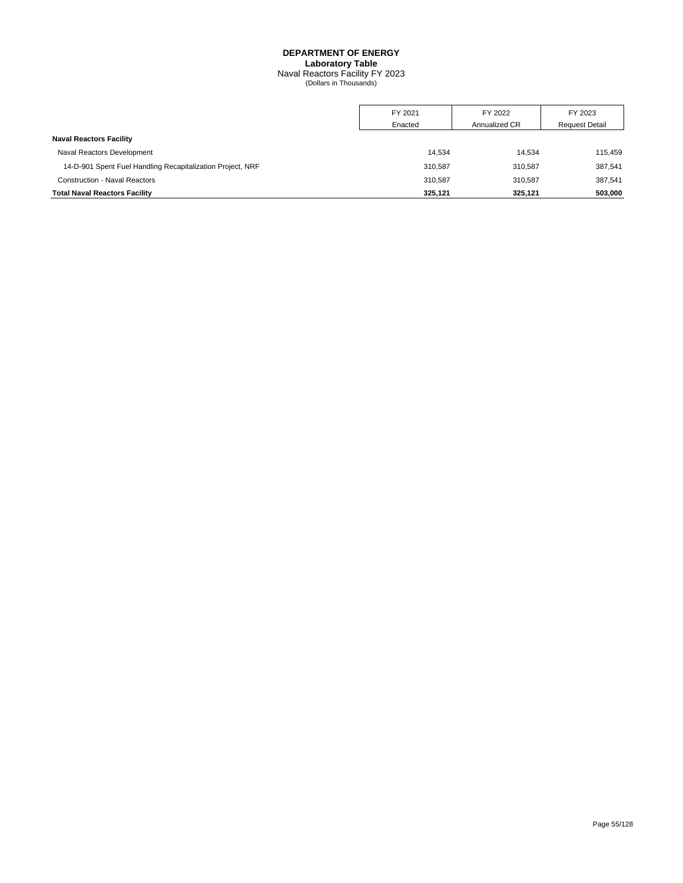**DEPARTMENT OF ENERGY**
**Laboratory Table**
Naval Reactors Facility FY 2023
(Dollars in Thousands)

| | FY 2021 Enacted | FY 2022 Annualized CR | FY 2023 Request Detail |
|---|---|---|---|
| **Naval Reactors Facility** | | | |
| Naval Reactors Development | 14,534 | 14,534 | 115,459 |
| 14-D-901 Spent Fuel Handling Recapitalization Project, NRF | 310,587 | 310,587 | 387,541 |
| Construction - Naval Reactors | 310,587 | 310,587 | 387,541 |
| **Total Naval Reactors Facility** | **325,121** | **325,121** | **503,000** |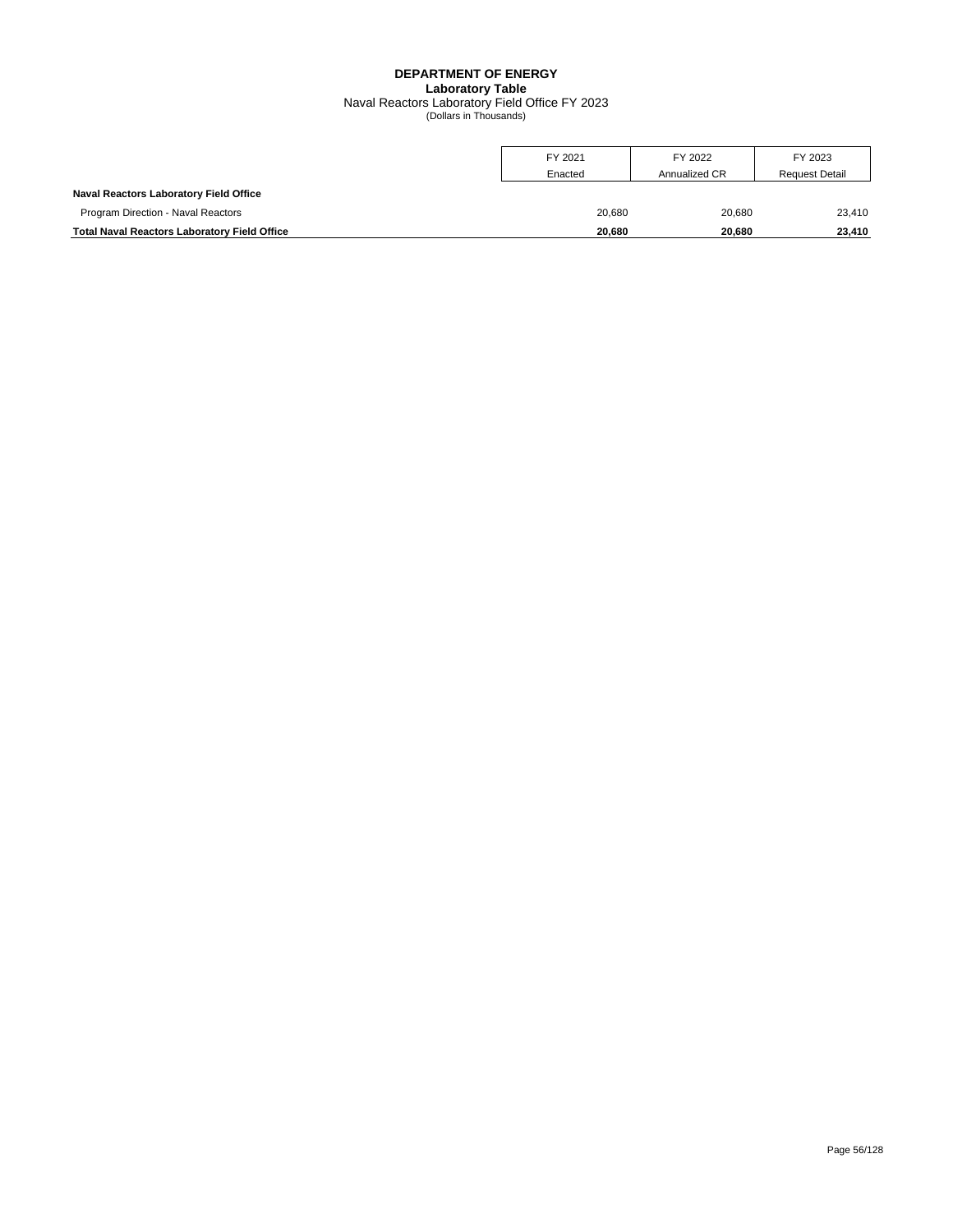# DEPARTMENT OF ENERGY
## Laboratory Table
Naval Reactors Laboratory Field Office FY 2023
(Dollars in Thousands)

| | FY 2021 Enacted | FY 2022 Annualized CR | FY 2023 Request Detail |
|---|---|---|---|
| **Naval Reactors Laboratory Field Office** | | | |
| Program Direction - Naval Reactors | 20,680 | 20,680 | 23,410 |
| **Total Naval Reactors Laboratory Field Office** | **20,680** | **20,680** | **23,410** |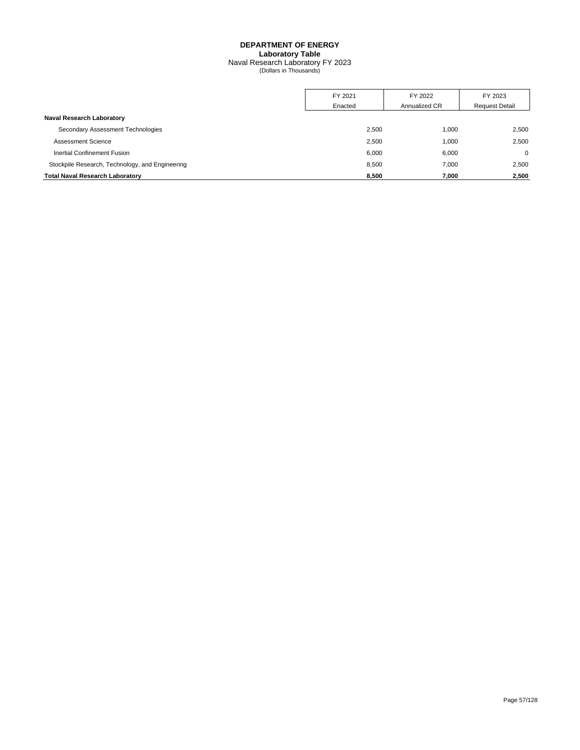**DEPARTMENT OF ENERGY**
**Laboratory Table**
Naval Research Laboratory FY 2023
(Dollars in Thousands)

| | FY 2021 Enacted | FY 2022 Annualized CR | FY 2023 Request Detail |
|---|---|---|---|
| **Naval Research Laboratory** | | | |
| Secondary Assessment Technologies | 2,500 | 1,000 | 2,500 |
| Assessment Science | 2,500 | 1,000 | 2,500 |
| Inertial Confinement Fusion | 6,000 | 6,000 | 0 |
| Stockpile Research, Technology, and Engineering | 8,500 | 7,000 | 2,500 |
| **Total Naval Research Laboratory** | **8,500** | **7,000** | **2,500** |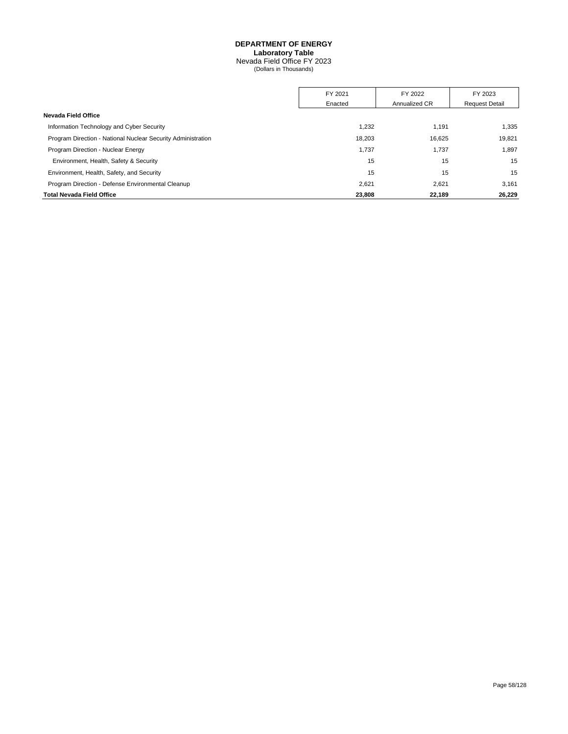# DEPARTMENT OF ENERGY

## Laboratory Table

Nevada Field Office FY 2023

(Dollars in Thousands)

| | FY 2021 Enacted | FY 2022 Annualized CR | FY 2023 Request Detail |
|---|---|---|---|
| **Nevada Field Office** | | | |
| Information Technology and Cyber Security | 1,232 | 1,191 | 1,335 |
| Program Direction - National Nuclear Security Administration | 18,203 | 16,625 | 19,821 |
| Program Direction - Nuclear Energy | 1,737 | 1,737 | 1,897 |
| Environment, Health, Safety & Security | 15 | 15 | 15 |
| Environment, Health, Safety, and Security | 15 | 15 | 15 |
| Program Direction - Defense Environmental Cleanup | 2,621 | 2,621 | 3,161 |
| **Total Nevada Field Office** | **23,808** | **22,189** | **26,229** |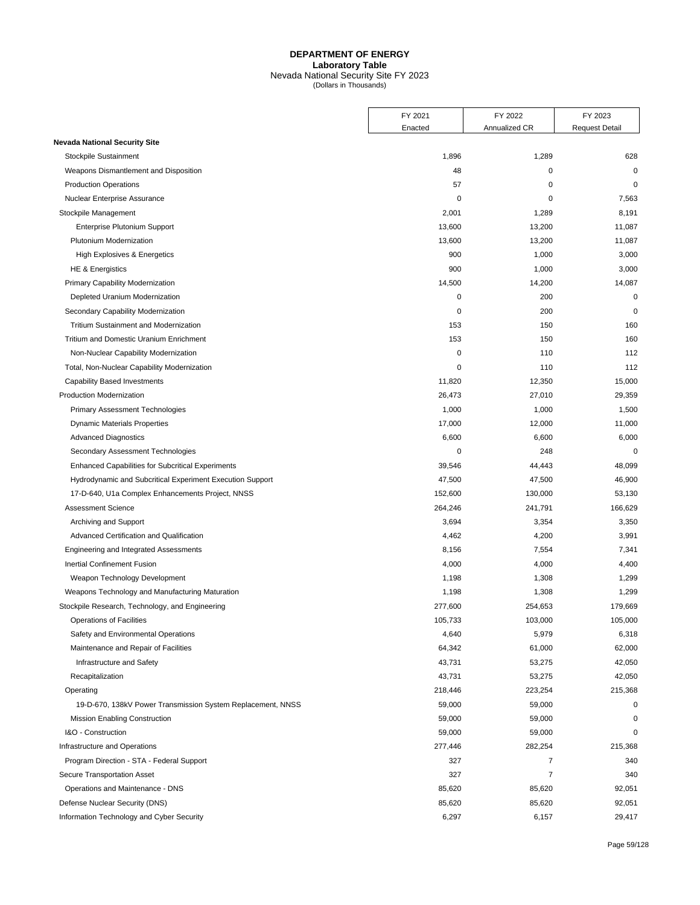# DEPARTMENT OF ENERGY
## Laboratory Table
### Nevada National Security Site FY 2023
(Dollars in Thousands)

| | FY 2021 Enacted | FY 2022 Annualized CR | FY 2023 Request Detail |
|---|---|---|---|
| **Nevada National Security Site** | | | |
| Stockpile Sustainment | 1,896 | 1,289 | 628 |
| Weapons Dismantlement and Disposition | 48 | 0 | 0 |
| Production Operations | 57 | 0 | 0 |
| Nuclear Enterprise Assurance | 0 | 0 | 7,563 |
| Stockpile Management | 2,001 | 1,289 | 8,191 |
| Enterprise Plutonium Support | 13,600 | 13,200 | 11,087 |
| Plutonium Modernization | 13,600 | 13,200 | 11,087 |
| High Explosives & Energetics | 900 | 1,000 | 3,000 |
| HE & Energistics | 900 | 1,000 | 3,000 |
| Primary Capability Modernization | 14,500 | 14,200 | 14,087 |
| Depleted Uranium Modernization | 0 | 200 | 0 |
| Secondary Capability Modernization | 0 | 200 | 0 |
| Tritium Sustainment and Modernization | 153 | 150 | 160 |
| Tritium and Domestic Uranium Enrichment | 153 | 150 | 160 |
| Non-Nuclear Capability Modernization | 0 | 110 | 112 |
| Total, Non-Nuclear Capability Modernization | 0 | 110 | 112 |
| Capability Based Investments | 11,820 | 12,350 | 15,000 |
| Production Modernization | 26,473 | 27,010 | 29,359 |
| Primary Assessment Technologies | 1,000 | 1,000 | 1,500 |
| Dynamic Materials Properties | 17,000 | 12,000 | 11,000 |
| Advanced Diagnostics | 6,600 | 6,600 | 6,000 |
| Secondary Assessment Technologies | 0 | 248 | 0 |
| Enhanced Capabilities for Subcritical Experiments | 39,546 | 44,443 | 48,099 |
| Hydrodynamic and Subcritical Experiment Execution Support | 47,500 | 47,500 | 46,900 |
| 17-D-640, U1a Complex Enhancements Project, NNSS | 152,600 | 130,000 | 53,130 |
| Assessment Science | 264,246 | 241,791 | 166,629 |
| Archiving and Support | 3,694 | 3,354 | 3,350 |
| Advanced Certification and Qualification | 4,462 | 4,200 | 3,991 |
| Engineering and Integrated Assessments | 8,156 | 7,554 | 7,341 |
| Inertial Confinement Fusion | 4,000 | 4,000 | 4,400 |
| Weapon Technology Development | 1,198 | 1,308 | 1,299 |
| Weapons Technology and Manufacturing Maturation | 1,198 | 1,308 | 1,299 |
| Stockpile Research, Technology, and Engineering | 277,600 | 254,653 | 179,669 |
| Operations of Facilities | 105,733 | 103,000 | 105,000 |
| Safety and Environmental Operations | 4,640 | 5,979 | 6,318 |
| Maintenance and Repair of Facilities | 64,342 | 61,000 | 62,000 |
| Infrastructure and Safety | 43,731 | 53,275 | 42,050 |
| Recapitalization | 43,731 | 53,275 | 42,050 |
| Operating | 218,446 | 223,254 | 215,368 |
| 19-D-670, 138kV Power Transmission System Replacement, NNSS | 59,000 | 59,000 | 0 |
| Mission Enabling Construction | 59,000 | 59,000 | 0 |
| I&O - Construction | 59,000 | 59,000 | 0 |
| Infrastructure and Operations | 277,446 | 282,254 | 215,368 |
| Program Direction - STA - Federal Support | 327 | 7 | 340 |
| Secure Transportation Asset | 327 | 7 | 340 |
| Operations and Maintenance - DNS | 85,620 | 85,620 | 92,051 |
| Defense Nuclear Security (DNS) | 85,620 | 85,620 | 92,051 |
| Information Technology and Cyber Security | 6,297 | 6,157 | 29,417 |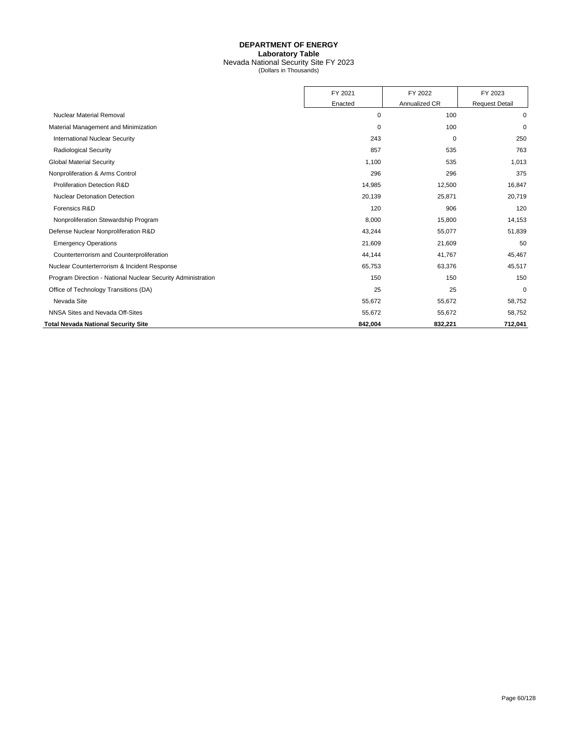# DEPARTMENT OF ENERGY

## Laboratory Table

Nevada National Security Site FY 2023

(Dollars in Thousands)

| | FY 2021 Enacted | FY 2022 Annualized CR | FY 2023 Request Detail |
|---|---|---|---|
| Nuclear Material Removal | 0 | 100 | 0 |
| Material Management and Minimization | 0 | 100 | 0 |
| International Nuclear Security | 243 | 0 | 250 |
| Radiological Security | 857 | 535 | 763 |
| Global Material Security | 1,100 | 535 | 1,013 |
| Nonproliferation & Arms Control | 296 | 296 | 375 |
| Proliferation Detection R&D | 14,985 | 12,500 | 16,847 |
| Nuclear Detonation Detection | 20,139 | 25,871 | 20,719 |
| Forensics R&D | 120 | 906 | 120 |
| Nonproliferation Stewardship Program | 8,000 | 15,800 | 14,153 |
| Defense Nuclear Nonproliferation R&D | 43,244 | 55,077 | 51,839 |
| Emergency Operations | 21,609 | 21,609 | 50 |
| Counterterrorism and Counterproliferation | 44,144 | 41,767 | 45,467 |
| Nuclear Counterterrorism & Incident Response | 65,753 | 63,376 | 45,517 |
| Program Direction - National Nuclear Security Administration | 150 | 150 | 150 |
| Office of Technology Transitions (DA) | 25 | 25 | 0 |
| Nevada Site | 55,672 | 55,672 | 58,752 |
| NNSA Sites and Nevada Off-Sites | 55,672 | 55,672 | 58,752 |
| **Total Nevada National Security Site** | **842,004** | **832,221** | **712,041** |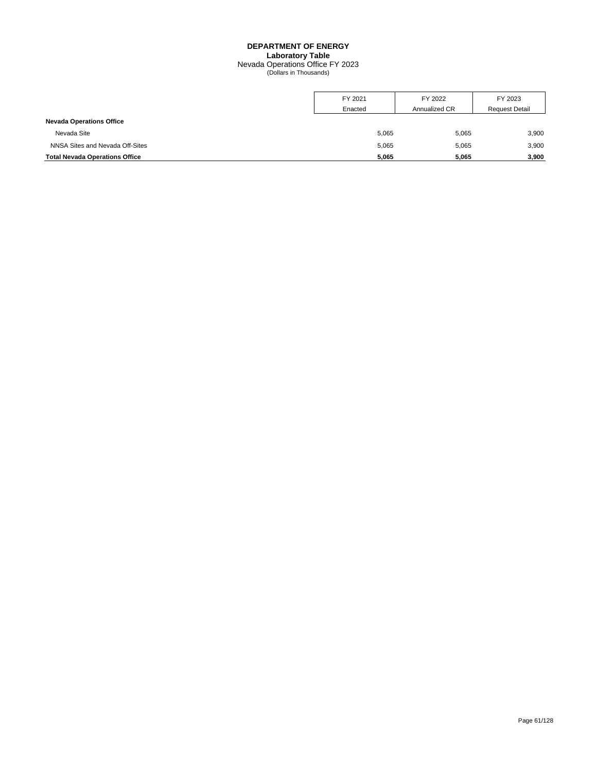**DEPARTMENT OF ENERGY**
**Laboratory Table**
Nevada Operations Office FY 2023
(Dollars in Thousands)

| | FY 2021 Enacted | FY 2022 Annualized CR | FY 2023 Request Detail |
|---|---|---|---|
| **Nevada Operations Office** | | | |
| Nevada Site | 5,065 | 5,065 | 3,900 |
| NNSA Sites and Nevada Off-Sites | 5,065 | 5,065 | 3,900 |
| **Total Nevada Operations Office** | **5,065** | **5,065** | **3,900** |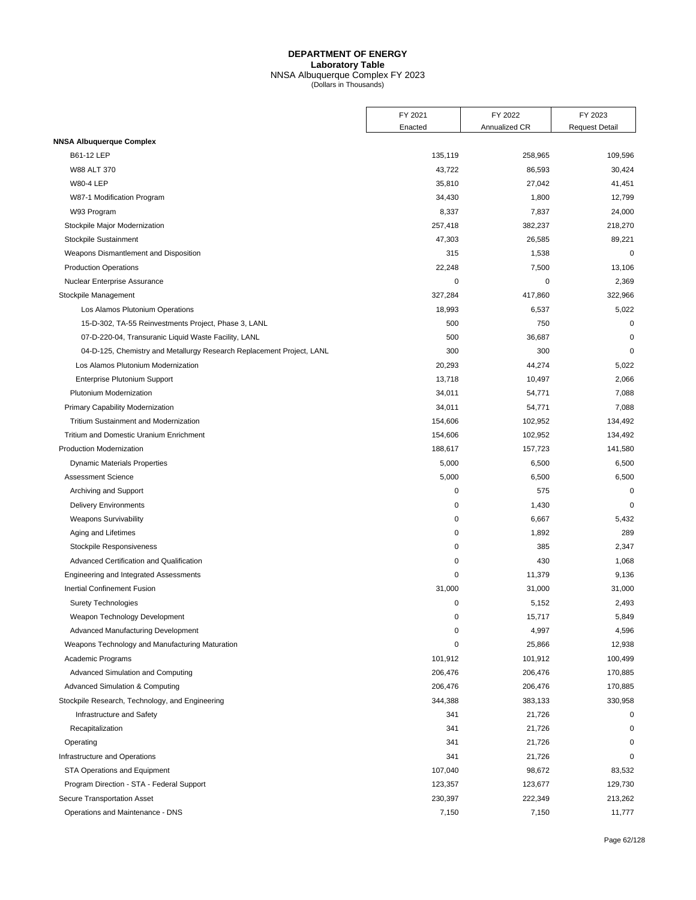# DEPARTMENT OF ENERGY
## Laboratory Table
### NNSA Albuquerque Complex FY 2023
(Dollars in Thousands)

| | FY 2021 Enacted | FY 2022 Annualized CR | FY 2023 Request Detail |
|---|---|---|---|
| **NNSA Albuquerque Complex** | | | |
| B61-12 LEP | 135,119 | 258,965 | 109,596 |
| W88 ALT 370 | 43,722 | 86,593 | 30,424 |
| W80-4 LEP | 35,810 | 27,042 | 41,451 |
| W87-1 Modification Program | 34,430 | 1,800 | 12,799 |
| W93 Program | 8,337 | 7,837 | 24,000 |
| Stockpile Major Modernization | 257,418 | 382,237 | 218,270 |
| Stockpile Sustainment | 47,303 | 26,585 | 89,221 |
| Weapons Dismantlement and Disposition | 315 | 1,538 | 0 |
| Production Operations | 22,248 | 7,500 | 13,106 |
| Nuclear Enterprise Assurance | 0 | 0 | 2,369 |
| Stockpile Management | 327,284 | 417,860 | 322,966 |
| Los Alamos Plutonium Operations | 18,993 | 6,537 | 5,022 |
| 15-D-302, TA-55 Reinvestments Project, Phase 3, LANL | 500 | 750 | 0 |
| 07-D-220-04, Transuranic Liquid Waste Facility, LANL | 500 | 36,687 | 0 |
| 04-D-125, Chemistry and Metallurgy Research Replacement Project, LANL | 300 | 300 | 0 |
| Los Alamos Plutonium Modernization | 20,293 | 44,274 | 5,022 |
| Enterprise Plutonium Support | 13,718 | 10,497 | 2,066 |
| Plutonium Modernization | 34,011 | 54,771 | 7,088 |
| Primary Capability Modernization | 34,011 | 54,771 | 7,088 |
| Tritium Sustainment and Modernization | 154,606 | 102,952 | 134,492 |
| Tritium and Domestic Uranium Enrichment | 154,606 | 102,952 | 134,492 |
| Production Modernization | 188,617 | 157,723 | 141,580 |
| Dynamic Materials Properties | 5,000 | 6,500 | 6,500 |
| Assessment Science | 5,000 | 6,500 | 6,500 |
| Archiving and Support | 0 | 575 | 0 |
| Delivery Environments | 0 | 1,430 | 0 |
| Weapons Survivability | 0 | 6,667 | 5,432 |
| Aging and Lifetimes | 0 | 1,892 | 289 |
| Stockpile Responsiveness | 0 | 385 | 2,347 |
| Advanced Certification and Qualification | 0 | 430 | 1,068 |
| Engineering and Integrated Assessments | 0 | 11,379 | 9,136 |
| Inertial Confinement Fusion | 31,000 | 31,000 | 31,000 |
| Surety Technologies | 0 | 5,152 | 2,493 |
| Weapon Technology Development | 0 | 15,717 | 5,849 |
| Advanced Manufacturing Development | 0 | 4,997 | 4,596 |
| Weapons Technology and Manufacturing Maturation | 0 | 25,866 | 12,938 |
| Academic Programs | 101,912 | 101,912 | 100,499 |
| Advanced Simulation and Computing | 206,476 | 206,476 | 170,885 |
| Advanced Simulation & Computing | 206,476 | 206,476 | 170,885 |
| Stockpile Research, Technology, and Engineering | 344,388 | 383,133 | 330,958 |
| Infrastructure and Safety | 341 | 21,726 | 0 |
| Recapitalization | 341 | 21,726 | 0 |
| Operating | 341 | 21,726 | 0 |
| Infrastructure and Operations | 341 | 21,726 | 0 |
| STA Operations and Equipment | 107,040 | 98,672 | 83,532 |
| Program Direction - STA - Federal Support | 123,357 | 123,677 | 129,730 |
| Secure Transportation Asset | 230,397 | 222,349 | 213,262 |
| Operations and Maintenance - DNS | 7,150 | 7,150 | 11,777 |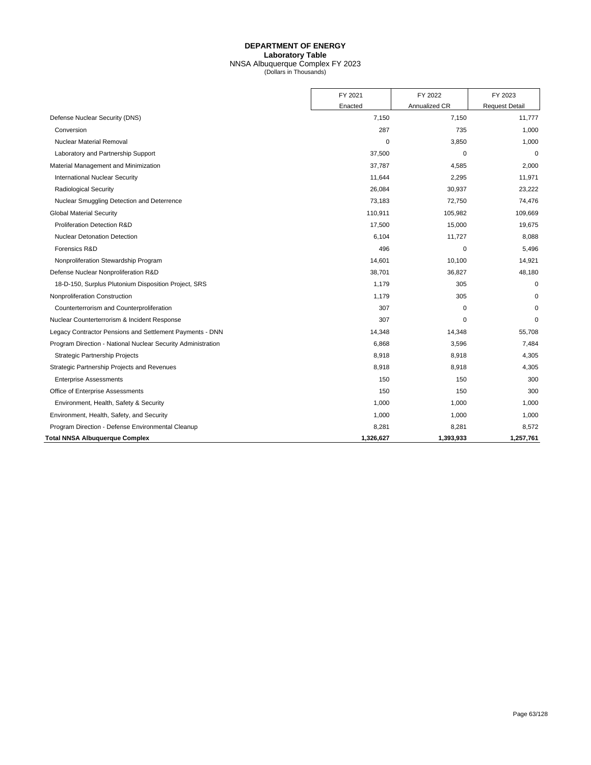# DEPARTMENT OF ENERGY

**Laboratory Table**

NNSA Albuquerque Complex FY 2023

(Dollars in Thousands)

| | FY 2021 Enacted | FY 2022 Annualized CR | FY 2023 Request Detail |
|---|---|---|---|
| Defense Nuclear Security (DNS) | 7,150 | 7,150 | 11,777 |
| Conversion | 287 | 735 | 1,000 |
| Nuclear Material Removal | 0 | 3,850 | 1,000 |
| Laboratory and Partnership Support | 37,500 | 0 | 0 |
| Material Management and Minimization | 37,787 | 4,585 | 2,000 |
| International Nuclear Security | 11,644 | 2,295 | 11,971 |
| Radiological Security | 26,084 | 30,937 | 23,222 |
| Nuclear Smuggling Detection and Deterrence | 73,183 | 72,750 | 74,476 |
| Global Material Security | 110,911 | 105,982 | 109,669 |
| Proliferation Detection R&D | 17,500 | 15,000 | 19,675 |
| Nuclear Detonation Detection | 6,104 | 11,727 | 8,088 |
| Forensics R&D | 496 | 0 | 5,496 |
| Nonproliferation Stewardship Program | 14,601 | 10,100 | 14,921 |
| Defense Nuclear Nonproliferation R&D | 38,701 | 36,827 | 48,180 |
| 18-D-150, Surplus Plutonium Disposition Project, SRS | 1,179 | 305 | 0 |
| Nonproliferation Construction | 1,179 | 305 | 0 |
| Counterterrorism and Counterproliferation | 307 | 0 | 0 |
| Nuclear Counterterrorism & Incident Response | 307 | 0 | 0 |
| Legacy Contractor Pensions and Settlement Payments - DNN | 14,348 | 14,348 | 55,708 |
| Program Direction - National Nuclear Security Administration | 6,868 | 3,596 | 7,484 |
| Strategic Partnership Projects | 8,918 | 8,918 | 4,305 |
| Strategic Partnership Projects and Revenues | 8,918 | 8,918 | 4,305 |
| Enterprise Assessments | 150 | 150 | 300 |
| Office of Enterprise Assessments | 150 | 150 | 300 |
| Environment, Health, Safety & Security | 1,000 | 1,000 | 1,000 |
| Environment, Health, Safety, and Security | 1,000 | 1,000 | 1,000 |
| Program Direction - Defense Environmental Cleanup | 8,281 | 8,281 | 8,572 |
| **Total NNSA Albuquerque Complex** | **1,326,627** | **1,393,933** | **1,257,761** |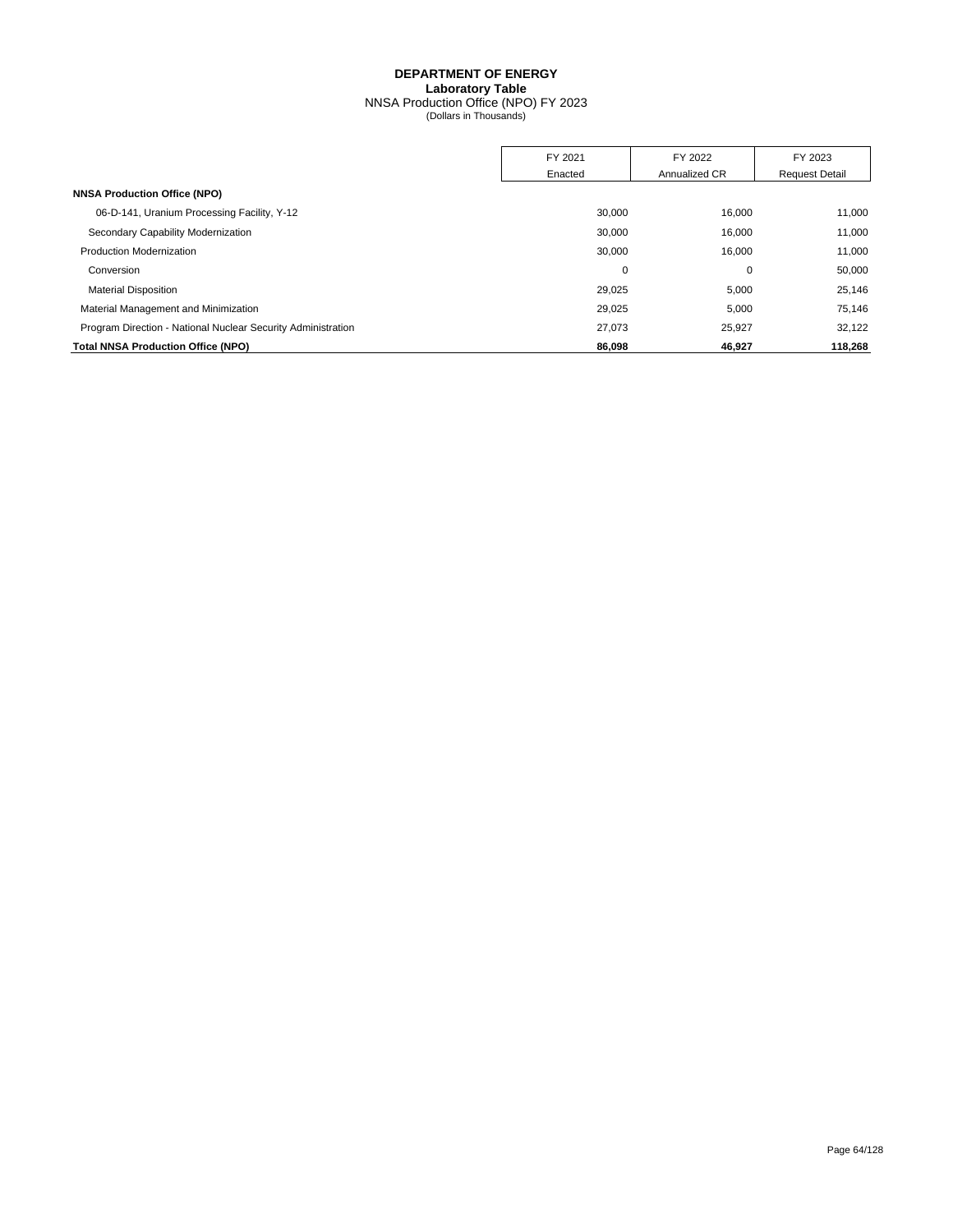# DEPARTMENT OF ENERGY
## Laboratory Table
NNSA Production Office (NPO) FY 2023
(Dollars in Thousands)

| | FY 2021 Enacted | FY 2022 Annualized CR | FY 2023 Request Detail |
|---|---|---|---|
| **NNSA Production Office (NPO)** | | | |
| 06-D-141, Uranium Processing Facility, Y-12 | 30,000 | 16,000 | 11,000 |
| Secondary Capability Modernization | 30,000 | 16,000 | 11,000 |
| Production Modernization | 30,000 | 16,000 | 11,000 |
| Conversion | 0 | 0 | 50,000 |
| Material Disposition | 29,025 | 5,000 | 25,146 |
| Material Management and Minimization | 29,025 | 5,000 | 75,146 |
| Program Direction - National Nuclear Security Administration | 27,073 | 25,927 | 32,122 |
| **Total NNSA Production Office (NPO)** | **86,098** | **46,927** | **118,268** |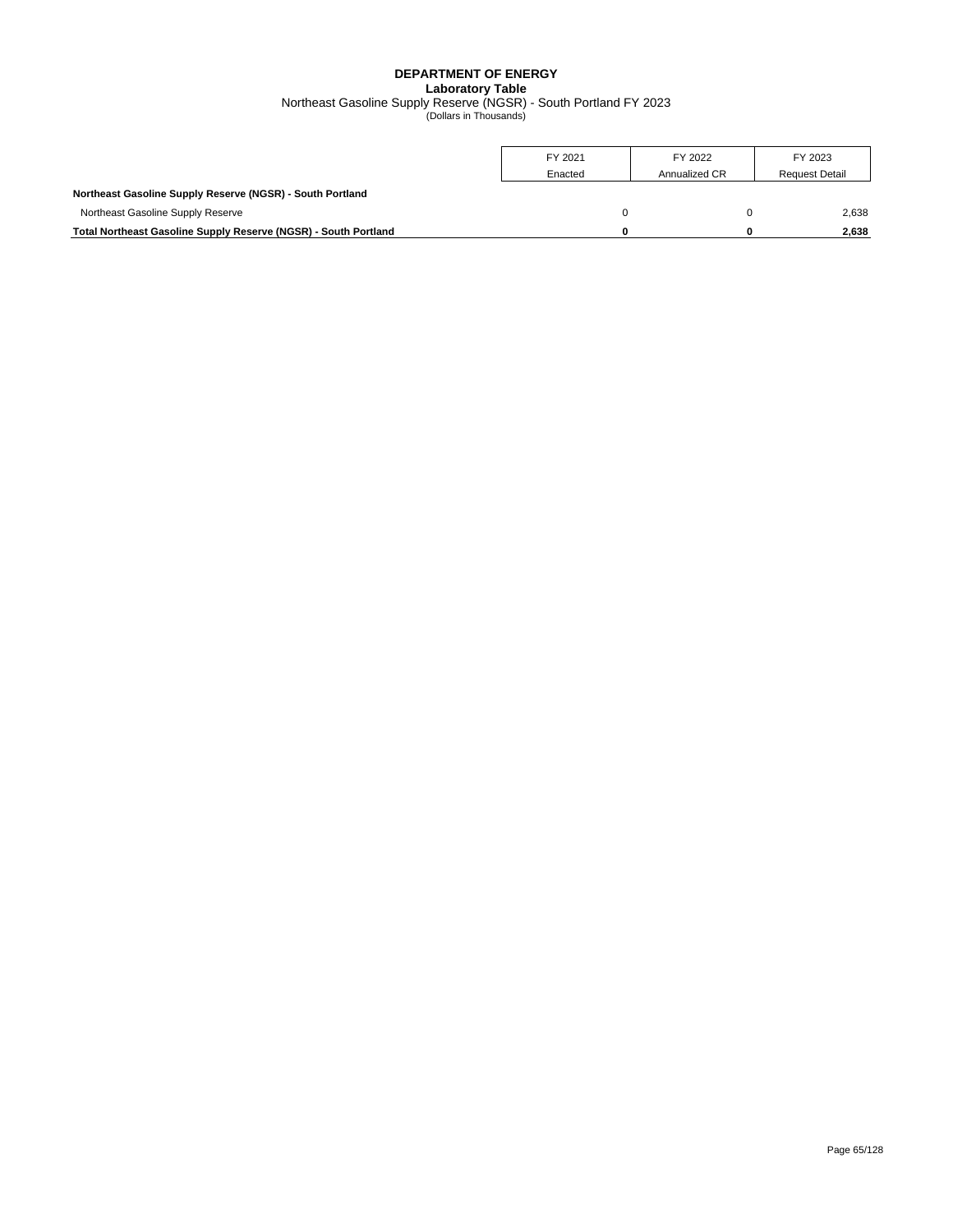**DEPARTMENT OF ENERGY**
**Laboratory Table**
Northeast Gasoline Supply Reserve (NGSR) - South Portland FY 2023
(Dollars in Thousands)

| | FY 2021 Enacted | FY 2022 Annualized CR | FY 2023 Request Detail |
|---|---|---|---|
| **Northeast Gasoline Supply Reserve (NGSR) - South Portland** | | | |
| Northeast Gasoline Supply Reserve | 0 | 0 | 2,638 |
| **Total Northeast Gasoline Supply Reserve (NGSR) - South Portland** | **0** | **0** | **2,638** |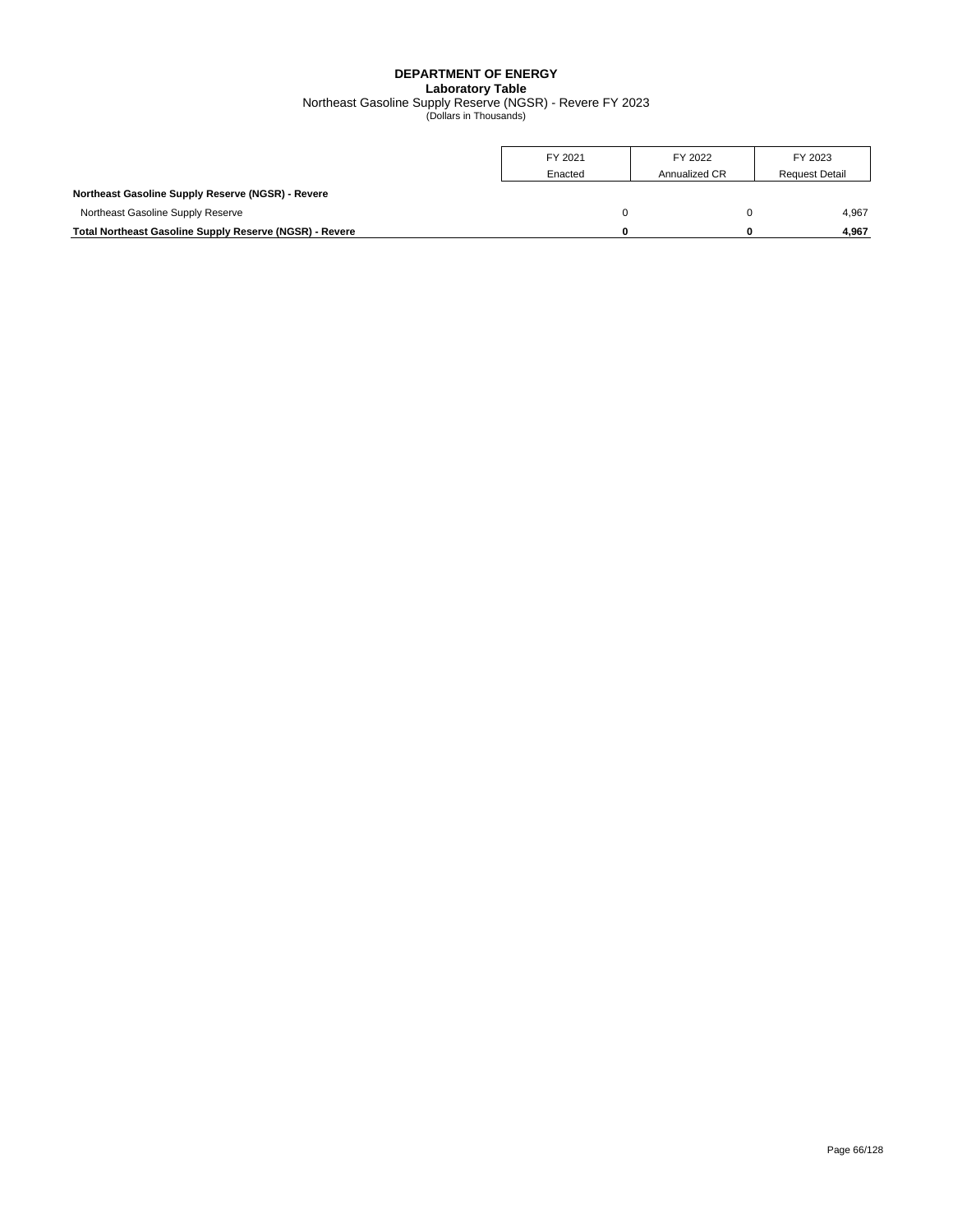# DEPARTMENT OF ENERGY
## Laboratory Table
Northeast Gasoline Supply Reserve (NGSR) - Revere FY 2023
(Dollars in Thousands)

| | FY 2021 Enacted | FY 2022 Annualized CR | FY 2023 Request Detail |
|---|---|---|---|
| **Northeast Gasoline Supply Reserve (NGSR) - Revere** | | | |
| Northeast Gasoline Supply Reserve | 0 | 0 | 4,967 |
| **Total Northeast Gasoline Supply Reserve (NGSR) - Revere** | **0** | **0** | **4,967** |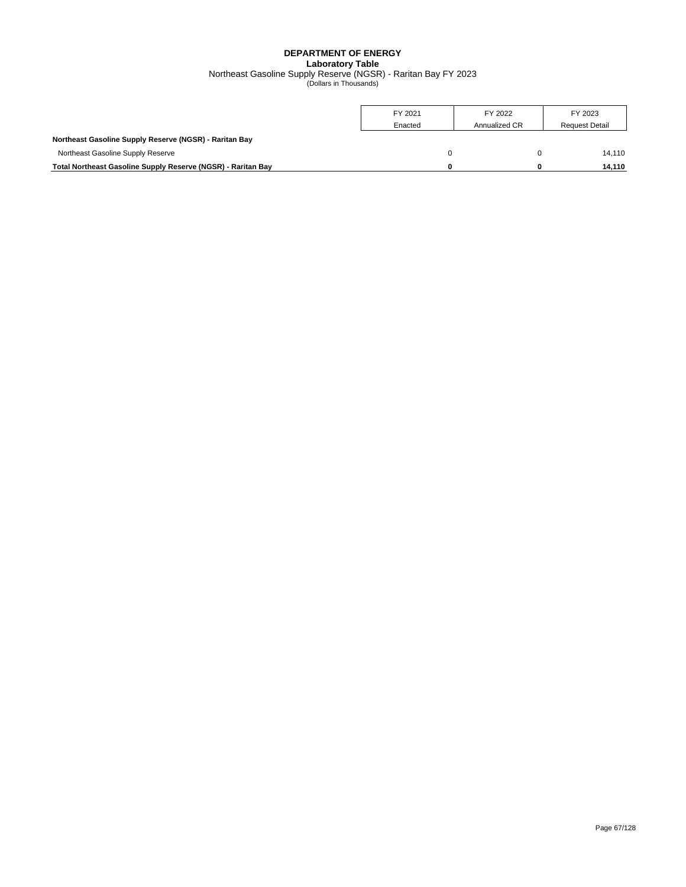# DEPARTMENT OF ENERGY

## Laboratory Table

Northeast Gasoline Supply Reserve (NGSR) - Raritan Bay FY 2023

(Dollars in Thousands)

| | FY 2021 Enacted | FY 2022 Annualized CR | FY 2023 Request Detail |
|---|---|---|---|
| **Northeast Gasoline Supply Reserve (NGSR) - Raritan Bay** | | | |
| Northeast Gasoline Supply Reserve | 0 | 0 | 14,110 |
| **Total Northeast Gasoline Supply Reserve (NGSR) - Raritan Bay** | **0** | **0** | **14,110** |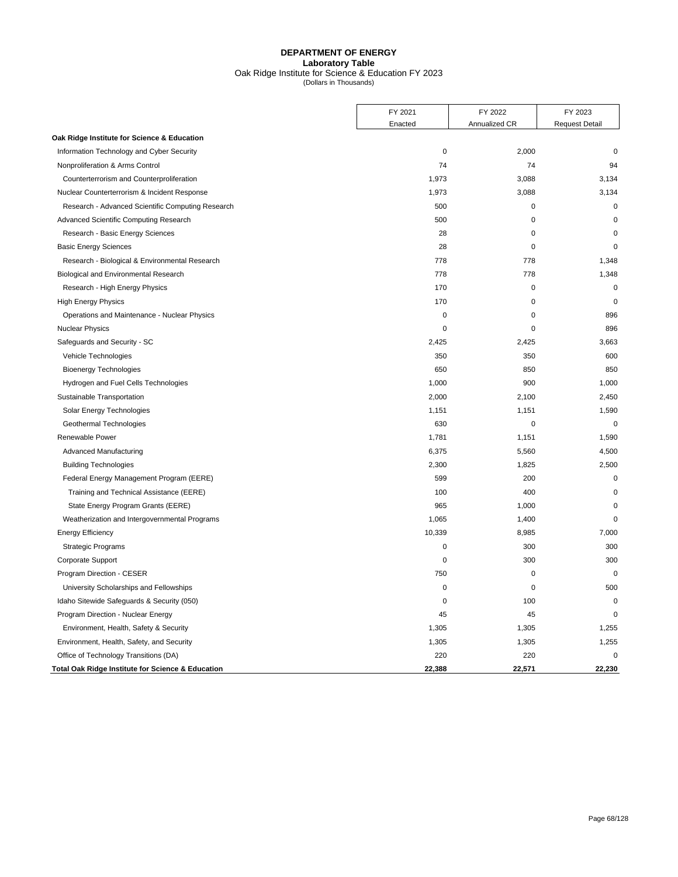**DEPARTMENT OF ENERGY**
**Laboratory Table**
Oak Ridge Institute for Science & Education FY 2023
(Dollars in Thousands)

| | FY 2021 Enacted | FY 2022 Annualized CR | FY 2023 Request Detail |
|---|---|---|---|
| **Oak Ridge Institute for Science & Education** | | | |
| Information Technology and Cyber Security | 0 | 2,000 | 0 |
| Nonproliferation & Arms Control | 74 | 74 | 94 |
| Counterterrorism and Counterproliferation | 1,973 | 3,088 | 3,134 |
| Nuclear Counterterrorism & Incident Response | 1,973 | 3,088 | 3,134 |
| Research - Advanced Scientific Computing Research | 500 | 0 | 0 |
| Advanced Scientific Computing Research | 500 | 0 | 0 |
| Research - Basic Energy Sciences | 28 | 0 | 0 |
| Basic Energy Sciences | 28 | 0 | 0 |
| Research - Biological & Environmental Research | 778 | 778 | 1,348 |
| Biological and Environmental Research | 778 | 778 | 1,348 |
| Research - High Energy Physics | 170 | 0 | 0 |
| High Energy Physics | 170 | 0 | 0 |
| Operations and Maintenance - Nuclear Physics | 0 | 0 | 896 |
| Nuclear Physics | 0 | 0 | 896 |
| Safeguards and Security - SC | 2,425 | 2,425 | 3,663 |
| Vehicle Technologies | 350 | 350 | 600 |
| Bioenergy Technologies | 650 | 850 | 850 |
| Hydrogen and Fuel Cells Technologies | 1,000 | 900 | 1,000 |
| Sustainable Transportation | 2,000 | 2,100 | 2,450 |
| Solar Energy Technologies | 1,151 | 1,151 | 1,590 |
| Geothermal Technologies | 630 | 0 | 0 |
| Renewable Power | 1,781 | 1,151 | 1,590 |
| Advanced Manufacturing | 6,375 | 5,560 | 4,500 |
| Building Technologies | 2,300 | 1,825 | 2,500 |
| Federal Energy Management Program (EERE) | 599 | 200 | 0 |
| Training and Technical Assistance (EERE) | 100 | 400 | 0 |
| State Energy Program Grants (EERE) | 965 | 1,000 | 0 |
| Weatherization and Intergovernmental Programs | 1,065 | 1,400 | 0 |
| Energy Efficiency | 10,339 | 8,985 | 7,000 |
| Strategic Programs | 0 | 300 | 300 |
| Corporate Support | 0 | 300 | 300 |
| Program Direction - CESER | 750 | 0 | 0 |
| University Scholarships and Fellowships | 0 | 0 | 500 |
| Idaho Sitewide Safeguards & Security (050) | 0 | 100 | 0 |
| Program Direction - Nuclear Energy | 45 | 45 | 0 |
| Environment, Health, Safety & Security | 1,305 | 1,305 | 1,255 |
| Environment, Health, Safety, and Security | 1,305 | 1,305 | 1,255 |
| Office of Technology Transitions (DA) | 220 | 220 | 0 |
| **Total Oak Ridge Institute for Science & Education** | **22,388** | **22,571** | **22,230** |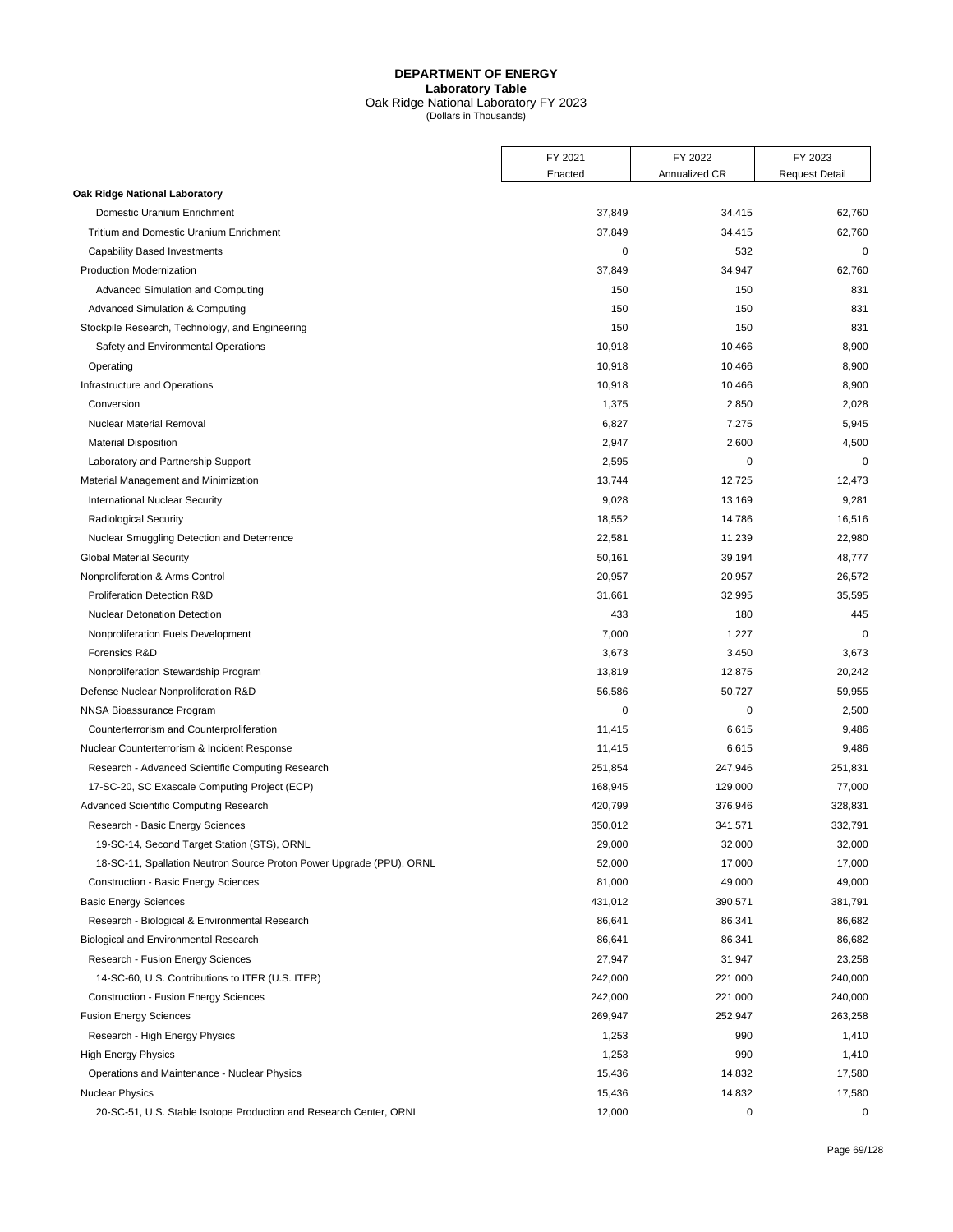# DEPARTMENT OF ENERGY
## Laboratory Table
Oak Ridge National Laboratory FY 2023
(Dollars in Thousands)

| | FY 2021 Enacted | FY 2022 Annualized CR | FY 2023 Request Detail |
|---|---|---|---|
| **Oak Ridge National Laboratory** | | | |
| Domestic Uranium Enrichment | 37,849 | 34,415 | 62,760 |
| Tritium and Domestic Uranium Enrichment | 37,849 | 34,415 | 62,760 |
| Capability Based Investments | 0 | 532 | 0 |
| Production Modernization | 37,849 | 34,947 | 62,760 |
| Advanced Simulation and Computing | 150 | 150 | 831 |
| Advanced Simulation & Computing | 150 | 150 | 831 |
| Stockpile Research, Technology, and Engineering | 150 | 150 | 831 |
| Safety and Environmental Operations | 10,918 | 10,466 | 8,900 |
| Operating | 10,918 | 10,466 | 8,900 |
| Infrastructure and Operations | 10,918 | 10,466 | 8,900 |
| Conversion | 1,375 | 2,850 | 2,028 |
| Nuclear Material Removal | 6,827 | 7,275 | 5,945 |
| Material Disposition | 2,947 | 2,600 | 4,500 |
| Laboratory and Partnership Support | 2,595 | 0 | 0 |
| Material Management and Minimization | 13,744 | 12,725 | 12,473 |
| International Nuclear Security | 9,028 | 13,169 | 9,281 |
| Radiological Security | 18,552 | 14,786 | 16,516 |
| Nuclear Smuggling Detection and Deterrence | 22,581 | 11,239 | 22,980 |
| Global Material Security | 50,161 | 39,194 | 48,777 |
| Nonproliferation & Arms Control | 20,957 | 20,957 | 26,572 |
| Proliferation Detection R&D | 31,661 | 32,995 | 35,595 |
| Nuclear Detonation Detection | 433 | 180 | 445 |
| Nonproliferation Fuels Development | 7,000 | 1,227 | 0 |
| Forensics R&D | 3,673 | 3,450 | 3,673 |
| Nonproliferation Stewardship Program | 13,819 | 12,875 | 20,242 |
| Defense Nuclear Nonproliferation R&D | 56,586 | 50,727 | 59,955 |
| NNSA Bioassurance Program | 0 | 0 | 2,500 |
| Counterterrorism and Counterproliferation | 11,415 | 6,615 | 9,486 |
| Nuclear Counterterrorism & Incident Response | 11,415 | 6,615 | 9,486 |
| Research - Advanced Scientific Computing Research | 251,854 | 247,946 | 251,831 |
| 17-SC-20, SC Exascale Computing Project (ECP) | 168,945 | 129,000 | 77,000 |
| Advanced Scientific Computing Research | 420,799 | 376,946 | 328,831 |
| Research - Basic Energy Sciences | 350,012 | 341,571 | 332,791 |
| 19-SC-14, Second Target Station (STS), ORNL | 29,000 | 32,000 | 32,000 |
| 18-SC-11, Spallation Neutron Source Proton Power Upgrade (PPU), ORNL | 52,000 | 17,000 | 17,000 |
| Construction - Basic Energy Sciences | 81,000 | 49,000 | 49,000 |
| Basic Energy Sciences | 431,012 | 390,571 | 381,791 |
| Research - Biological & Environmental Research | 86,641 | 86,341 | 86,682 |
| Biological and Environmental Research | 86,641 | 86,341 | 86,682 |
| Research - Fusion Energy Sciences | 27,947 | 31,947 | 23,258 |
| 14-SC-60, U.S. Contributions to ITER (U.S. ITER) | 242,000 | 221,000 | 240,000 |
| Construction - Fusion Energy Sciences | 242,000 | 221,000 | 240,000 |
| Fusion Energy Sciences | 269,947 | 252,947 | 263,258 |
| Research - High Energy Physics | 1,253 | 990 | 1,410 |
| High Energy Physics | 1,253 | 990 | 1,410 |
| Operations and Maintenance - Nuclear Physics | 15,436 | 14,832 | 17,580 |
| Nuclear Physics | 15,436 | 14,832 | 17,580 |
| 20-SC-51, U.S. Stable Isotope Production and Research Center, ORNL | 12,000 | 0 | 0 |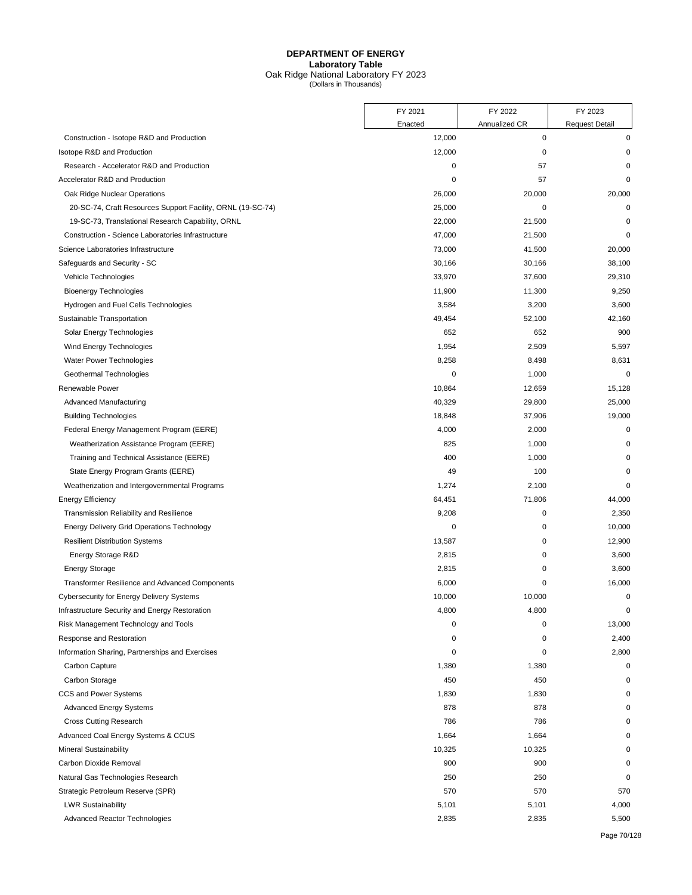**DEPARTMENT OF ENERGY**
**Laboratory Table**
Oak Ridge National Laboratory FY 2023
(Dollars in Thousands)

| | FY 2021 Enacted | FY 2022 Annualized CR | FY 2023 Request Detail |
|---|---|---|---|
| Construction - Isotope R&D and Production | 12,000 | 0 | 0 |
| Isotope R&D and Production | 12,000 | 0 | 0 |
| Research - Accelerator R&D and Production | 0 | 57 | 0 |
| Accelerator R&D and Production | 0 | 57 | 0 |
| Oak Ridge Nuclear Operations | 26,000 | 20,000 | 20,000 |
| 20-SC-74, Craft Resources Support Facility, ORNL (19-SC-74) | 25,000 | 0 | 0 |
| 19-SC-73, Translational Research Capability, ORNL | 22,000 | 21,500 | 0 |
| Construction - Science Laboratories Infrastructure | 47,000 | 21,500 | 0 |
| Science Laboratories Infrastructure | 73,000 | 41,500 | 20,000 |
| Safeguards and Security - SC | 30,166 | 30,166 | 38,100 |
| Vehicle Technologies | 33,970 | 37,600 | 29,310 |
| Bioenergy Technologies | 11,900 | 11,300 | 9,250 |
| Hydrogen and Fuel Cells Technologies | 3,584 | 3,200 | 3,600 |
| Sustainable Transportation | 49,454 | 52,100 | 42,160 |
| Solar Energy Technologies | 652 | 652 | 900 |
| Wind Energy Technologies | 1,954 | 2,509 | 5,597 |
| Water Power Technologies | 8,258 | 8,498 | 8,631 |
| Geothermal Technologies | 0 | 1,000 | 0 |
| Renewable Power | 10,864 | 12,659 | 15,128 |
| Advanced Manufacturing | 40,329 | 29,800 | 25,000 |
| Building Technologies | 18,848 | 37,906 | 19,000 |
| Federal Energy Management Program (EERE) | 4,000 | 2,000 | 0 |
| Weatherization Assistance Program (EERE) | 825 | 1,000 | 0 |
| Training and Technical Assistance (EERE) | 400 | 1,000 | 0 |
| State Energy Program Grants (EERE) | 49 | 100 | 0 |
| Weatherization and Intergovernmental Programs | 1,274 | 2,100 | 0 |
| Energy Efficiency | 64,451 | 71,806 | 44,000 |
| Transmission Reliability and Resilience | 9,208 | 0 | 2,350 |
| Energy Delivery Grid Operations Technology | 0 | 0 | 10,000 |
| Resilient Distribution Systems | 13,587 | 0 | 12,900 |
| Energy Storage R&D | 2,815 | 0 | 3,600 |
| Energy Storage | 2,815 | 0 | 3,600 |
| Transformer Resilience and Advanced Components | 6,000 | 0 | 16,000 |
| Cybersecurity for Energy Delivery Systems | 10,000 | 10,000 | 0 |
| Infrastructure Security and Energy Restoration | 4,800 | 4,800 | 0 |
| Risk Management Technology and Tools | 0 | 0 | 13,000 |
| Response and Restoration | 0 | 0 | 2,400 |
| Information Sharing, Partnerships and Exercises | 0 | 0 | 2,800 |
| Carbon Capture | 1,380 | 1,380 | 0 |
| Carbon Storage | 450 | 450 | 0 |
| CCS and Power Systems | 1,830 | 1,830 | 0 |
| Advanced Energy Systems | 878 | 878 | 0 |
| Cross Cutting Research | 786 | 786 | 0 |
| Advanced Coal Energy Systems & CCUS | 1,664 | 1,664 | 0 |
| Mineral Sustainability | 10,325 | 10,325 | 0 |
| Carbon Dioxide Removal | 900 | 900 | 0 |
| Natural Gas Technologies Research | 250 | 250 | 0 |
| Strategic Petroleum Reserve (SPR) | 570 | 570 | 570 |
| LWR Sustainability | 5,101 | 5,101 | 4,000 |
| Advanced Reactor Technologies | 2,835 | 2,835 | 5,500 |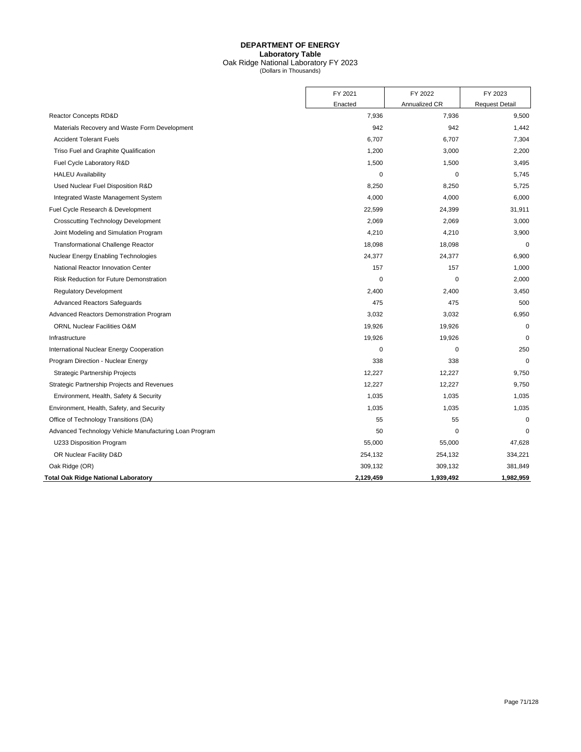**DEPARTMENT OF ENERGY**
**Laboratory Table**
Oak Ridge National Laboratory FY 2023
(Dollars in Thousands)

| | FY 2021 Enacted | FY 2022 Annualized CR | FY 2023 Request Detail |
|---|---|---|---|
| Reactor Concepts RD&D | 7,936 | 7,936 | 9,500 |
| Materials Recovery and Waste Form Development | 942 | 942 | 1,442 |
| Accident Tolerant Fuels | 6,707 | 6,707 | 7,304 |
| Triso Fuel and Graphite Qualification | 1,200 | 3,000 | 2,200 |
| Fuel Cycle Laboratory R&D | 1,500 | 1,500 | 3,495 |
| HALEU Availability | 0 | 0 | 5,745 |
| Used Nuclear Fuel Disposition R&D | 8,250 | 8,250 | 5,725 |
| Integrated Waste Management System | 4,000 | 4,000 | 6,000 |
| Fuel Cycle Research & Development | 22,599 | 24,399 | 31,911 |
| Crosscutting Technology Development | 2,069 | 2,069 | 3,000 |
| Joint Modeling and Simulation Program | 4,210 | 4,210 | 3,900 |
| Transformational Challenge Reactor | 18,098 | 18,098 | 0 |
| Nuclear Energy Enabling Technologies | 24,377 | 24,377 | 6,900 |
| National Reactor Innovation Center | 157 | 157 | 1,000 |
| Risk Reduction for Future Demonstration | 0 | 0 | 2,000 |
| Regulatory Development | 2,400 | 2,400 | 3,450 |
| Advanced Reactors Safeguards | 475 | 475 | 500 |
| Advanced Reactors Demonstration Program | 3,032 | 3,032 | 6,950 |
| ORNL Nuclear Facilities O&M | 19,926 | 19,926 | 0 |
| Infrastructure | 19,926 | 19,926 | 0 |
| International Nuclear Energy Cooperation | 0 | 0 | 250 |
| Program Direction - Nuclear Energy | 338 | 338 | 0 |
| Strategic Partnership Projects | 12,227 | 12,227 | 9,750 |
| Strategic Partnership Projects and Revenues | 12,227 | 12,227 | 9,750 |
| Environment, Health, Safety & Security | 1,035 | 1,035 | 1,035 |
| Environment, Health, Safety, and Security | 1,035 | 1,035 | 1,035 |
| Office of Technology Transitions (DA) | 55 | 55 | 0 |
| Advanced Technology Vehicle Manufacturing Loan Program | 50 | 0 | 0 |
| U233 Disposition Program | 55,000 | 55,000 | 47,628 |
| OR Nuclear Facility D&D | 254,132 | 254,132 | 334,221 |
| Oak Ridge (OR) | 309,132 | 309,132 | 381,849 |
| **Total Oak Ridge National Laboratory** | **2,129,459** | **1,939,492** | **1,982,959** |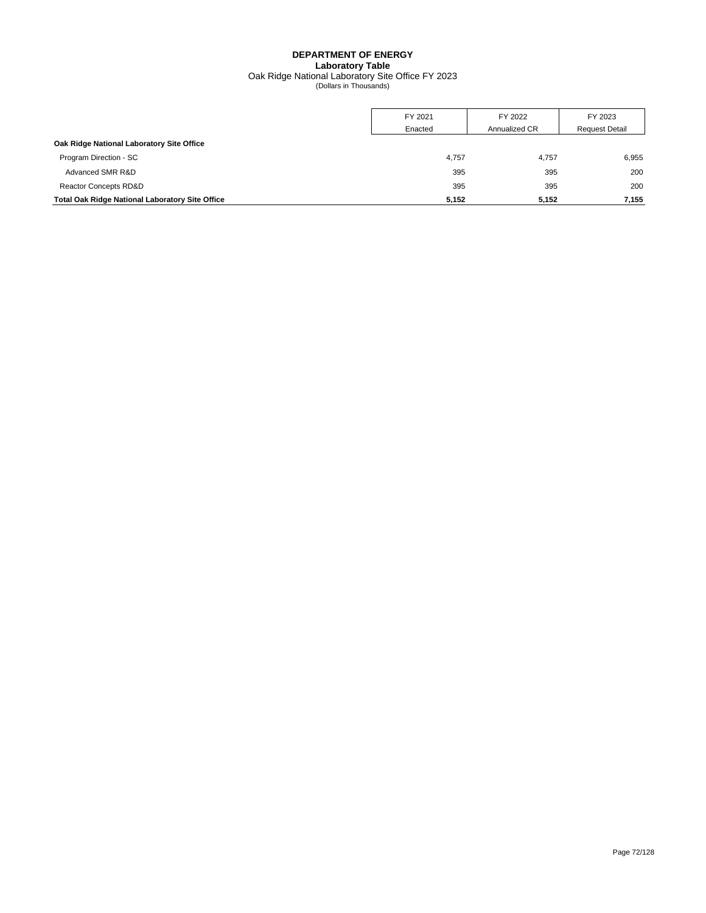**DEPARTMENT OF ENERGY**
**Laboratory Table**
Oak Ridge National Laboratory Site Office FY 2023
(Dollars in Thousands)

| | FY 2021 Enacted | FY 2022 Annualized CR | FY 2023 Request Detail |
|---|---|---|---|
| **Oak Ridge National Laboratory Site Office** | | | |
| Program Direction - SC | 4,757 | 4,757 | 6,955 |
| Advanced SMR R&D | 395 | 395 | 200 |
| Reactor Concepts RD&D | 395 | 395 | 200 |
| **Total Oak Ridge National Laboratory Site Office** | **5,152** | **5,152** | **7,155** |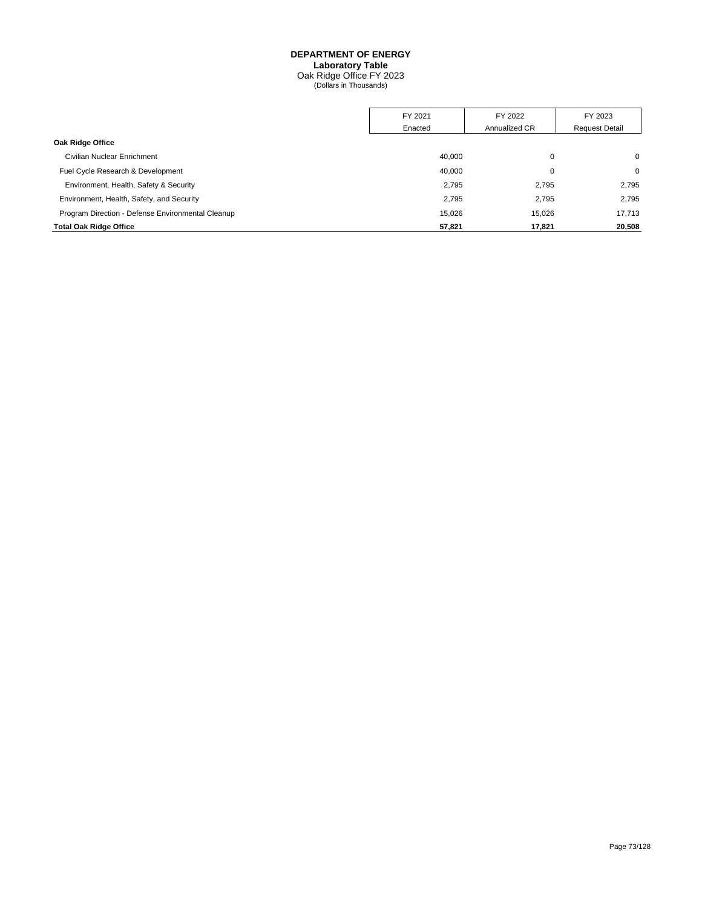**DEPARTMENT OF ENERGY**
**Laboratory Table**
Oak Ridge Office FY 2023
(Dollars in Thousands)

| | FY 2021 Enacted | FY 2022 Annualized CR | FY 2023 Request Detail |
|---|---|---|---|
| **Oak Ridge Office** | | | |
| Civilian Nuclear Enrichment | 40,000 | 0 | 0 |
| Fuel Cycle Research & Development | 40,000 | 0 | 0 |
| Environment, Health, Safety & Security | 2,795 | 2,795 | 2,795 |
| Environment, Health, Safety, and Security | 2,795 | 2,795 | 2,795 |
| Program Direction - Defense Environmental Cleanup | 15,026 | 15,026 | 17,713 |
| **Total Oak Ridge Office** | **57,821** | **17,821** | **20,508** |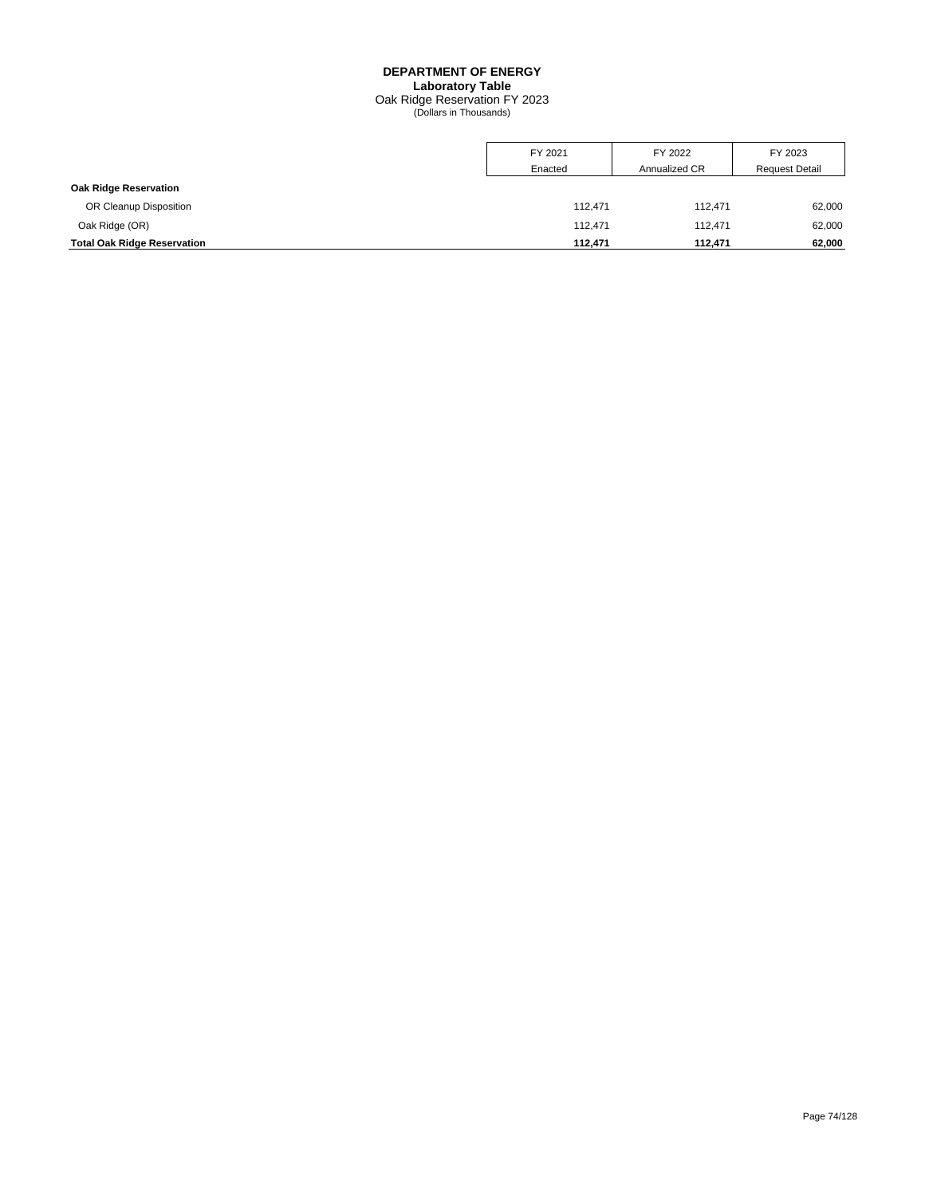**DEPARTMENT OF ENERGY**
**Laboratory Table**
Oak Ridge Reservation FY 2023
(Dollars in Thousands)

| | FY 2021 Enacted | FY 2022 Annualized CR | FY 2023 Request Detail |
|---|---|---|---|
| **Oak Ridge Reservation** | | | |
| OR Cleanup Disposition | 112,471 | 112,471 | 62,000 |
| Oak Ridge (OR) | 112,471 | 112,471 | 62,000 |
| **Total Oak Ridge Reservation** | **112,471** | **112,471** | **62,000** |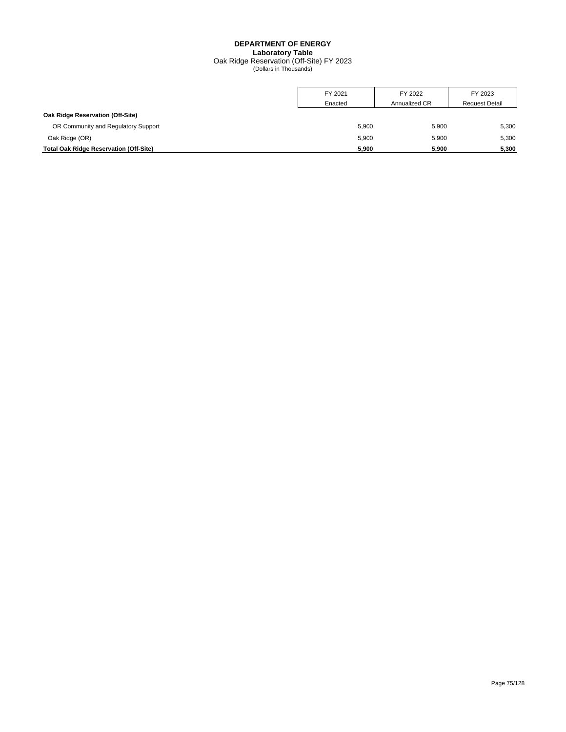**DEPARTMENT OF ENERGY**
**Laboratory Table**
Oak Ridge Reservation (Off-Site) FY 2023
(Dollars in Thousands)

| | FY 2021 Enacted | FY 2022 Annualized CR | FY 2023 Request Detail |
|---|---|---|---|
| **Oak Ridge Reservation (Off-Site)** | | | |
| OR Community and Regulatory Support | 5,900 | 5,900 | 5,300 |
| Oak Ridge (OR) | 5,900 | 5,900 | 5,300 |
| **Total Oak Ridge Reservation (Off-Site)** | **5,900** | **5,900** | **5,300** |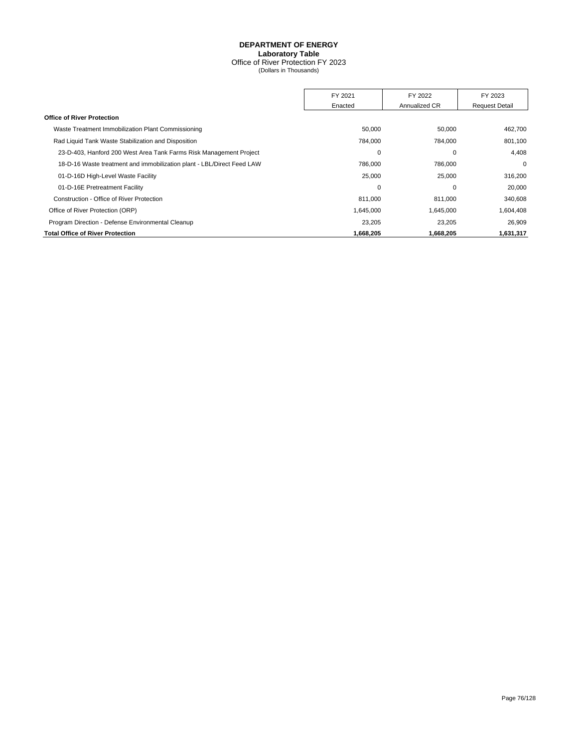# DEPARTMENT OF ENERGY

## Laboratory Table

Office of River Protection FY 2023

(Dollars in Thousands)

| | FY 2021 Enacted | FY 2022 Annualized CR | FY 2023 Request Detail |
|---|---|---|---|
| **Office of River Protection** | | | |
| Waste Treatment Immobilization Plant Commissioning | 50,000 | 50,000 | 462,700 |
| Rad Liquid Tank Waste Stabilization and Disposition | 784,000 | 784,000 | 801,100 |
| 23-D-403, Hanford 200 West Area Tank Farms Risk Management Project | 0 | 0 | 4,408 |
| 18-D-16 Waste treatment and immobilization plant - LBL/Direct Feed LAW | 786,000 | 786,000 | 0 |
| 01-D-16D High-Level Waste Facility | 25,000 | 25,000 | 316,200 |
| 01-D-16E Pretreatment Facility | 0 | 0 | 20,000 |
| Construction - Office of River Protection | 811,000 | 811,000 | 340,608 |
| Office of River Protection (ORP) | 1,645,000 | 1,645,000 | 1,604,408 |
| Program Direction - Defense Environmental Cleanup | 23,205 | 23,205 | 26,909 |
| **Total Office of River Protection** | **1,668,205** | **1,668,205** | **1,631,317** |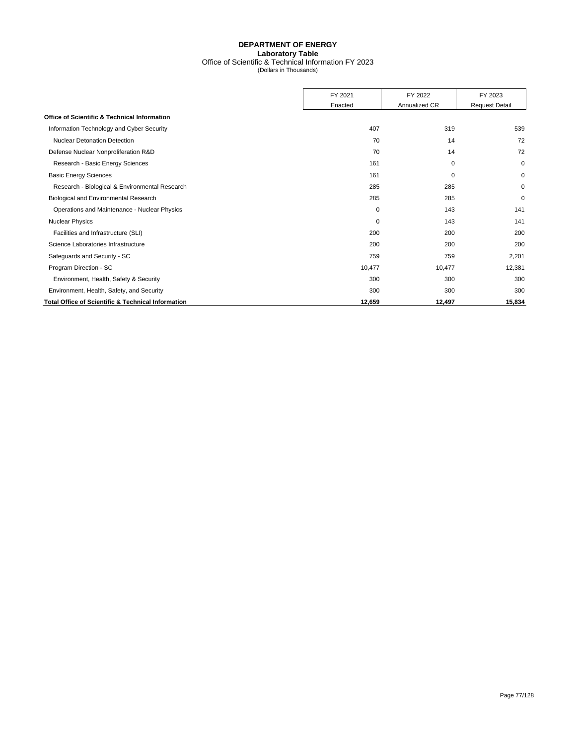# DEPARTMENT OF ENERGY
## Laboratory Table
Office of Scientific & Technical Information FY 2023
(Dollars in Thousands)

| | FY 2021 Enacted | FY 2022 Annualized CR | FY 2023 Request Detail |
|---|---|---|---|
| **Office of Scientific & Technical Information** | | | |
| Information Technology and Cyber Security | 407 | 319 | 539 |
| Nuclear Detonation Detection | 70 | 14 | 72 |
| Defense Nuclear Nonproliferation R&D | 70 | 14 | 72 |
| Research - Basic Energy Sciences | 161 | 0 | 0 |
| Basic Energy Sciences | 161 | 0 | 0 |
| Research - Biological & Environmental Research | 285 | 285 | 0 |
| Biological and Environmental Research | 285 | 285 | 0 |
| Operations and Maintenance - Nuclear Physics | 0 | 143 | 141 |
| Nuclear Physics | 0 | 143 | 141 |
| Facilities and Infrastructure (SLI) | 200 | 200 | 200 |
| Science Laboratories Infrastructure | 200 | 200 | 200 |
| Safeguards and Security - SC | 759 | 759 | 2,201 |
| Program Direction - SC | 10,477 | 10,477 | 12,381 |
| Environment, Health, Safety & Security | 300 | 300 | 300 |
| Environment, Health, Safety, and Security | 300 | 300 | 300 |
| **Total Office of Scientific & Technical Information** | **12,659** | **12,497** | **15,834** |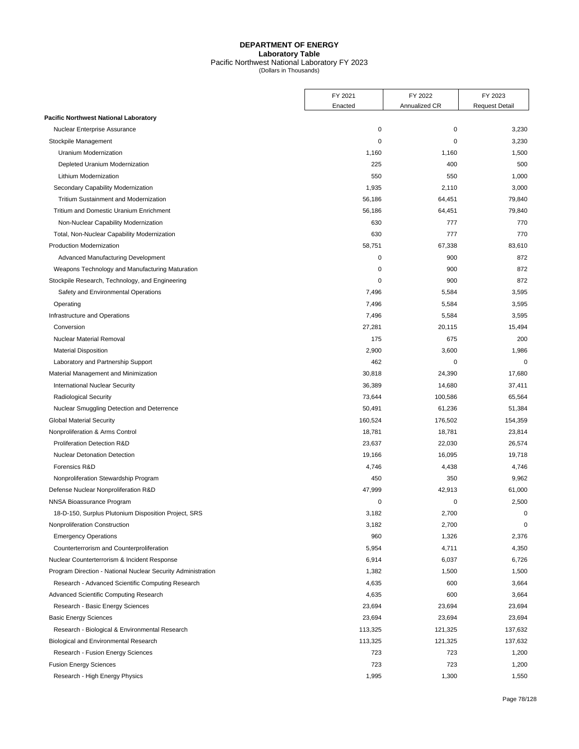# DEPARTMENT OF ENERGY

**Laboratory Table**

Pacific Northwest National Laboratory FY 2023

(Dollars in Thousands)

| | FY 2021 Enacted | FY 2022 Annualized CR | FY 2023 Request Detail |
|---|---|---|---|
| **Pacific Northwest National Laboratory** | | | |
| Nuclear Enterprise Assurance | 0 | 0 | 3,230 |
| Stockpile Management | 0 | 0 | 3,230 |
| Uranium Modernization | 1,160 | 1,160 | 1,500 |
| Depleted Uranium Modernization | 225 | 400 | 500 |
| Lithium Modernization | 550 | 550 | 1,000 |
| Secondary Capability Modernization | 1,935 | 2,110 | 3,000 |
| Tritium Sustainment and Modernization | 56,186 | 64,451 | 79,840 |
| Tritium and Domestic Uranium Enrichment | 56,186 | 64,451 | 79,840 |
| Non-Nuclear Capability Modernization | 630 | 777 | 770 |
| Total, Non-Nuclear Capability Modernization | 630 | 777 | 770 |
| Production Modernization | 58,751 | 67,338 | 83,610 |
| Advanced Manufacturing Development | 0 | 900 | 872 |
| Weapons Technology and Manufacturing Maturation | 0 | 900 | 872 |
| Stockpile Research, Technology, and Engineering | 0 | 900 | 872 |
| Safety and Environmental Operations | 7,496 | 5,584 | 3,595 |
| Operating | 7,496 | 5,584 | 3,595 |
| Infrastructure and Operations | 7,496 | 5,584 | 3,595 |
| Conversion | 27,281 | 20,115 | 15,494 |
| Nuclear Material Removal | 175 | 675 | 200 |
| Material Disposition | 2,900 | 3,600 | 1,986 |
| Laboratory and Partnership Support | 462 | 0 | 0 |
| Material Management and Minimization | 30,818 | 24,390 | 17,680 |
| International Nuclear Security | 36,389 | 14,680 | 37,411 |
| Radiological Security | 73,644 | 100,586 | 65,564 |
| Nuclear Smuggling Detection and Deterrence | 50,491 | 61,236 | 51,384 |
| Global Material Security | 160,524 | 176,502 | 154,359 |
| Nonproliferation & Arms Control | 18,781 | 18,781 | 23,814 |
| Proliferation Detection R&D | 23,637 | 22,030 | 26,574 |
| Nuclear Detonation Detection | 19,166 | 16,095 | 19,718 |
| Forensics R&D | 4,746 | 4,438 | 4,746 |
| Nonproliferation Stewardship Program | 450 | 350 | 9,962 |
| Defense Nuclear Nonproliferation R&D | 47,999 | 42,913 | 61,000 |
| NNSA Bioassurance Program | 0 | 0 | 2,500 |
| 18-D-150, Surplus Plutonium Disposition Project, SRS | 3,182 | 2,700 | 0 |
| Nonproliferation Construction | 3,182 | 2,700 | 0 |
| Emergency Operations | 960 | 1,326 | 2,376 |
| Counterterrorism and Counterproliferation | 5,954 | 4,711 | 4,350 |
| Nuclear Counterterrorism & Incident Response | 6,914 | 6,037 | 6,726 |
| Program Direction - National Nuclear Security Administration | 1,382 | 1,500 | 1,500 |
| Research - Advanced Scientific Computing Research | 4,635 | 600 | 3,664 |
| Advanced Scientific Computing Research | 4,635 | 600 | 3,664 |
| Research - Basic Energy Sciences | 23,694 | 23,694 | 23,694 |
| Basic Energy Sciences | 23,694 | 23,694 | 23,694 |
| Research - Biological & Environmental Research | 113,325 | 121,325 | 137,632 |
| Biological and Environmental Research | 113,325 | 121,325 | 137,632 |
| Research - Fusion Energy Sciences | 723 | 723 | 1,200 |
| Fusion Energy Sciences | 723 | 723 | 1,200 |
| Research - High Energy Physics | 1,995 | 1,300 | 1,550 |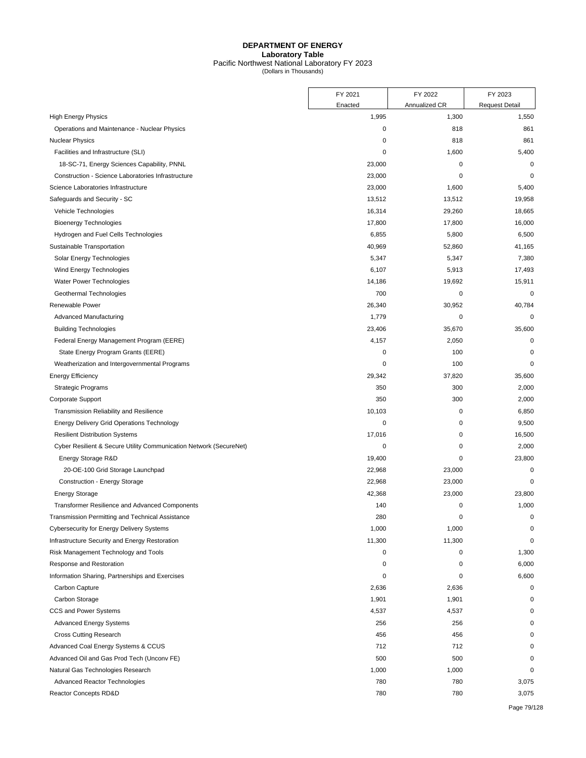**DEPARTMENT OF ENERGY**
**Laboratory Table**
Pacific Northwest National Laboratory FY 2023
(Dollars in Thousands)

| | FY 2021 Enacted | FY 2022 Annualized CR | FY 2023 Request Detail |
|---|---|---|---|
| High Energy Physics | 1,995 | 1,300 | 1,550 |
| Operations and Maintenance - Nuclear Physics | 0 | 818 | 861 |
| Nuclear Physics | 0 | 818 | 861 |
| Facilities and Infrastructure (SLI) | 0 | 1,600 | 5,400 |
| 18-SC-71, Energy Sciences Capability, PNNL | 23,000 | 0 | 0 |
| Construction - Science Laboratories Infrastructure | 23,000 | 0 | 0 |
| Science Laboratories Infrastructure | 23,000 | 1,600 | 5,400 |
| Safeguards and Security - SC | 13,512 | 13,512 | 19,958 |
| Vehicle Technologies | 16,314 | 29,260 | 18,665 |
| Bioenergy Technologies | 17,800 | 17,800 | 16,000 |
| Hydrogen and Fuel Cells Technologies | 6,855 | 5,800 | 6,500 |
| Sustainable Transportation | 40,969 | 52,860 | 41,165 |
| Solar Energy Technologies | 5,347 | 5,347 | 7,380 |
| Wind Energy Technologies | 6,107 | 5,913 | 17,493 |
| Water Power Technologies | 14,186 | 19,692 | 15,911 |
| Geothermal Technologies | 700 | 0 | 0 |
| Renewable Power | 26,340 | 30,952 | 40,784 |
| Advanced Manufacturing | 1,779 | 0 | 0 |
| Building Technologies | 23,406 | 35,670 | 35,600 |
| Federal Energy Management Program (EERE) | 4,157 | 2,050 | 0 |
| State Energy Program Grants (EERE) | 0 | 100 | 0 |
| Weatherization and Intergovernmental Programs | 0 | 100 | 0 |
| Energy Efficiency | 29,342 | 37,820 | 35,600 |
| Strategic Programs | 350 | 300 | 2,000 |
| Corporate Support | 350 | 300 | 2,000 |
| Transmission Reliability and Resilience | 10,103 | 0 | 6,850 |
| Energy Delivery Grid Operations Technology | 0 | 0 | 9,500 |
| Resilient Distribution Systems | 17,016 | 0 | 16,500 |
| Cyber Resilient & Secure Utility Communication Network (SecureNet) | 0 | 0 | 2,000 |
| Energy Storage R&D | 19,400 | 0 | 23,800 |
| 20-OE-100 Grid Storage Launchpad | 22,968 | 23,000 | 0 |
| Construction - Energy Storage | 22,968 | 23,000 | 0 |
| Energy Storage | 42,368 | 23,000 | 23,800 |
| Transformer Resilience and Advanced Components | 140 | 0 | 1,000 |
| Transmission Permitting and Technical Assistance | 280 | 0 | 0 |
| Cybersecurity for Energy Delivery Systems | 1,000 | 1,000 | 0 |
| Infrastructure Security and Energy Restoration | 11,300 | 11,300 | 0 |
| Risk Management Technology and Tools | 0 | 0 | 1,300 |
| Response and Restoration | 0 | 0 | 6,000 |
| Information Sharing, Partnerships and Exercises | 0 | 0 | 6,600 |
| Carbon Capture | 2,636 | 2,636 | 0 |
| Carbon Storage | 1,901 | 1,901 | 0 |
| CCS and Power Systems | 4,537 | 4,537 | 0 |
| Advanced Energy Systems | 256 | 256 | 0 |
| Cross Cutting Research | 456 | 456 | 0 |
| Advanced Coal Energy Systems & CCUS | 712 | 712 | 0 |
| Advanced Oil and Gas Prod Tech (Unconv FE) | 500 | 500 | 0 |
| Natural Gas Technologies Research | 1,000 | 1,000 | 0 |
| Advanced Reactor Technologies | 780 | 780 | 3,075 |
| Reactor Concepts RD&D | 780 | 780 | 3,075 |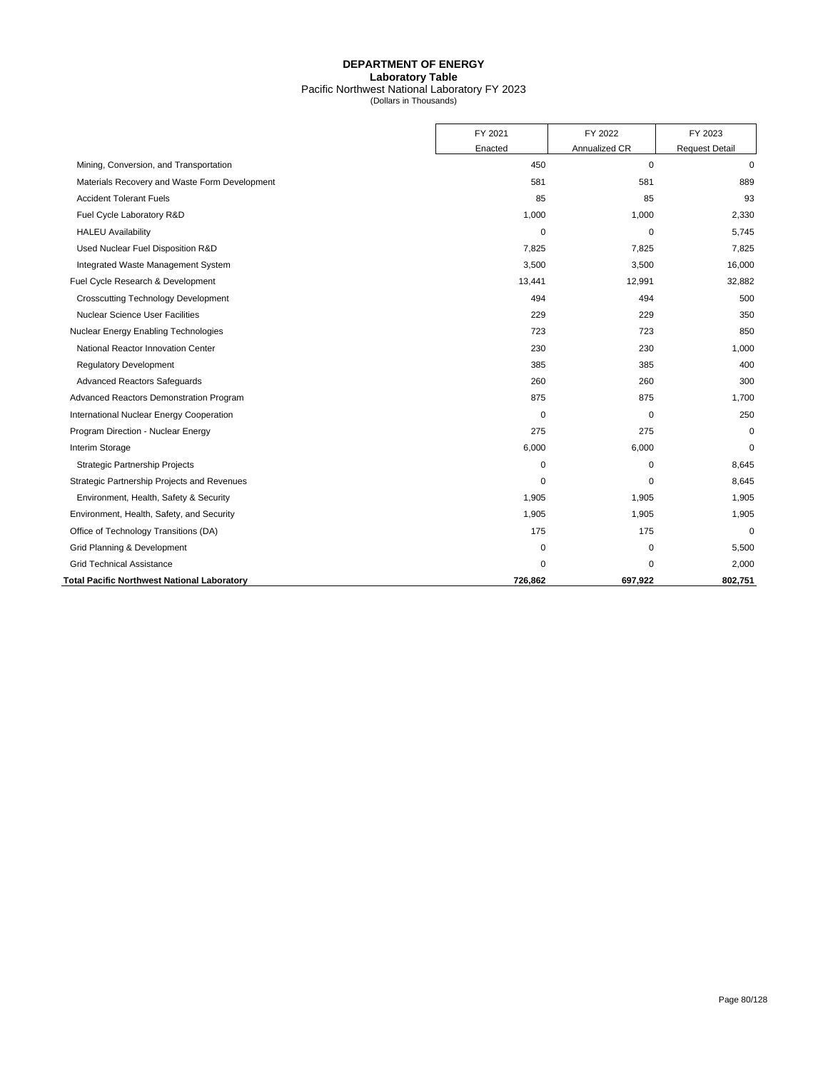# DEPARTMENT OF ENERGY

**Laboratory Table**

Pacific Northwest National Laboratory FY 2023

(Dollars in Thousands)

| | FY 2021 Enacted | FY 2022 Annualized CR | FY 2023 Request Detail |
|---|---|---|---|
| Mining, Conversion, and Transportation | 450 | 0 | 0 |
| Materials Recovery and Waste Form Development | 581 | 581 | 889 |
| Accident Tolerant Fuels | 85 | 85 | 93 |
| Fuel Cycle Laboratory R&D | 1,000 | 1,000 | 2,330 |
| HALEU Availability | 0 | 0 | 5,745 |
| Used Nuclear Fuel Disposition R&D | 7,825 | 7,825 | 7,825 |
| Integrated Waste Management System | 3,500 | 3,500 | 16,000 |
| Fuel Cycle Research & Development | 13,441 | 12,991 | 32,882 |
| Crosscutting Technology Development | 494 | 494 | 500 |
| Nuclear Science User Facilities | 229 | 229 | 350 |
| Nuclear Energy Enabling Technologies | 723 | 723 | 850 |
| National Reactor Innovation Center | 230 | 230 | 1,000 |
| Regulatory Development | 385 | 385 | 400 |
| Advanced Reactors Safeguards | 260 | 260 | 300 |
| Advanced Reactors Demonstration Program | 875 | 875 | 1,700 |
| International Nuclear Energy Cooperation | 0 | 0 | 250 |
| Program Direction - Nuclear Energy | 275 | 275 | 0 |
| Interim Storage | 6,000 | 6,000 | 0 |
| Strategic Partnership Projects | 0 | 0 | 8,645 |
| Strategic Partnership Projects and Revenues | 0 | 0 | 8,645 |
| Environment, Health, Safety & Security | 1,905 | 1,905 | 1,905 |
| Environment, Health, Safety, and Security | 1,905 | 1,905 | 1,905 |
| Office of Technology Transitions (DA) | 175 | 175 | 0 |
| Grid Planning & Development | 0 | 0 | 5,500 |
| Grid Technical Assistance | 0 | 0 | 2,000 |
| **Total Pacific Northwest National Laboratory** | **726,862** | **697,922** | **802,751** |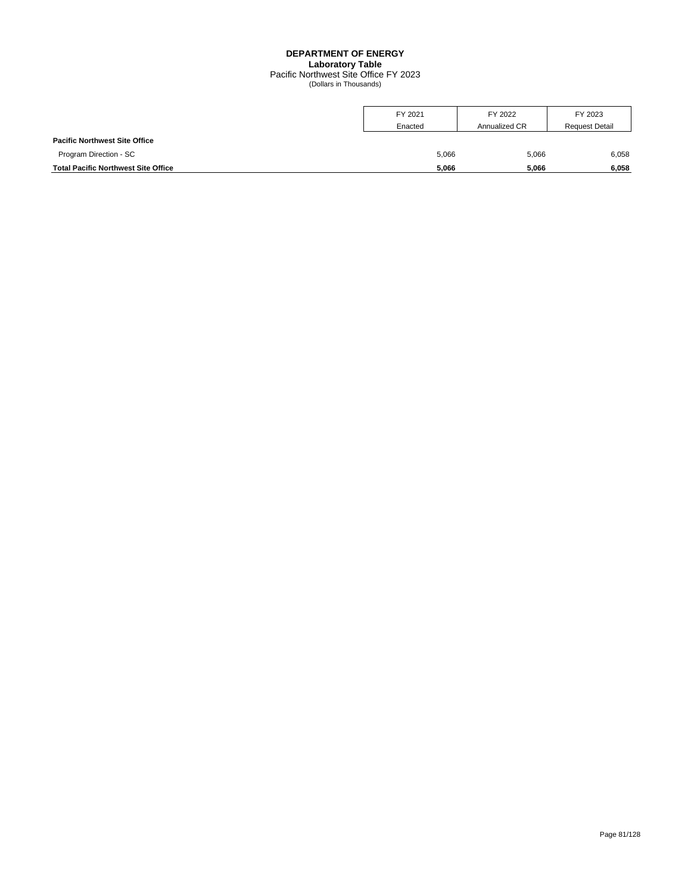**DEPARTMENT OF ENERGY**
**Laboratory Table**
Pacific Northwest Site Office FY 2023
(Dollars in Thousands)

| | FY 2021 Enacted | FY 2022 Annualized CR | FY 2023 Request Detail |
|---|---|---|---|
| **Pacific Northwest Site Office** | | | |
| Program Direction - SC | 5,066 | 5,066 | 6,058 |
| **Total Pacific Northwest Site Office** | **5,066** | **5,066** | **6,058** |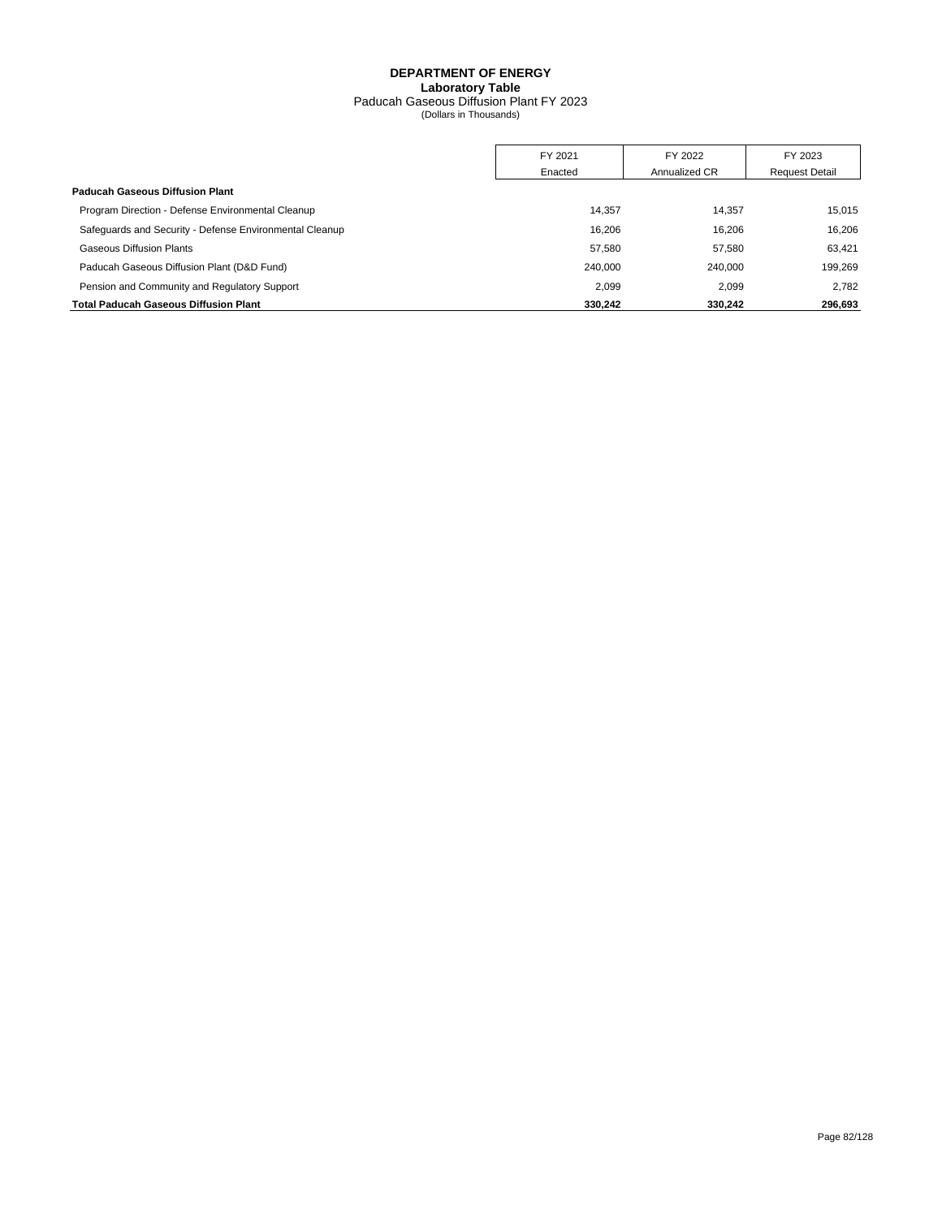# DEPARTMENT OF ENERGY

## Laboratory Table

Paducah Gaseous Diffusion Plant FY 2023

(Dollars in Thousands)

| | FY 2021 Enacted | FY 2022 Annualized CR | FY 2023 Request Detail |
|---|---|---|---|
| **Paducah Gaseous Diffusion Plant** | | | |
| Program Direction - Defense Environmental Cleanup | 14,357 | 14,357 | 15,015 |
| Safeguards and Security - Defense Environmental Cleanup | 16,206 | 16,206 | 16,206 |
| Gaseous Diffusion Plants | 57,580 | 57,580 | 63,421 |
| Paducah Gaseous Diffusion Plant (D&D Fund) | 240,000 | 240,000 | 199,269 |
| Pension and Community and Regulatory Support | 2,099 | 2,099 | 2,782 |
| **Total Paducah Gaseous Diffusion Plant** | **330,242** | **330,242** | **296,693** |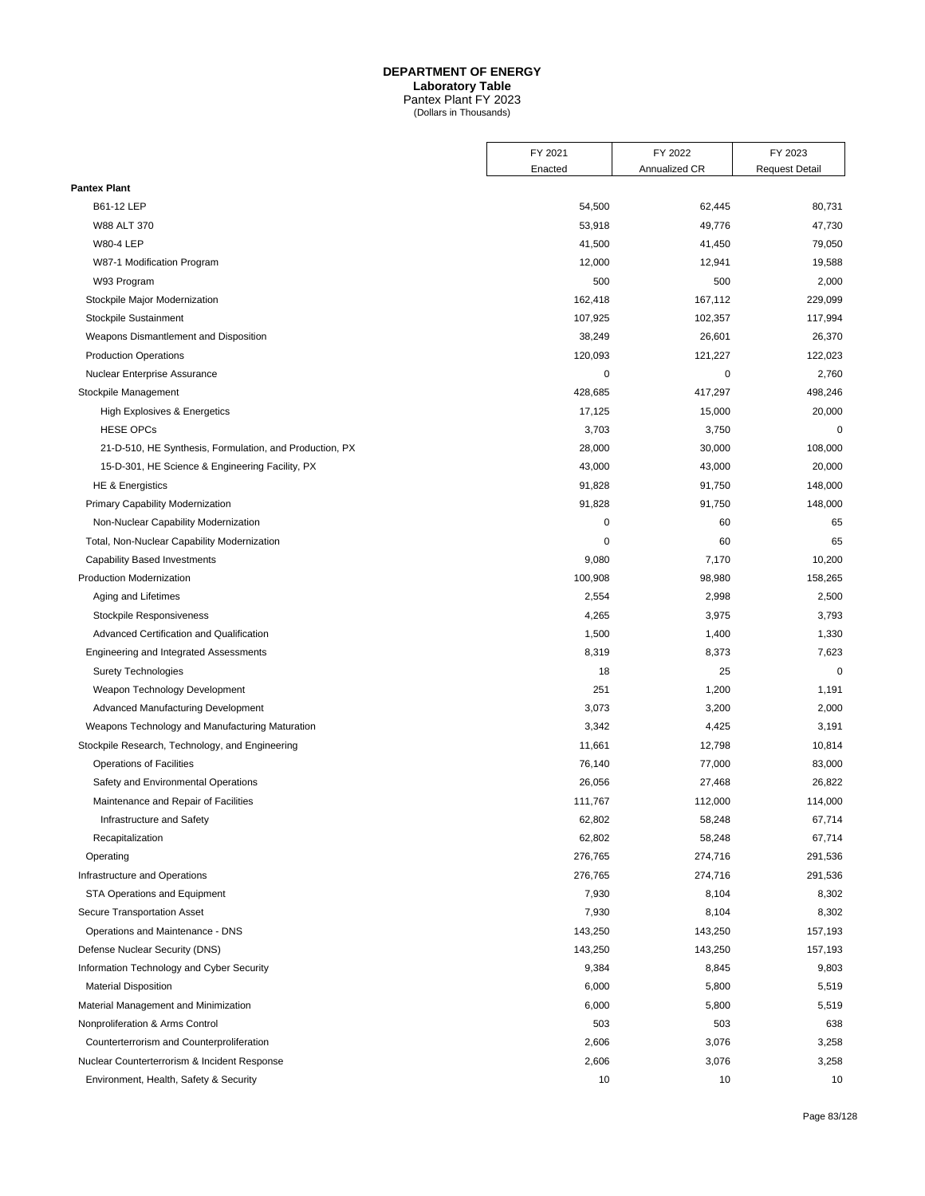# DEPARTMENT OF ENERGY
## Laboratory Table
### Pantex Plant FY 2023
(Dollars in Thousands)

| | FY 2021 Enacted | FY 2022 Annualized CR | FY 2023 Request Detail |
|---|---|---|---|
| **Pantex Plant** | | | |
| B61-12 LEP | 54,500 | 62,445 | 80,731 |
| W88 ALT 370 | 53,918 | 49,776 | 47,730 |
| W80-4 LEP | 41,500 | 41,450 | 79,050 |
| W87-1 Modification Program | 12,000 | 12,941 | 19,588 |
| W93 Program | 500 | 500 | 2,000 |
| Stockpile Major Modernization | 162,418 | 167,112 | 229,099 |
| Stockpile Sustainment | 107,925 | 102,357 | 117,994 |
| Weapons Dismantlement and Disposition | 38,249 | 26,601 | 26,370 |
| Production Operations | 120,093 | 121,227 | 122,023 |
| Nuclear Enterprise Assurance | 0 | 0 | 2,760 |
| Stockpile Management | 428,685 | 417,297 | 498,246 |
| High Explosives & Energetics | 17,125 | 15,000 | 20,000 |
| HESE OPCs | 3,703 | 3,750 | 0 |
| 21-D-510, HE Synthesis, Formulation, and Production, PX | 28,000 | 30,000 | 108,000 |
| 15-D-301, HE Science & Engineering Facility, PX | 43,000 | 43,000 | 20,000 |
| HE & Energistics | 91,828 | 91,750 | 148,000 |
| Primary Capability Modernization | 91,828 | 91,750 | 148,000 |
| Non-Nuclear Capability Modernization | 0 | 60 | 65 |
| Total, Non-Nuclear Capability Modernization | 0 | 60 | 65 |
| Capability Based Investments | 9,080 | 7,170 | 10,200 |
| Production Modernization | 100,908 | 98,980 | 158,265 |
| Aging and Lifetimes | 2,554 | 2,998 | 2,500 |
| Stockpile Responsiveness | 4,265 | 3,975 | 3,793 |
| Advanced Certification and Qualification | 1,500 | 1,400 | 1,330 |
| Engineering and Integrated Assessments | 8,319 | 8,373 | 7,623 |
| Surety Technologies | 18 | 25 | 0 |
| Weapon Technology Development | 251 | 1,200 | 1,191 |
| Advanced Manufacturing Development | 3,073 | 3,200 | 2,000 |
| Weapons Technology and Manufacturing Maturation | 3,342 | 4,425 | 3,191 |
| Stockpile Research, Technology, and Engineering | 11,661 | 12,798 | 10,814 |
| Operations of Facilities | 76,140 | 77,000 | 83,000 |
| Safety and Environmental Operations | 26,056 | 27,468 | 26,822 |
| Maintenance and Repair of Facilities | 111,767 | 112,000 | 114,000 |
| Infrastructure and Safety | 62,802 | 58,248 | 67,714 |
| Recapitalization | 62,802 | 58,248 | 67,714 |
| Operating | 276,765 | 274,716 | 291,536 |
| Infrastructure and Operations | 276,765 | 274,716 | 291,536 |
| STA Operations and Equipment | 7,930 | 8,104 | 8,302 |
| Secure Transportation Asset | 7,930 | 8,104 | 8,302 |
| Operations and Maintenance - DNS | 143,250 | 143,250 | 157,193 |
| Defense Nuclear Security (DNS) | 143,250 | 143,250 | 157,193 |
| Information Technology and Cyber Security | 9,384 | 8,845 | 9,803 |
| Material Disposition | 6,000 | 5,800 | 5,519 |
| Material Management and Minimization | 6,000 | 5,800 | 5,519 |
| Nonproliferation & Arms Control | 503 | 503 | 638 |
| Counterterrorism and Counterproliferation | 2,606 | 3,076 | 3,258 |
| Nuclear Counterterrorism & Incident Response | 2,606 | 3,076 | 3,258 |
| Environment, Health, Safety & Security | 10 | 10 | 10 |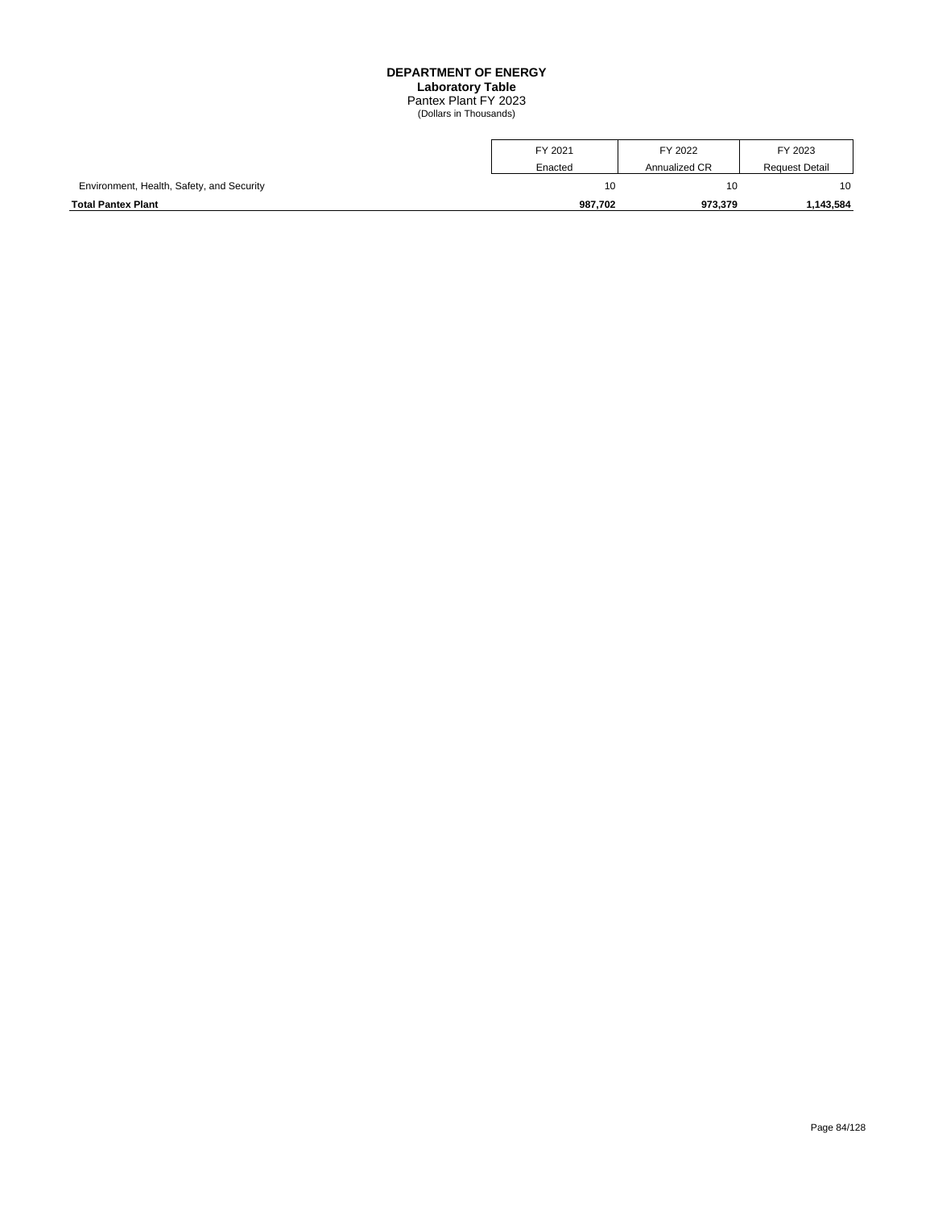**DEPARTMENT OF ENERGY**
**Laboratory Table**
Pantex Plant FY 2023
(Dollars in Thousands)

| | FY 2021 Enacted | FY 2022 Annualized CR | FY 2023 Request Detail |
|---|---|---|---|
| Environment, Health, Safety, and Security | 10 | 10 | 10 |
| **Total Pantex Plant** | **987,702** | **973,379** | **1,143,584** |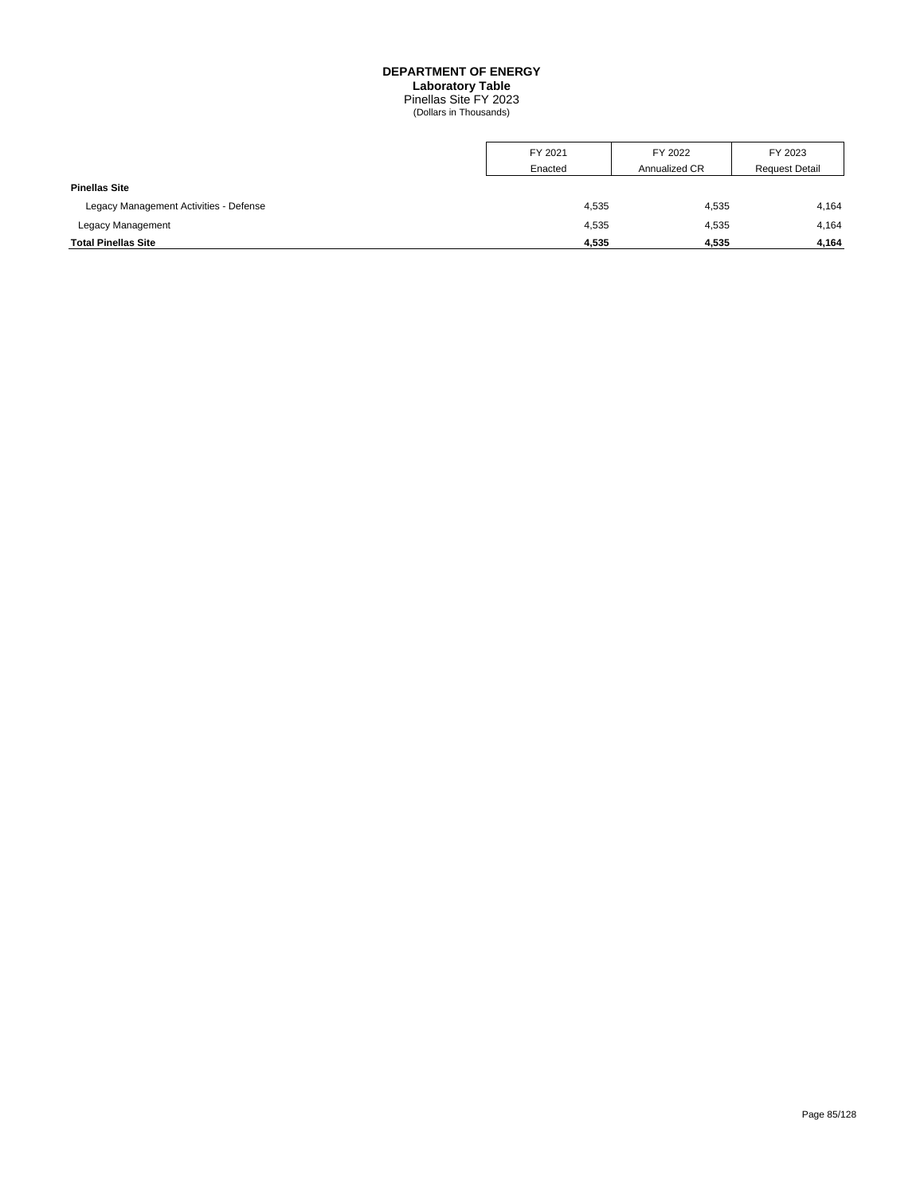# DEPARTMENT OF ENERGY
## Laboratory Table
Pinellas Site FY 2023
(Dollars in Thousands)

| | FY 2021 Enacted | FY 2022 Annualized CR | FY 2023 Request Detail |
|---|---|---|---|
| **Pinellas Site** | | | |
| Legacy Management Activities - Defense | 4,535 | 4,535 | 4,164 |
| Legacy Management | 4,535 | 4,535 | 4,164 |
| **Total Pinellas Site** | **4,535** | **4,535** | **4,164** |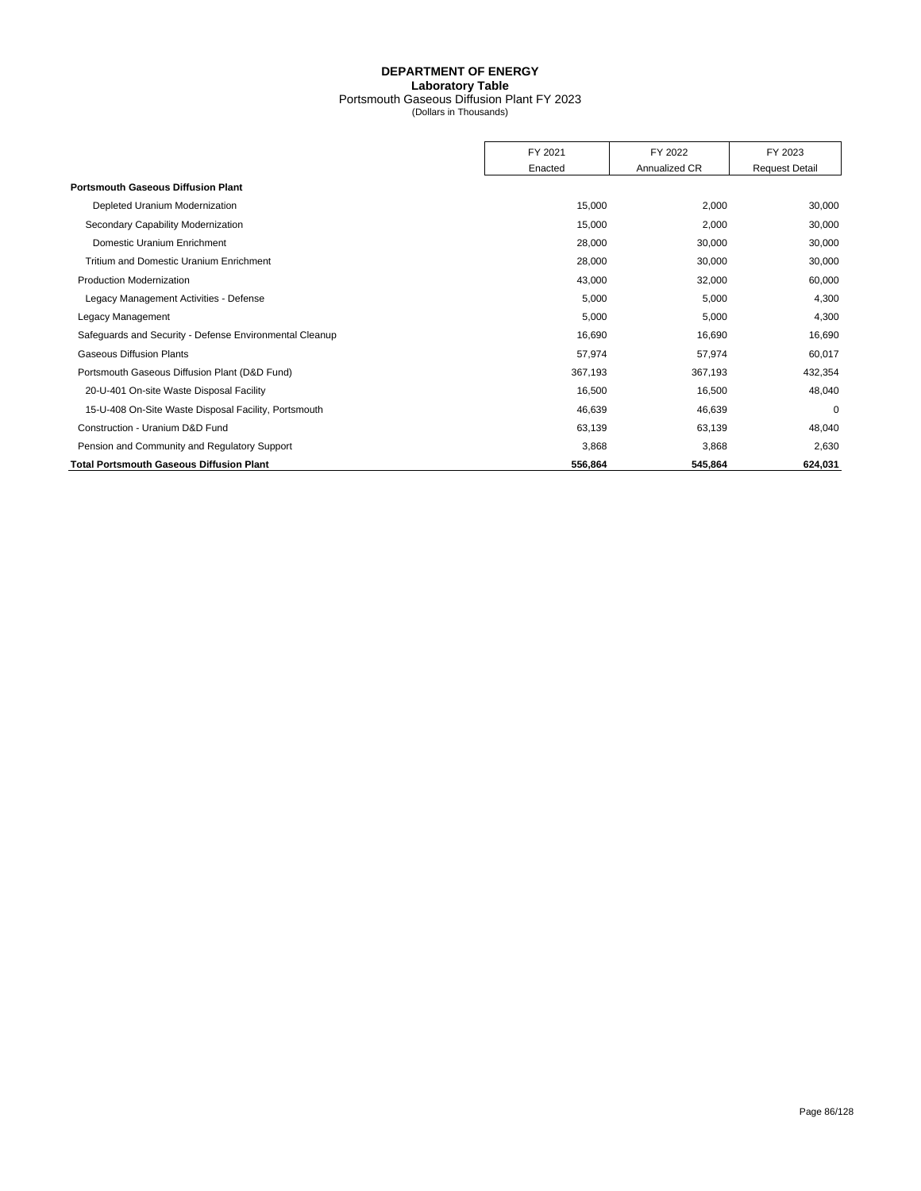**DEPARTMENT OF ENERGY**
**Laboratory Table**
Portsmouth Gaseous Diffusion Plant FY 2023
(Dollars in Thousands)

| | FY 2021 Enacted | FY 2022 Annualized CR | FY 2023 Request Detail |
|---|---|---|---|
| **Portsmouth Gaseous Diffusion Plant** | | | |
| Depleted Uranium Modernization | 15,000 | 2,000 | 30,000 |
| Secondary Capability Modernization | 15,000 | 2,000 | 30,000 |
| Domestic Uranium Enrichment | 28,000 | 30,000 | 30,000 |
| Tritium and Domestic Uranium Enrichment | 28,000 | 30,000 | 30,000 |
| Production Modernization | 43,000 | 32,000 | 60,000 |
| Legacy Management Activities - Defense | 5,000 | 5,000 | 4,300 |
| Legacy Management | 5,000 | 5,000 | 4,300 |
| Safeguards and Security - Defense Environmental Cleanup | 16,690 | 16,690 | 16,690 |
| Gaseous Diffusion Plants | 57,974 | 57,974 | 60,017 |
| Portsmouth Gaseous Diffusion Plant (D&D Fund) | 367,193 | 367,193 | 432,354 |
| 20-U-401 On-site Waste Disposal Facility | 16,500 | 16,500 | 48,040 |
| 15-U-408 On-Site Waste Disposal Facility, Portsmouth | 46,639 | 46,639 | 0 |
| Construction - Uranium D&D Fund | 63,139 | 63,139 | 48,040 |
| Pension and Community and Regulatory Support | 3,868 | 3,868 | 2,630 |
| **Total Portsmouth Gaseous Diffusion Plant** | **556,864** | **545,864** | **624,031** |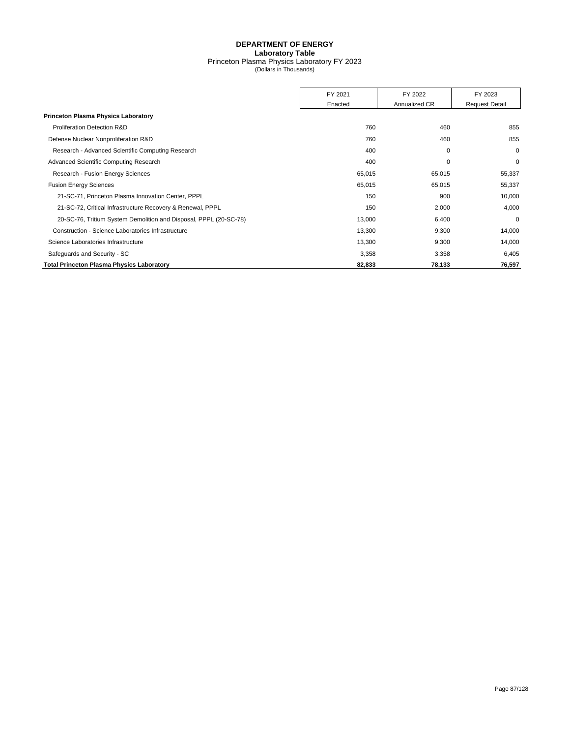# DEPARTMENT OF ENERGY

## Laboratory Table

Princeton Plasma Physics Laboratory FY 2023
(Dollars in Thousands)

| | FY 2021 Enacted | FY 2022 Annualized CR | FY 2023 Request Detail |
|---|---|---|---|
| **Princeton Plasma Physics Laboratory** | | | |
| Proliferation Detection R&D | 760 | 460 | 855 |
| Defense Nuclear Nonproliferation R&D | 760 | 460 | 855 |
| Research - Advanced Scientific Computing Research | 400 | 0 | 0 |
| Advanced Scientific Computing Research | 400 | 0 | 0 |
| Research - Fusion Energy Sciences | 65,015 | 65,015 | 55,337 |
| Fusion Energy Sciences | 65,015 | 65,015 | 55,337 |
| 21-SC-71, Princeton Plasma Innovation Center, PPPL | 150 | 900 | 10,000 |
| 21-SC-72, Critical Infrastructure Recovery & Renewal, PPPL | 150 | 2,000 | 4,000 |
| 20-SC-76, Tritium System Demolition and Disposal, PPPL (20-SC-78) | 13,000 | 6,400 | 0 |
| Construction - Science Laboratories Infrastructure | 13,300 | 9,300 | 14,000 |
| Science Laboratories Infrastructure | 13,300 | 9,300 | 14,000 |
| Safeguards and Security - SC | 3,358 | 3,358 | 6,405 |
| **Total Princeton Plasma Physics Laboratory** | **82,833** | **78,133** | **76,597** |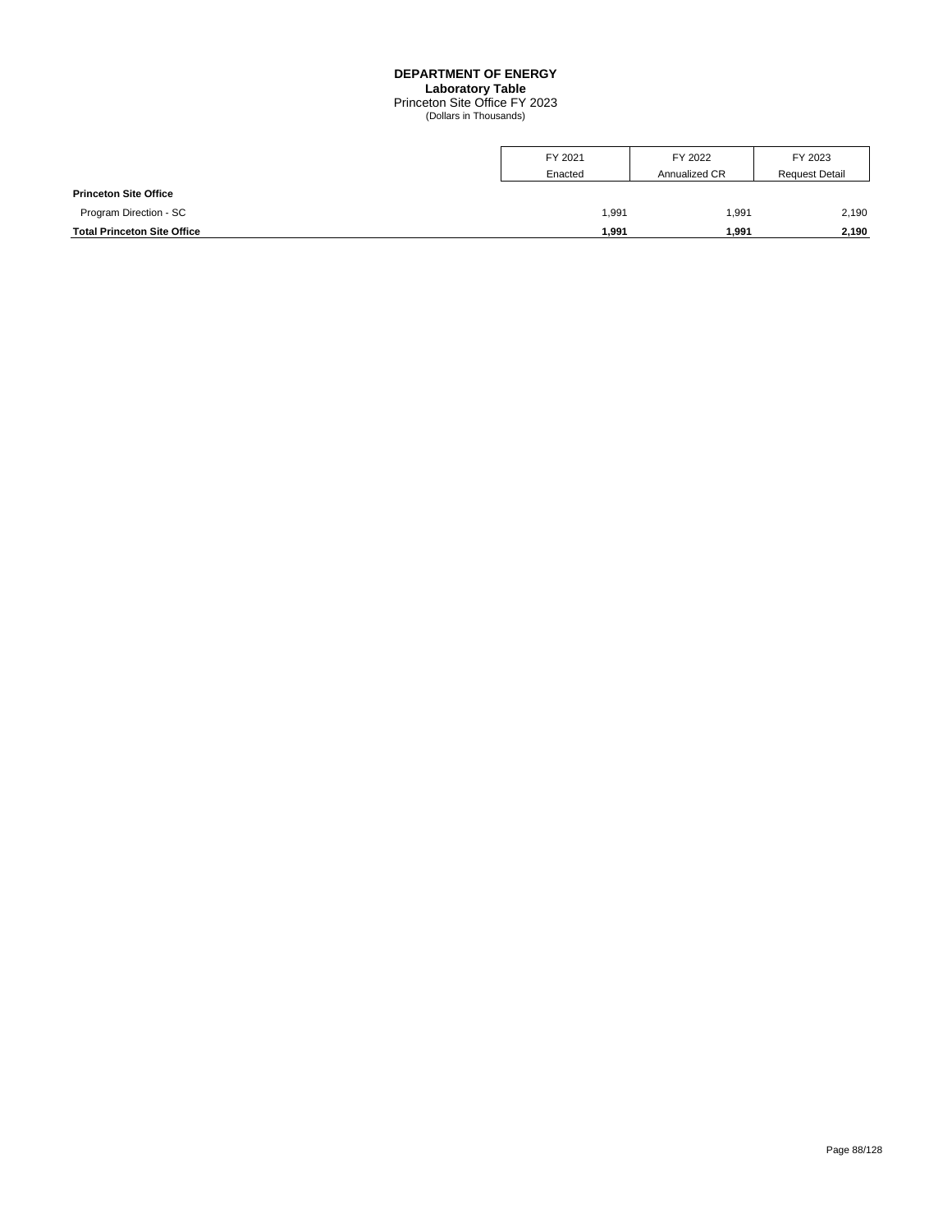# DEPARTMENT OF ENERGY

## Laboratory Table

Princeton Site Office FY 2023

(Dollars in Thousands)

| | FY 2021 Enacted | FY 2022 Annualized CR | FY 2023 Request Detail |
|---|---|---|---|
| **Princeton Site Office** | | | |
| Program Direction - SC | 1,991 | 1,991 | 2,190 |
| **Total Princeton Site Office** | **1,991** | **1,991** | **2,190** |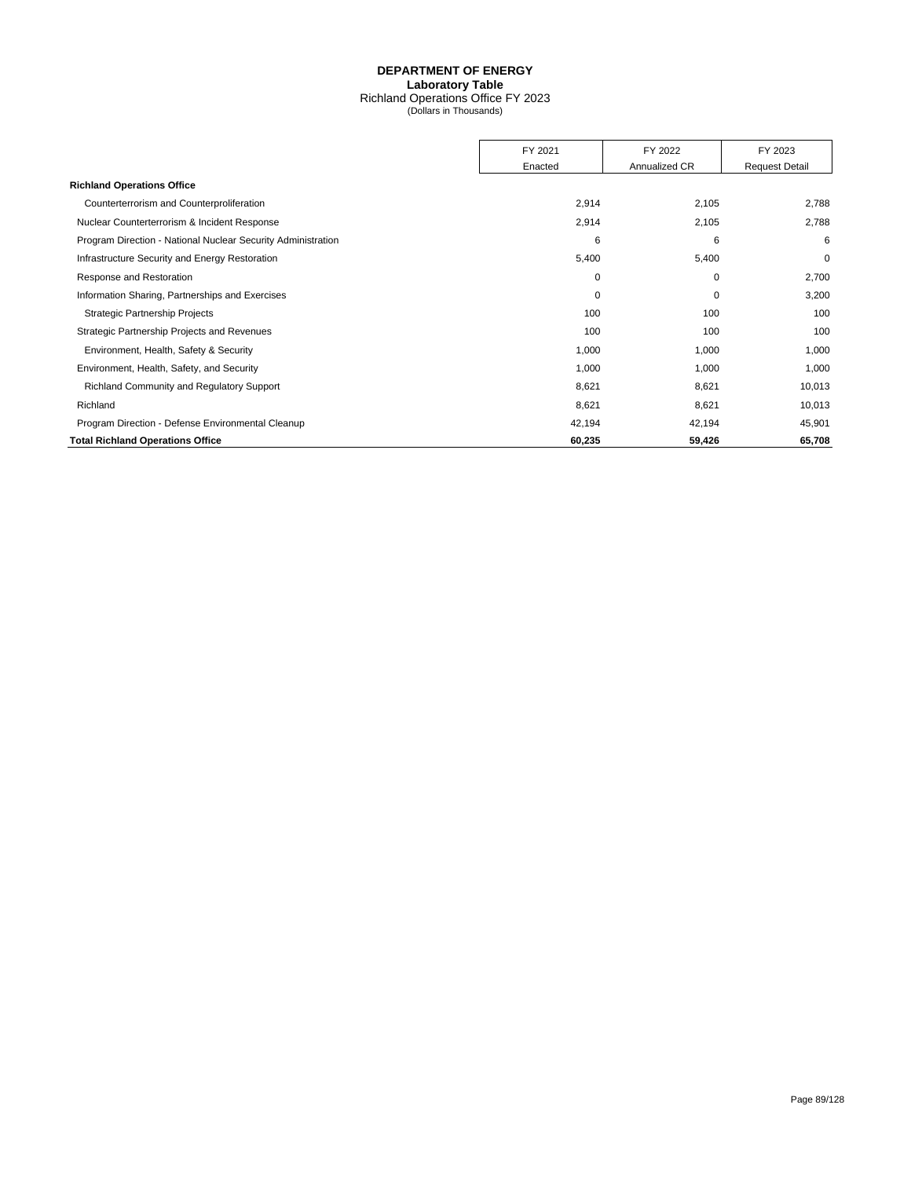**DEPARTMENT OF ENERGY**
**Laboratory Table**
Richland Operations Office FY 2023
(Dollars in Thousands)

| | FY 2021 Enacted | FY 2022 Annualized CR | FY 2023 Request Detail |
|---|---|---|---|
| **Richland Operations Office** | | | |
| Counterterrorism and Counterproliferation | 2,914 | 2,105 | 2,788 |
| Nuclear Counterterrorism & Incident Response | 2,914 | 2,105 | 2,788 |
| Program Direction - National Nuclear Security Administration | 6 | 6 | 6 |
| Infrastructure Security and Energy Restoration | 5,400 | 5,400 | 0 |
| Response and Restoration | 0 | 0 | 2,700 |
| Information Sharing, Partnerships and Exercises | 0 | 0 | 3,200 |
| Strategic Partnership Projects | 100 | 100 | 100 |
| Strategic Partnership Projects and Revenues | 100 | 100 | 100 |
| Environment, Health, Safety & Security | 1,000 | 1,000 | 1,000 |
| Environment, Health, Safety, and Security | 1,000 | 1,000 | 1,000 |
| Richland Community and Regulatory Support | 8,621 | 8,621 | 10,013 |
| Richland | 8,621 | 8,621 | 10,013 |
| Program Direction - Defense Environmental Cleanup | 42,194 | 42,194 | 45,901 |
| **Total Richland Operations Office** | **60,235** | **59,426** | **65,708** |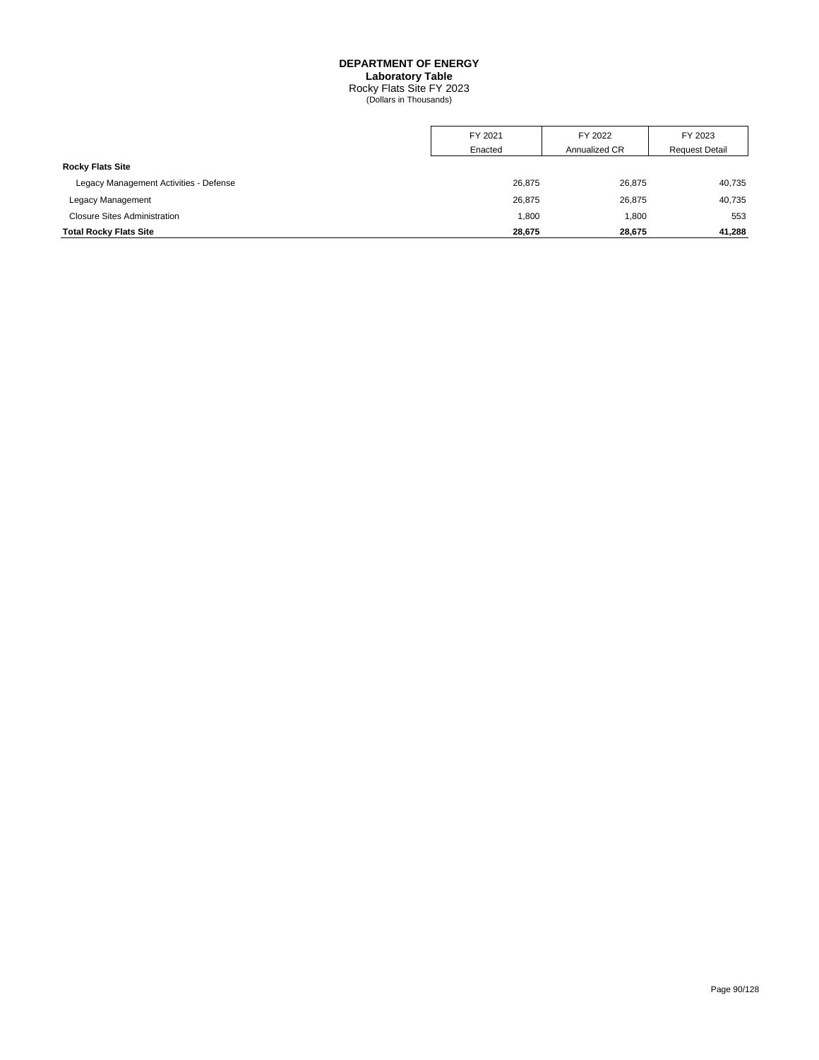# DEPARTMENT OF ENERGY
## Laboratory Table
### Rocky Flats Site FY 2023
(Dollars in Thousands)

| | FY 2021 Enacted | FY 2022 Annualized CR | FY 2023 Request Detail |
|---|---|---|---|
| **Rocky Flats Site** | | | |
| Legacy Management Activities - Defense | 26,875 | 26,875 | 40,735 |
| Legacy Management | 26,875 | 26,875 | 40,735 |
| Closure Sites Administration | 1,800 | 1,800 | 553 |
| **Total Rocky Flats Site** | **28,675** | **28,675** | **41,288** |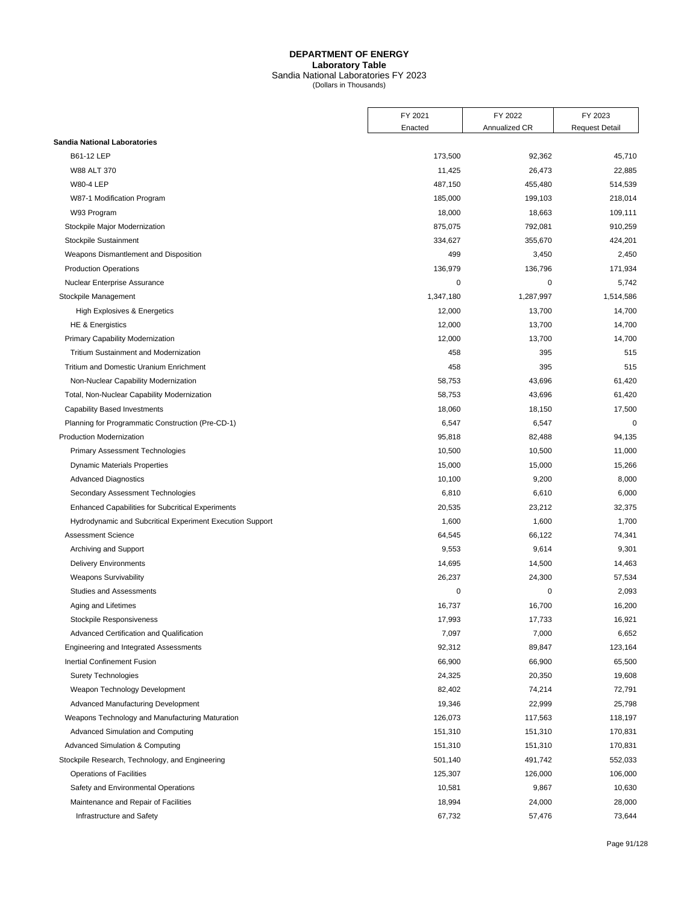# DEPARTMENT OF ENERGY
## Laboratory Table
### Sandia National Laboratories FY 2023
(Dollars in Thousands)

| | FY 2021 Enacted | FY 2022 Annualized CR | FY 2023 Request Detail |
|---|---|---|---|
| **Sandia National Laboratories** | | | |
| B61-12 LEP | 173,500 | 92,362 | 45,710 |
| W88 ALT 370 | 11,425 | 26,473 | 22,885 |
| W80-4 LEP | 487,150 | 455,480 | 514,539 |
| W87-1 Modification Program | 185,000 | 199,103 | 218,014 |
| W93 Program | 18,000 | 18,663 | 109,111 |
| Stockpile Major Modernization | 875,075 | 792,081 | 910,259 |
| Stockpile Sustainment | 334,627 | 355,670 | 424,201 |
| Weapons Dismantlement and Disposition | 499 | 3,450 | 2,450 |
| Production Operations | 136,979 | 136,796 | 171,934 |
| Nuclear Enterprise Assurance | 0 | 0 | 5,742 |
| Stockpile Management | 1,347,180 | 1,287,997 | 1,514,586 |
| High Explosives & Energetics | 12,000 | 13,700 | 14,700 |
| HE & Energistics | 12,000 | 13,700 | 14,700 |
| Primary Capability Modernization | 12,000 | 13,700 | 14,700 |
| Tritium Sustainment and Modernization | 458 | 395 | 515 |
| Tritium and Domestic Uranium Enrichment | 458 | 395 | 515 |
| Non-Nuclear Capability Modernization | 58,753 | 43,696 | 61,420 |
| Total, Non-Nuclear Capability Modernization | 58,753 | 43,696 | 61,420 |
| Capability Based Investments | 18,060 | 18,150 | 17,500 |
| Planning for Programmatic Construction (Pre-CD-1) | 6,547 | 6,547 | 0 |
| Production Modernization | 95,818 | 82,488 | 94,135 |
| Primary Assessment Technologies | 10,500 | 10,500 | 11,000 |
| Dynamic Materials Properties | 15,000 | 15,000 | 15,266 |
| Advanced Diagnostics | 10,100 | 9,200 | 8,000 |
| Secondary Assessment Technologies | 6,810 | 6,610 | 6,000 |
| Enhanced Capabilities for Subcritical Experiments | 20,535 | 23,212 | 32,375 |
| Hydrodynamic and Subcritical Experiment Execution Support | 1,600 | 1,600 | 1,700 |
| Assessment Science | 64,545 | 66,122 | 74,341 |
| Archiving and Support | 9,553 | 9,614 | 9,301 |
| Delivery Environments | 14,695 | 14,500 | 14,463 |
| Weapons Survivability | 26,237 | 24,300 | 57,534 |
| Studies and Assessments | 0 | 0 | 2,093 |
| Aging and Lifetimes | 16,737 | 16,700 | 16,200 |
| Stockpile Responsiveness | 17,993 | 17,733 | 16,921 |
| Advanced Certification and Qualification | 7,097 | 7,000 | 6,652 |
| Engineering and Integrated Assessments | 92,312 | 89,847 | 123,164 |
| Inertial Confinement Fusion | 66,900 | 66,900 | 65,500 |
| Surety Technologies | 24,325 | 20,350 | 19,608 |
| Weapon Technology Development | 82,402 | 74,214 | 72,791 |
| Advanced Manufacturing Development | 19,346 | 22,999 | 25,798 |
| Weapons Technology and Manufacturing Maturation | 126,073 | 117,563 | 118,197 |
| Advanced Simulation and Computing | 151,310 | 151,310 | 170,831 |
| Advanced Simulation & Computing | 151,310 | 151,310 | 170,831 |
| Stockpile Research, Technology, and Engineering | 501,140 | 491,742 | 552,033 |
| Operations of Facilities | 125,307 | 126,000 | 106,000 |
| Safety and Environmental Operations | 10,581 | 9,867 | 10,630 |
| Maintenance and Repair of Facilities | 18,994 | 24,000 | 28,000 |
| Infrastructure and Safety | 67,732 | 57,476 | 73,644 |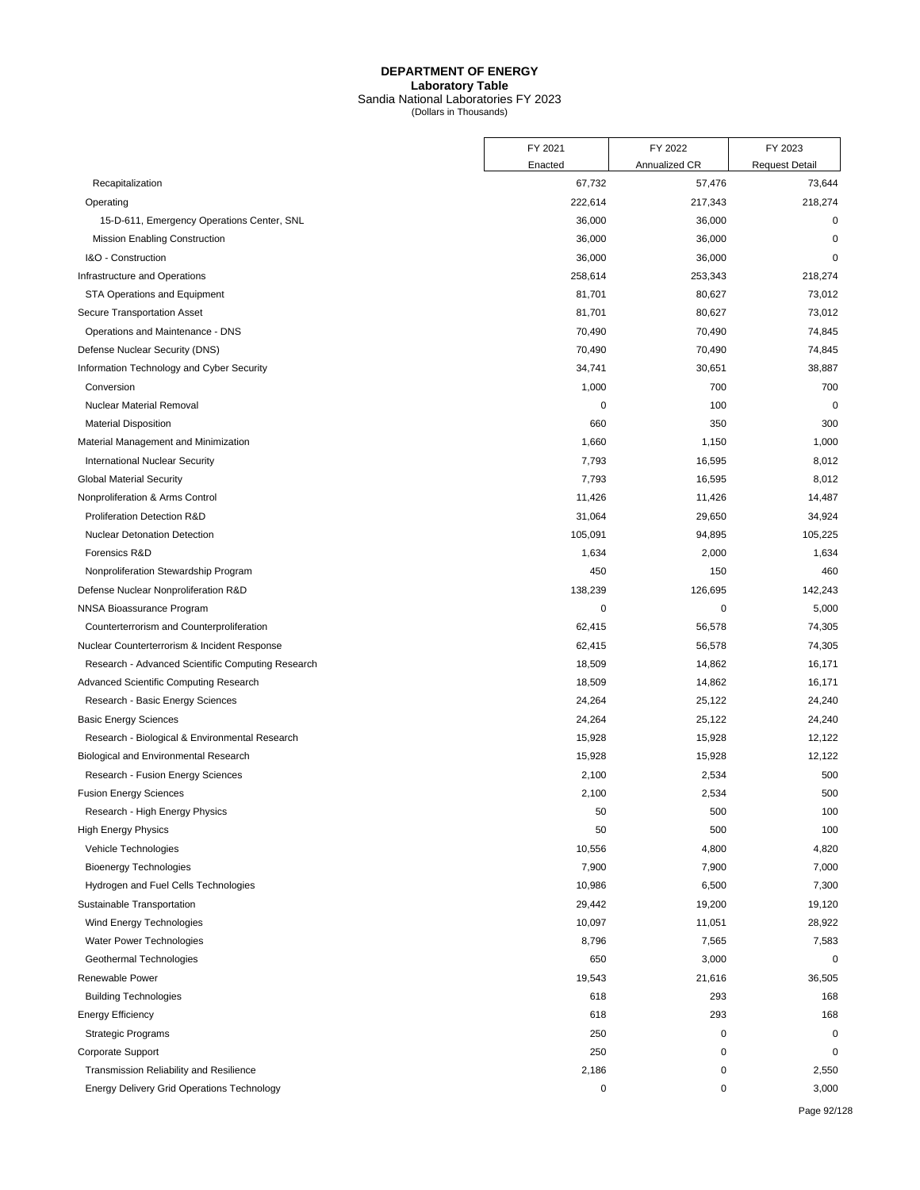# DEPARTMENT OF ENERGY

**Laboratory Table**

Sandia National Laboratories FY 2023

(Dollars in Thousands)

| | FY 2021 Enacted | FY 2022 Annualized CR | FY 2023 Request Detail |
|---|---|---|---|
| Recapitalization | 67,732 | 57,476 | 73,644 |
| Operating | 222,614 | 217,343 | 218,274 |
| 15-D-611, Emergency Operations Center, SNL | 36,000 | 36,000 | 0 |
| Mission Enabling Construction | 36,000 | 36,000 | 0 |
| I&O - Construction | 36,000 | 36,000 | 0 |
| Infrastructure and Operations | 258,614 | 253,343 | 218,274 |
| STA Operations and Equipment | 81,701 | 80,627 | 73,012 |
| Secure Transportation Asset | 81,701 | 80,627 | 73,012 |
| Operations and Maintenance - DNS | 70,490 | 70,490 | 74,845 |
| Defense Nuclear Security (DNS) | 70,490 | 70,490 | 74,845 |
| Information Technology and Cyber Security | 34,741 | 30,651 | 38,887 |
| Conversion | 1,000 | 700 | 700 |
| Nuclear Material Removal | 0 | 100 | 0 |
| Material Disposition | 660 | 350 | 300 |
| Material Management and Minimization | 1,660 | 1,150 | 1,000 |
| International Nuclear Security | 7,793 | 16,595 | 8,012 |
| Global Material Security | 7,793 | 16,595 | 8,012 |
| Nonproliferation & Arms Control | 11,426 | 11,426 | 14,487 |
| Proliferation Detection R&D | 31,064 | 29,650 | 34,924 |
| Nuclear Detonation Detection | 105,091 | 94,895 | 105,225 |
| Forensics R&D | 1,634 | 2,000 | 1,634 |
| Nonproliferation Stewardship Program | 450 | 150 | 460 |
| Defense Nuclear Nonproliferation R&D | 138,239 | 126,695 | 142,243 |
| NNSA Bioassurance Program | 0 | 0 | 5,000 |
| Counterterrorism and Counterproliferation | 62,415 | 56,578 | 74,305 |
| Nuclear Counterterrorism & Incident Response | 62,415 | 56,578 | 74,305 |
| Research - Advanced Scientific Computing Research | 18,509 | 14,862 | 16,171 |
| Advanced Scientific Computing Research | 18,509 | 14,862 | 16,171 |
| Research - Basic Energy Sciences | 24,264 | 25,122 | 24,240 |
| Basic Energy Sciences | 24,264 | 25,122 | 24,240 |
| Research - Biological & Environmental Research | 15,928 | 15,928 | 12,122 |
| Biological and Environmental Research | 15,928 | 15,928 | 12,122 |
| Research - Fusion Energy Sciences | 2,100 | 2,534 | 500 |
| Fusion Energy Sciences | 2,100 | 2,534 | 500 |
| Research - High Energy Physics | 50 | 500 | 100 |
| High Energy Physics | 50 | 500 | 100 |
| Vehicle Technologies | 10,556 | 4,800 | 4,820 |
| Bioenergy Technologies | 7,900 | 7,900 | 7,000 |
| Hydrogen and Fuel Cells Technologies | 10,986 | 6,500 | 7,300 |
| Sustainable Transportation | 29,442 | 19,200 | 19,120 |
| Wind Energy Technologies | 10,097 | 11,051 | 28,922 |
| Water Power Technologies | 8,796 | 7,565 | 7,583 |
| Geothermal Technologies | 650 | 3,000 | 0 |
| Renewable Power | 19,543 | 21,616 | 36,505 |
| Building Technologies | 618 | 293 | 168 |
| Energy Efficiency | 618 | 293 | 168 |
| Strategic Programs | 250 | 0 | 0 |
| Corporate Support | 250 | 0 | 0 |
| Transmission Reliability and Resilience | 2,186 | 0 | 2,550 |
| Energy Delivery Grid Operations Technology | 0 | 0 | 3,000 |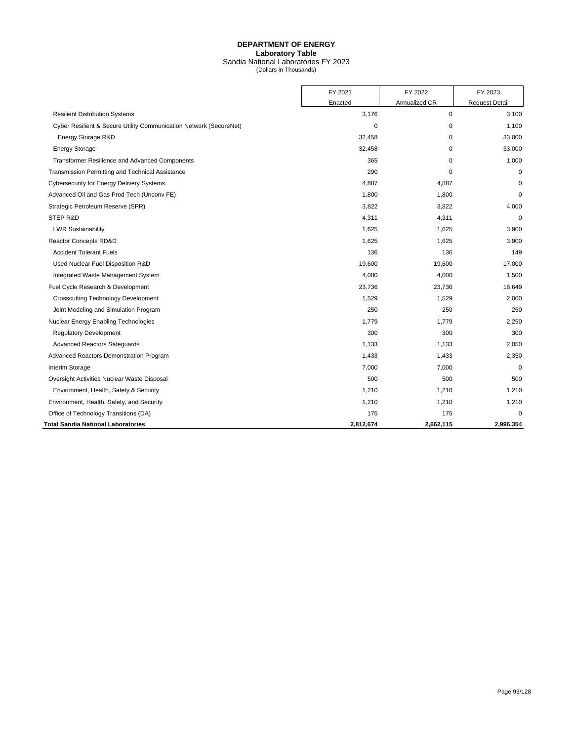**DEPARTMENT OF ENERGY**
**Laboratory Table**
Sandia National Laboratories FY 2023
(Dollars in Thousands)

| | FY 2021 Enacted | FY 2022 Annualized CR | FY 2023 Request Detail |
|---|---|---|---|
| Resilient Distribution Systems | 3,176 | 0 | 3,100 |
| Cyber Resilient & Secure Utility Communication Network (SecureNet) | 0 | 0 | 1,100 |
| Energy Storage R&D | 32,458 | 0 | 33,000 |
| Energy Storage | 32,458 | 0 | 33,000 |
| Transformer Resilience and Advanced Components | 365 | 0 | 1,000 |
| Transmission Permitting and Technical Assistance | 290 | 0 | 0 |
| Cybersecurity for Energy Delivery Systems | 4,887 | 4,887 | 0 |
| Advanced Oil and Gas Prod Tech (Unconv FE) | 1,800 | 1,800 | 0 |
| Strategic Petroleum Reserve (SPR) | 3,822 | 3,822 | 4,000 |
| STEP R&D | 4,311 | 4,311 | 0 |
| LWR Sustainability | 1,625 | 1,625 | 3,900 |
| Reactor Concepts RD&D | 1,625 | 1,625 | 3,900 |
| Accident Tolerant Fuels | 136 | 136 | 149 |
| Used Nuclear Fuel Disposition R&D | 19,600 | 19,600 | 17,000 |
| Integrated Waste Management System | 4,000 | 4,000 | 1,500 |
| Fuel Cycle Research & Development | 23,736 | 23,736 | 18,649 |
| Crosscutting Technology Development | 1,529 | 1,529 | 2,000 |
| Joint Modeling and Simulation Program | 250 | 250 | 250 |
| Nuclear Energy Enabling Technologies | 1,779 | 1,779 | 2,250 |
| Regulatory Development | 300 | 300 | 300 |
| Advanced Reactors Safeguards | 1,133 | 1,133 | 2,050 |
| Advanced Reactors Demonstration Program | 1,433 | 1,433 | 2,350 |
| Interim Storage | 7,000 | 7,000 | 0 |
| Oversight Activities Nuclear Waste Disposal | 500 | 500 | 500 |
| Environment, Health, Safety & Security | 1,210 | 1,210 | 1,210 |
| Environment, Health, Safety, and Security | 1,210 | 1,210 | 1,210 |
| Office of Technology Transitions (DA) | 175 | 175 | 0 |
| **Total Sandia National Laboratories** | **2,812,674** | **2,662,115** | **2,996,354** |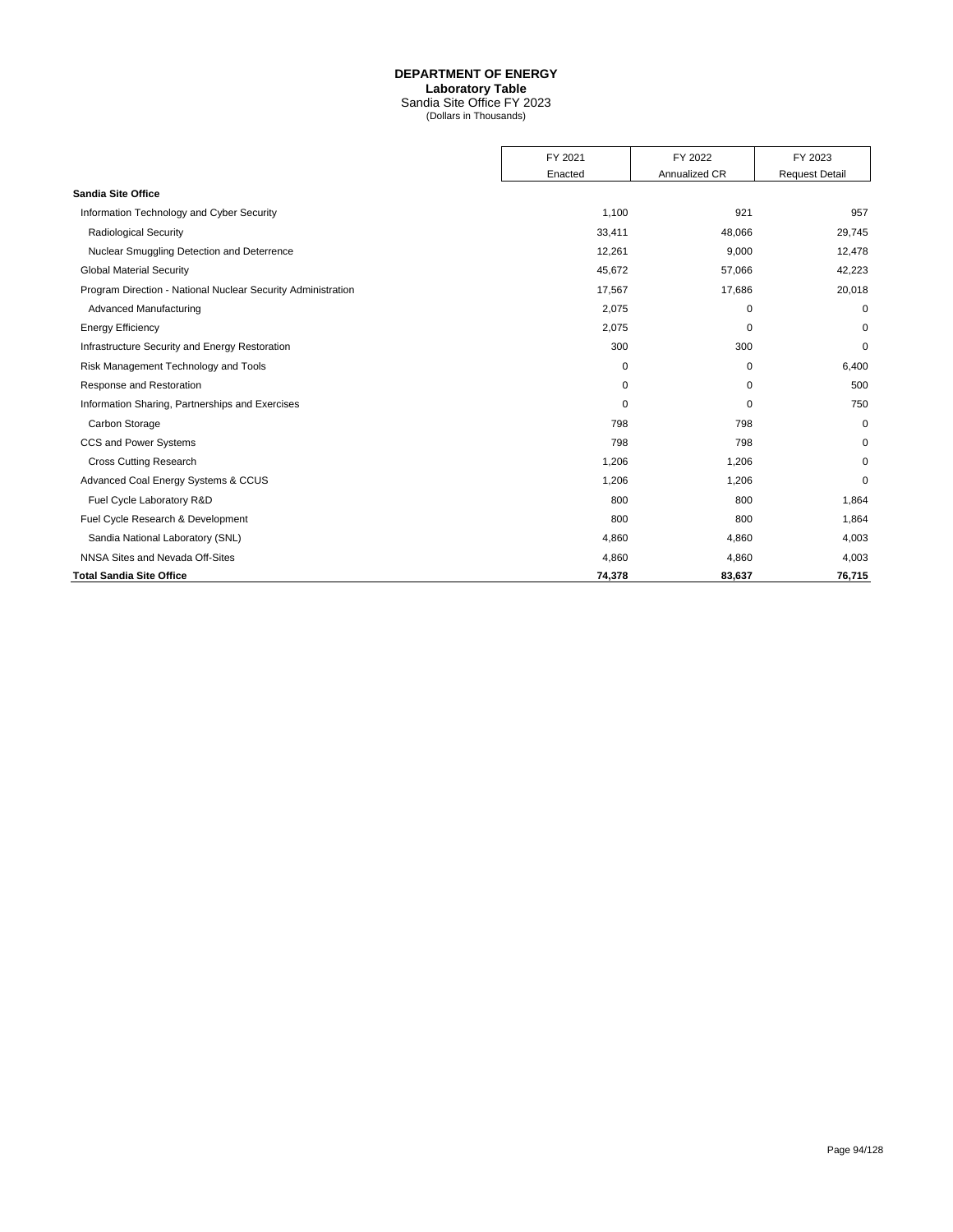**DEPARTMENT OF ENERGY**
**Laboratory Table**
Sandia Site Office FY 2023
(Dollars in Thousands)

| | FY 2021 Enacted | FY 2022 Annualized CR | FY 2023 Request Detail |
|---|---|---|---|
| **Sandia Site Office** | | | |
| Information Technology and Cyber Security | 1,100 | 921 | 957 |
| Radiological Security | 33,411 | 48,066 | 29,745 |
| Nuclear Smuggling Detection and Deterrence | 12,261 | 9,000 | 12,478 |
| Global Material Security | 45,672 | 57,066 | 42,223 |
| Program Direction - National Nuclear Security Administration | 17,567 | 17,686 | 20,018 |
| Advanced Manufacturing | 2,075 | 0 | 0 |
| Energy Efficiency | 2,075 | 0 | 0 |
| Infrastructure Security and Energy Restoration | 300 | 300 | 0 |
| Risk Management Technology and Tools | 0 | 0 | 6,400 |
| Response and Restoration | 0 | 0 | 500 |
| Information Sharing, Partnerships and Exercises | 0 | 0 | 750 |
| Carbon Storage | 798 | 798 | 0 |
| CCS and Power Systems | 798 | 798 | 0 |
| Cross Cutting Research | 1,206 | 1,206 | 0 |
| Advanced Coal Energy Systems & CCUS | 1,206 | 1,206 | 0 |
| Fuel Cycle Laboratory R&D | 800 | 800 | 1,864 |
| Fuel Cycle Research & Development | 800 | 800 | 1,864 |
| Sandia National Laboratory (SNL) | 4,860 | 4,860 | 4,003 |
| NNSA Sites and Nevada Off-Sites | 4,860 | 4,860 | 4,003 |
| **Total Sandia Site Office** | **74,378** | **83,637** | **76,715** |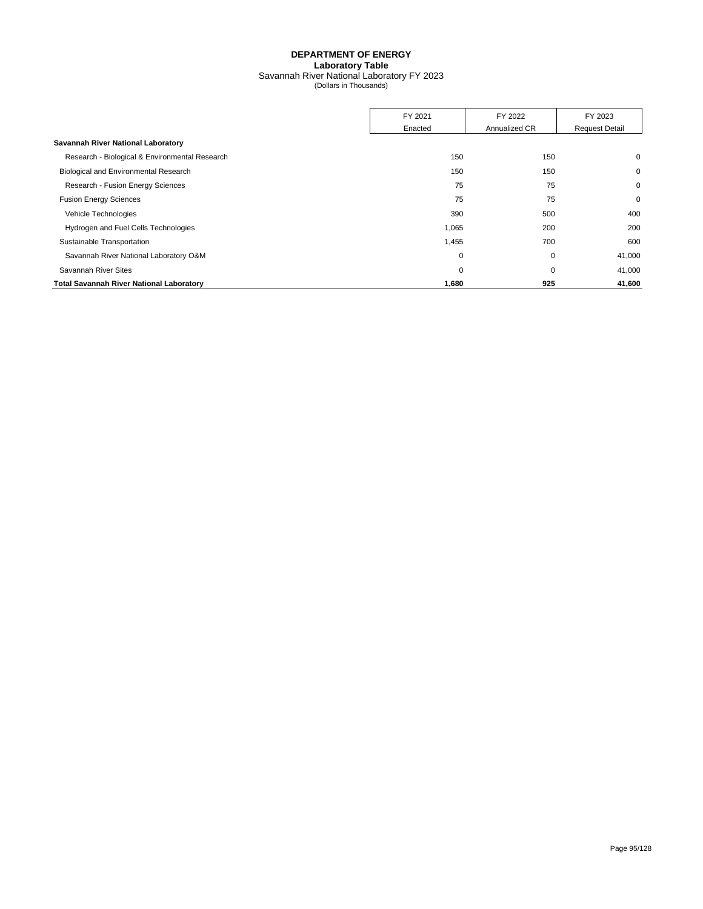**DEPARTMENT OF ENERGY**
**Laboratory Table**
Savannah River National Laboratory FY 2023
(Dollars in Thousands)

| | FY 2021 Enacted | FY 2022 Annualized CR | FY 2023 Request Detail |
|---|---|---|---|
| **Savannah River National Laboratory** | | | |
| Research - Biological & Environmental Research | 150 | 150 | 0 |
| Biological and Environmental Research | 150 | 150 | 0 |
| Research - Fusion Energy Sciences | 75 | 75 | 0 |
| Fusion Energy Sciences | 75 | 75 | 0 |
| Vehicle Technologies | 390 | 500 | 400 |
| Hydrogen and Fuel Cells Technologies | 1,065 | 200 | 200 |
| Sustainable Transportation | 1,455 | 700 | 600 |
| Savannah River National Laboratory O&M | 0 | 0 | 41,000 |
| Savannah River Sites | 0 | 0 | 41,000 |
| **Total Savannah River National Laboratory** | **1,680** | **925** | **41,600** |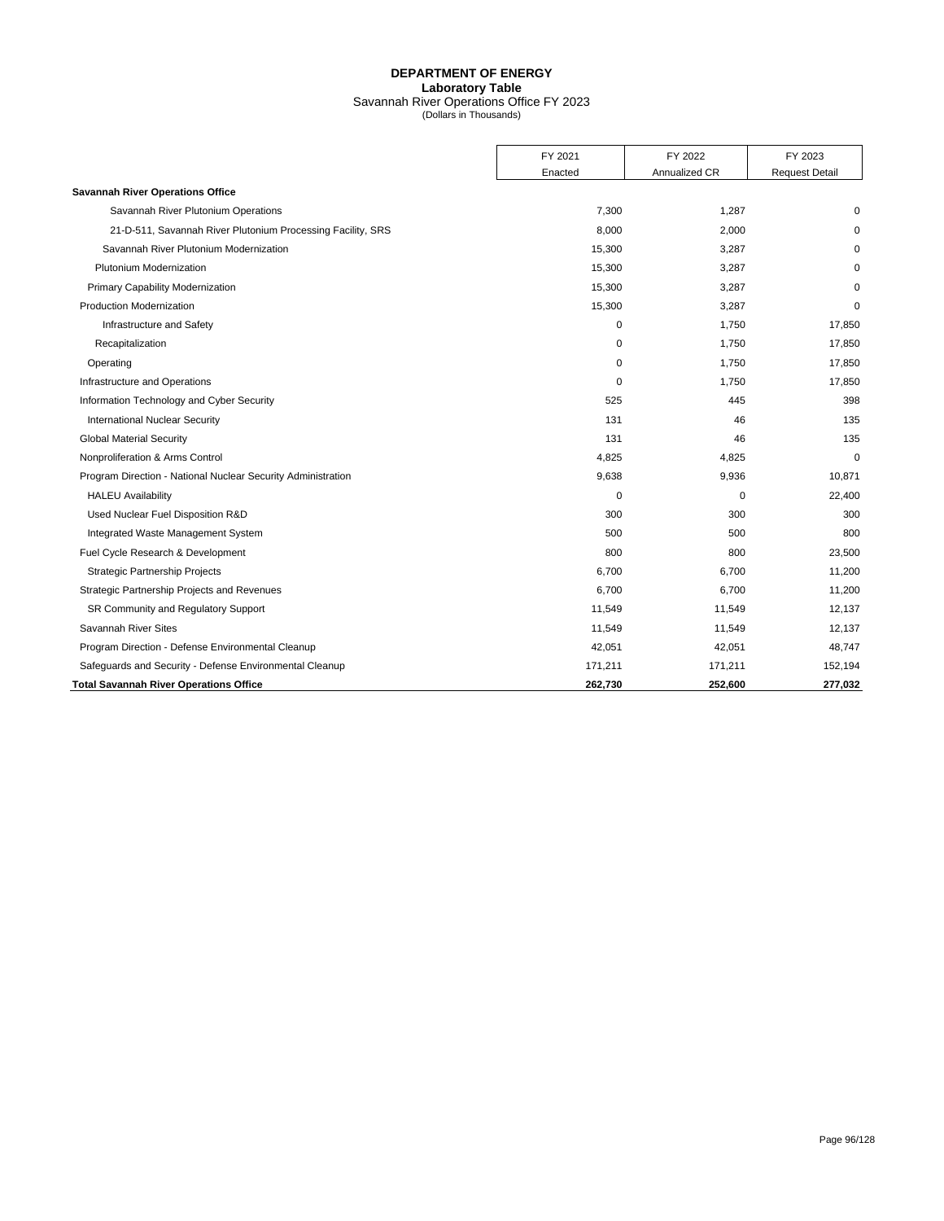# DEPARTMENT OF ENERGY
## Laboratory Table
### Savannah River Operations Office FY 2023
(Dollars in Thousands)

| | FY 2021 Enacted | FY 2022 Annualized CR | FY 2023 Request Detail |
|---|---|---|---|
| **Savannah River Operations Office** | | | |
| Savannah River Plutonium Operations | 7,300 | 1,287 | 0 |
| 21-D-511, Savannah River Plutonium Processing Facility, SRS | 8,000 | 2,000 | 0 |
| Savannah River Plutonium Modernization | 15,300 | 3,287 | 0 |
| Plutonium Modernization | 15,300 | 3,287 | 0 |
| Primary Capability Modernization | 15,300 | 3,287 | 0 |
| Production Modernization | 15,300 | 3,287 | 0 |
| Infrastructure and Safety | 0 | 1,750 | 17,850 |
| Recapitalization | 0 | 1,750 | 17,850 |
| Operating | 0 | 1,750 | 17,850 |
| Infrastructure and Operations | 0 | 1,750 | 17,850 |
| Information Technology and Cyber Security | 525 | 445 | 398 |
| International Nuclear Security | 131 | 46 | 135 |
| Global Material Security | 131 | 46 | 135 |
| Nonproliferation & Arms Control | 4,825 | 4,825 | 0 |
| Program Direction - National Nuclear Security Administration | 9,638 | 9,936 | 10,871 |
| HALEU Availability | 0 | 0 | 22,400 |
| Used Nuclear Fuel Disposition R&D | 300 | 300 | 300 |
| Integrated Waste Management System | 500 | 500 | 800 |
| Fuel Cycle Research & Development | 800 | 800 | 23,500 |
| Strategic Partnership Projects | 6,700 | 6,700 | 11,200 |
| Strategic Partnership Projects and Revenues | 6,700 | 6,700 | 11,200 |
| SR Community and Regulatory Support | 11,549 | 11,549 | 12,137 |
| Savannah River Sites | 11,549 | 11,549 | 12,137 |
| Program Direction - Defense Environmental Cleanup | 42,051 | 42,051 | 48,747 |
| Safeguards and Security - Defense Environmental Cleanup | 171,211 | 171,211 | 152,194 |
| **Total Savannah River Operations Office** | **262,730** | **252,600** | **277,032** |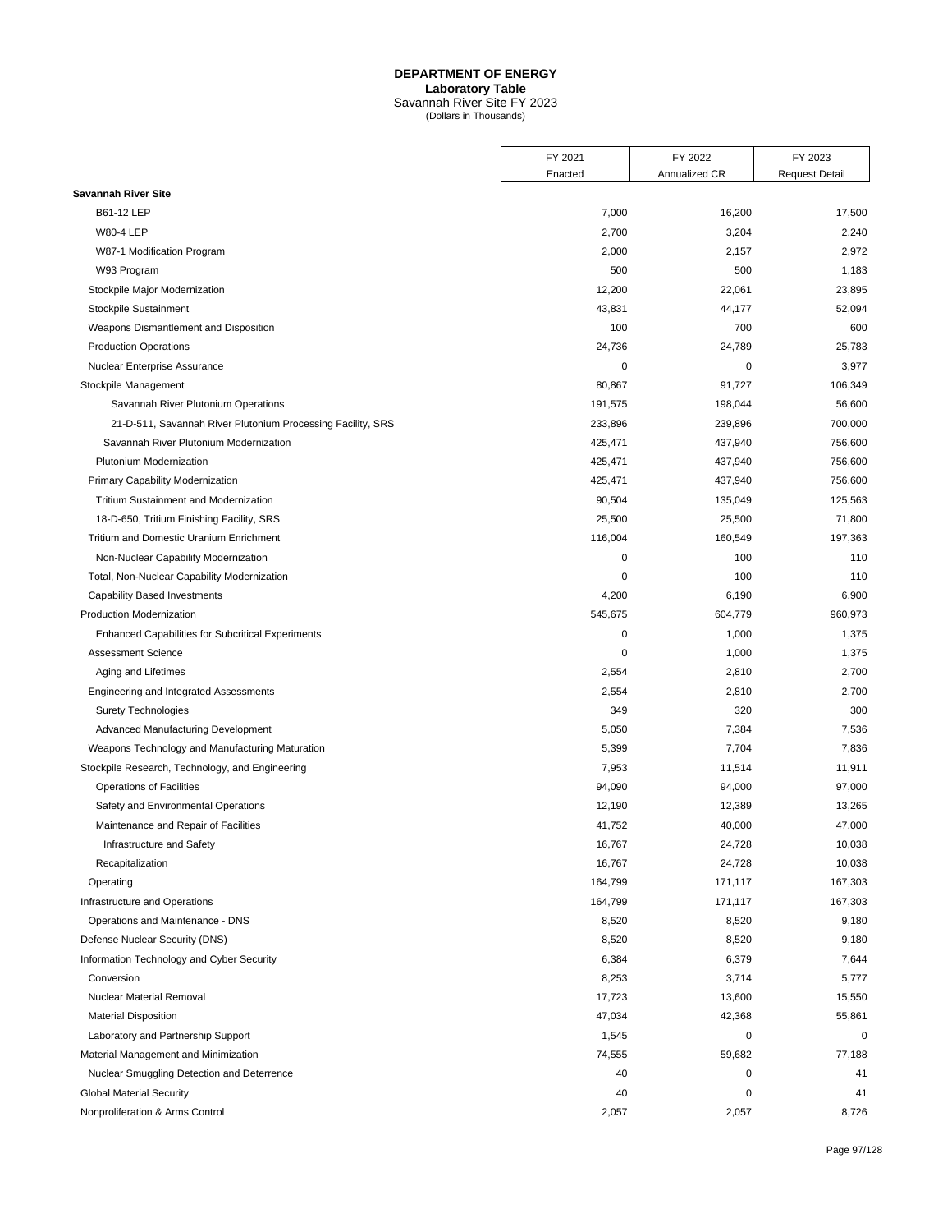# DEPARTMENT OF ENERGY
**Laboratory Table**
Savannah River Site FY 2023
(Dollars in Thousands)

| | FY 2021 Enacted | FY 2022 Annualized CR | FY 2023 Request Detail |
|---|---|---|---|
| **Savannah River Site** | | | |
| B61-12 LEP | 7,000 | 16,200 | 17,500 |
| W80-4 LEP | 2,700 | 3,204 | 2,240 |
| W87-1 Modification Program | 2,000 | 2,157 | 2,972 |
| W93 Program | 500 | 500 | 1,183 |
| Stockpile Major Modernization | 12,200 | 22,061 | 23,895 |
| Stockpile Sustainment | 43,831 | 44,177 | 52,094 |
| Weapons Dismantlement and Disposition | 100 | 700 | 600 |
| Production Operations | 24,736 | 24,789 | 25,783 |
| Nuclear Enterprise Assurance | 0 | 0 | 3,977 |
| Stockpile Management | 80,867 | 91,727 | 106,349 |
| Savannah River Plutonium Operations | 191,575 | 198,044 | 56,600 |
| 21-D-511, Savannah River Plutonium Processing Facility, SRS | 233,896 | 239,896 | 700,000 |
| Savannah River Plutonium Modernization | 425,471 | 437,940 | 756,600 |
| Plutonium Modernization | 425,471 | 437,940 | 756,600 |
| Primary Capability Modernization | 425,471 | 437,940 | 756,600 |
| Tritium Sustainment and Modernization | 90,504 | 135,049 | 125,563 |
| 18-D-650, Tritium Finishing Facility, SRS | 25,500 | 25,500 | 71,800 |
| Tritium and Domestic Uranium Enrichment | 116,004 | 160,549 | 197,363 |
| Non-Nuclear Capability Modernization | 0 | 100 | 110 |
| Total, Non-Nuclear Capability Modernization | 0 | 100 | 110 |
| Capability Based Investments | 4,200 | 6,190 | 6,900 |
| Production Modernization | 545,675 | 604,779 | 960,973 |
| Enhanced Capabilities for Subcritical Experiments | 0 | 1,000 | 1,375 |
| Assessment Science | 0 | 1,000 | 1,375 |
| Aging and Lifetimes | 2,554 | 2,810 | 2,700 |
| Engineering and Integrated Assessments | 2,554 | 2,810 | 2,700 |
| Surety Technologies | 349 | 320 | 300 |
| Advanced Manufacturing Development | 5,050 | 7,384 | 7,536 |
| Weapons Technology and Manufacturing Maturation | 5,399 | 7,704 | 7,836 |
| Stockpile Research, Technology, and Engineering | 7,953 | 11,514 | 11,911 |
| Operations of Facilities | 94,090 | 94,000 | 97,000 |
| Safety and Environmental Operations | 12,190 | 12,389 | 13,265 |
| Maintenance and Repair of Facilities | 41,752 | 40,000 | 47,000 |
| Infrastructure and Safety | 16,767 | 24,728 | 10,038 |
| Recapitalization | 16,767 | 24,728 | 10,038 |
| Operating | 164,799 | 171,117 | 167,303 |
| Infrastructure and Operations | 164,799 | 171,117 | 167,303 |
| Operations and Maintenance - DNS | 8,520 | 8,520 | 9,180 |
| Defense Nuclear Security (DNS) | 8,520 | 8,520 | 9,180 |
| Information Technology and Cyber Security | 6,384 | 6,379 | 7,644 |
| Conversion | 8,253 | 3,714 | 5,777 |
| Nuclear Material Removal | 17,723 | 13,600 | 15,550 |
| Material Disposition | 47,034 | 42,368 | 55,861 |
| Laboratory and Partnership Support | 1,545 | 0 | 0 |
| Material Management and Minimization | 74,555 | 59,682 | 77,188 |
| Nuclear Smuggling Detection and Deterrence | 40 | 0 | 41 |
| Global Material Security | 40 | 0 | 41 |
| Nonproliferation & Arms Control | 2,057 | 2,057 | 8,726 |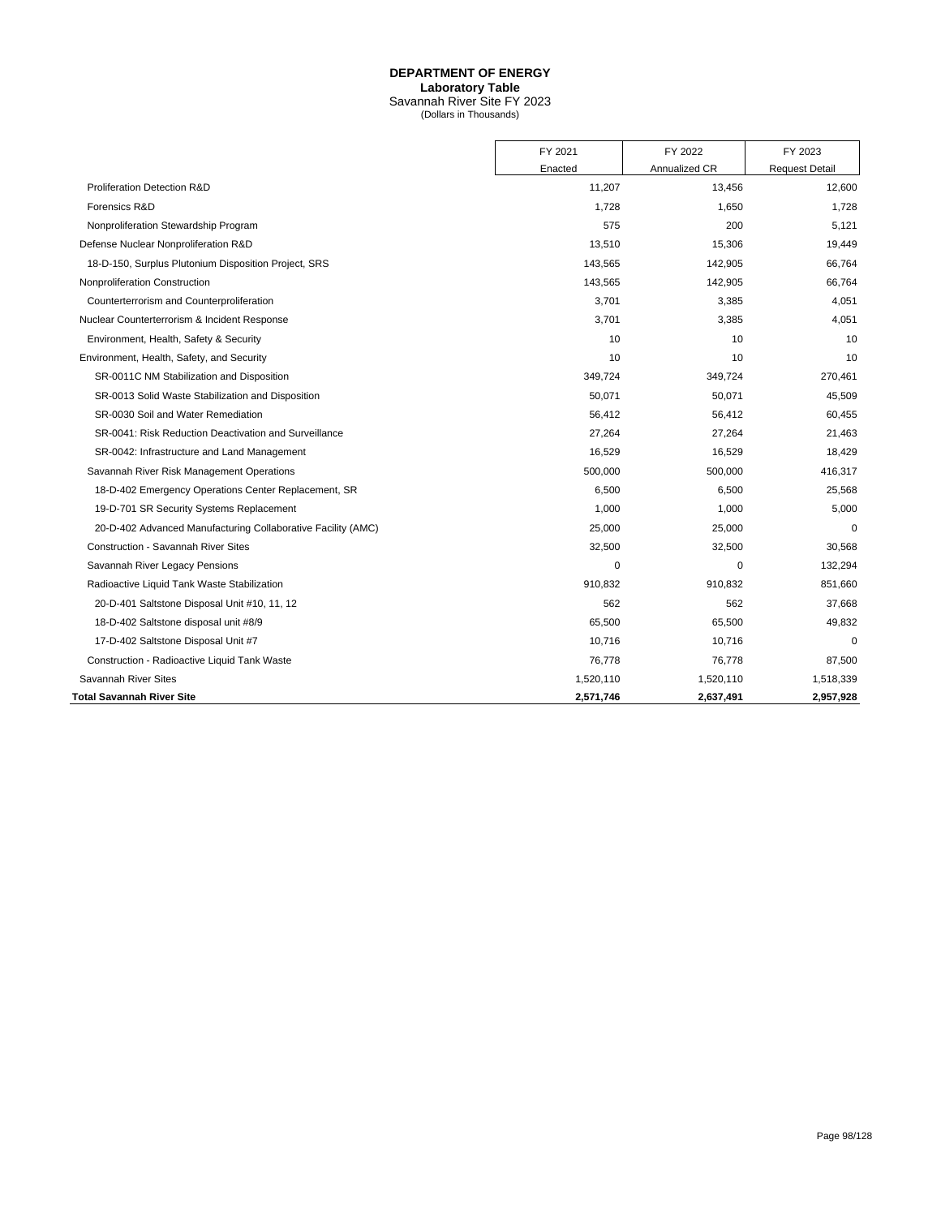# DEPARTMENT OF ENERGY
## Laboratory Table
### Savannah River Site FY 2023
(Dollars in Thousands)

| | FY 2021 Enacted | FY 2022 Annualized CR | FY 2023 Request Detail |
|---|---|---|---|
| Proliferation Detection R&D | 11,207 | 13,456 | 12,600 |
| Forensics R&D | 1,728 | 1,650 | 1,728 |
| Nonproliferation Stewardship Program | 575 | 200 | 5,121 |
| Defense Nuclear Nonproliferation R&D | 13,510 | 15,306 | 19,449 |
| 18-D-150, Surplus Plutonium Disposition Project, SRS | 143,565 | 142,905 | 66,764 |
| Nonproliferation Construction | 143,565 | 142,905 | 66,764 |
| Counterterrorism and Counterproliferation | 3,701 | 3,385 | 4,051 |
| Nuclear Counterterrorism & Incident Response | 3,701 | 3,385 | 4,051 |
| Environment, Health, Safety & Security | 10 | 10 | 10 |
| Environment, Health, Safety, and Security | 10 | 10 | 10 |
| SR-0011C NM Stabilization and Disposition | 349,724 | 349,724 | 270,461 |
| SR-0013 Solid Waste Stabilization and Disposition | 50,071 | 50,071 | 45,509 |
| SR-0030 Soil and Water Remediation | 56,412 | 56,412 | 60,455 |
| SR-0041: Risk Reduction Deactivation and Surveillance | 27,264 | 27,264 | 21,463 |
| SR-0042: Infrastructure and Land Management | 16,529 | 16,529 | 18,429 |
| Savannah River Risk Management Operations | 500,000 | 500,000 | 416,317 |
| 18-D-402 Emergency Operations Center Replacement, SR | 6,500 | 6,500 | 25,568 |
| 19-D-701 SR Security Systems Replacement | 1,000 | 1,000 | 5,000 |
| 20-D-402 Advanced Manufacturing Collaborative Facility (AMC) | 25,000 | 25,000 | 0 |
| Construction - Savannah River Sites | 32,500 | 32,500 | 30,568 |
| Savannah River Legacy Pensions | 0 | 0 | 132,294 |
| Radioactive Liquid Tank Waste Stabilization | 910,832 | 910,832 | 851,660 |
| 20-D-401 Saltstone Disposal Unit #10, 11, 12 | 562 | 562 | 37,668 |
| 18-D-402 Saltstone disposal unit #8/9 | 65,500 | 65,500 | 49,832 |
| 17-D-402 Saltstone Disposal Unit #7 | 10,716 | 10,716 | 0 |
| Construction - Radioactive Liquid Tank Waste | 76,778 | 76,778 | 87,500 |
| Savannah River Sites | 1,520,110 | 1,520,110 | 1,518,339 |
| **Total Savannah River Site** | **2,571,746** | **2,637,491** | **2,957,928** |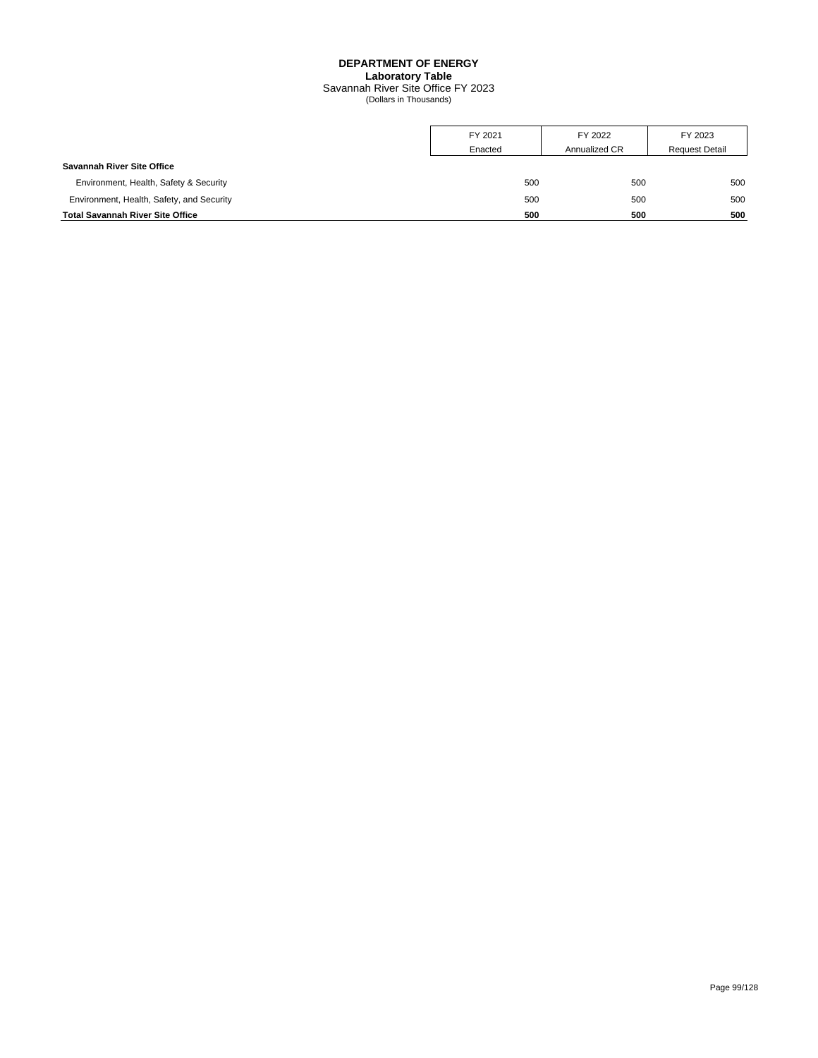**DEPARTMENT OF ENERGY**
**Laboratory Table**
Savannah River Site Office FY 2023
(Dollars in Thousands)

| | FY 2021 Enacted | FY 2022 Annualized CR | FY 2023 Request Detail |
|---|---|---|---|
| **Savannah River Site Office** | | | |
| Environment, Health, Safety & Security | 500 | 500 | 500 |
| Environment, Health, Safety, and Security | 500 | 500 | 500 |
| **Total Savannah River Site Office** | **500** | **500** | **500** |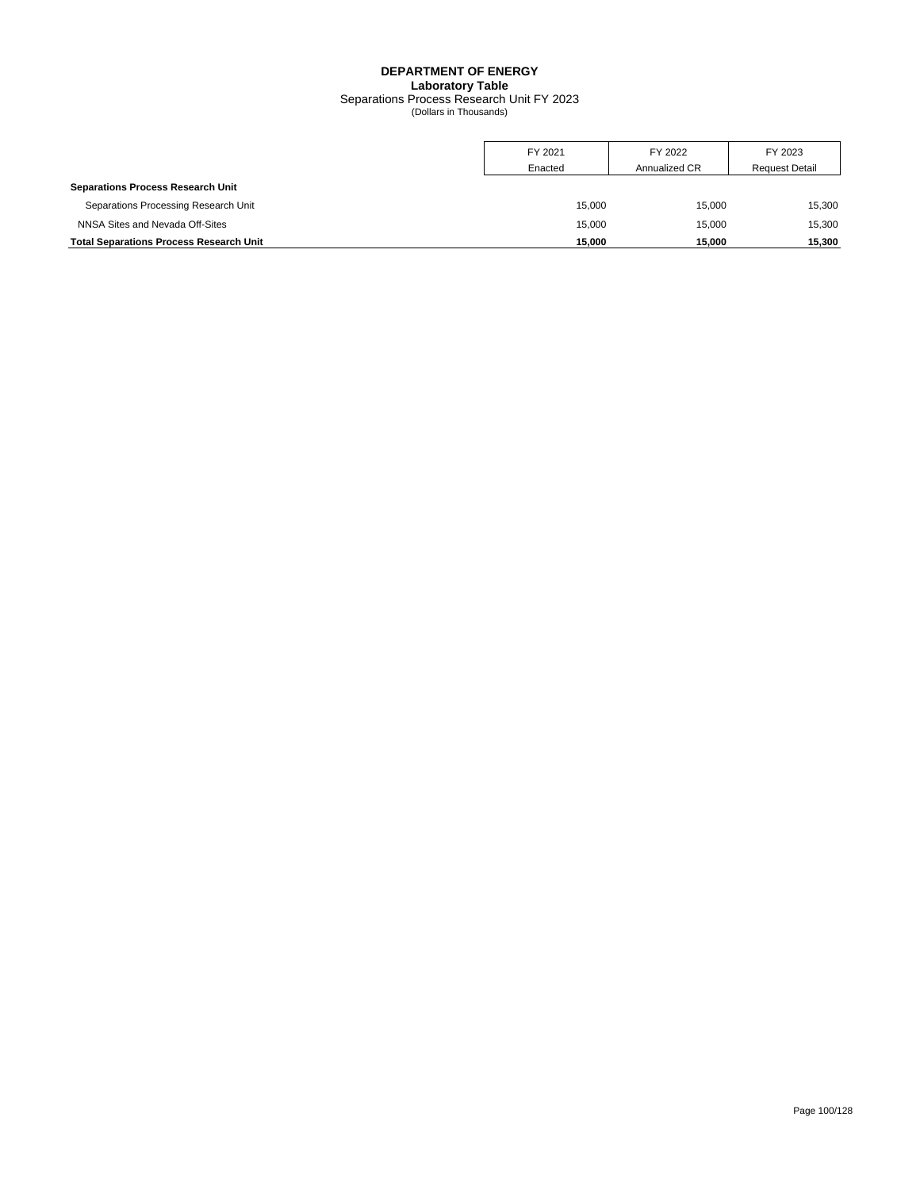# DEPARTMENT OF ENERGY

## Laboratory Table

Separations Process Research Unit FY 2023
(Dollars in Thousands)

| | FY 2021 Enacted | FY 2022 Annualized CR | FY 2023 Request Detail |
|---|---|---|---|
| **Separations Process Research Unit** | | | |
| Separations Processing Research Unit | 15,000 | 15,000 | 15,300 |
| NNSA Sites and Nevada Off-Sites | 15,000 | 15,000 | 15,300 |
| **Total Separations Process Research Unit** | **15,000** | **15,000** | **15,300** |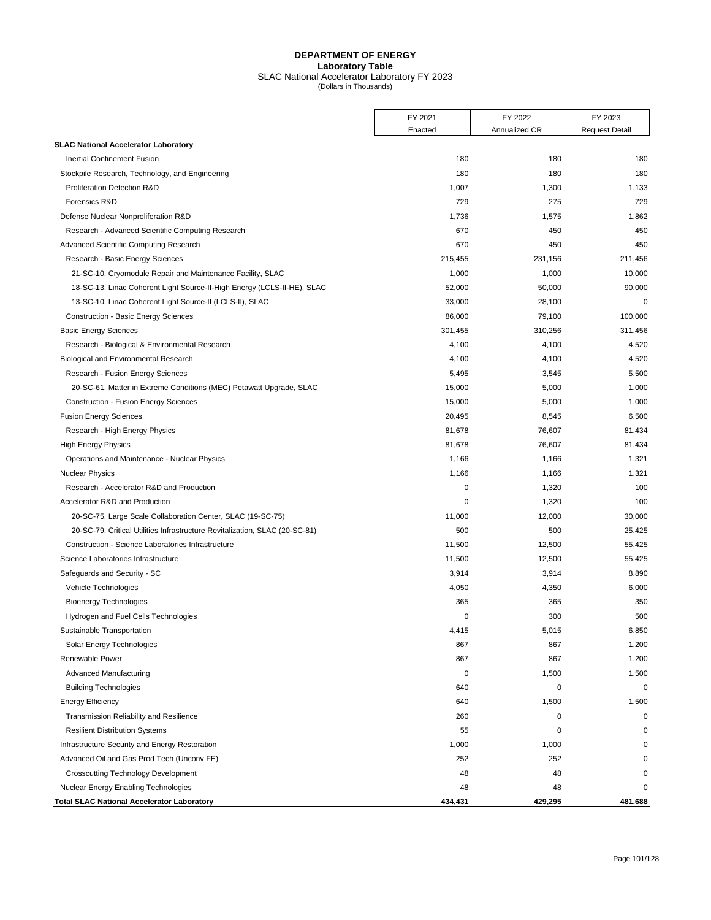**DEPARTMENT OF ENERGY**
**Laboratory Table**
SLAC National Accelerator Laboratory FY 2023
(Dollars in Thousands)

| | FY 2021 Enacted | FY 2022 Annualized CR | FY 2023 Request Detail |
|---|---|---|---|
| **SLAC National Accelerator Laboratory** | | | |
| Inertial Confinement Fusion | 180 | 180 | 180 |
| Stockpile Research, Technology, and Engineering | 180 | 180 | 180 |
| Proliferation Detection R&D | 1,007 | 1,300 | 1,133 |
| Forensics R&D | 729 | 275 | 729 |
| Defense Nuclear Nonproliferation R&D | 1,736 | 1,575 | 1,862 |
| Research - Advanced Scientific Computing Research | 670 | 450 | 450 |
| Advanced Scientific Computing Research | 670 | 450 | 450 |
| Research - Basic Energy Sciences | 215,455 | 231,156 | 211,456 |
| 21-SC-10, Cryomodule Repair and Maintenance Facility, SLAC | 1,000 | 1,000 | 10,000 |
| 18-SC-13, Linac Coherent Light Source-II-High Energy (LCLS-II-HE), SLAC | 52,000 | 50,000 | 90,000 |
| 13-SC-10, Linac Coherent Light Source-II (LCLS-II), SLAC | 33,000 | 28,100 | 0 |
| Construction - Basic Energy Sciences | 86,000 | 79,100 | 100,000 |
| Basic Energy Sciences | 301,455 | 310,256 | 311,456 |
| Research - Biological & Environmental Research | 4,100 | 4,100 | 4,520 |
| Biological and Environmental Research | 4,100 | 4,100 | 4,520 |
| Research - Fusion Energy Sciences | 5,495 | 3,545 | 5,500 |
| 20-SC-61, Matter in Extreme Conditions (MEC) Petawatt Upgrade, SLAC | 15,000 | 5,000 | 1,000 |
| Construction - Fusion Energy Sciences | 15,000 | 5,000 | 1,000 |
| Fusion Energy Sciences | 20,495 | 8,545 | 6,500 |
| Research - High Energy Physics | 81,678 | 76,607 | 81,434 |
| High Energy Physics | 81,678 | 76,607 | 81,434 |
| Operations and Maintenance - Nuclear Physics | 1,166 | 1,166 | 1,321 |
| Nuclear Physics | 1,166 | 1,166 | 1,321 |
| Research - Accelerator R&D and Production | 0 | 1,320 | 100 |
| Accelerator R&D and Production | 0 | 1,320 | 100 |
| 20-SC-75, Large Scale Collaboration Center, SLAC (19-SC-75) | 11,000 | 12,000 | 30,000 |
| 20-SC-79, Critical Utilities Infrastructure Revitalization, SLAC (20-SC-81) | 500 | 500 | 25,425 |
| Construction - Science Laboratories Infrastructure | 11,500 | 12,500 | 55,425 |
| Science Laboratories Infrastructure | 11,500 | 12,500 | 55,425 |
| Safeguards and Security - SC | 3,914 | 3,914 | 8,890 |
| Vehicle Technologies | 4,050 | 4,350 | 6,000 |
| Bioenergy Technologies | 365 | 365 | 350 |
| Hydrogen and Fuel Cells Technologies | 0 | 300 | 500 |
| Sustainable Transportation | 4,415 | 5,015 | 6,850 |
| Solar Energy Technologies | 867 | 867 | 1,200 |
| Renewable Power | 867 | 867 | 1,200 |
| Advanced Manufacturing | 0 | 1,500 | 1,500 |
| Building Technologies | 640 | 0 | 0 |
| Energy Efficiency | 640 | 1,500 | 1,500 |
| Transmission Reliability and Resilience | 260 | 0 | 0 |
| Resilient Distribution Systems | 55 | 0 | 0 |
| Infrastructure Security and Energy Restoration | 1,000 | 1,000 | 0 |
| Advanced Oil and Gas Prod Tech (Unconv FE) | 252 | 252 | 0 |
| Crosscutting Technology Development | 48 | 48 | 0 |
| Nuclear Energy Enabling Technologies | 48 | 48 | 0 |
| **Total SLAC National Accelerator Laboratory** | **434,431** | **429,295** | **481,688** |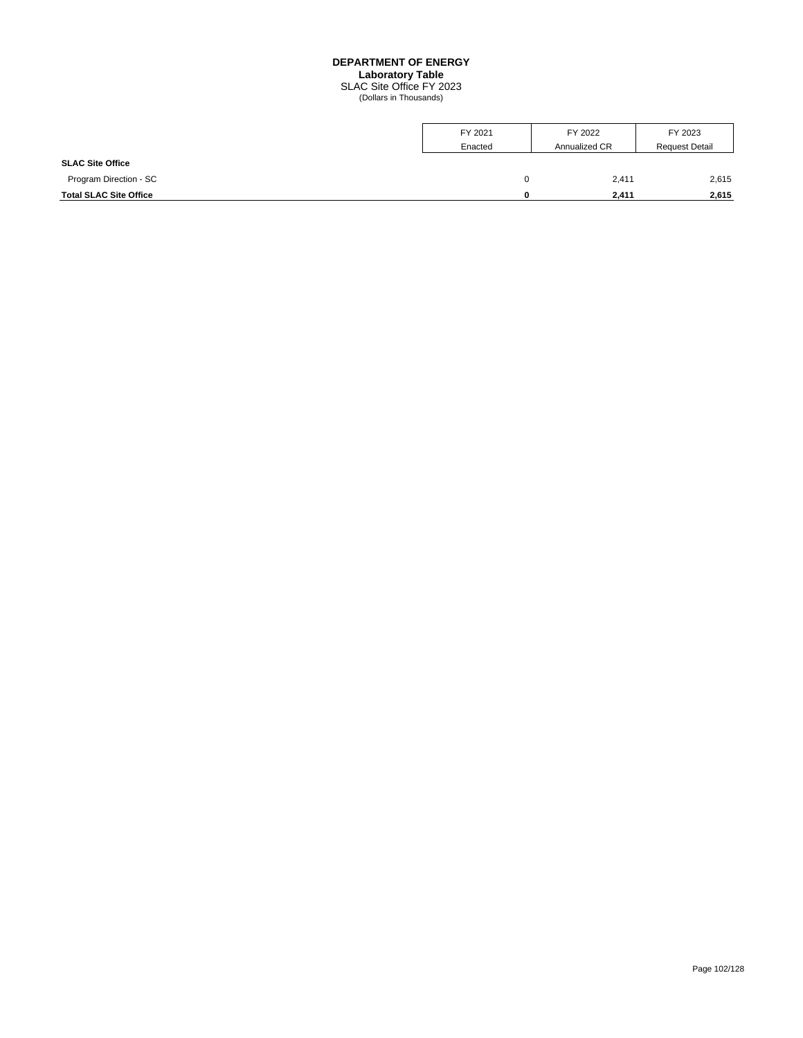# DEPARTMENT OF ENERGY

**Laboratory Table**

SLAC Site Office FY 2023

(Dollars in Thousands)

| | FY 2021 Enacted | FY 2022 Annualized CR | FY 2023 Request Detail |
|---|---|---|---|
| **SLAC Site Office** | | | |
| Program Direction - SC | 0 | 2,411 | 2,615 |
| **Total SLAC Site Office** | **0** | **2,411** | **2,615** |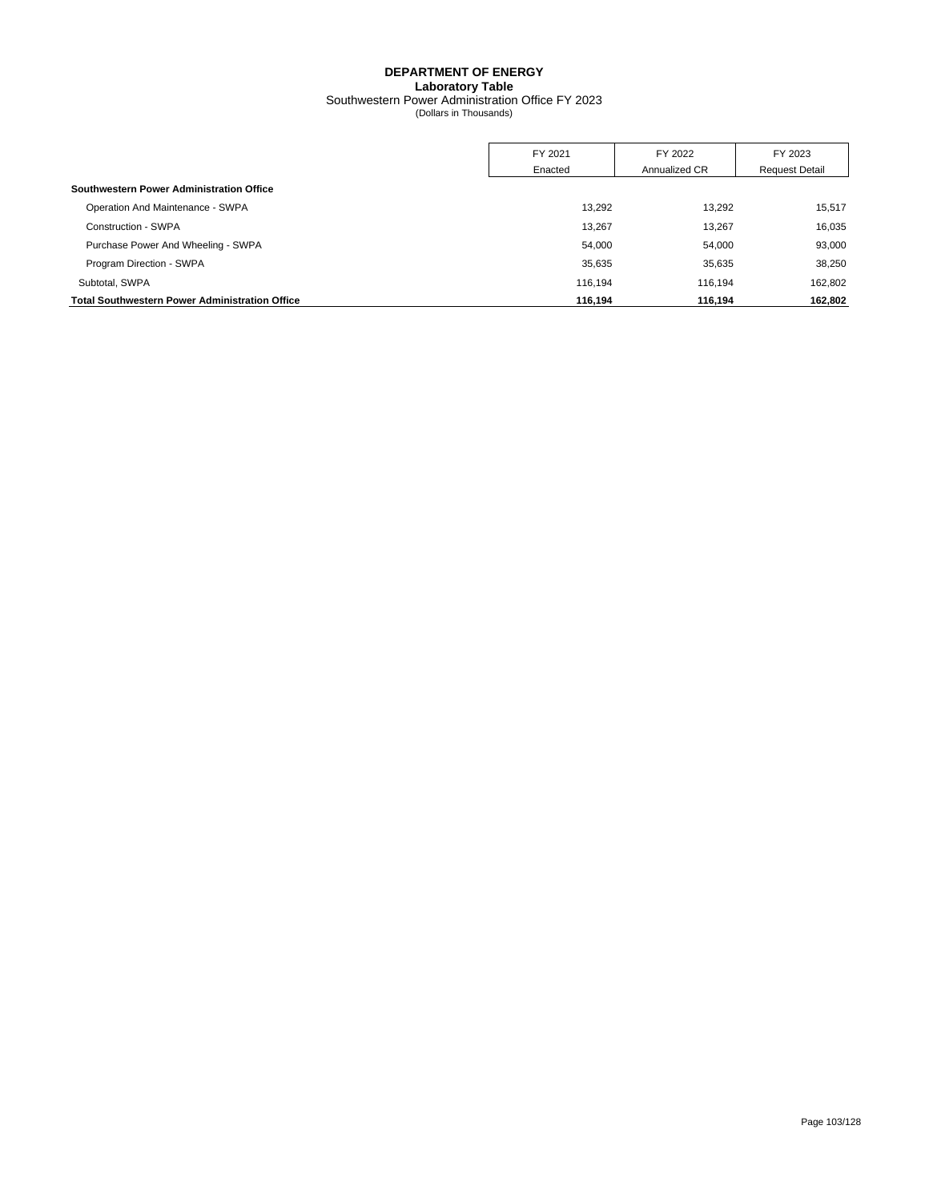# DEPARTMENT OF ENERGY

## Laboratory Table

Southwestern Power Administration Office FY 2023

(Dollars in Thousands)

| | FY 2021 Enacted | FY 2022 Annualized CR | FY 2023 Request Detail |
|---|---|---|---|
| **Southwestern Power Administration Office** | | | |
| Operation And Maintenance - SWPA | 13,292 | 13,292 | 15,517 |
| Construction - SWPA | 13,267 | 13,267 | 16,035 |
| Purchase Power And Wheeling - SWPA | 54,000 | 54,000 | 93,000 |
| Program Direction - SWPA | 35,635 | 35,635 | 38,250 |
| Subtotal, SWPA | 116,194 | 116,194 | 162,802 |
| **Total Southwestern Power Administration Office** | **116,194** | **116,194** | **162,802** |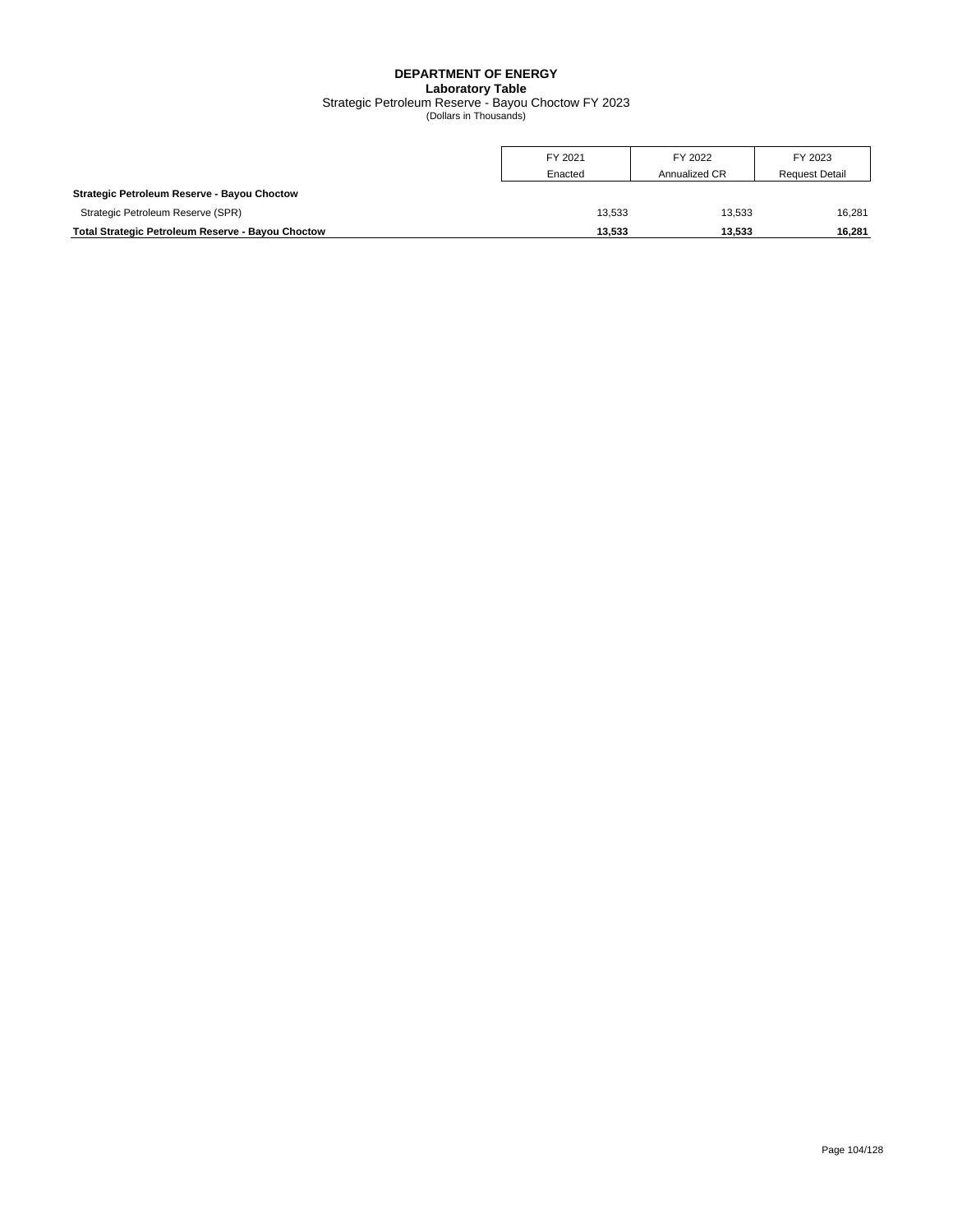# DEPARTMENT OF ENERGY

## Laboratory Table

Strategic Petroleum Reserve - Bayou Choctow FY 2023

(Dollars in Thousands)

| | FY 2021 Enacted | FY 2022 Annualized CR | FY 2023 Request Detail |
|---|---|---|---|
| **Strategic Petroleum Reserve - Bayou Choctow** | | | |
| Strategic Petroleum Reserve (SPR) | 13,533 | 13,533 | 16,281 |
| **Total Strategic Petroleum Reserve - Bayou Choctow** | **13,533** | **13,533** | **16,281** |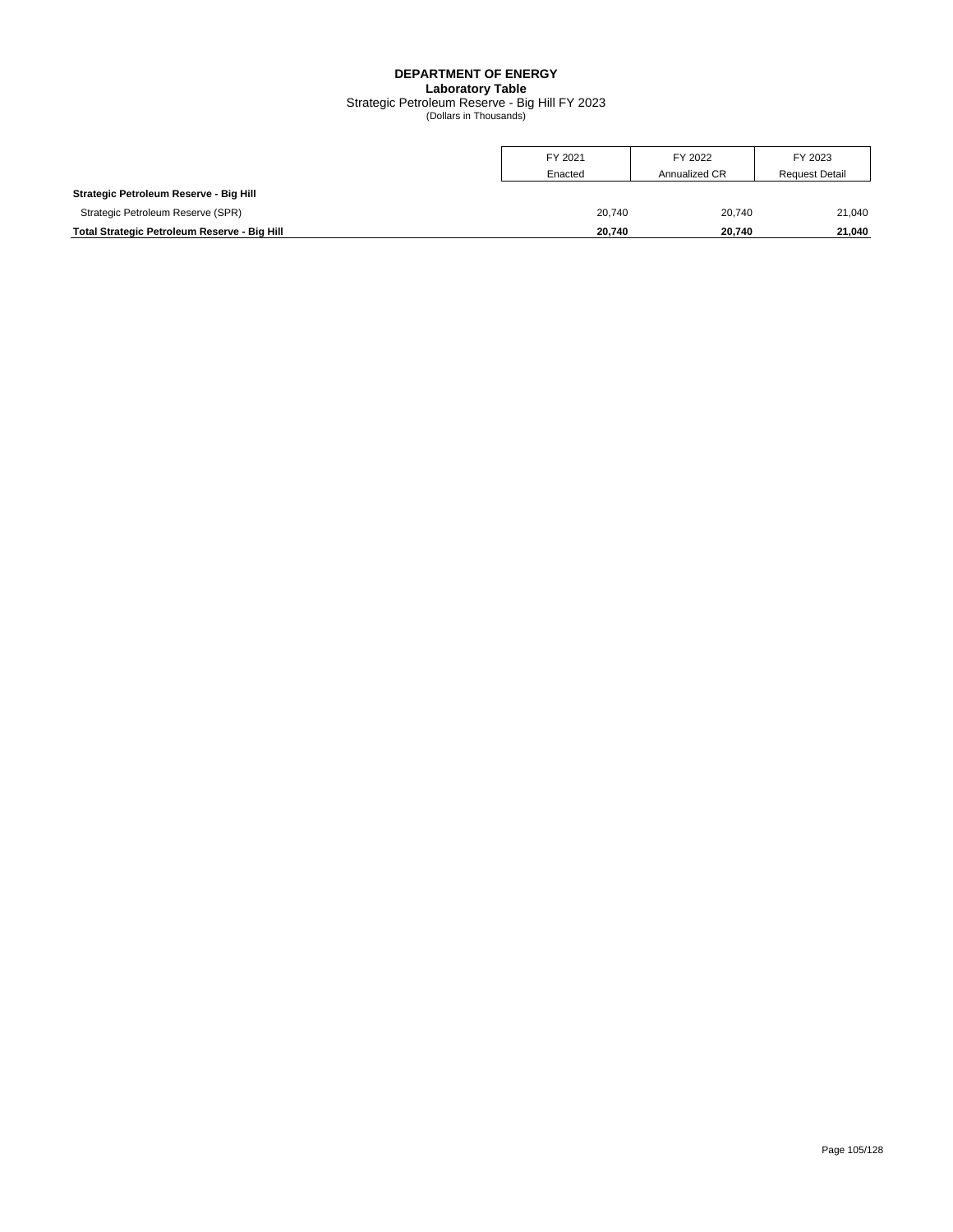# DEPARTMENT OF ENERGY
## Laboratory Table
### Strategic Petroleum Reserve - Big Hill FY 2023
(Dollars in Thousands)

| | FY 2021 Enacted | FY 2022 Annualized CR | FY 2023 Request Detail |
|---|---|---|---|
| **Strategic Petroleum Reserve - Big Hill** | | | |
| Strategic Petroleum Reserve (SPR) | 20,740 | 20,740 | 21,040 |
| **Total Strategic Petroleum Reserve - Big Hill** | **20,740** | **20,740** | **21,040** |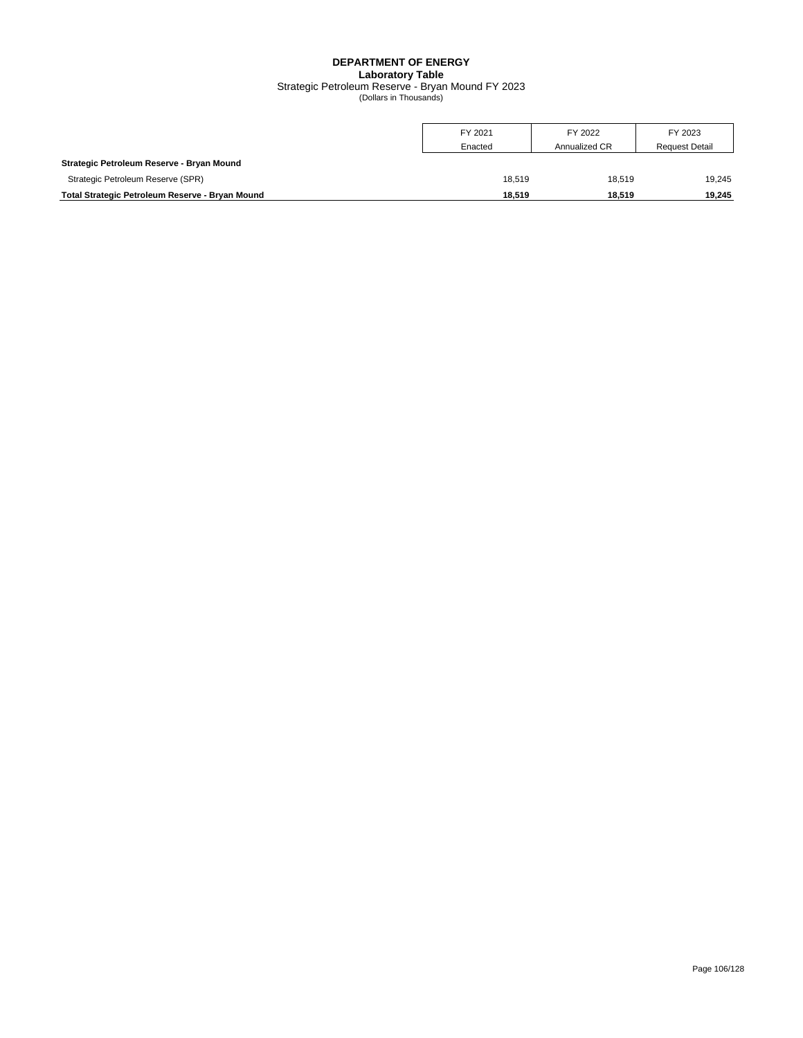**DEPARTMENT OF ENERGY**
**Laboratory Table**
Strategic Petroleum Reserve - Bryan Mound FY 2023
(Dollars in Thousands)

| | FY 2021 Enacted | FY 2022 Annualized CR | FY 2023 Request Detail |
|---|---|---|---|
| **Strategic Petroleum Reserve - Bryan Mound** | | | |
| Strategic Petroleum Reserve (SPR) | 18,519 | 18,519 | 19,245 |
| **Total Strategic Petroleum Reserve - Bryan Mound** | **18,519** | **18,519** | **19,245** |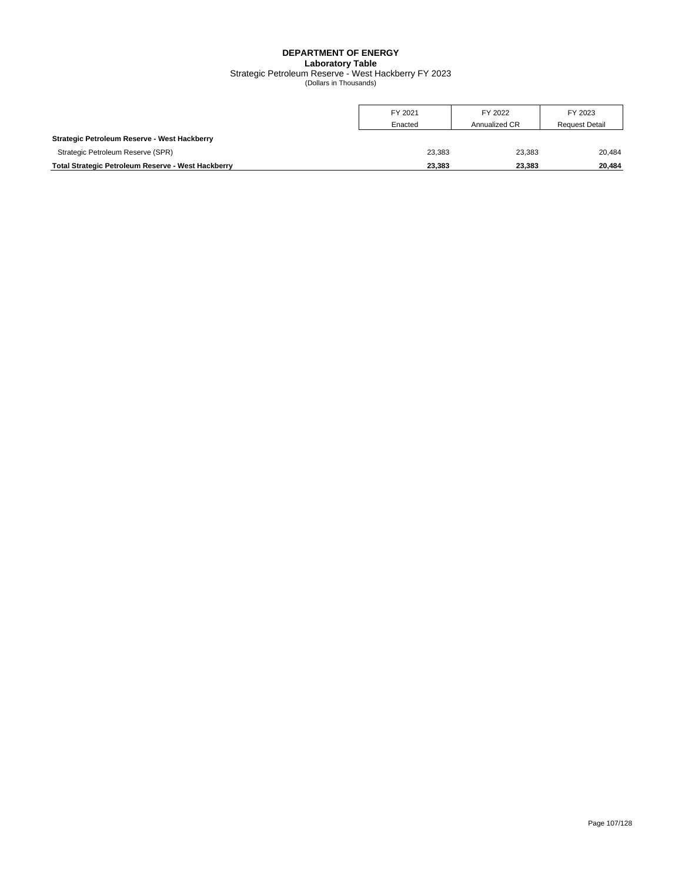**DEPARTMENT OF ENERGY**
**Laboratory Table**
Strategic Petroleum Reserve - West Hackberry FY 2023
(Dollars in Thousands)

| | FY 2021 Enacted | FY 2022 Annualized CR | FY 2023 Request Detail |
|---|---|---|---|
| **Strategic Petroleum Reserve - West Hackberry** | | | |
| Strategic Petroleum Reserve (SPR) | 23,383 | 23,383 | 20,484 |
| **Total Strategic Petroleum Reserve - West Hackberry** | **23,383** | **23,383** | **20,484** |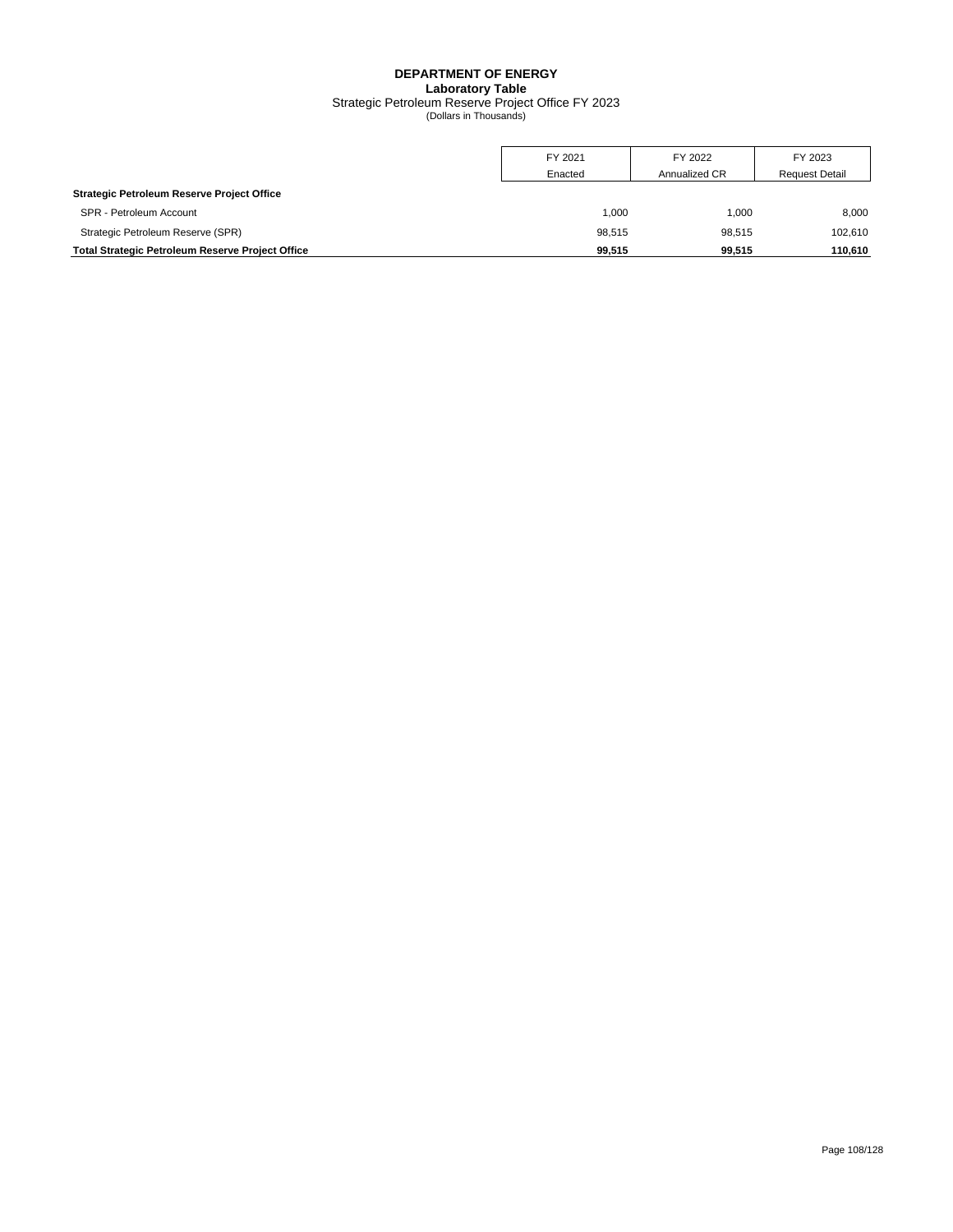**DEPARTMENT OF ENERGY**
**Laboratory Table**
Strategic Petroleum Reserve Project Office FY 2023
(Dollars in Thousands)

| | FY 2021 Enacted | FY 2022 Annualized CR | FY 2023 Request Detail |
|---|---|---|---|
| **Strategic Petroleum Reserve Project Office** | | | |
| SPR - Petroleum Account | 1,000 | 1,000 | 8,000 |
| Strategic Petroleum Reserve (SPR) | 98,515 | 98,515 | 102,610 |
| **Total Strategic Petroleum Reserve Project Office** | **99,515** | **99,515** | **110,610** |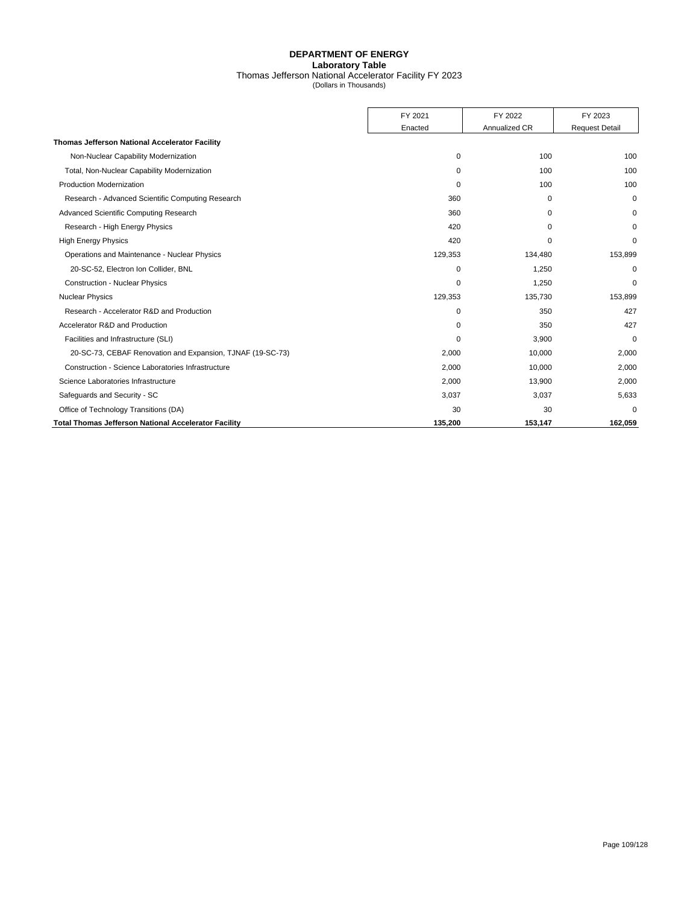# DEPARTMENT OF ENERGY
## Laboratory Table
### Thomas Jefferson National Accelerator Facility FY 2023
(Dollars in Thousands)

| | FY 2021 Enacted | FY 2022 Annualized CR | FY 2023 Request Detail |
|---|---|---|---|
| **Thomas Jefferson National Accelerator Facility** | | | |
| Non-Nuclear Capability Modernization | 0 | 100 | 100 |
| Total, Non-Nuclear Capability Modernization | 0 | 100 | 100 |
| Production Modernization | 0 | 100 | 100 |
| Research - Advanced Scientific Computing Research | 360 | 0 | 0 |
| Advanced Scientific Computing Research | 360 | 0 | 0 |
| Research - High Energy Physics | 420 | 0 | 0 |
| High Energy Physics | 420 | 0 | 0 |
| Operations and Maintenance - Nuclear Physics | 129,353 | 134,480 | 153,899 |
| 20-SC-52, Electron Ion Collider, BNL | 0 | 1,250 | 0 |
| Construction - Nuclear Physics | 0 | 1,250 | 0 |
| Nuclear Physics | 129,353 | 135,730 | 153,899 |
| Research - Accelerator R&D and Production | 0 | 350 | 427 |
| Accelerator R&D and Production | 0 | 350 | 427 |
| Facilities and Infrastructure (SLI) | 0 | 3,900 | 0 |
| 20-SC-73, CEBAF Renovation and Expansion, TJNAF (19-SC-73) | 2,000 | 10,000 | 2,000 |
| Construction - Science Laboratories Infrastructure | 2,000 | 10,000 | 2,000 |
| Science Laboratories Infrastructure | 2,000 | 13,900 | 2,000 |
| Safeguards and Security - SC | 3,037 | 3,037 | 5,633 |
| Office of Technology Transitions (DA) | 30 | 30 | 0 |
| **Total Thomas Jefferson National Accelerator Facility** | **135,200** | **153,147** | **162,059** |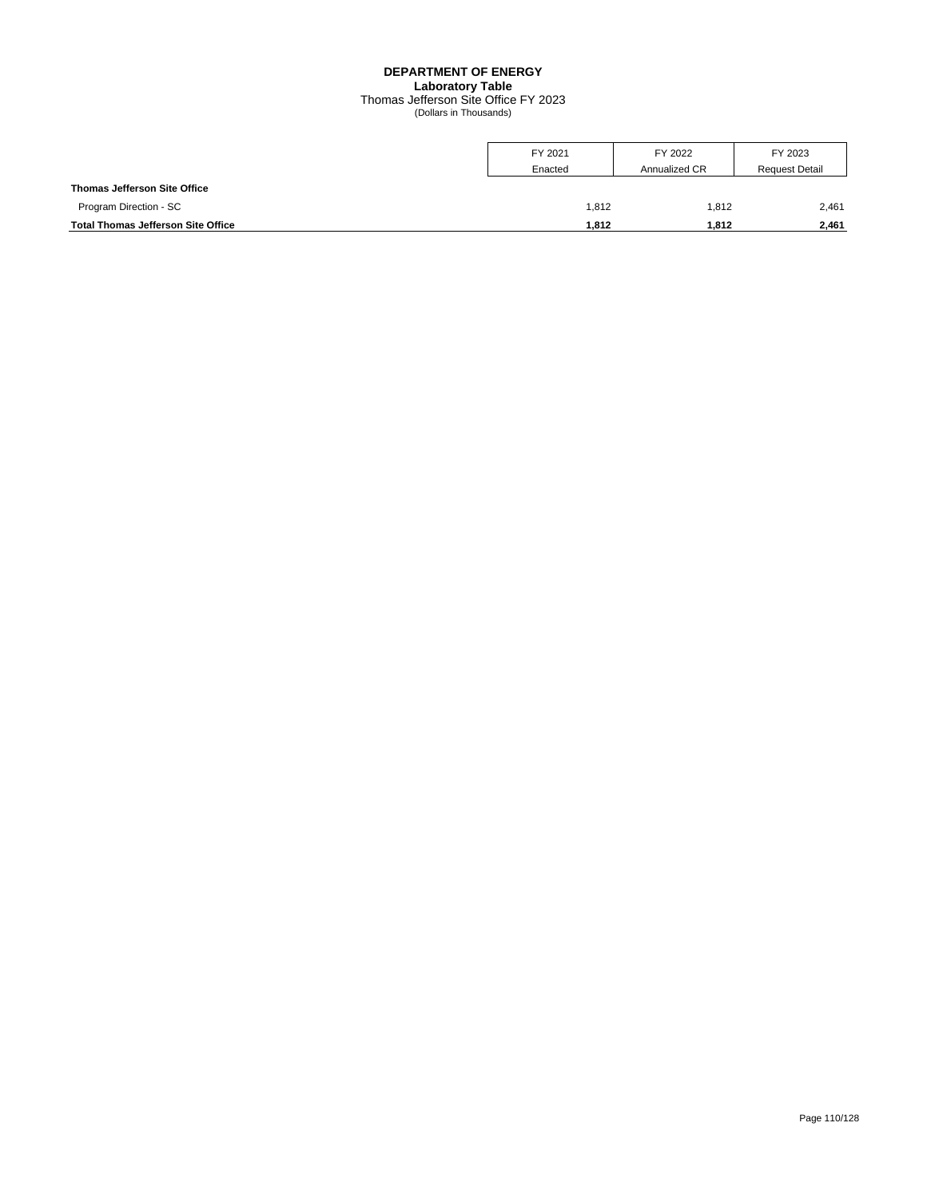# DEPARTMENT OF ENERGY
## Laboratory Table
Thomas Jefferson Site Office FY 2023
(Dollars in Thousands)

| | FY 2021 Enacted | FY 2022 Annualized CR | FY 2023 Request Detail |
|---|---|---|---|
| **Thomas Jefferson Site Office** | | | |
| Program Direction - SC | 1,812 | 1,812 | 2,461 |
| **Total Thomas Jefferson Site Office** | **1,812** | **1,812** | **2,461** |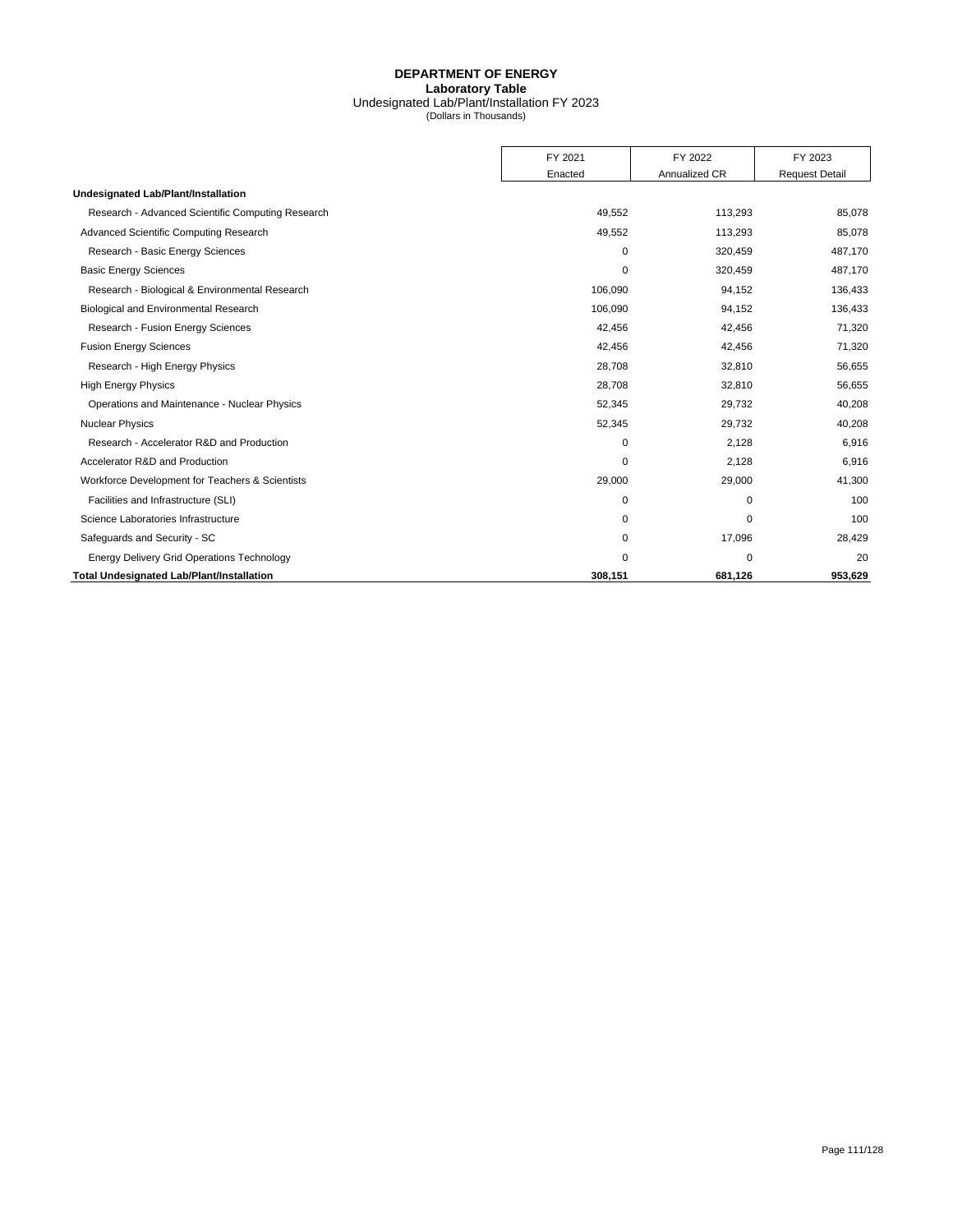# DEPARTMENT OF ENERGY

## Laboratory Table

Undesignated Lab/Plant/Installation FY 2023

(Dollars in Thousands)

| | FY 2021 Enacted | FY 2022 Annualized CR | FY 2023 Request Detail |
|---|---|---|---|
| **Undesignated Lab/Plant/Installation** | | | |
| Research - Advanced Scientific Computing Research | 49,552 | 113,293 | 85,078 |
| Advanced Scientific Computing Research | 49,552 | 113,293 | 85,078 |
| Research - Basic Energy Sciences | 0 | 320,459 | 487,170 |
| Basic Energy Sciences | 0 | 320,459 | 487,170 |
| Research - Biological & Environmental Research | 106,090 | 94,152 | 136,433 |
| Biological and Environmental Research | 106,090 | 94,152 | 136,433 |
| Research - Fusion Energy Sciences | 42,456 | 42,456 | 71,320 |
| Fusion Energy Sciences | 42,456 | 42,456 | 71,320 |
| Research - High Energy Physics | 28,708 | 32,810 | 56,655 |
| High Energy Physics | 28,708 | 32,810 | 56,655 |
| Operations and Maintenance - Nuclear Physics | 52,345 | 29,732 | 40,208 |
| Nuclear Physics | 52,345 | 29,732 | 40,208 |
| Research - Accelerator R&D and Production | 0 | 2,128 | 6,916 |
| Accelerator R&D and Production | 0 | 2,128 | 6,916 |
| Workforce Development for Teachers & Scientists | 29,000 | 29,000 | 41,300 |
| Facilities and Infrastructure (SLI) | 0 | 0 | 100 |
| Science Laboratories Infrastructure | 0 | 0 | 100 |
| Safeguards and Security - SC | 0 | 17,096 | 28,429 |
| Energy Delivery Grid Operations Technology | 0 | 0 | 20 |
| **Total Undesignated Lab/Plant/Installation** | **308,151** | **681,126** | **953,629** |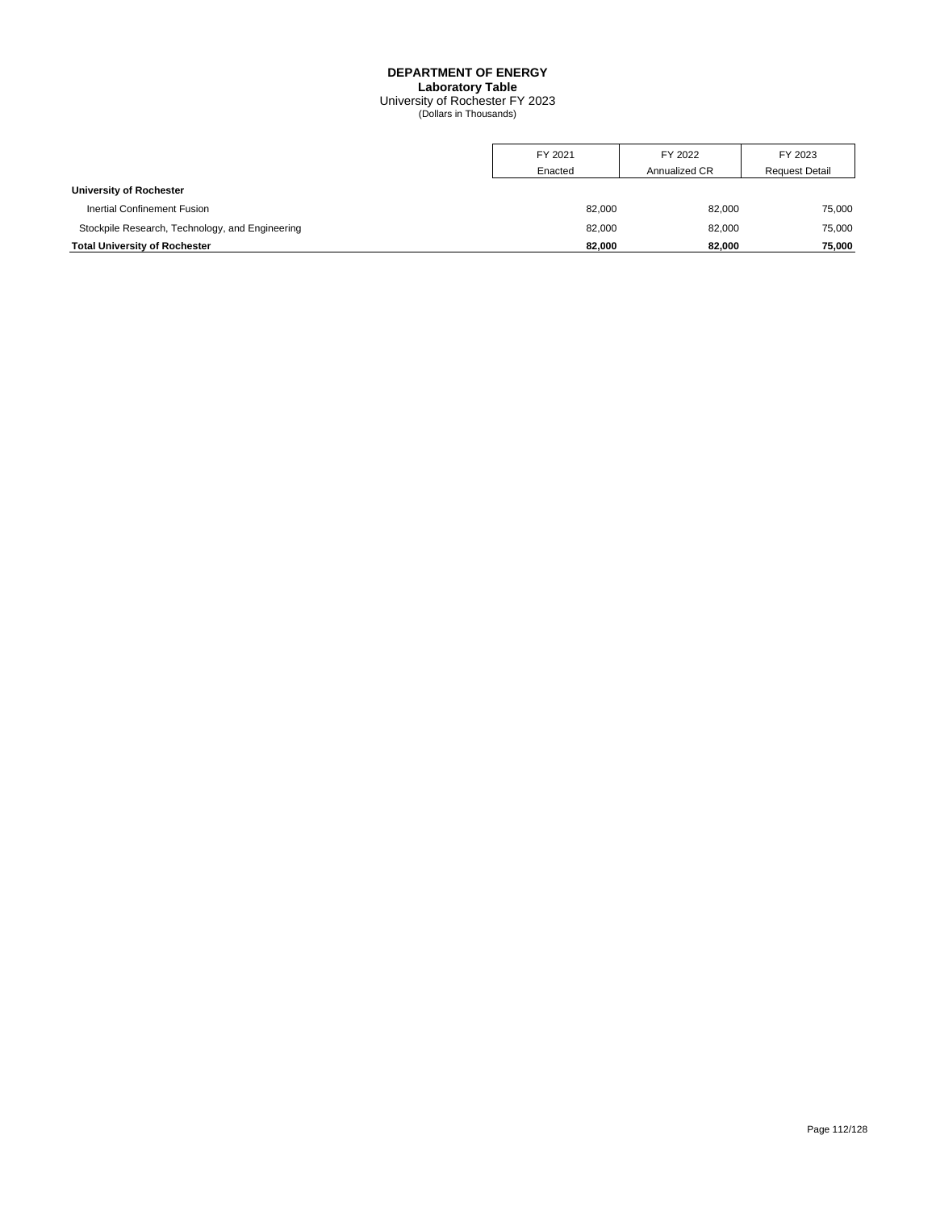**DEPARTMENT OF ENERGY**
**Laboratory Table**
University of Rochester FY 2023
(Dollars in Thousands)

| | FY 2021 Enacted | FY 2022 Annualized CR | FY 2023 Request Detail |
|---|---|---|---|
| **University of Rochester** | | | |
| Inertial Confinement Fusion | 82,000 | 82,000 | 75,000 |
| Stockpile Research, Technology, and Engineering | 82,000 | 82,000 | 75,000 |
| **Total University of Rochester** | **82,000** | **82,000** | **75,000** |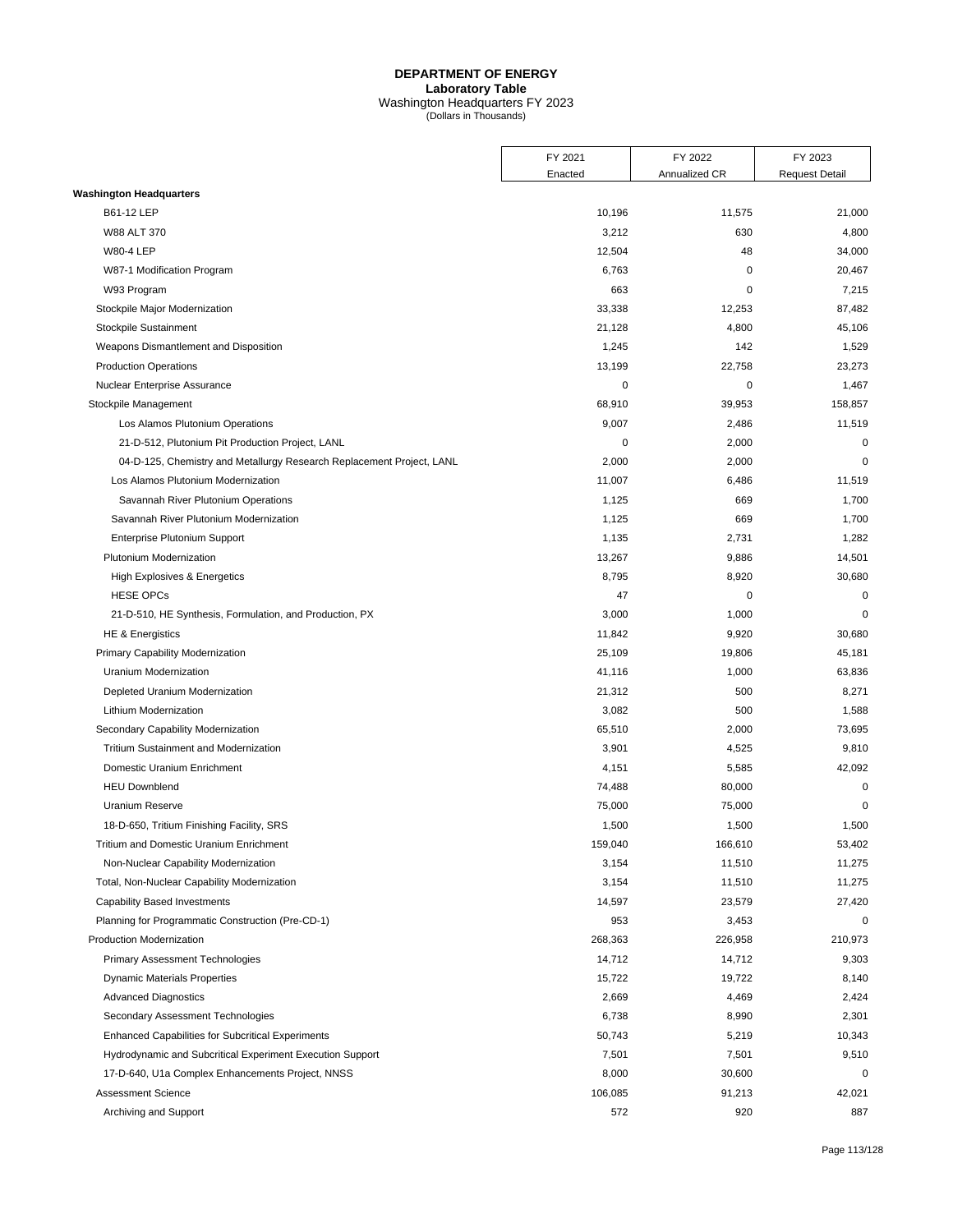**DEPARTMENT OF ENERGY**
**Laboratory Table**
Washington Headquarters FY 2023
(Dollars in Thousands)

| | FY 2021 Enacted | FY 2022 Annualized CR | FY 2023 Request Detail |
|---|---|---|---|
| **Washington Headquarters** | | | |
| B61-12 LEP | 10,196 | 11,575 | 21,000 |
| W88 ALT 370 | 3,212 | 630 | 4,800 |
| W80-4 LEP | 12,504 | 48 | 34,000 |
| W87-1 Modification Program | 6,763 | 0 | 20,467 |
| W93 Program | 663 | 0 | 7,215 |
| Stockpile Major Modernization | 33,338 | 12,253 | 87,482 |
| Stockpile Sustainment | 21,128 | 4,800 | 45,106 |
| Weapons Dismantlement and Disposition | 1,245 | 142 | 1,529 |
| Production Operations | 13,199 | 22,758 | 23,273 |
| Nuclear Enterprise Assurance | 0 | 0 | 1,467 |
| Stockpile Management | 68,910 | 39,953 | 158,857 |
| Los Alamos Plutonium Operations | 9,007 | 2,486 | 11,519 |
| 21-D-512, Plutonium Pit Production Project, LANL | 0 | 2,000 | 0 |
| 04-D-125, Chemistry and Metallurgy Research Replacement Project, LANL | 2,000 | 2,000 | 0 |
| Los Alamos Plutonium Modernization | 11,007 | 6,486 | 11,519 |
| Savannah River Plutonium Operations | 1,125 | 669 | 1,700 |
| Savannah River Plutonium Modernization | 1,125 | 669 | 1,700 |
| Enterprise Plutonium Support | 1,135 | 2,731 | 1,282 |
| Plutonium Modernization | 13,267 | 9,886 | 14,501 |
| High Explosives & Energetics | 8,795 | 8,920 | 30,680 |
| HESE OPCs | 47 | 0 | 0 |
| 21-D-510, HE Synthesis, Formulation, and Production, PX | 3,000 | 1,000 | 0 |
| HE & Energistics | 11,842 | 9,920 | 30,680 |
| Primary Capability Modernization | 25,109 | 19,806 | 45,181 |
| Uranium Modernization | 41,116 | 1,000 | 63,836 |
| Depleted Uranium Modernization | 21,312 | 500 | 8,271 |
| Lithium Modernization | 3,082 | 500 | 1,588 |
| Secondary Capability Modernization | 65,510 | 2,000 | 73,695 |
| Tritium Sustainment and Modernization | 3,901 | 4,525 | 9,810 |
| Domestic Uranium Enrichment | 4,151 | 5,585 | 42,092 |
| HEU Downblend | 74,488 | 80,000 | 0 |
| Uranium Reserve | 75,000 | 75,000 | 0 |
| 18-D-650, Tritium Finishing Facility, SRS | 1,500 | 1,500 | 1,500 |
| Tritium and Domestic Uranium Enrichment | 159,040 | 166,610 | 53,402 |
| Non-Nuclear Capability Modernization | 3,154 | 11,510 | 11,275 |
| Total, Non-Nuclear Capability Modernization | 3,154 | 11,510 | 11,275 |
| Capability Based Investments | 14,597 | 23,579 | 27,420 |
| Planning for Programmatic Construction (Pre-CD-1) | 953 | 3,453 | 0 |
| Production Modernization | 268,363 | 226,958 | 210,973 |
| Primary Assessment Technologies | 14,712 | 14,712 | 9,303 |
| Dynamic Materials Properties | 15,722 | 19,722 | 8,140 |
| Advanced Diagnostics | 2,669 | 4,469 | 2,424 |
| Secondary Assessment Technologies | 6,738 | 8,990 | 2,301 |
| Enhanced Capabilities for Subcritical Experiments | 50,743 | 5,219 | 10,343 |
| Hydrodynamic and Subcritical Experiment Execution Support | 7,501 | 7,501 | 9,510 |
| 17-D-640, U1a Complex Enhancements Project, NNSS | 8,000 | 30,600 | 0 |
| Assessment Science | 106,085 | 91,213 | 42,021 |
| Archiving and Support | 572 | 920 | 887 |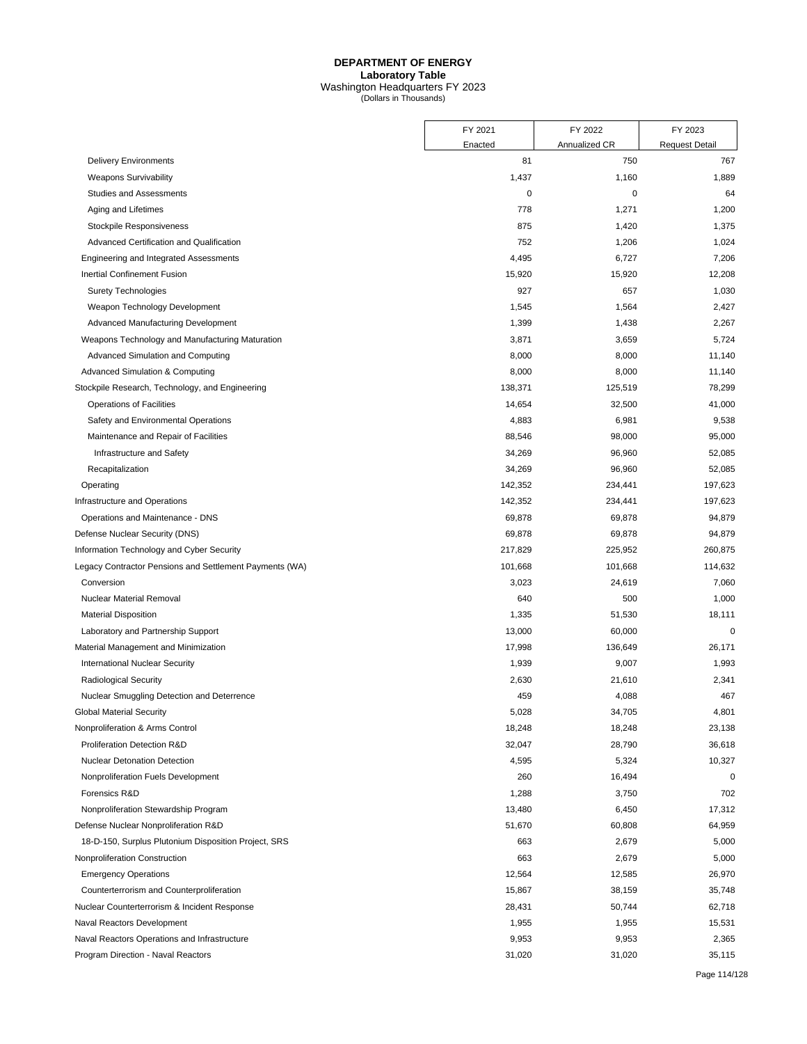**DEPARTMENT OF ENERGY**
**Laboratory Table**
Washington Headquarters FY 2023
(Dollars in Thousands)

| | FY 2021 Enacted | FY 2022 Annualized CR | FY 2023 Request Detail |
|---|---|---|---|
| Delivery Environments | 81 | 750 | 767 |
| Weapons Survivability | 1,437 | 1,160 | 1,889 |
| Studies and Assessments | 0 | 0 | 64 |
| Aging and Lifetimes | 778 | 1,271 | 1,200 |
| Stockpile Responsiveness | 875 | 1,420 | 1,375 |
| Advanced Certification and Qualification | 752 | 1,206 | 1,024 |
| Engineering and Integrated Assessments | 4,495 | 6,727 | 7,206 |
| Inertial Confinement Fusion | 15,920 | 15,920 | 12,208 |
| Surety Technologies | 927 | 657 | 1,030 |
| Weapon Technology Development | 1,545 | 1,564 | 2,427 |
| Advanced Manufacturing Development | 1,399 | 1,438 | 2,267 |
| Weapons Technology and Manufacturing Maturation | 3,871 | 3,659 | 5,724 |
| Advanced Simulation and Computing | 8,000 | 8,000 | 11,140 |
| Advanced Simulation & Computing | 8,000 | 8,000 | 11,140 |
| Stockpile Research, Technology, and Engineering | 138,371 | 125,519 | 78,299 |
| Operations of Facilities | 14,654 | 32,500 | 41,000 |
| Safety and Environmental Operations | 4,883 | 6,981 | 9,538 |
| Maintenance and Repair of Facilities | 88,546 | 98,000 | 95,000 |
| Infrastructure and Safety | 34,269 | 96,960 | 52,085 |
| Recapitalization | 34,269 | 96,960 | 52,085 |
| Operating | 142,352 | 234,441 | 197,623 |
| Infrastructure and Operations | 142,352 | 234,441 | 197,623 |
| Operations and Maintenance - DNS | 69,878 | 69,878 | 94,879 |
| Defense Nuclear Security (DNS) | 69,878 | 69,878 | 94,879 |
| Information Technology and Cyber Security | 217,829 | 225,952 | 260,875 |
| Legacy Contractor Pensions and Settlement Payments (WA) | 101,668 | 101,668 | 114,632 |
| Conversion | 3,023 | 24,619 | 7,060 |
| Nuclear Material Removal | 640 | 500 | 1,000 |
| Material Disposition | 1,335 | 51,530 | 18,111 |
| Laboratory and Partnership Support | 13,000 | 60,000 | 0 |
| Material Management and Minimization | 17,998 | 136,649 | 26,171 |
| International Nuclear Security | 1,939 | 9,007 | 1,993 |
| Radiological Security | 2,630 | 21,610 | 2,341 |
| Nuclear Smuggling Detection and Deterrence | 459 | 4,088 | 467 |
| Global Material Security | 5,028 | 34,705 | 4,801 |
| Nonproliferation & Arms Control | 18,248 | 18,248 | 23,138 |
| Proliferation Detection R&D | 32,047 | 28,790 | 36,618 |
| Nuclear Detonation Detection | 4,595 | 5,324 | 10,327 |
| Nonproliferation Fuels Development | 260 | 16,494 | 0 |
| Forensics R&D | 1,288 | 3,750 | 702 |
| Nonproliferation Stewardship Program | 13,480 | 6,450 | 17,312 |
| Defense Nuclear Nonproliferation R&D | 51,670 | 60,808 | 64,959 |
| 18-D-150, Surplus Plutonium Disposition Project, SRS | 663 | 2,679 | 5,000 |
| Nonproliferation Construction | 663 | 2,679 | 5,000 |
| Emergency Operations | 12,564 | 12,585 | 26,970 |
| Counterterrorism and Counterproliferation | 15,867 | 38,159 | 35,748 |
| Nuclear Counterterrorism & Incident Response | 28,431 | 50,744 | 62,718 |
| Naval Reactors Development | 1,955 | 1,955 | 15,531 |
| Naval Reactors Operations and Infrastructure | 9,953 | 9,953 | 2,365 |
| Program Direction - Naval Reactors | 31,020 | 31,020 | 35,115 |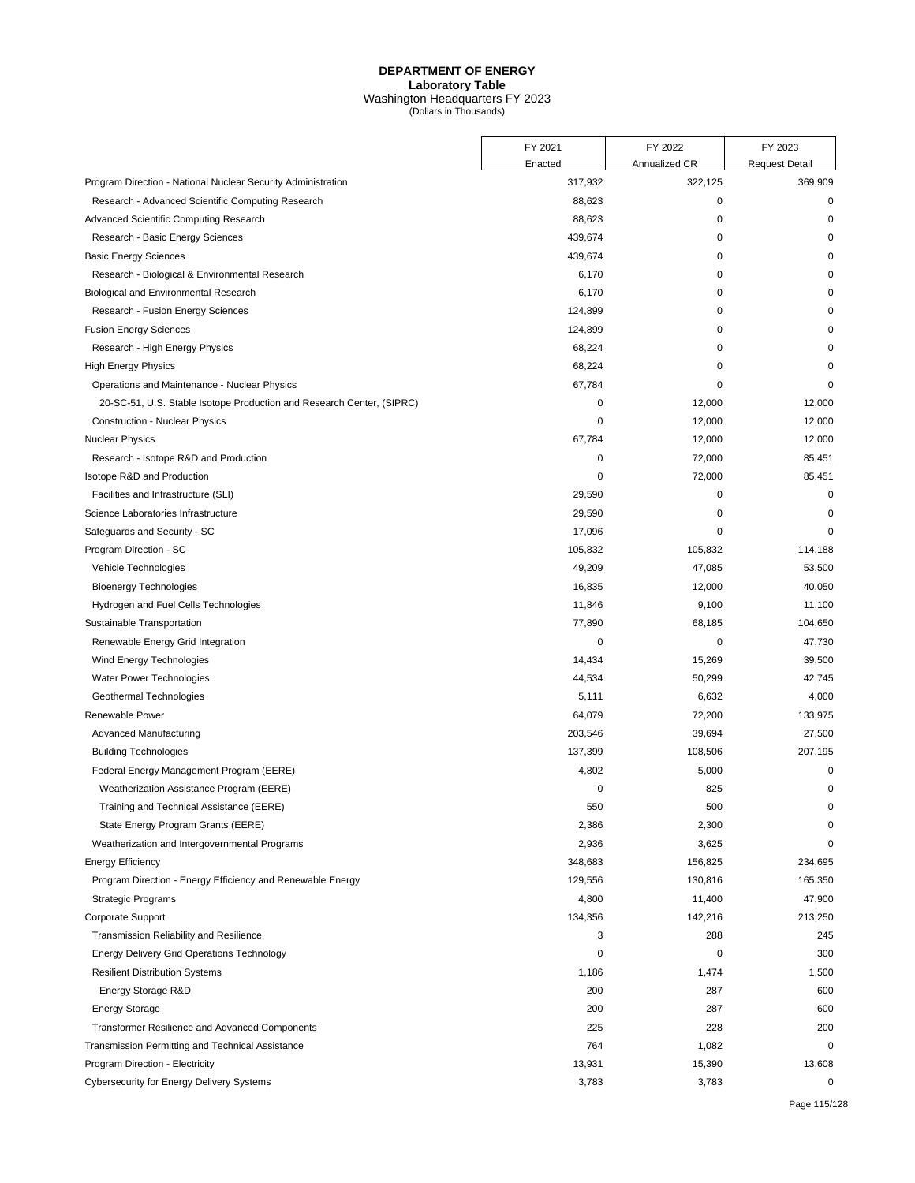# DEPARTMENT OF ENERGY

**Laboratory Table**

Washington Headquarters FY 2023

(Dollars in Thousands)

| | FY 2021 Enacted | FY 2022 Annualized CR | FY 2023 Request Detail |
|---|---|---|---|
| Program Direction - National Nuclear Security Administration | 317,932 | 322,125 | 369,909 |
| Research - Advanced Scientific Computing Research | 88,623 | 0 | 0 |
| Advanced Scientific Computing Research | 88,623 | 0 | 0 |
| Research - Basic Energy Sciences | 439,674 | 0 | 0 |
| Basic Energy Sciences | 439,674 | 0 | 0 |
| Research - Biological & Environmental Research | 6,170 | 0 | 0 |
| Biological and Environmental Research | 6,170 | 0 | 0 |
| Research - Fusion Energy Sciences | 124,899 | 0 | 0 |
| Fusion Energy Sciences | 124,899 | 0 | 0 |
| Research - High Energy Physics | 68,224 | 0 | 0 |
| High Energy Physics | 68,224 | 0 | 0 |
| Operations and Maintenance - Nuclear Physics | 67,784 | 0 | 0 |
| 20-SC-51, U.S. Stable Isotope Production and Research Center, (SIPRC) | 0 | 12,000 | 12,000 |
| Construction - Nuclear Physics | 0 | 12,000 | 12,000 |
| Nuclear Physics | 67,784 | 12,000 | 12,000 |
| Research - Isotope R&D and Production | 0 | 72,000 | 85,451 |
| Isotope R&D and Production | 0 | 72,000 | 85,451 |
| Facilities and Infrastructure (SLI) | 29,590 | 0 | 0 |
| Science Laboratories Infrastructure | 29,590 | 0 | 0 |
| Safeguards and Security - SC | 17,096 | 0 | 0 |
| Program Direction - SC | 105,832 | 105,832 | 114,188 |
| Vehicle Technologies | 49,209 | 47,085 | 53,500 |
| Bioenergy Technologies | 16,835 | 12,000 | 40,050 |
| Hydrogen and Fuel Cells Technologies | 11,846 | 9,100 | 11,100 |
| Sustainable Transportation | 77,890 | 68,185 | 104,650 |
| Renewable Energy Grid Integration | 0 | 0 | 47,730 |
| Wind Energy Technologies | 14,434 | 15,269 | 39,500 |
| Water Power Technologies | 44,534 | 50,299 | 42,745 |
| Geothermal Technologies | 5,111 | 6,632 | 4,000 |
| Renewable Power | 64,079 | 72,200 | 133,975 |
| Advanced Manufacturing | 203,546 | 39,694 | 27,500 |
| Building Technologies | 137,399 | 108,506 | 207,195 |
| Federal Energy Management Program (EERE) | 4,802 | 5,000 | 0 |
| Weatherization Assistance Program (EERE) | 0 | 825 | 0 |
| Training and Technical Assistance (EERE) | 550 | 500 | 0 |
| State Energy Program Grants (EERE) | 2,386 | 2,300 | 0 |
| Weatherization and Intergovernmental Programs | 2,936 | 3,625 | 0 |
| Energy Efficiency | 348,683 | 156,825 | 234,695 |
| Program Direction - Energy Efficiency and Renewable Energy | 129,556 | 130,816 | 165,350 |
| Strategic Programs | 4,800 | 11,400 | 47,900 |
| Corporate Support | 134,356 | 142,216 | 213,250 |
| Transmission Reliability and Resilience | 3 | 288 | 245 |
| Energy Delivery Grid Operations Technology | 0 | 0 | 300 |
| Resilient Distribution Systems | 1,186 | 1,474 | 1,500 |
| Energy Storage R&D | 200 | 287 | 600 |
| Energy Storage | 200 | 287 | 600 |
| Transformer Resilience and Advanced Components | 225 | 228 | 200 |
| Transmission Permitting and Technical Assistance | 764 | 1,082 | 0 |
| Program Direction - Electricity | 13,931 | 15,390 | 13,608 |
| Cybersecurity for Energy Delivery Systems | 3,783 | 3,783 | 0 |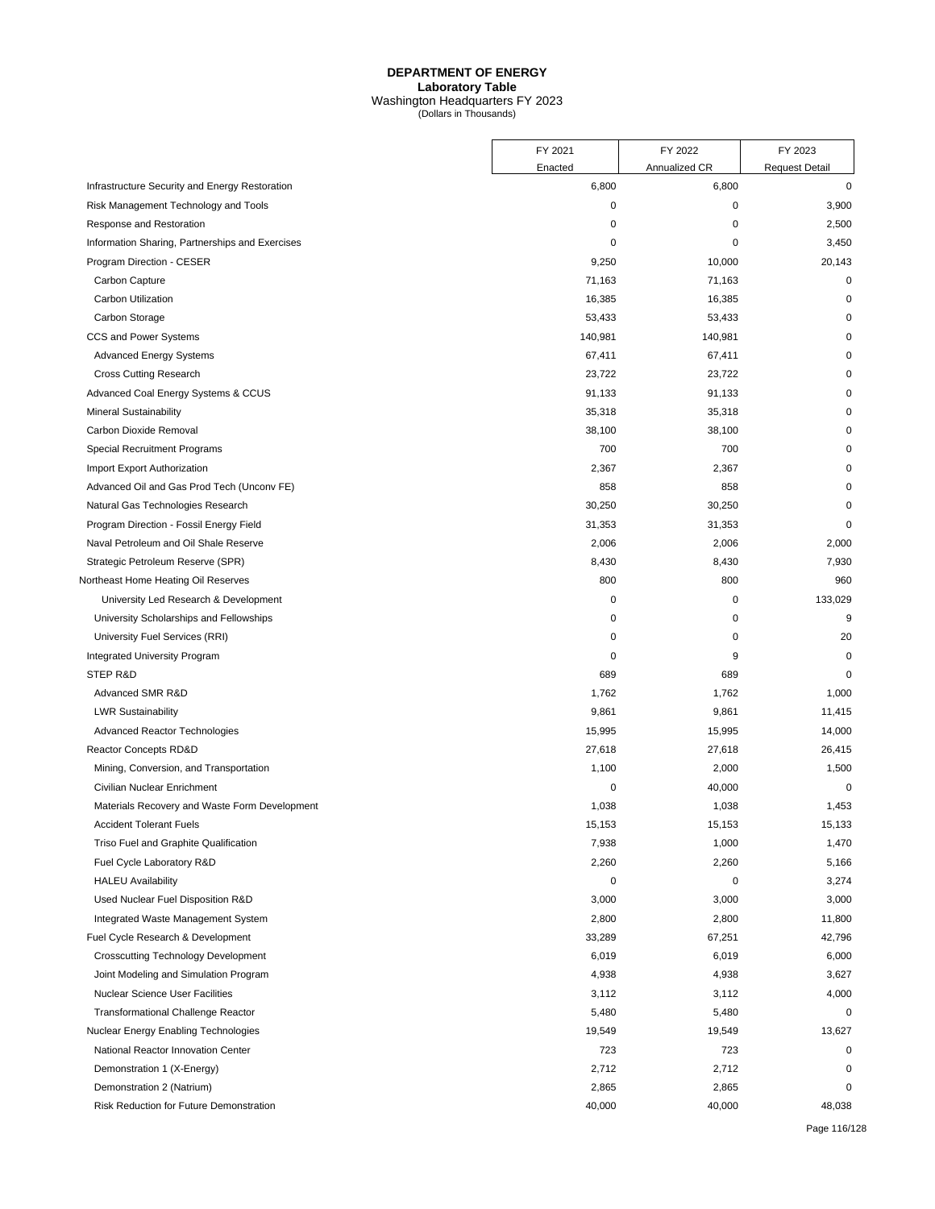# DEPARTMENT OF ENERGY

**Laboratory Table**

Washington Headquarters FY 2023

(Dollars in Thousands)

| | FY 2021 Enacted | FY 2022 Annualized CR | FY 2023 Request Detail |
|---|---|---|---|
| Infrastructure Security and Energy Restoration | 6,800 | 6,800 | 0 |
| Risk Management Technology and Tools | 0 | 0 | 3,900 |
| Response and Restoration | 0 | 0 | 2,500 |
| Information Sharing, Partnerships and Exercises | 0 | 0 | 3,450 |
| Program Direction - CESER | 9,250 | 10,000 | 20,143 |
| Carbon Capture | 71,163 | 71,163 | 0 |
| Carbon Utilization | 16,385 | 16,385 | 0 |
| Carbon Storage | 53,433 | 53,433 | 0 |
| CCS and Power Systems | 140,981 | 140,981 | 0 |
| Advanced Energy Systems | 67,411 | 67,411 | 0 |
| Cross Cutting Research | 23,722 | 23,722 | 0 |
| Advanced Coal Energy Systems & CCUS | 91,133 | 91,133 | 0 |
| Mineral Sustainability | 35,318 | 35,318 | 0 |
| Carbon Dioxide Removal | 38,100 | 38,100 | 0 |
| Special Recruitment Programs | 700 | 700 | 0 |
| Import Export Authorization | 2,367 | 2,367 | 0 |
| Advanced Oil and Gas Prod Tech (Unconv FE) | 858 | 858 | 0 |
| Natural Gas Technologies Research | 30,250 | 30,250 | 0 |
| Program Direction - Fossil Energy Field | 31,353 | 31,353 | 0 |
| Naval Petroleum and Oil Shale Reserve | 2,006 | 2,006 | 2,000 |
| Strategic Petroleum Reserve (SPR) | 8,430 | 8,430 | 7,930 |
| Northeast Home Heating Oil Reserves | 800 | 800 | 960 |
| University Led Research & Development | 0 | 0 | 133,029 |
| University Scholarships and Fellowships | 0 | 0 | 9 |
| University Fuel Services (RRI) | 0 | 0 | 20 |
| Integrated University Program | 0 | 9 | 0 |
| STEP R&D | 689 | 689 | 0 |
| Advanced SMR R&D | 1,762 | 1,762 | 1,000 |
| LWR Sustainability | 9,861 | 9,861 | 11,415 |
| Advanced Reactor Technologies | 15,995 | 15,995 | 14,000 |
| Reactor Concepts RD&D | 27,618 | 27,618 | 26,415 |
| Mining, Conversion, and Transportation | 1,100 | 2,000 | 1,500 |
| Civilian Nuclear Enrichment | 0 | 40,000 | 0 |
| Materials Recovery and Waste Form Development | 1,038 | 1,038 | 1,453 |
| Accident Tolerant Fuels | 15,153 | 15,153 | 15,133 |
| Triso Fuel and Graphite Qualification | 7,938 | 1,000 | 1,470 |
| Fuel Cycle Laboratory R&D | 2,260 | 2,260 | 5,166 |
| HALEU Availability | 0 | 0 | 3,274 |
| Used Nuclear Fuel Disposition R&D | 3,000 | 3,000 | 3,000 |
| Integrated Waste Management System | 2,800 | 2,800 | 11,800 |
| Fuel Cycle Research & Development | 33,289 | 67,251 | 42,796 |
| Crosscutting Technology Development | 6,019 | 6,019 | 6,000 |
| Joint Modeling and Simulation Program | 4,938 | 4,938 | 3,627 |
| Nuclear Science User Facilities | 3,112 | 3,112 | 4,000 |
| Transformational Challenge Reactor | 5,480 | 5,480 | 0 |
| Nuclear Energy Enabling Technologies | 19,549 | 19,549 | 13,627 |
| National Reactor Innovation Center | 723 | 723 | 0 |
| Demonstration 1 (X-Energy) | 2,712 | 2,712 | 0 |
| Demonstration 2 (Natrium) | 2,865 | 2,865 | 0 |
| Risk Reduction for Future Demonstration | 40,000 | 40,000 | 48,038 |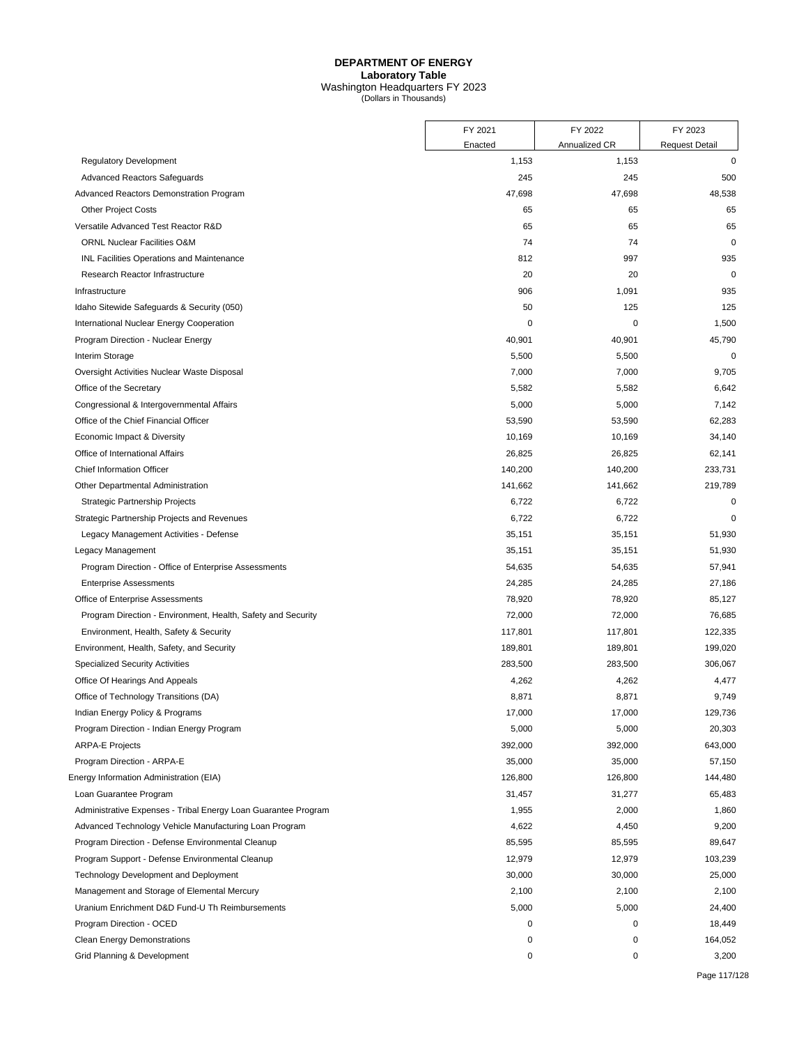# DEPARTMENT OF ENERGY

**Laboratory Table**

Washington Headquarters FY 2023

(Dollars in Thousands)

| | FY 2021 Enacted | FY 2022 Annualized CR | FY 2023 Request Detail |
|---|---|---|---|
| Regulatory Development | 1,153 | 1,153 | 0 |
| Advanced Reactors Safeguards | 245 | 245 | 500 |
| Advanced Reactors Demonstration Program | 47,698 | 47,698 | 48,538 |
| Other Project Costs | 65 | 65 | 65 |
| Versatile Advanced Test Reactor R&D | 65 | 65 | 65 |
| ORNL Nuclear Facilities O&M | 74 | 74 | 0 |
| INL Facilities Operations and Maintenance | 812 | 997 | 935 |
| Research Reactor Infrastructure | 20 | 20 | 0 |
| Infrastructure | 906 | 1,091 | 935 |
| Idaho Sitewide Safeguards & Security (050) | 50 | 125 | 125 |
| International Nuclear Energy Cooperation | 0 | 0 | 1,500 |
| Program Direction - Nuclear Energy | 40,901 | 40,901 | 45,790 |
| Interim Storage | 5,500 | 5,500 | 0 |
| Oversight Activities Nuclear Waste Disposal | 7,000 | 7,000 | 9,705 |
| Office of the Secretary | 5,582 | 5,582 | 6,642 |
| Congressional & Intergovernmental Affairs | 5,000 | 5,000 | 7,142 |
| Office of the Chief Financial Officer | 53,590 | 53,590 | 62,283 |
| Economic Impact & Diversity | 10,169 | 10,169 | 34,140 |
| Office of International Affairs | 26,825 | 26,825 | 62,141 |
| Chief Information Officer | 140,200 | 140,200 | 233,731 |
| Other Departmental Administration | 141,662 | 141,662 | 219,789 |
| Strategic Partnership Projects | 6,722 | 6,722 | 0 |
| Strategic Partnership Projects and Revenues | 6,722 | 6,722 | 0 |
| Legacy Management Activities - Defense | 35,151 | 35,151 | 51,930 |
| Legacy Management | 35,151 | 35,151 | 51,930 |
| Program Direction - Office of Enterprise Assessments | 54,635 | 54,635 | 57,941 |
| Enterprise Assessments | 24,285 | 24,285 | 27,186 |
| Office of Enterprise Assessments | 78,920 | 78,920 | 85,127 |
| Program Direction - Environment, Health, Safety and Security | 72,000 | 72,000 | 76,685 |
| Environment, Health, Safety & Security | 117,801 | 117,801 | 122,335 |
| Environment, Health, Safety, and Security | 189,801 | 189,801 | 199,020 |
| Specialized Security Activities | 283,500 | 283,500 | 306,067 |
| Office Of Hearings And Appeals | 4,262 | 4,262 | 4,477 |
| Office of Technology Transitions (DA) | 8,871 | 8,871 | 9,749 |
| Indian Energy Policy & Programs | 17,000 | 17,000 | 129,736 |
| Program Direction - Indian Energy Program | 5,000 | 5,000 | 20,303 |
| ARPA-E Projects | 392,000 | 392,000 | 643,000 |
| Program Direction - ARPA-E | 35,000 | 35,000 | 57,150 |
| Energy Information Administration (EIA) | 126,800 | 126,800 | 144,480 |
| Loan Guarantee Program | 31,457 | 31,277 | 65,483 |
| Administrative Expenses - Tribal Energy Loan Guarantee Program | 1,955 | 2,000 | 1,860 |
| Advanced Technology Vehicle Manufacturing Loan Program | 4,622 | 4,450 | 9,200 |
| Program Direction - Defense Environmental Cleanup | 85,595 | 85,595 | 89,647 |
| Program Support - Defense Environmental Cleanup | 12,979 | 12,979 | 103,239 |
| Technology Development and Deployment | 30,000 | 30,000 | 25,000 |
| Management and Storage of Elemental Mercury | 2,100 | 2,100 | 2,100 |
| Uranium Enrichment D&D Fund-U Th Reimbursements | 5,000 | 5,000 | 24,400 |
| Program Direction - OCED | 0 | 0 | 18,449 |
| Clean Energy Demonstrations | 0 | 0 | 164,052 |
| Grid Planning & Development | 0 | 0 | 3,200 |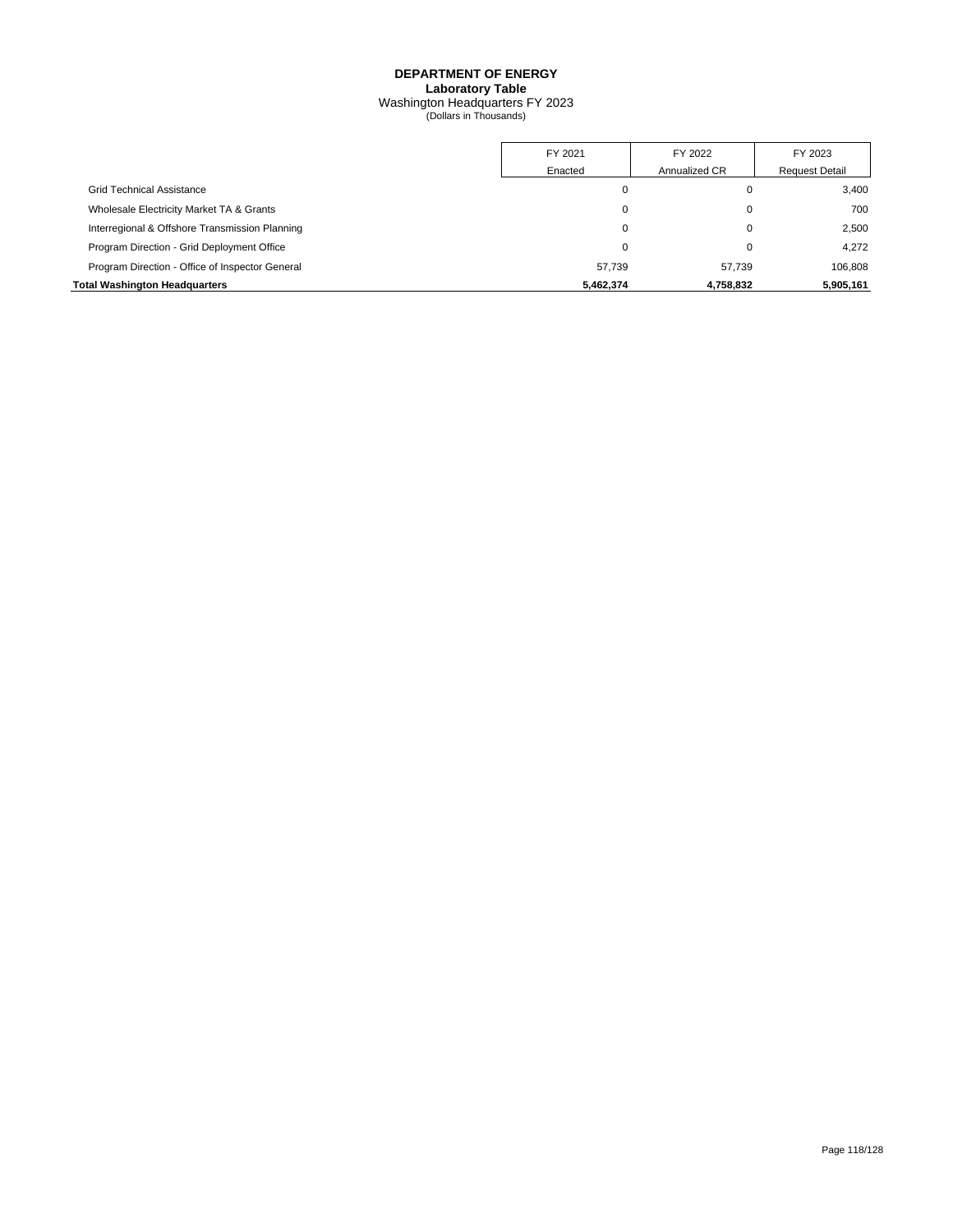# DEPARTMENT OF ENERGY
## Laboratory Table
### Washington Headquarters FY 2023
(Dollars in Thousands)

| | FY 2021 Enacted | FY 2022 Annualized CR | FY 2023 Request Detail |
|---|---|---|---|
| Grid Technical Assistance | 0 | 0 | 3,400 |
| Wholesale Electricity Market TA & Grants | 0 | 0 | 700 |
| Interregional & Offshore Transmission Planning | 0 | 0 | 2,500 |
| Program Direction - Grid Deployment Office | 0 | 0 | 4,272 |
| Program Direction - Office of Inspector General | 57,739 | 57,739 | 106,808 |
| **Total Washington Headquarters** | **5,462,374** | **4,758,832** | **5,905,161** |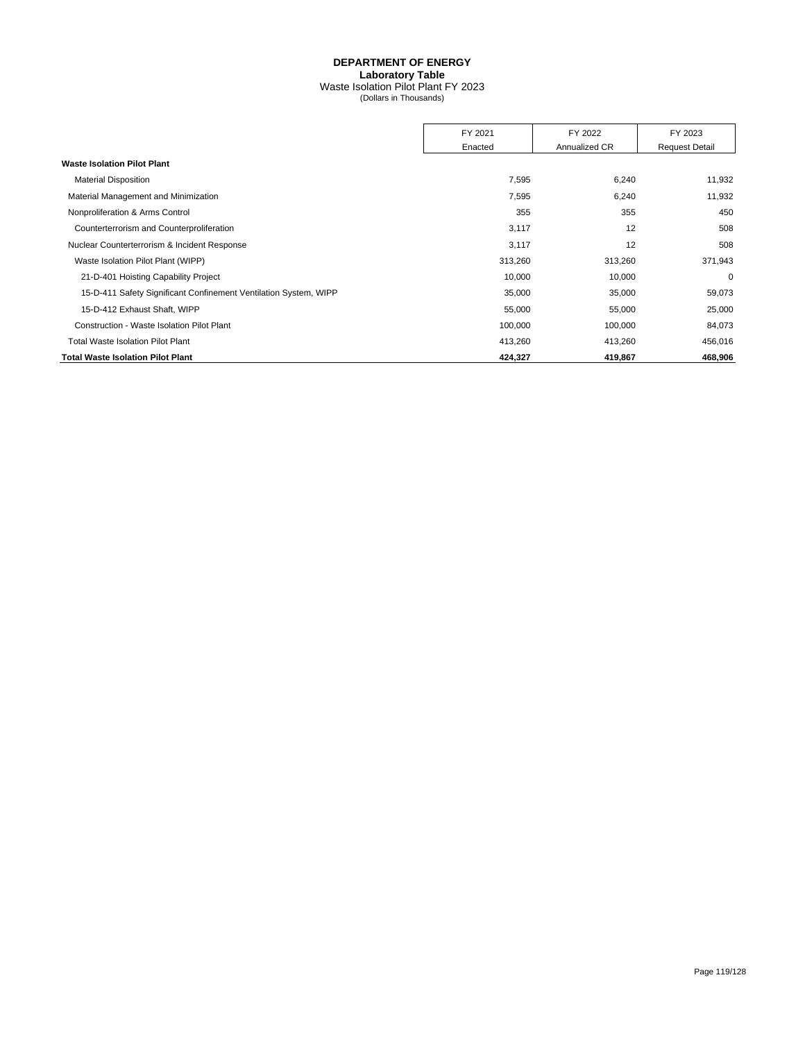**DEPARTMENT OF ENERGY**
**Laboratory Table**
Waste Isolation Pilot Plant FY 2023
(Dollars in Thousands)

| | FY 2021 Enacted | FY 2022 Annualized CR | FY 2023 Request Detail |
|---|---|---|---|
| **Waste Isolation Pilot Plant** | | | |
| Material Disposition | 7,595 | 6,240 | 11,932 |
| Material Management and Minimization | 7,595 | 6,240 | 11,932 |
| Nonproliferation & Arms Control | 355 | 355 | 450 |
| Counterterrorism and Counterproliferation | 3,117 | 12 | 508 |
| Nuclear Counterterrorism & Incident Response | 3,117 | 12 | 508 |
| Waste Isolation Pilot Plant (WIPP) | 313,260 | 313,260 | 371,943 |
| 21-D-401 Hoisting Capability Project | 10,000 | 10,000 | 0 |
| 15-D-411 Safety Significant Confinement Ventilation System, WIPP | 35,000 | 35,000 | 59,073 |
| 15-D-412 Exhaust Shaft, WIPP | 55,000 | 55,000 | 25,000 |
| Construction - Waste Isolation Pilot Plant | 100,000 | 100,000 | 84,073 |
| Total Waste Isolation Pilot Plant | 413,260 | 413,260 | 456,016 |
| **Total Waste Isolation Pilot Plant** | **424,327** | **419,867** | **468,906** |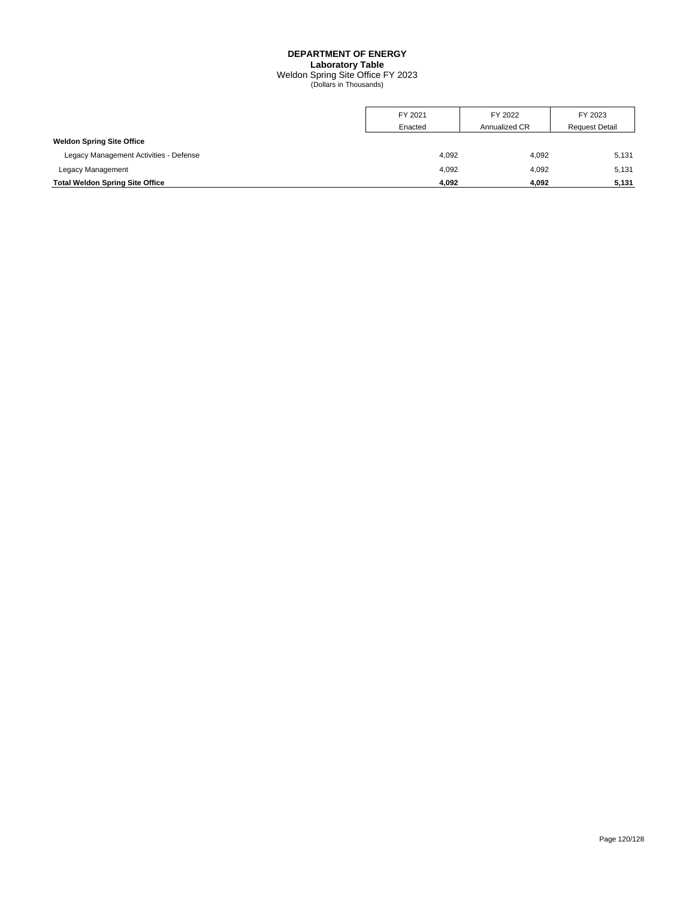**DEPARTMENT OF ENERGY**
**Laboratory Table**
Weldon Spring Site Office FY 2023
(Dollars in Thousands)

| | FY 2021 Enacted | FY 2022 Annualized CR | FY 2023 Request Detail |
|---|---|---|---|
| **Weldon Spring Site Office** | | | |
| Legacy Management Activities - Defense | 4,092 | 4,092 | 5,131 |
| Legacy Management | 4,092 | 4,092 | 5,131 |
| **Total Weldon Spring Site Office** | **4,092** | **4,092** | **5,131** |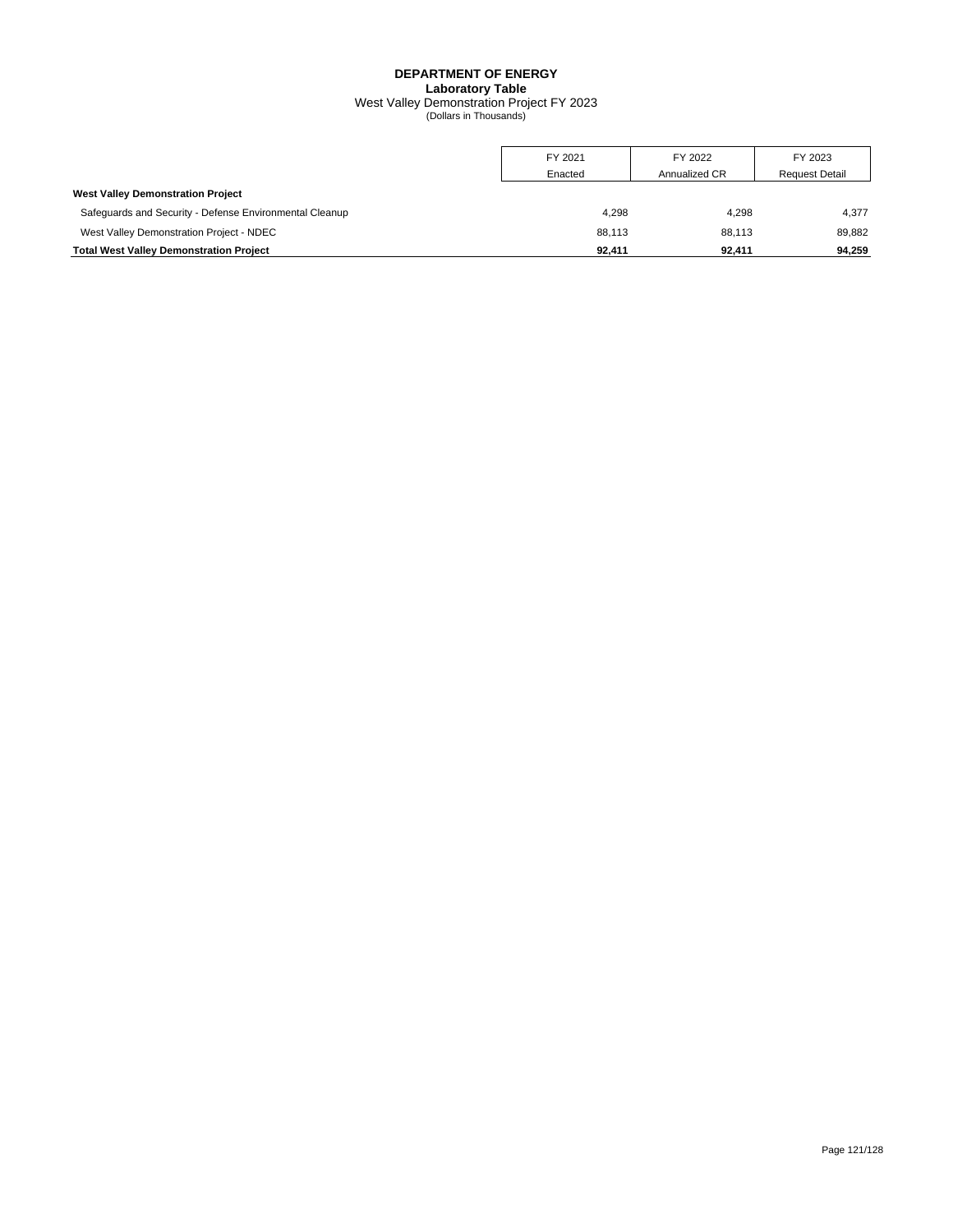# DEPARTMENT OF ENERGY
## Laboratory Table
### West Valley Demonstration Project FY 2023
(Dollars in Thousands)

| | FY 2021 Enacted | FY 2022 Annualized CR | FY 2023 Request Detail |
|---|---|---|---|
| **West Valley Demonstration Project** | | | |
| Safeguards and Security - Defense Environmental Cleanup | 4,298 | 4,298 | 4,377 |
| West Valley Demonstration Project - NDEC | 88,113 | 88,113 | 89,882 |
| **Total West Valley Demonstration Project** | **92,411** | **92,411** | **94,259** |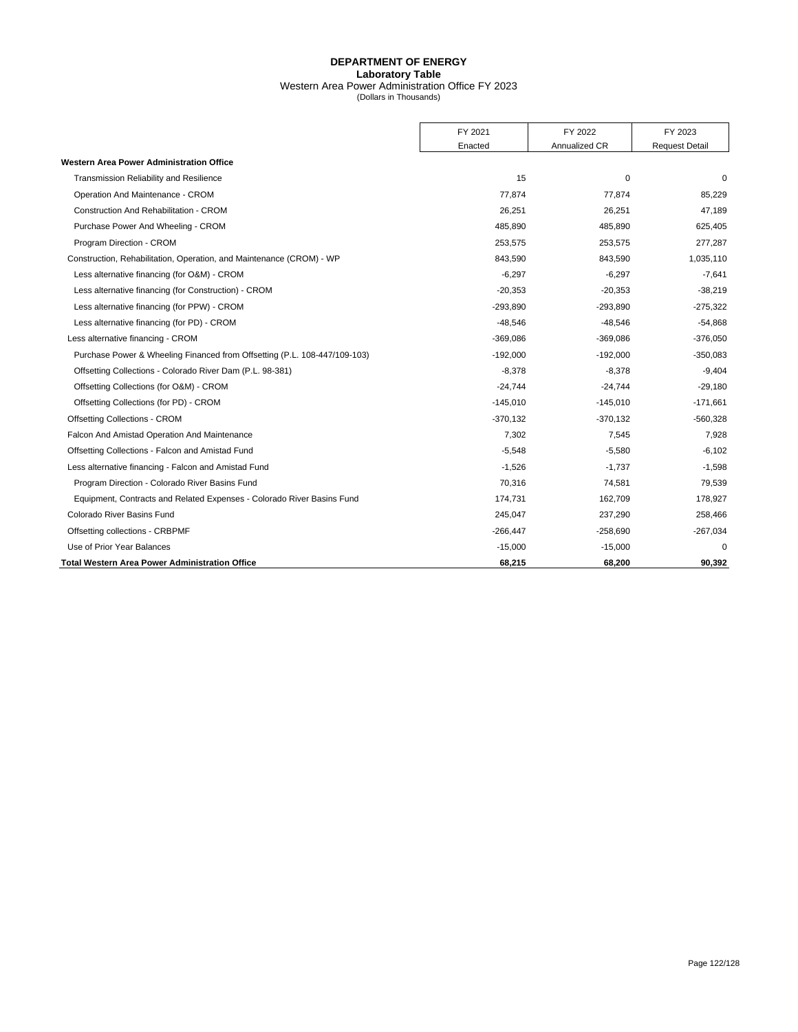# DEPARTMENT OF ENERGY

**Laboratory Table**

Western Area Power Administration Office FY 2023

(Dollars in Thousands)

| | FY 2021 Enacted | FY 2022 Annualized CR | FY 2023 Request Detail |
|---|---|---|---|
| **Western Area Power Administration Office** | | | |
| Transmission Reliability and Resilience | 15 | 0 | 0 |
| Operation And Maintenance - CROM | 77,874 | 77,874 | 85,229 |
| Construction And Rehabilitation - CROM | 26,251 | 26,251 | 47,189 |
| Purchase Power And Wheeling - CROM | 485,890 | 485,890 | 625,405 |
| Program Direction - CROM | 253,575 | 253,575 | 277,287 |
| Construction, Rehabilitation, Operation, and Maintenance (CROM) - WP | 843,590 | 843,590 | 1,035,110 |
| Less alternative financing (for O&M) - CROM | -6,297 | -6,297 | -7,641 |
| Less alternative financing (for Construction) - CROM | -20,353 | -20,353 | -38,219 |
| Less alternative financing (for PPW) - CROM | -293,890 | -293,890 | -275,322 |
| Less alternative financing (for PD) - CROM | -48,546 | -48,546 | -54,868 |
| Less alternative financing - CROM | -369,086 | -369,086 | -376,050 |
| Purchase Power & Wheeling Financed from Offsetting (P.L. 108-447/109-103) | -192,000 | -192,000 | -350,083 |
| Offsetting Collections - Colorado River Dam (P.L. 98-381) | -8,378 | -8,378 | -9,404 |
| Offsetting Collections (for O&M) - CROM | -24,744 | -24,744 | -29,180 |
| Offsetting Collections (for PD) - CROM | -145,010 | -145,010 | -171,661 |
| Offsetting Collections - CROM | -370,132 | -370,132 | -560,328 |
| Falcon And Amistad Operation And Maintenance | 7,302 | 7,545 | 7,928 |
| Offsetting Collections - Falcon and Amistad Fund | -5,548 | -5,580 | -6,102 |
| Less alternative financing - Falcon and Amistad Fund | -1,526 | -1,737 | -1,598 |
| Program Direction - Colorado River Basins Fund | 70,316 | 74,581 | 79,539 |
| Equipment, Contracts and Related Expenses - Colorado River Basins Fund | 174,731 | 162,709 | 178,927 |
| Colorado River Basins Fund | 245,047 | 237,290 | 258,466 |
| Offsetting collections - CRBPMF | -266,447 | -258,690 | -267,034 |
| Use of Prior Year Balances | -15,000 | -15,000 | 0 |
| **Total Western Area Power Administration Office** | **68,215** | **68,200** | **90,392** |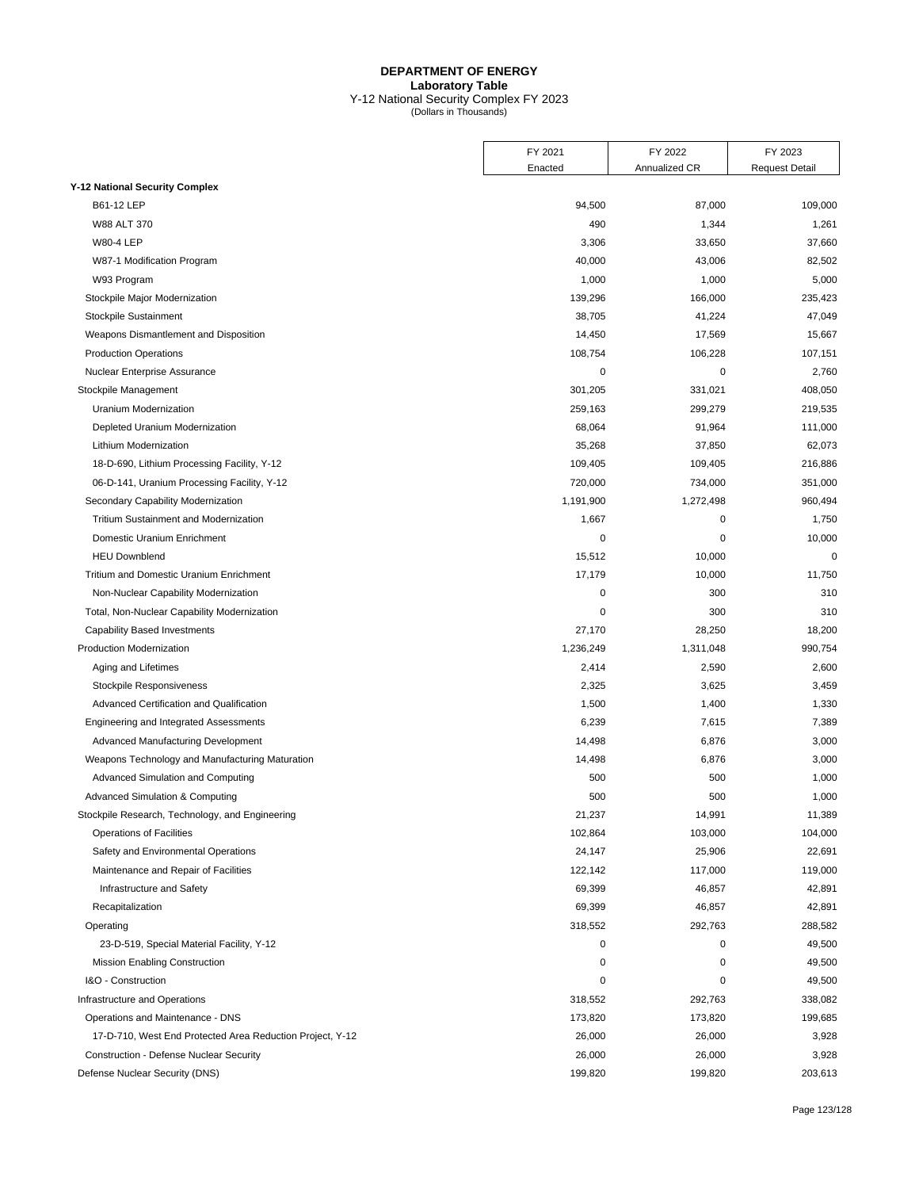**DEPARTMENT OF ENERGY**
**Laboratory Table**
Y-12 National Security Complex FY 2023
(Dollars in Thousands)

| | FY 2021 Enacted | FY 2022 Annualized CR | FY 2023 Request Detail |
|---|---|---|---|
| **Y-12 National Security Complex** | | | |
| B61-12 LEP | 94,500 | 87,000 | 109,000 |
| W88 ALT 370 | 490 | 1,344 | 1,261 |
| W80-4 LEP | 3,306 | 33,650 | 37,660 |
| W87-1 Modification Program | 40,000 | 43,006 | 82,502 |
| W93 Program | 1,000 | 1,000 | 5,000 |
| Stockpile Major Modernization | 139,296 | 166,000 | 235,423 |
| Stockpile Sustainment | 38,705 | 41,224 | 47,049 |
| Weapons Dismantlement and Disposition | 14,450 | 17,569 | 15,667 |
| Production Operations | 108,754 | 106,228 | 107,151 |
| Nuclear Enterprise Assurance | 0 | 0 | 2,760 |
| Stockpile Management | 301,205 | 331,021 | 408,050 |
| Uranium Modernization | 259,163 | 299,279 | 219,535 |
| Depleted Uranium Modernization | 68,064 | 91,964 | 111,000 |
| Lithium Modernization | 35,268 | 37,850 | 62,073 |
| 18-D-690, Lithium Processing Facility, Y-12 | 109,405 | 109,405 | 216,886 |
| 06-D-141, Uranium Processing Facility, Y-12 | 720,000 | 734,000 | 351,000 |
| Secondary Capability Modernization | 1,191,900 | 1,272,498 | 960,494 |
| Tritium Sustainment and Modernization | 1,667 | 0 | 1,750 |
| Domestic Uranium Enrichment | 0 | 0 | 10,000 |
| HEU Downblend | 15,512 | 10,000 | 0 |
| Tritium and Domestic Uranium Enrichment | 17,179 | 10,000 | 11,750 |
| Non-Nuclear Capability Modernization | 0 | 300 | 310 |
| Total, Non-Nuclear Capability Modernization | 0 | 300 | 310 |
| Capability Based Investments | 27,170 | 28,250 | 18,200 |
| Production Modernization | 1,236,249 | 1,311,048 | 990,754 |
| Aging and Lifetimes | 2,414 | 2,590 | 2,600 |
| Stockpile Responsiveness | 2,325 | 3,625 | 3,459 |
| Advanced Certification and Qualification | 1,500 | 1,400 | 1,330 |
| Engineering and Integrated Assessments | 6,239 | 7,615 | 7,389 |
| Advanced Manufacturing Development | 14,498 | 6,876 | 3,000 |
| Weapons Technology and Manufacturing Maturation | 14,498 | 6,876 | 3,000 |
| Advanced Simulation and Computing | 500 | 500 | 1,000 |
| Advanced Simulation & Computing | 500 | 500 | 1,000 |
| Stockpile Research, Technology, and Engineering | 21,237 | 14,991 | 11,389 |
| Operations of Facilities | 102,864 | 103,000 | 104,000 |
| Safety and Environmental Operations | 24,147 | 25,906 | 22,691 |
| Maintenance and Repair of Facilities | 122,142 | 117,000 | 119,000 |
| Infrastructure and Safety | 69,399 | 46,857 | 42,891 |
| Recapitalization | 69,399 | 46,857 | 42,891 |
| Operating | 318,552 | 292,763 | 288,582 |
| 23-D-519, Special Material Facility, Y-12 | 0 | 0 | 49,500 |
| Mission Enabling Construction | 0 | 0 | 49,500 |
| I&O - Construction | 0 | 0 | 49,500 |
| Infrastructure and Operations | 318,552 | 292,763 | 338,082 |
| Operations and Maintenance - DNS | 173,820 | 173,820 | 199,685 |
| 17-D-710, West End Protected Area Reduction Project, Y-12 | 26,000 | 26,000 | 3,928 |
| Construction - Defense Nuclear Security | 26,000 | 26,000 | 3,928 |
| Defense Nuclear Security (DNS) | 199,820 | 199,820 | 203,613 |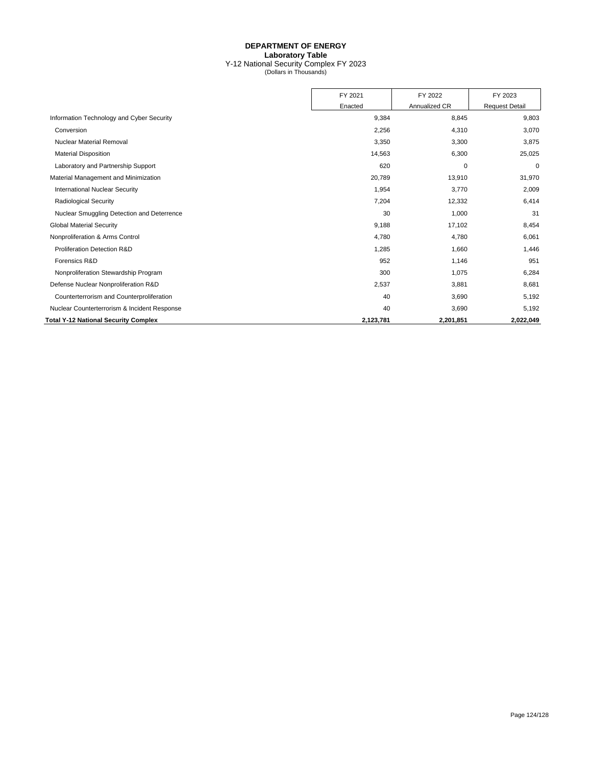**DEPARTMENT OF ENERGY**
**Laboratory Table**
Y-12 National Security Complex FY 2023
(Dollars in Thousands)

| | FY 2021 Enacted | FY 2022 Annualized CR | FY 2023 Request Detail |
|---|---|---|---|
| Information Technology and Cyber Security | 9,384 | 8,845 | 9,803 |
| Conversion | 2,256 | 4,310 | 3,070 |
| Nuclear Material Removal | 3,350 | 3,300 | 3,875 |
| Material Disposition | 14,563 | 6,300 | 25,025 |
| Laboratory and Partnership Support | 620 | 0 | 0 |
| Material Management and Minimization | 20,789 | 13,910 | 31,970 |
| International Nuclear Security | 1,954 | 3,770 | 2,009 |
| Radiological Security | 7,204 | 12,332 | 6,414 |
| Nuclear Smuggling Detection and Deterrence | 30 | 1,000 | 31 |
| Global Material Security | 9,188 | 17,102 | 8,454 |
| Nonproliferation & Arms Control | 4,780 | 4,780 | 6,061 |
| Proliferation Detection R&D | 1,285 | 1,660 | 1,446 |
| Forensics R&D | 952 | 1,146 | 951 |
| Nonproliferation Stewardship Program | 300 | 1,075 | 6,284 |
| Defense Nuclear Nonproliferation R&D | 2,537 | 3,881 | 8,681 |
| Counterterrorism and Counterproliferation | 40 | 3,690 | 5,192 |
| Nuclear Counterterrorism & Incident Response | 40 | 3,690 | 5,192 |
| **Total Y-12 National Security Complex** | **2,123,781** | **2,201,851** | **2,022,049** |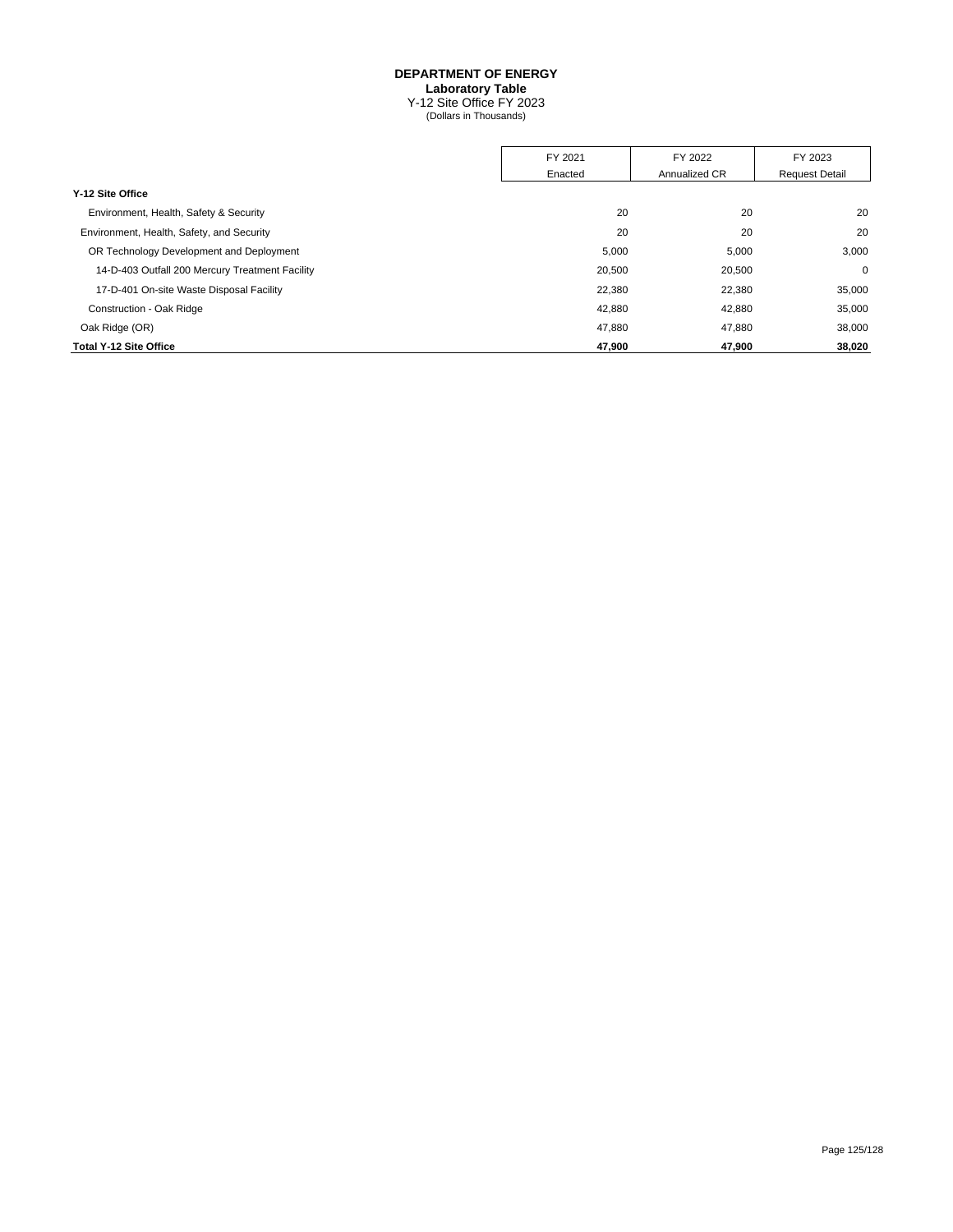# DEPARTMENT OF ENERGY

**Laboratory Table**

Y-12 Site Office FY 2023

(Dollars in Thousands)

| | FY 2021 Enacted | FY 2022 Annualized CR | FY 2023 Request Detail |
|---|---|---|---|
| **Y-12 Site Office** | | | |
| Environment, Health, Safety & Security | 20 | 20 | 20 |
| Environment, Health, Safety, and Security | 20 | 20 | 20 |
| OR Technology Development and Deployment | 5,000 | 5,000 | 3,000 |
| 14-D-403 Outfall 200 Mercury Treatment Facility | 20,500 | 20,500 | 0 |
| 17-D-401 On-site Waste Disposal Facility | 22,380 | 22,380 | 35,000 |
| Construction - Oak Ridge | 42,880 | 42,880 | 35,000 |
| Oak Ridge (OR) | 47,880 | 47,880 | 38,000 |
| **Total Y-12 Site Office** | **47,900** | **47,900** | **38,020** |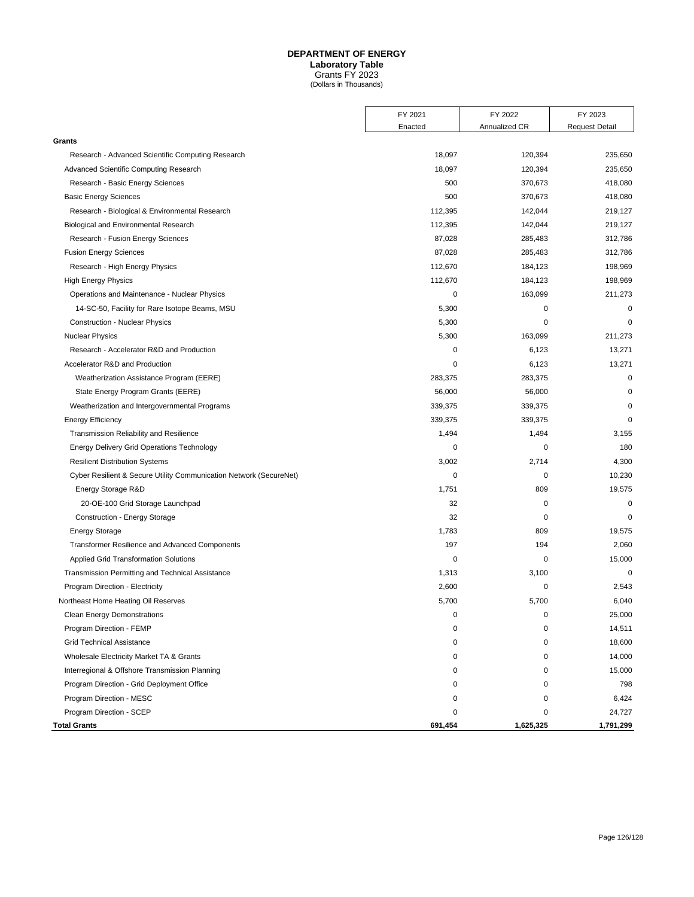# DEPARTMENT OF ENERGY

**Laboratory Table**

Grants FY 2023

(Dollars in Thousands)

| | FY 2021 Enacted | FY 2022 Annualized CR | FY 2023 Request Detail |
|---|---|---|---|
| **Grants** | | | |
| Research - Advanced Scientific Computing Research | 18,097 | 120,394 | 235,650 |
| Advanced Scientific Computing Research | 18,097 | 120,394 | 235,650 |
| Research - Basic Energy Sciences | 500 | 370,673 | 418,080 |
| Basic Energy Sciences | 500 | 370,673 | 418,080 |
| Research - Biological & Environmental Research | 112,395 | 142,044 | 219,127 |
| Biological and Environmental Research | 112,395 | 142,044 | 219,127 |
| Research - Fusion Energy Sciences | 87,028 | 285,483 | 312,786 |
| Fusion Energy Sciences | 87,028 | 285,483 | 312,786 |
| Research - High Energy Physics | 112,670 | 184,123 | 198,969 |
| High Energy Physics | 112,670 | 184,123 | 198,969 |
| Operations and Maintenance - Nuclear Physics | 0 | 163,099 | 211,273 |
| 14-SC-50, Facility for Rare Isotope Beams, MSU | 5,300 | 0 | 0 |
| Construction - Nuclear Physics | 5,300 | 0 | 0 |
| Nuclear Physics | 5,300 | 163,099 | 211,273 |
| Research - Accelerator R&D and Production | 0 | 6,123 | 13,271 |
| Accelerator R&D and Production | 0 | 6,123 | 13,271 |
| Weatherization Assistance Program (EERE) | 283,375 | 283,375 | 0 |
| State Energy Program Grants (EERE) | 56,000 | 56,000 | 0 |
| Weatherization and Intergovernmental Programs | 339,375 | 339,375 | 0 |
| Energy Efficiency | 339,375 | 339,375 | 0 |
| Transmission Reliability and Resilience | 1,494 | 1,494 | 3,155 |
| Energy Delivery Grid Operations Technology | 0 | 0 | 180 |
| Resilient Distribution Systems | 3,002 | 2,714 | 4,300 |
| Cyber Resilient & Secure Utility Communication Network (SecureNet) | 0 | 0 | 10,230 |
| Energy Storage R&D | 1,751 | 809 | 19,575 |
| 20-OE-100 Grid Storage Launchpad | 32 | 0 | 0 |
| Construction - Energy Storage | 32 | 0 | 0 |
| Energy Storage | 1,783 | 809 | 19,575 |
| Transformer Resilience and Advanced Components | 197 | 194 | 2,060 |
| Applied Grid Transformation Solutions | 0 | 0 | 15,000 |
| Transmission Permitting and Technical Assistance | 1,313 | 3,100 | 0 |
| Program Direction - Electricity | 2,600 | 0 | 2,543 |
| Northeast Home Heating Oil Reserves | 5,700 | 5,700 | 6,040 |
| Clean Energy Demonstrations | 0 | 0 | 25,000 |
| Program Direction - FEMP | 0 | 0 | 14,511 |
| Grid Technical Assistance | 0 | 0 | 18,600 |
| Wholesale Electricity Market TA & Grants | 0 | 0 | 14,000 |
| Interregional & Offshore Transmission Planning | 0 | 0 | 15,000 |
| Program Direction - Grid Deployment Office | 0 | 0 | 798 |
| Program Direction - MESC | 0 | 0 | 6,424 |
| Program Direction - SCEP | 0 | 0 | 24,727 |
| **Total Grants** | **691,454** | **1,625,325** | **1,791,299** |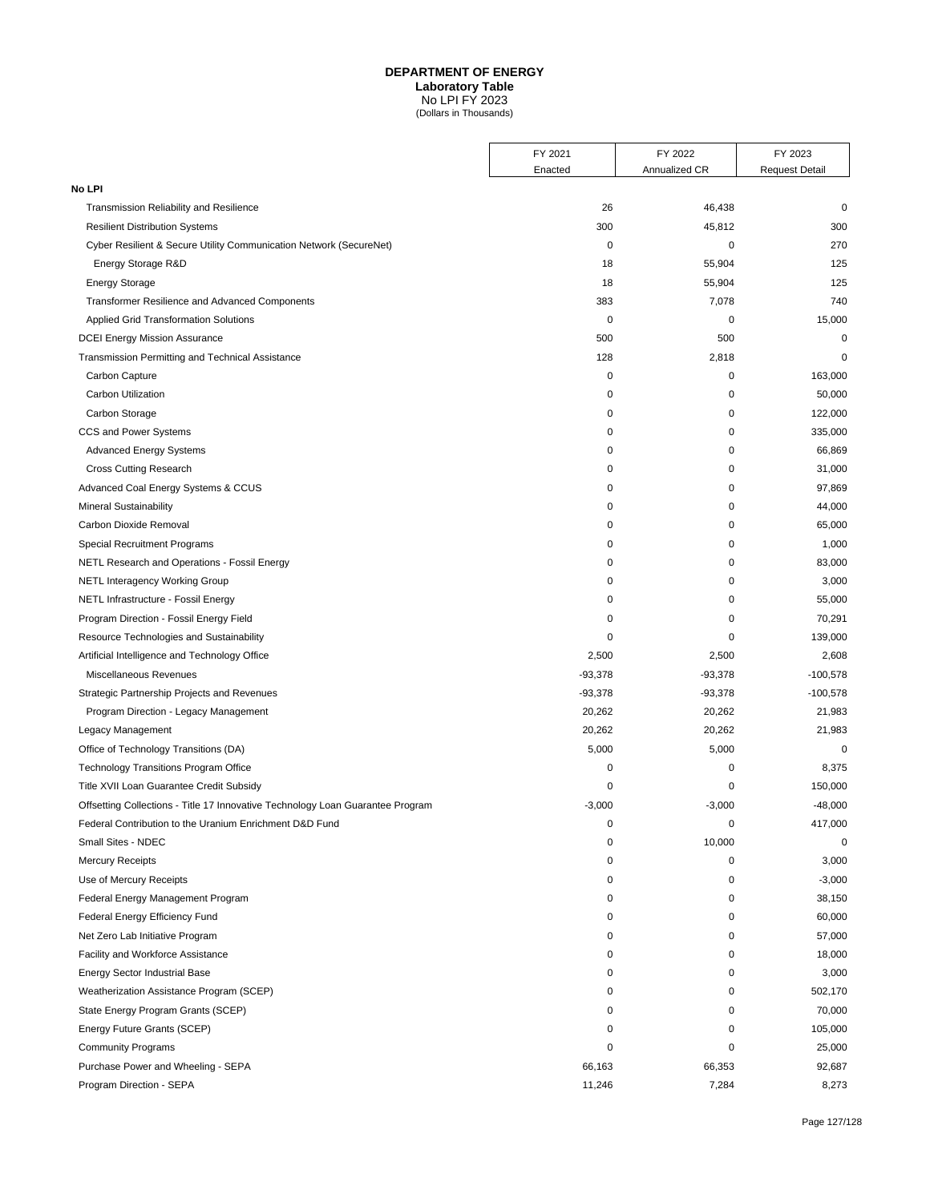# DEPARTMENT OF ENERGY

**Laboratory Table**

No LPI FY 2023

(Dollars in Thousands)

| | FY 2021 Enacted | FY 2022 Annualized CR | FY 2023 Request Detail |
|---|---|---|---|
| **No LPI** | | | |
| Transmission Reliability and Resilience | 26 | 46,438 | 0 |
| Resilient Distribution Systems | 300 | 45,812 | 300 |
| Cyber Resilient & Secure Utility Communication Network (SecureNet) | 0 | 0 | 270 |
| Energy Storage R&D | 18 | 55,904 | 125 |
| Energy Storage | 18 | 55,904 | 125 |
| Transformer Resilience and Advanced Components | 383 | 7,078 | 740 |
| Applied Grid Transformation Solutions | 0 | 0 | 15,000 |
| DCEI Energy Mission Assurance | 500 | 500 | 0 |
| Transmission Permitting and Technical Assistance | 128 | 2,818 | 0 |
| Carbon Capture | 0 | 0 | 163,000 |
| Carbon Utilization | 0 | 0 | 50,000 |
| Carbon Storage | 0 | 0 | 122,000 |
| CCS and Power Systems | 0 | 0 | 335,000 |
| Advanced Energy Systems | 0 | 0 | 66,869 |
| Cross Cutting Research | 0 | 0 | 31,000 |
| Advanced Coal Energy Systems & CCUS | 0 | 0 | 97,869 |
| Mineral Sustainability | 0 | 0 | 44,000 |
| Carbon Dioxide Removal | 0 | 0 | 65,000 |
| Special Recruitment Programs | 0 | 0 | 1,000 |
| NETL Research and Operations - Fossil Energy | 0 | 0 | 83,000 |
| NETL Interagency Working Group | 0 | 0 | 3,000 |
| NETL Infrastructure - Fossil Energy | 0 | 0 | 55,000 |
| Program Direction - Fossil Energy Field | 0 | 0 | 70,291 |
| Resource Technologies and Sustainability | 0 | 0 | 139,000 |
| Artificial Intelligence and Technology Office | 2,500 | 2,500 | 2,608 |
| Miscellaneous Revenues | -93,378 | -93,378 | -100,578 |
| Strategic Partnership Projects and Revenues | -93,378 | -93,378 | -100,578 |
| Program Direction - Legacy Management | 20,262 | 20,262 | 21,983 |
| Legacy Management | 20,262 | 20,262 | 21,983 |
| Office of Technology Transitions (DA) | 5,000 | 5,000 | 0 |
| Technology Transitions Program Office | 0 | 0 | 8,375 |
| Title XVII Loan Guarantee Credit Subsidy | 0 | 0 | 150,000 |
| Offsetting Collections - Title 17 Innovative Technology Loan Guarantee Program | -3,000 | -3,000 | -48,000 |
| Federal Contribution to the Uranium Enrichment D&D Fund | 0 | 0 | 417,000 |
| Small Sites - NDEC | 0 | 10,000 | 0 |
| Mercury Receipts | 0 | 0 | 3,000 |
| Use of Mercury Receipts | 0 | 0 | -3,000 |
| Federal Energy Management Program | 0 | 0 | 38,150 |
| Federal Energy Efficiency Fund | 0 | 0 | 60,000 |
| Net Zero Lab Initiative Program | 0 | 0 | 57,000 |
| Facility and Workforce Assistance | 0 | 0 | 18,000 |
| Energy Sector Industrial Base | 0 | 0 | 3,000 |
| Weatherization Assistance Program (SCEP) | 0 | 0 | 502,170 |
| State Energy Program Grants (SCEP) | 0 | 0 | 70,000 |
| Energy Future Grants (SCEP) | 0 | 0 | 105,000 |
| Community Programs | 0 | 0 | 25,000 |
| Purchase Power and Wheeling - SEPA | 66,163 | 66,353 | 92,687 |
| Program Direction - SEPA | 11,246 | 7,284 | 8,273 |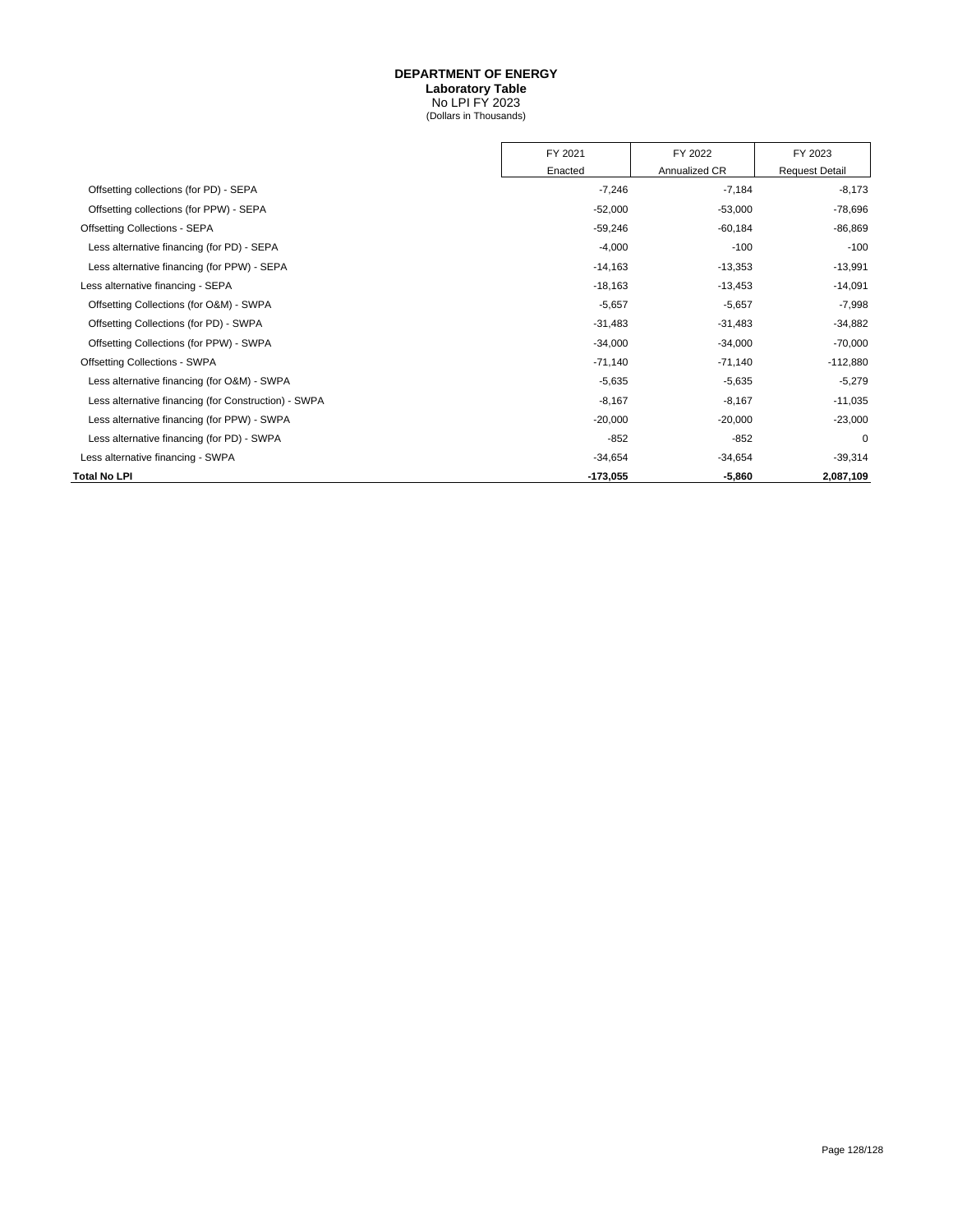**DEPARTMENT OF ENERGY**
**Laboratory Table**
No LPI FY 2023
(Dollars in Thousands)

| | FY 2021 Enacted | FY 2022 Annualized CR | FY 2023 Request Detail |
|---|---|---|---|
| Offsetting collections (for PD) - SEPA | -7,246 | -7,184 | -8,173 |
| Offsetting collections (for PPW) - SEPA | -52,000 | -53,000 | -78,696 |
| Offsetting Collections - SEPA | -59,246 | -60,184 | -86,869 |
| Less alternative financing (for PD) - SEPA | -4,000 | -100 | -100 |
| Less alternative financing (for PPW) - SEPA | -14,163 | -13,353 | -13,991 |
| Less alternative financing - SEPA | -18,163 | -13,453 | -14,091 |
| Offsetting Collections (for O&M) - SWPA | -5,657 | -5,657 | -7,998 |
| Offsetting Collections (for PD) - SWPA | -31,483 | -31,483 | -34,882 |
| Offsetting Collections (for PPW) - SWPA | -34,000 | -34,000 | -70,000 |
| Offsetting Collections - SWPA | -71,140 | -71,140 | -112,880 |
| Less alternative financing (for O&M) - SWPA | -5,635 | -5,635 | -5,279 |
| Less alternative financing (for Construction) - SWPA | -8,167 | -8,167 | -11,035 |
| Less alternative financing (for PPW) - SWPA | -20,000 | -20,000 | -23,000 |
| Less alternative financing (for PD) - SWPA | -852 | -852 | 0 |
| Less alternative financing - SWPA | -34,654 | -34,654 | -39,314 |
| **Total No LPI** | **-173,055** | **-5,860** | **2,087,109** |